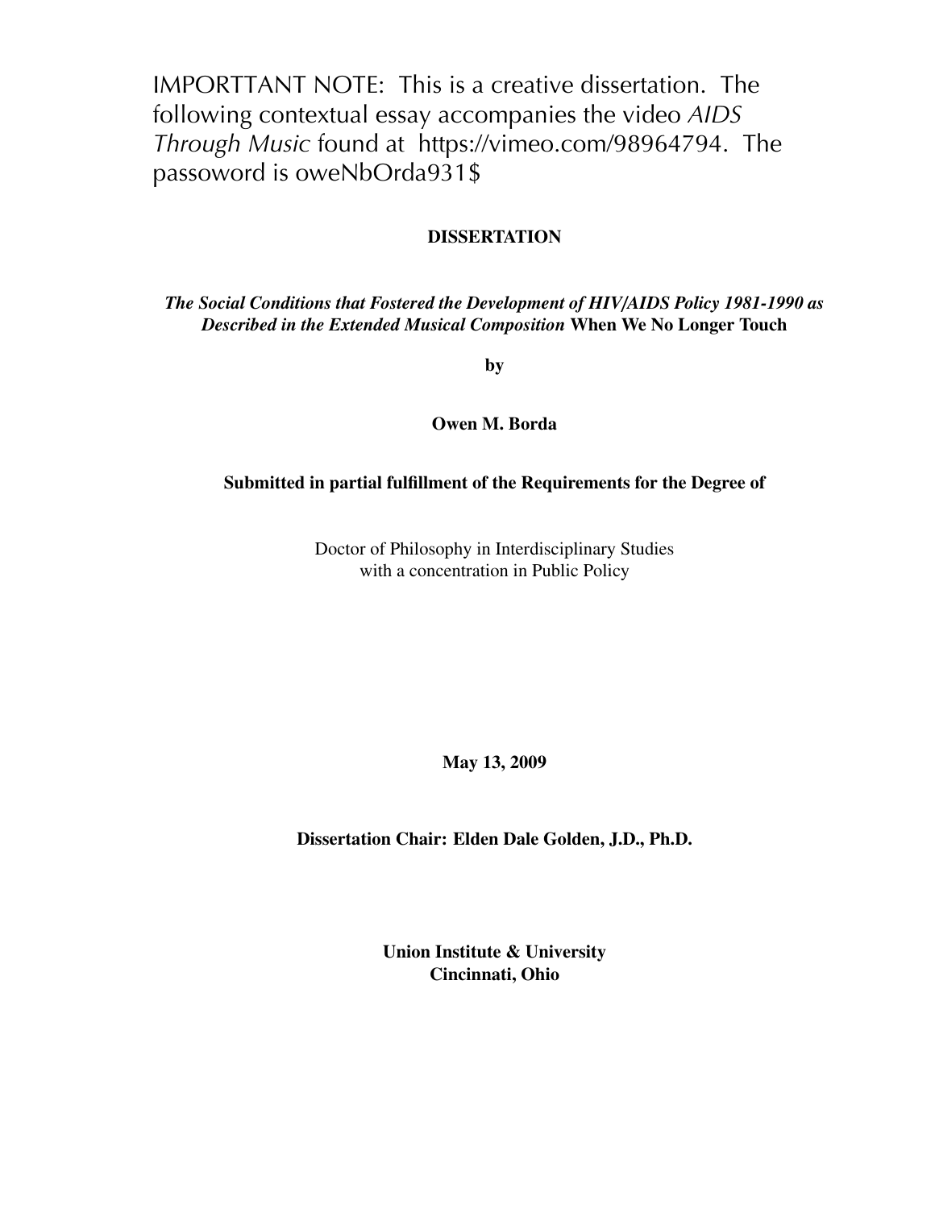IMPORTTANT NOTE: This is a creative dissertation. The following contextual essay accompanies the video *AIDS Through Music* found at https://vimeo.com/98964794. The passoword is oweNbOrda931$

**DISSERTATION**

***The Social Conditions that Fostered the Development of HIV/AIDS Policy 1981-1990 as Described in the Extended Musical Composition* When We No Longer Touch**

**by**

**Owen M. Borda**

**Submitted in partial fulfillment of the Requirements for the Degree of**

Doctor of Philosophy in Interdisciplinary Studies
with a concentration in Public Policy

**May 13, 2009**

**Dissertation Chair: Elden Dale Golden, J.D., Ph.D.**

**Union Institute & University**
**Cincinnati, Ohio**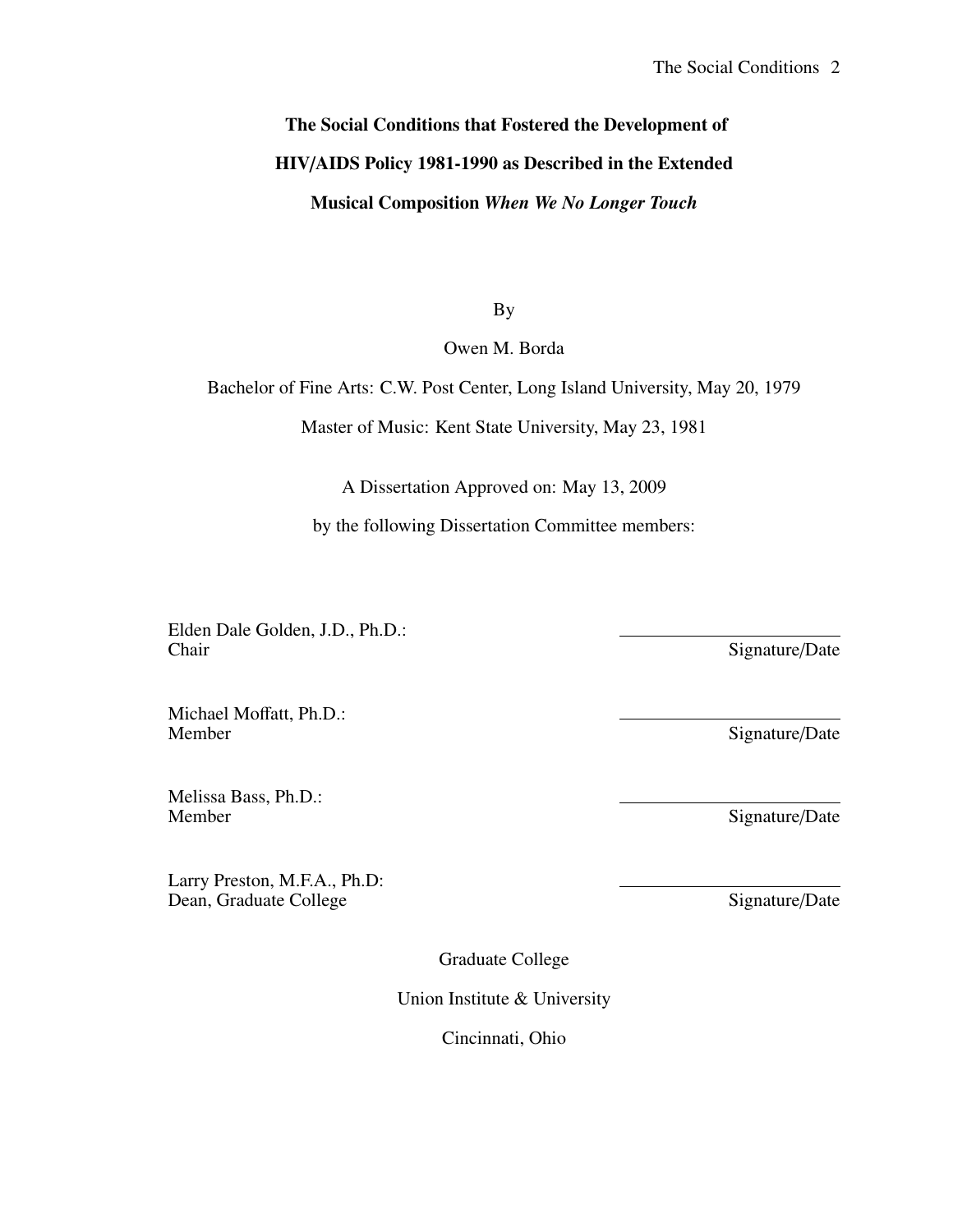**The Social Conditions that Fostered the Development of HIV/AIDS Policy 1981-1990 as Described in the Extended Musical Composition *When We No Longer Touch***

By

Owen M. Borda

Bachelor of Fine Arts: C.W. Post Center, Long Island University, May 20, 1979

Master of Music: Kent State University, May 23, 1981

A Dissertation Approved on: May 13, 2009

by the following Dissertation Committee members:

Elden Dale Golden, J.D., Ph.D.:
Chair — Signature/Date

Michael Moffatt, Ph.D.:
Member — Signature/Date

Melissa Bass, Ph.D.:
Member — Signature/Date

Larry Preston, M.F.A., Ph.D:
Dean, Graduate College — Signature/Date

Graduate College

Union Institute & University

Cincinnati, Ohio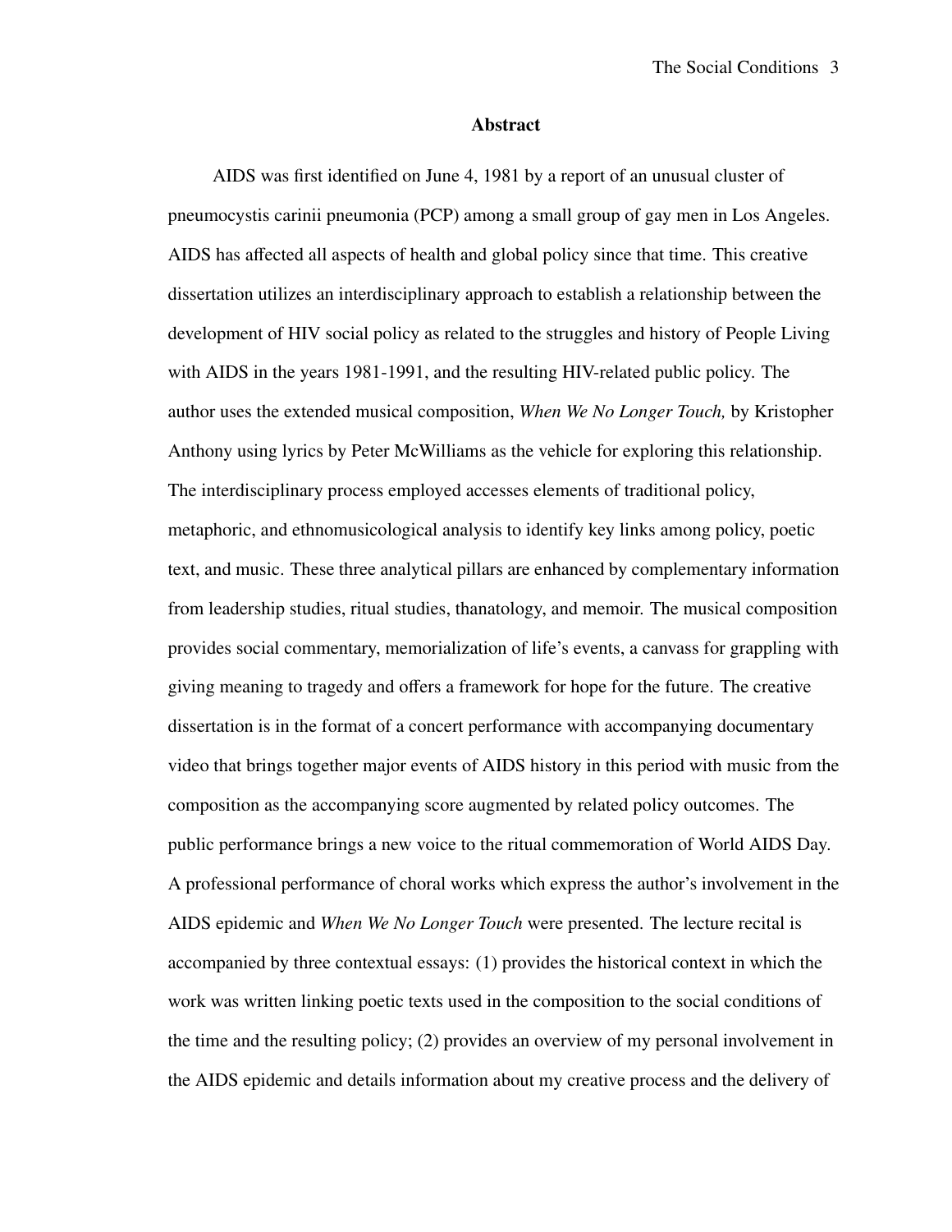# Abstract

AIDS was first identified on June 4, 1981 by a report of an unusual cluster of pneumocystis carinii pneumonia (PCP) among a small group of gay men in Los Angeles. AIDS has affected all aspects of health and global policy since that time. This creative dissertation utilizes an interdisciplinary approach to establish a relationship between the development of HIV social policy as related to the struggles and history of People Living with AIDS in the years 1981-1991, and the resulting HIV-related public policy. The author uses the extended musical composition, *When We No Longer Touch,* by Kristopher Anthony using lyrics by Peter McWilliams as the vehicle for exploring this relationship. The interdisciplinary process employed accesses elements of traditional policy, metaphoric, and ethnomusicological analysis to identify key links among policy, poetic text, and music. These three analytical pillars are enhanced by complementary information from leadership studies, ritual studies, thanatology, and memoir. The musical composition provides social commentary, memorialization of life's events, a canvass for grappling with giving meaning to tragedy and offers a framework for hope for the future. The creative dissertation is in the format of a concert performance with accompanying documentary video that brings together major events of AIDS history in this period with music from the composition as the accompanying score augmented by related policy outcomes. The public performance brings a new voice to the ritual commemoration of World AIDS Day. A professional performance of choral works which express the author's involvement in the AIDS epidemic and *When We No Longer Touch* were presented. The lecture recital is accompanied by three contextual essays: (1) provides the historical context in which the work was written linking poetic texts used in the composition to the social conditions of the time and the resulting policy; (2) provides an overview of my personal involvement in the AIDS epidemic and details information about my creative process and the delivery of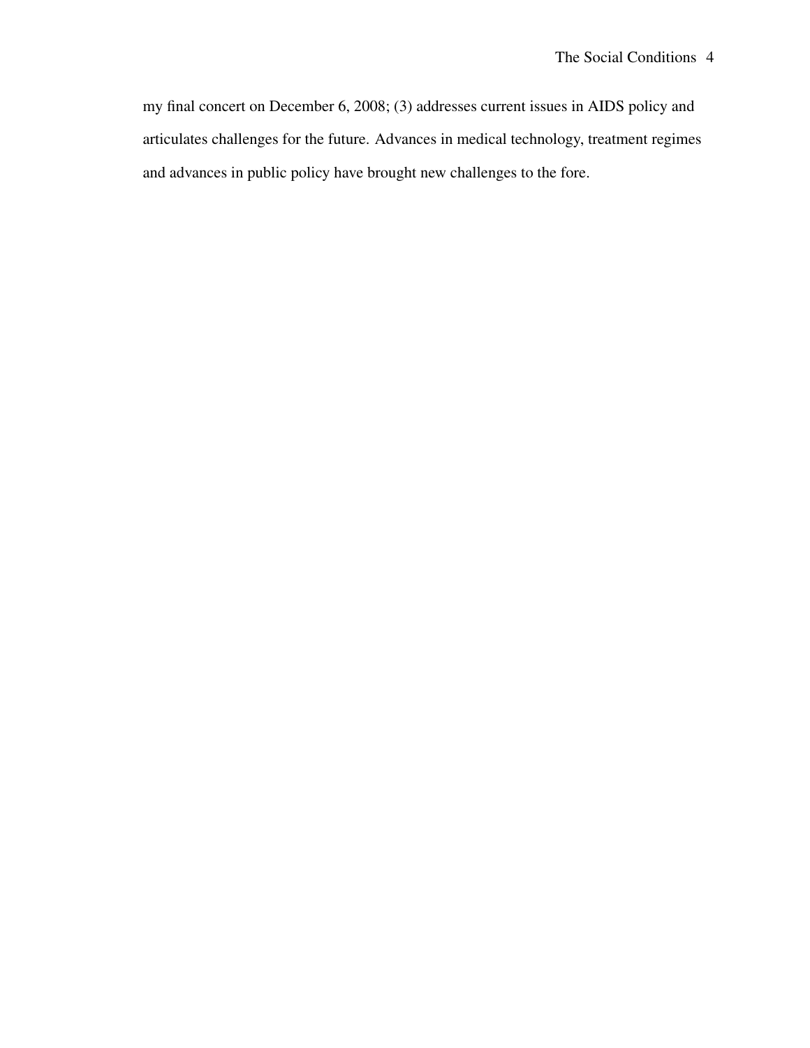my final concert on December 6, 2008; (3) addresses current issues in AIDS policy and articulates challenges for the future. Advances in medical technology, treatment regimes and advances in public policy have brought new challenges to the fore.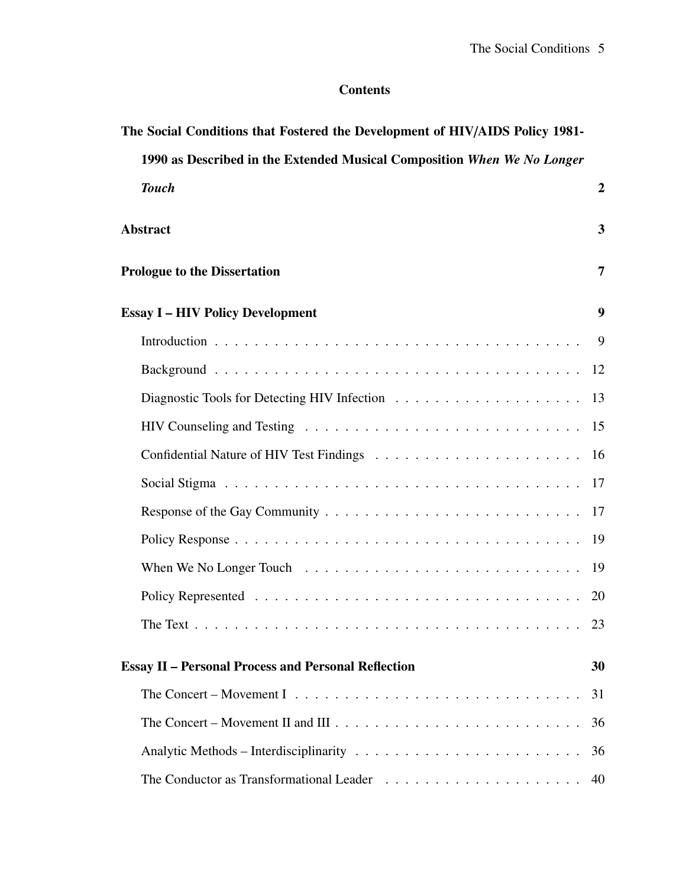# Contents

**The Social Conditions that Fostered the Development of HIV/AIDS Policy 1981-1990 as Described in the Extended Musical Composition *When We No Longer Touch*** **2**

**Abstract** **3**

**Prologue to the Dissertation** **7**

**Essay I – HIV Policy Development** **9**

- Introduction . . . . . 9
- Background . . . . . 12
- Diagnostic Tools for Detecting HIV Infection . . . . . 13
- HIV Counseling and Testing . . . . . 15
- Confidential Nature of HIV Test Findings . . . . . 16
- Social Stigma . . . . . 17
- Response of the Gay Community . . . . . 17
- Policy Response . . . . . 19
- When We No Longer Touch . . . . . 19
- Policy Represented . . . . . 20
- The Text . . . . . 23

**Essay II – Personal Process and Personal Reflection** **30**

- The Concert – Movement I . . . . . 31
- The Concert – Movement II and III . . . . . 36
- Analytic Methods – Interdisciplinarity . . . . . 36
- The Conductor as Transformational Leader . . . . . 40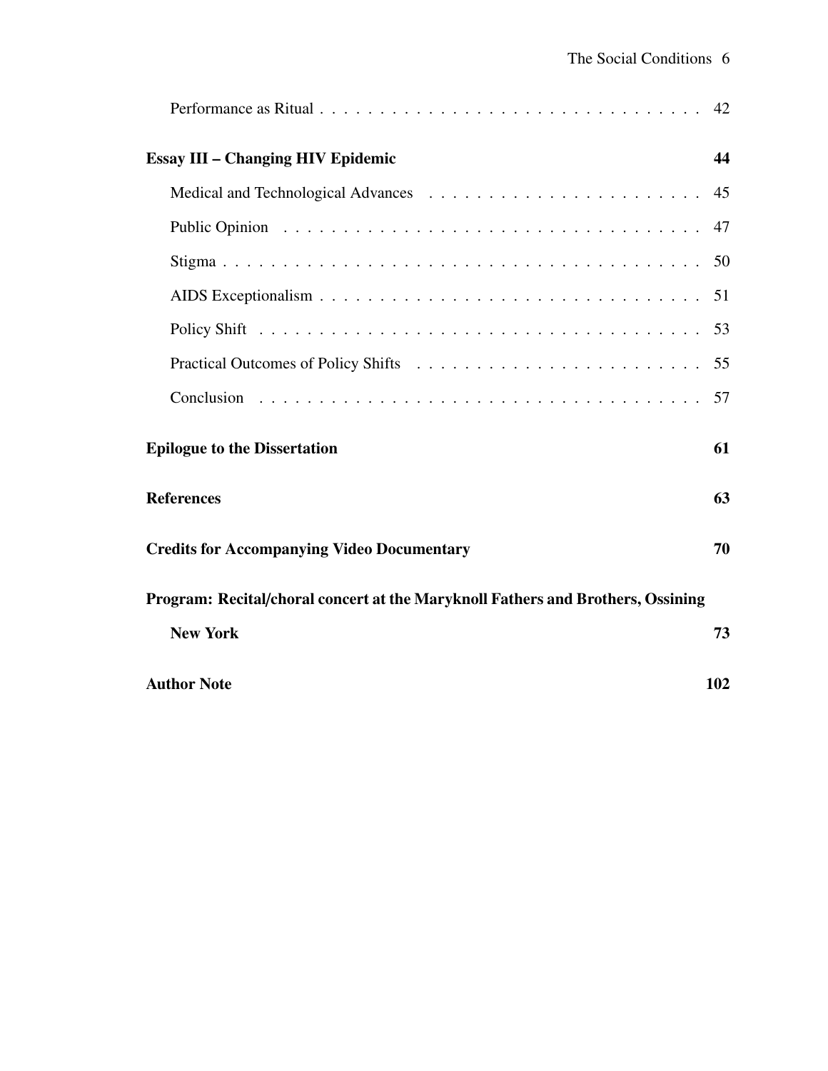Performance as Ritual . . . . . . . . . . 42

**Essay III – Changing HIV Epidemic** **44**

Medical and Technological Advances . . . . . . . . . . 45

Public Opinion . . . . . . . . . . 47

Stigma . . . . . . . . . . 50

AIDS Exceptionalism . . . . . . . . . . 51

Policy Shift . . . . . . . . . . 53

Practical Outcomes of Policy Shifts . . . . . . . . . . 55

Conclusion . . . . . . . . . . 57

**Epilogue to the Dissertation** **61**

**References** **63**

**Credits for Accompanying Video Documentary** **70**

**Program: Recital/choral concert at the Maryknoll Fathers and Brothers, Ossining New York** **73**

**Author Note** **102**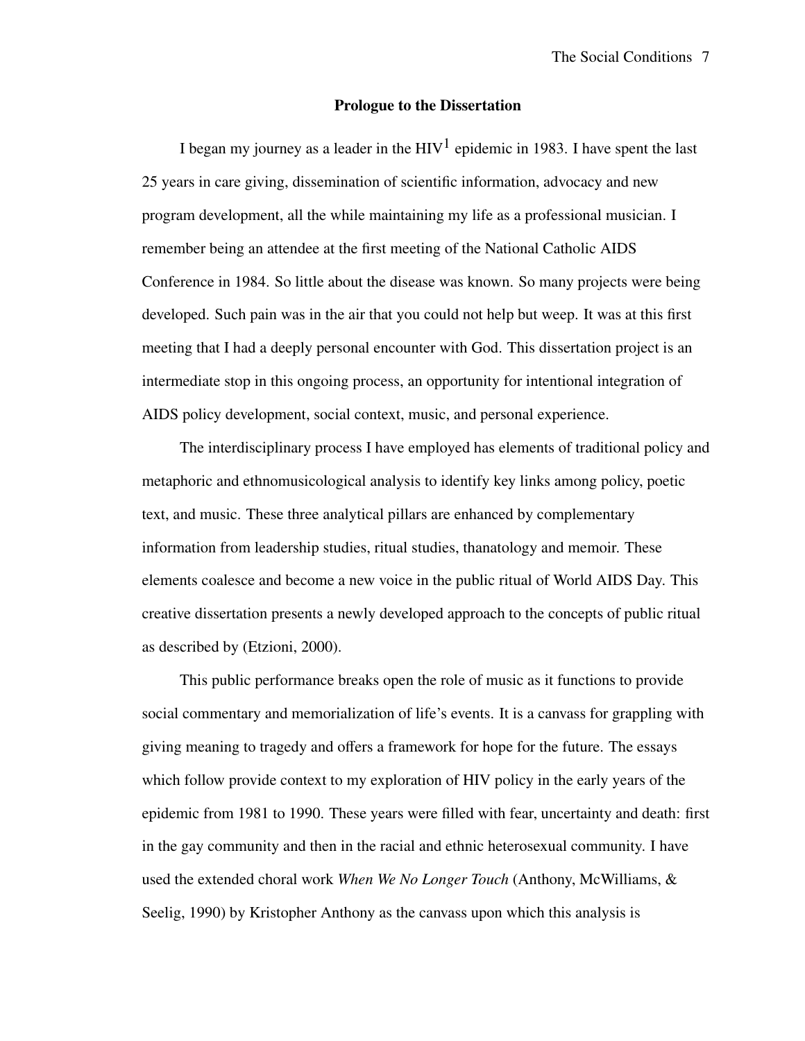## Prologue to the Dissertation

I began my journey as a leader in the HIV[1] epidemic in 1983. I have spent the last 25 years in care giving, dissemination of scientific information, advocacy and new program development, all the while maintaining my life as a professional musician. I remember being an attendee at the first meeting of the National Catholic AIDS Conference in 1984. So little about the disease was known. So many projects were being developed. Such pain was in the air that you could not help but weep. It was at this first meeting that I had a deeply personal encounter with God. This dissertation project is an intermediate stop in this ongoing process, an opportunity for intentional integration of AIDS policy development, social context, music, and personal experience.

The interdisciplinary process I have employed has elements of traditional policy and metaphoric and ethnomusicological analysis to identify key links among policy, poetic text, and music. These three analytical pillars are enhanced by complementary information from leadership studies, ritual studies, thanatology and memoir. These elements coalesce and become a new voice in the public ritual of World AIDS Day. This creative dissertation presents a newly developed approach to the concepts of public ritual as described by (Etzioni, 2000).

This public performance breaks open the role of music as it functions to provide social commentary and memorialization of life's events. It is a canvass for grappling with giving meaning to tragedy and offers a framework for hope for the future. The essays which follow provide context to my exploration of HIV policy in the early years of the epidemic from 1981 to 1990. These years were filled with fear, uncertainty and death: first in the gay community and then in the racial and ethnic heterosexual community. I have used the extended choral work *When We No Longer Touch* (Anthony, McWilliams, & Seelig, 1990) by Kristopher Anthony as the canvass upon which this analysis is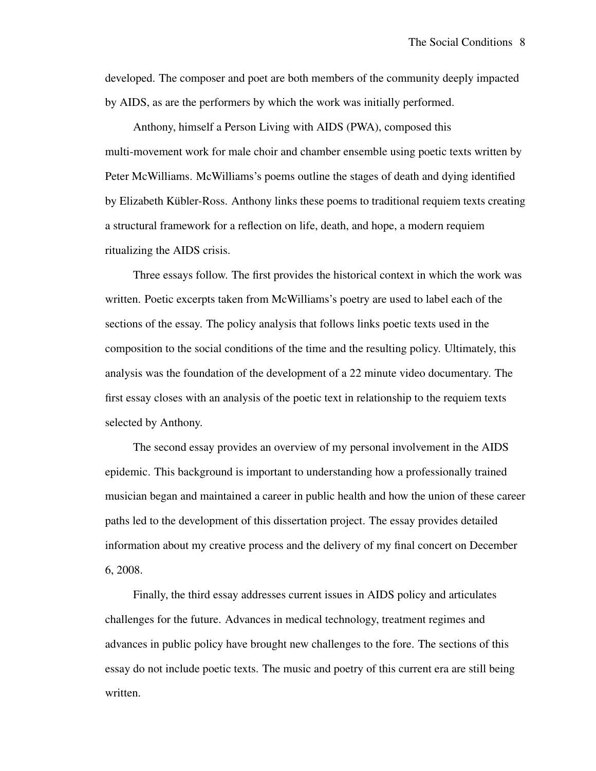developed. The composer and poet are both members of the community deeply impacted by AIDS, as are the performers by which the work was initially performed.

Anthony, himself a Person Living with AIDS (PWA), composed this multi-movement work for male choir and chamber ensemble using poetic texts written by Peter McWilliams. McWilliams's poems outline the stages of death and dying identified by Elizabeth Kübler-Ross. Anthony links these poems to traditional requiem texts creating a structural framework for a reflection on life, death, and hope, a modern requiem ritualizing the AIDS crisis.

Three essays follow. The first provides the historical context in which the work was written. Poetic excerpts taken from McWilliams's poetry are used to label each of the sections of the essay. The policy analysis that follows links poetic texts used in the composition to the social conditions of the time and the resulting policy. Ultimately, this analysis was the foundation of the development of a 22 minute video documentary. The first essay closes with an analysis of the poetic text in relationship to the requiem texts selected by Anthony.

The second essay provides an overview of my personal involvement in the AIDS epidemic. This background is important to understanding how a professionally trained musician began and maintained a career in public health and how the union of these career paths led to the development of this dissertation project. The essay provides detailed information about my creative process and the delivery of my final concert on December 6, 2008.

Finally, the third essay addresses current issues in AIDS policy and articulates challenges for the future. Advances in medical technology, treatment regimes and advances in public policy have brought new challenges to the fore. The sections of this essay do not include poetic texts. The music and poetry of this current era are still being written.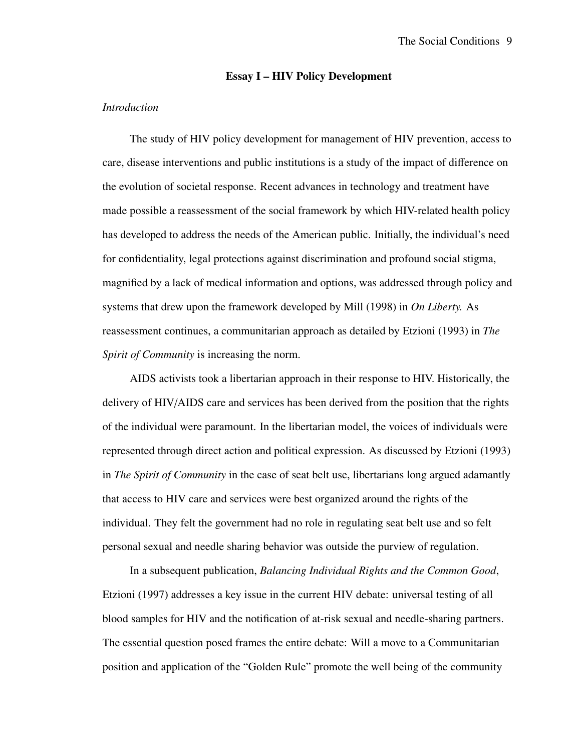## Essay I – HIV Policy Development

*Introduction*

The study of HIV policy development for management of HIV prevention, access to care, disease interventions and public institutions is a study of the impact of difference on the evolution of societal response. Recent advances in technology and treatment have made possible a reassessment of the social framework by which HIV-related health policy has developed to address the needs of the American public. Initially, the individual's need for confidentiality, legal protections against discrimination and profound social stigma, magnified by a lack of medical information and options, was addressed through policy and systems that drew upon the framework developed by Mill (1998) in *On Liberty.* As reassessment continues, a communitarian approach as detailed by Etzioni (1993) in *The Spirit of Community* is increasing the norm.

AIDS activists took a libertarian approach in their response to HIV. Historically, the delivery of HIV/AIDS care and services has been derived from the position that the rights of the individual were paramount. In the libertarian model, the voices of individuals were represented through direct action and political expression. As discussed by Etzioni (1993) in *The Spirit of Community* in the case of seat belt use, libertarians long argued adamantly that access to HIV care and services were best organized around the rights of the individual. They felt the government had no role in regulating seat belt use and so felt personal sexual and needle sharing behavior was outside the purview of regulation.

In a subsequent publication, *Balancing Individual Rights and the Common Good*, Etzioni (1997) addresses a key issue in the current HIV debate: universal testing of all blood samples for HIV and the notification of at-risk sexual and needle-sharing partners. The essential question posed frames the entire debate: Will a move to a Communitarian position and application of the "Golden Rule" promote the well being of the community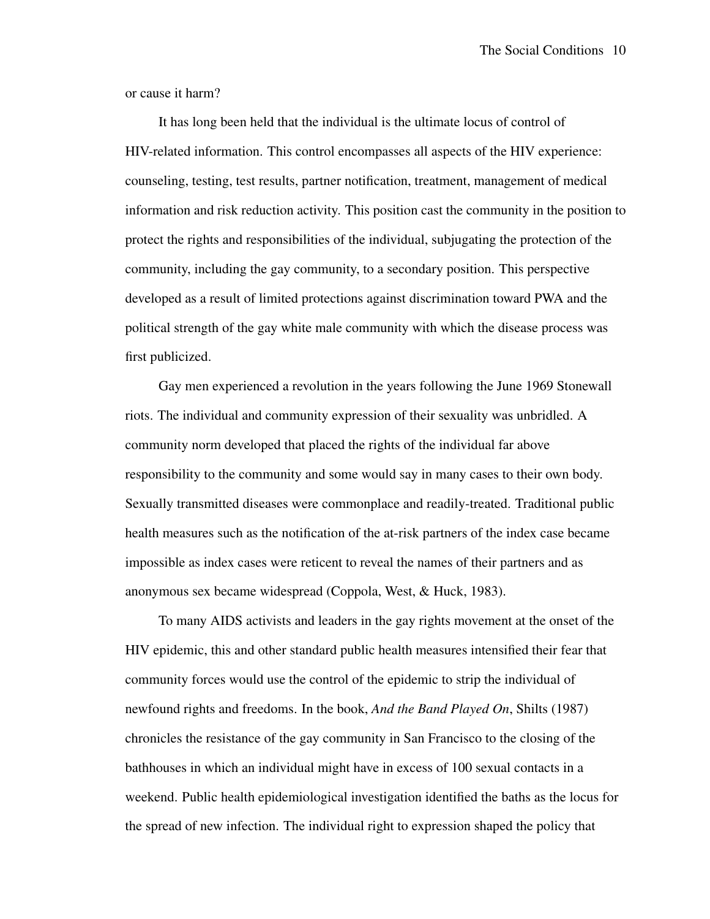or cause it harm?

It has long been held that the individual is the ultimate locus of control of HIV-related information. This control encompasses all aspects of the HIV experience: counseling, testing, test results, partner notification, treatment, management of medical information and risk reduction activity. This position cast the community in the position to protect the rights and responsibilities of the individual, subjugating the protection of the community, including the gay community, to a secondary position. This perspective developed as a result of limited protections against discrimination toward PWA and the political strength of the gay white male community with which the disease process was first publicized.

Gay men experienced a revolution in the years following the June 1969 Stonewall riots. The individual and community expression of their sexuality was unbridled. A community norm developed that placed the rights of the individual far above responsibility to the community and some would say in many cases to their own body. Sexually transmitted diseases were commonplace and readily-treated. Traditional public health measures such as the notification of the at-risk partners of the index case became impossible as index cases were reticent to reveal the names of their partners and as anonymous sex became widespread (Coppola, West, & Huck, 1983).

To many AIDS activists and leaders in the gay rights movement at the onset of the HIV epidemic, this and other standard public health measures intensified their fear that community forces would use the control of the epidemic to strip the individual of newfound rights and freedoms. In the book, *And the Band Played On*, Shilts (1987) chronicles the resistance of the gay community in San Francisco to the closing of the bathhouses in which an individual might have in excess of 100 sexual contacts in a weekend. Public health epidemiological investigation identified the baths as the locus for the spread of new infection. The individual right to expression shaped the policy that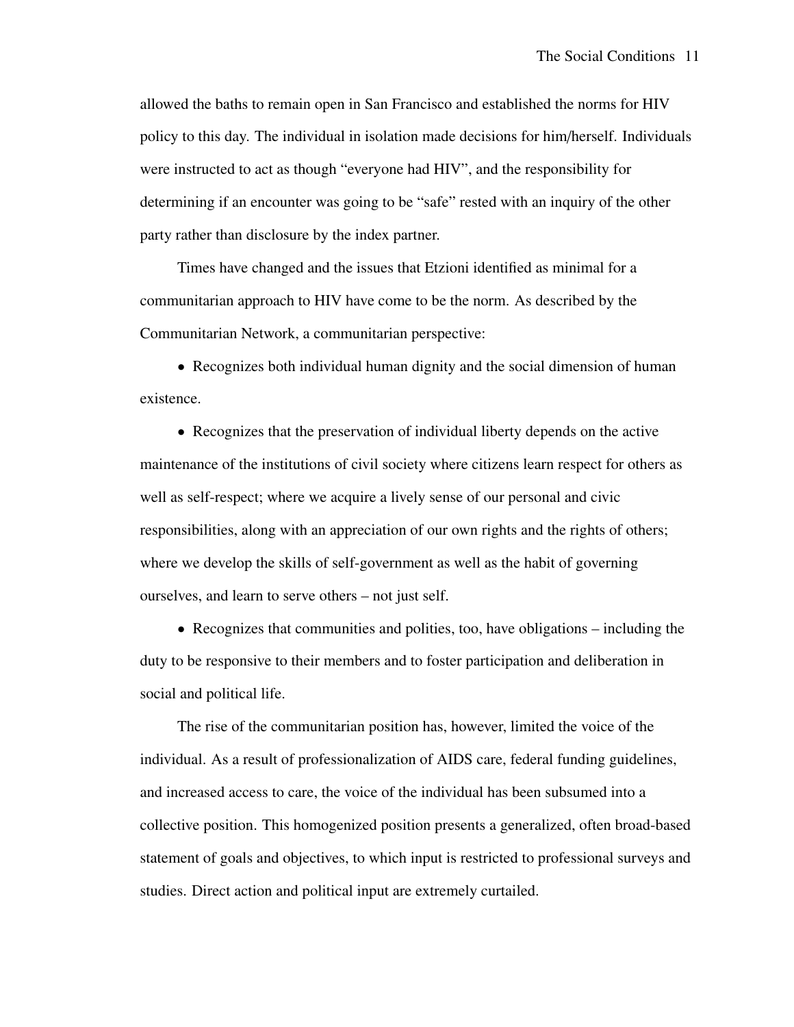allowed the baths to remain open in San Francisco and established the norms for HIV policy to this day. The individual in isolation made decisions for him/herself. Individuals were instructed to act as though "everyone had HIV", and the responsibility for determining if an encounter was going to be "safe" rested with an inquiry of the other party rather than disclosure by the index partner.

Times have changed and the issues that Etzioni identified as minimal for a communitarian approach to HIV have come to be the norm. As described by the Communitarian Network, a communitarian perspective:

- Recognizes both individual human dignity and the social dimension of human existence.
- Recognizes that the preservation of individual liberty depends on the active maintenance of the institutions of civil society where citizens learn respect for others as well as self-respect; where we acquire a lively sense of our personal and civic responsibilities, along with an appreciation of our own rights and the rights of others; where we develop the skills of self-government as well as the habit of governing ourselves, and learn to serve others – not just self.
- Recognizes that communities and polities, too, have obligations – including the duty to be responsive to their members and to foster participation and deliberation in social and political life.

The rise of the communitarian position has, however, limited the voice of the individual. As a result of professionalization of AIDS care, federal funding guidelines, and increased access to care, the voice of the individual has been subsumed into a collective position. This homogenized position presents a generalized, often broad-based statement of goals and objectives, to which input is restricted to professional surveys and studies. Direct action and political input are extremely curtailed.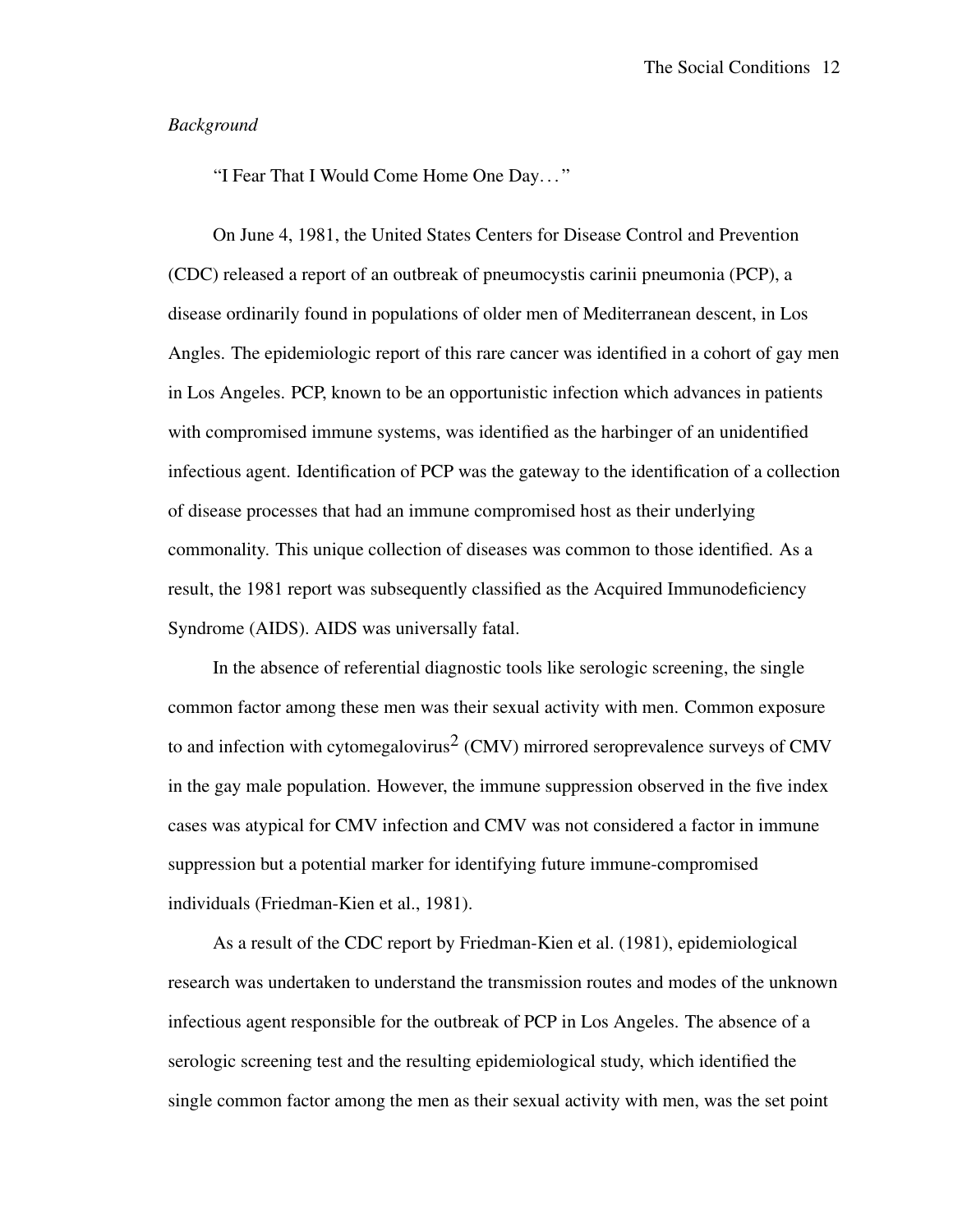*Background*

"I Fear That I Would Come Home One Day..."

On June 4, 1981, the United States Centers for Disease Control and Prevention (CDC) released a report of an outbreak of pneumocystis carinii pneumonia (PCP), a disease ordinarily found in populations of older men of Mediterranean descent, in Los Angles. The epidemiologic report of this rare cancer was identified in a cohort of gay men in Los Angeles. PCP, known to be an opportunistic infection which advances in patients with compromised immune systems, was identified as the harbinger of an unidentified infectious agent. Identification of PCP was the gateway to the identification of a collection of disease processes that had an immune compromised host as their underlying commonality. This unique collection of diseases was common to those identified. As a result, the 1981 report was subsequently classified as the Acquired Immunodeficiency Syndrome (AIDS). AIDS was universally fatal.

In the absence of referential diagnostic tools like serologic screening, the single common factor among these men was their sexual activity with men. Common exposure to and infection with cytomegalovirus[2] (CMV) mirrored seroprevalence surveys of CMV in the gay male population. However, the immune suppression observed in the five index cases was atypical for CMV infection and CMV was not considered a factor in immune suppression but a potential marker for identifying future immune-compromised individuals (Friedman-Kien et al., 1981).

As a result of the CDC report by Friedman-Kien et al. (1981), epidemiological research was undertaken to understand the transmission routes and modes of the unknown infectious agent responsible for the outbreak of PCP in Los Angeles. The absence of a serologic screening test and the resulting epidemiological study, which identified the single common factor among the men as their sexual activity with men, was the set point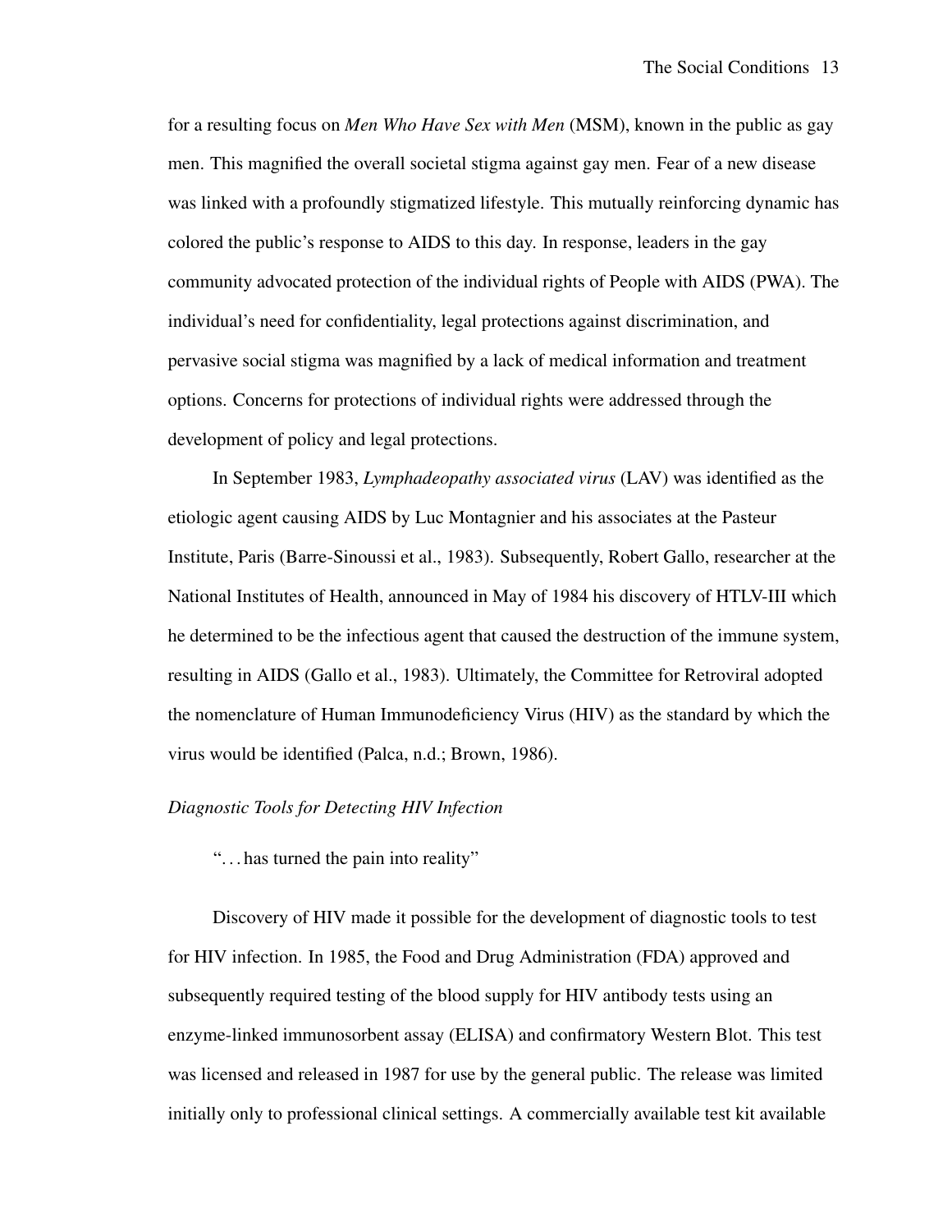for a resulting focus on *Men Who Have Sex with Men* (MSM), known in the public as gay men. This magnified the overall societal stigma against gay men. Fear of a new disease was linked with a profoundly stigmatized lifestyle. This mutually reinforcing dynamic has colored the public's response to AIDS to this day. In response, leaders in the gay community advocated protection of the individual rights of People with AIDS (PWA). The individual's need for confidentiality, legal protections against discrimination, and pervasive social stigma was magnified by a lack of medical information and treatment options. Concerns for protections of individual rights were addressed through the development of policy and legal protections.

In September 1983, *Lymphadeopathy associated virus* (LAV) was identified as the etiologic agent causing AIDS by Luc Montagnier and his associates at the Pasteur Institute, Paris (Barre-Sinoussi et al., 1983). Subsequently, Robert Gallo, researcher at the National Institutes of Health, announced in May of 1984 his discovery of HTLV-III which he determined to be the infectious agent that caused the destruction of the immune system, resulting in AIDS (Gallo et al., 1983). Ultimately, the Committee for Retroviral adopted the nomenclature of Human Immunodeficiency Virus (HIV) as the standard by which the virus would be identified (Palca, n.d.; Brown, 1986).

### *Diagnostic Tools for Detecting HIV Infection*

"...has turned the pain into reality"

Discovery of HIV made it possible for the development of diagnostic tools to test for HIV infection. In 1985, the Food and Drug Administration (FDA) approved and subsequently required testing of the blood supply for HIV antibody tests using an enzyme-linked immunosorbent assay (ELISA) and confirmatory Western Blot. This test was licensed and released in 1987 for use by the general public. The release was limited initially only to professional clinical settings. A commercially available test kit available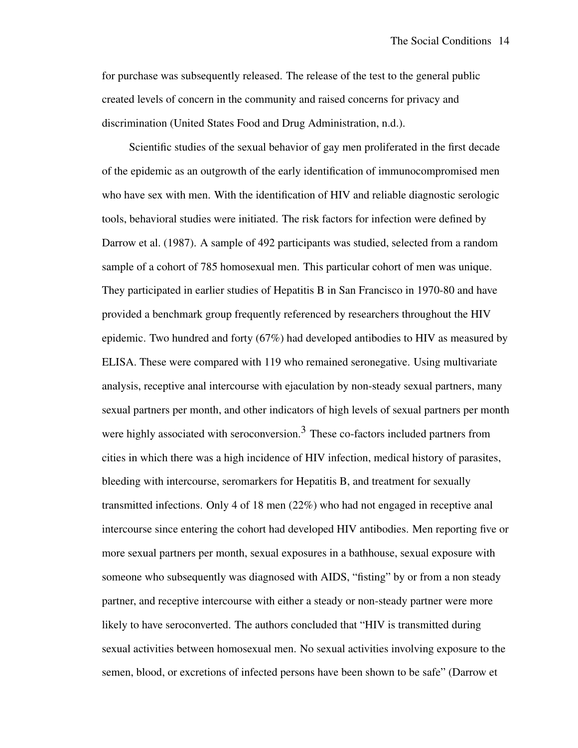for purchase was subsequently released. The release of the test to the general public created levels of concern in the community and raised concerns for privacy and discrimination (United States Food and Drug Administration, n.d.).

Scientific studies of the sexual behavior of gay men proliferated in the first decade of the epidemic as an outgrowth of the early identification of immunocompromised men who have sex with men. With the identification of HIV and reliable diagnostic serologic tools, behavioral studies were initiated. The risk factors for infection were defined by Darrow et al. (1987). A sample of 492 participants was studied, selected from a random sample of a cohort of 785 homosexual men. This particular cohort of men was unique. They participated in earlier studies of Hepatitis B in San Francisco in 1970-80 and have provided a benchmark group frequently referenced by researchers throughout the HIV epidemic. Two hundred and forty (67%) had developed antibodies to HIV as measured by ELISA. These were compared with 119 who remained seronegative. Using multivariate analysis, receptive anal intercourse with ejaculation by non-steady sexual partners, many sexual partners per month, and other indicators of high levels of sexual partners per month were highly associated with seroconversion.[3] These co-factors included partners from cities in which there was a high incidence of HIV infection, medical history of parasites, bleeding with intercourse, seromarkers for Hepatitis B, and treatment for sexually transmitted infections. Only 4 of 18 men (22%) who had not engaged in receptive anal intercourse since entering the cohort had developed HIV antibodies. Men reporting five or more sexual partners per month, sexual exposures in a bathhouse, sexual exposure with someone who subsequently was diagnosed with AIDS, "fisting" by or from a non steady partner, and receptive intercourse with either a steady or non-steady partner were more likely to have seroconverted. The authors concluded that "HIV is transmitted during sexual activities between homosexual men. No sexual activities involving exposure to the semen, blood, or excretions of infected persons have been shown to be safe" (Darrow et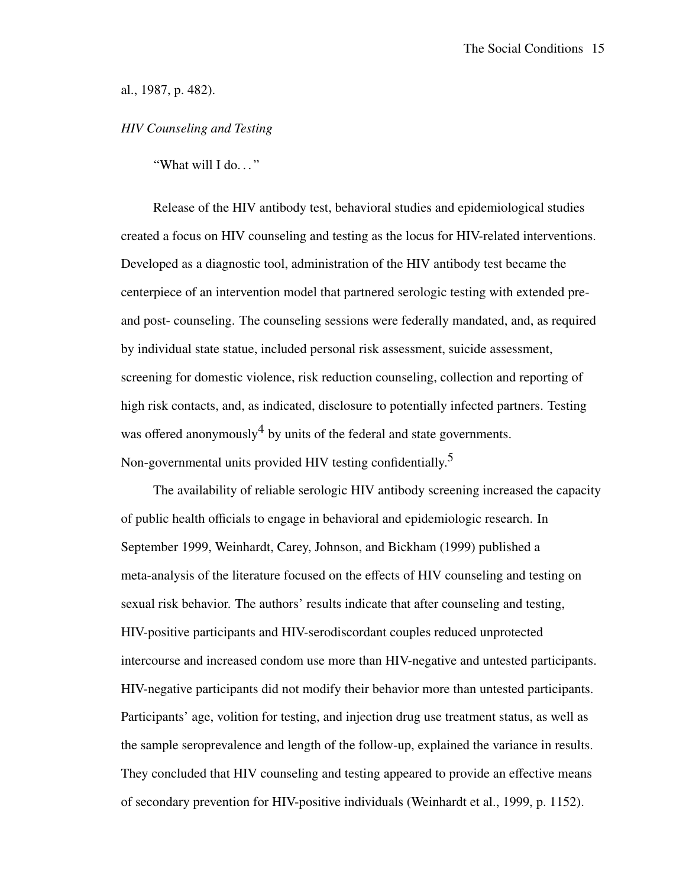al., 1987, p. 482).

*HIV Counseling and Testing*

"What will I do…"

Release of the HIV antibody test, behavioral studies and epidemiological studies created a focus on HIV counseling and testing as the locus for HIV-related interventions. Developed as a diagnostic tool, administration of the HIV antibody test became the centerpiece of an intervention model that partnered serologic testing with extended pre- and post- counseling. The counseling sessions were federally mandated, and, as required by individual state statue, included personal risk assessment, suicide assessment, screening for domestic violence, risk reduction counseling, collection and reporting of high risk contacts, and, as indicated, disclosure to potentially infected partners. Testing was offered anonymously[4] by units of the federal and state governments. Non-governmental units provided HIV testing confidentially.[5]

The availability of reliable serologic HIV antibody screening increased the capacity of public health officials to engage in behavioral and epidemiologic research. In September 1999, Weinhardt, Carey, Johnson, and Bickham (1999) published a meta-analysis of the literature focused on the effects of HIV counseling and testing on sexual risk behavior. The authors' results indicate that after counseling and testing, HIV-positive participants and HIV-serodiscordant couples reduced unprotected intercourse and increased condom use more than HIV-negative and untested participants. HIV-negative participants did not modify their behavior more than untested participants. Participants' age, volition for testing, and injection drug use treatment status, as well as the sample seroprevalence and length of the follow-up, explained the variance in results. They concluded that HIV counseling and testing appeared to provide an effective means of secondary prevention for HIV-positive individuals (Weinhardt et al., 1999, p. 1152).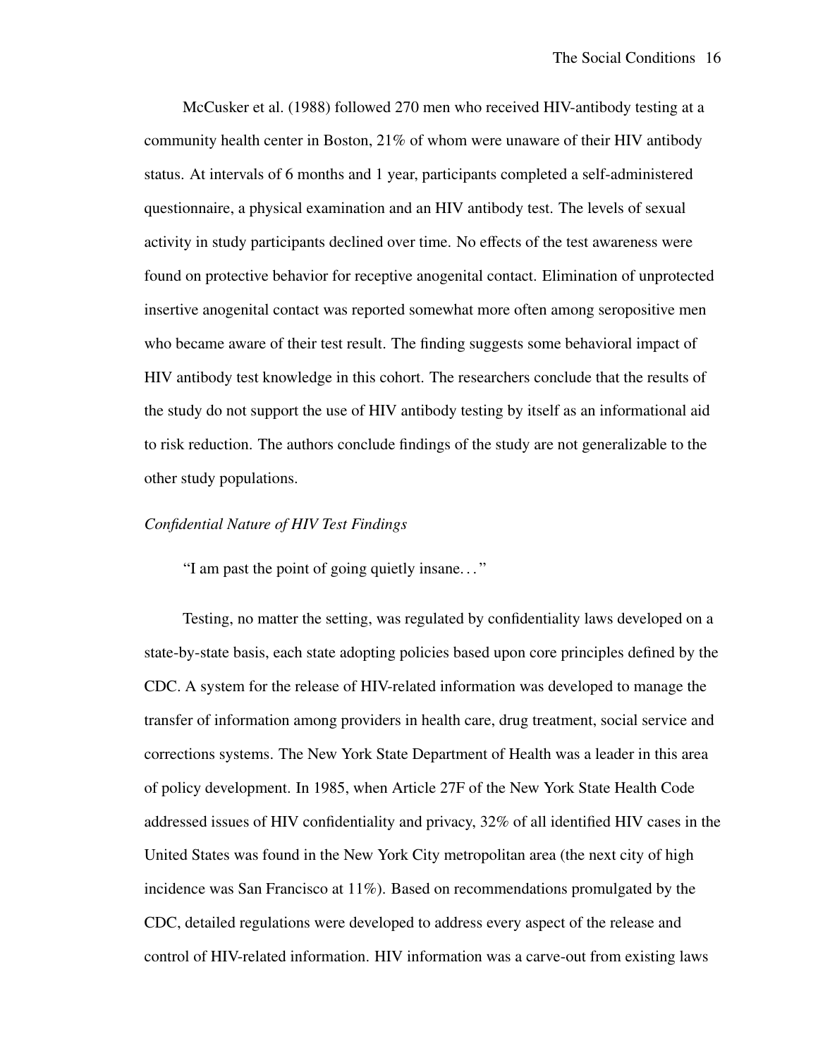McCusker et al. (1988) followed 270 men who received HIV-antibody testing at a community health center in Boston, 21% of whom were unaware of their HIV antibody status. At intervals of 6 months and 1 year, participants completed a self-administered questionnaire, a physical examination and an HIV antibody test. The levels of sexual activity in study participants declined over time. No effects of the test awareness were found on protective behavior for receptive anogenital contact. Elimination of unprotected insertive anogenital contact was reported somewhat more often among seropositive men who became aware of their test result. The finding suggests some behavioral impact of HIV antibody test knowledge in this cohort. The researchers conclude that the results of the study do not support the use of HIV antibody testing by itself as an informational aid to risk reduction. The authors conclude findings of the study are not generalizable to the other study populations.

### *Confidential Nature of HIV Test Findings*

"I am past the point of going quietly insane..."

Testing, no matter the setting, was regulated by confidentiality laws developed on a state-by-state basis, each state adopting policies based upon core principles defined by the CDC. A system for the release of HIV-related information was developed to manage the transfer of information among providers in health care, drug treatment, social service and corrections systems. The New York State Department of Health was a leader in this area of policy development. In 1985, when Article 27F of the New York State Health Code addressed issues of HIV confidentiality and privacy, 32% of all identified HIV cases in the United States was found in the New York City metropolitan area (the next city of high incidence was San Francisco at 11%). Based on recommendations promulgated by the CDC, detailed regulations were developed to address every aspect of the release and control of HIV-related information. HIV information was a carve-out from existing laws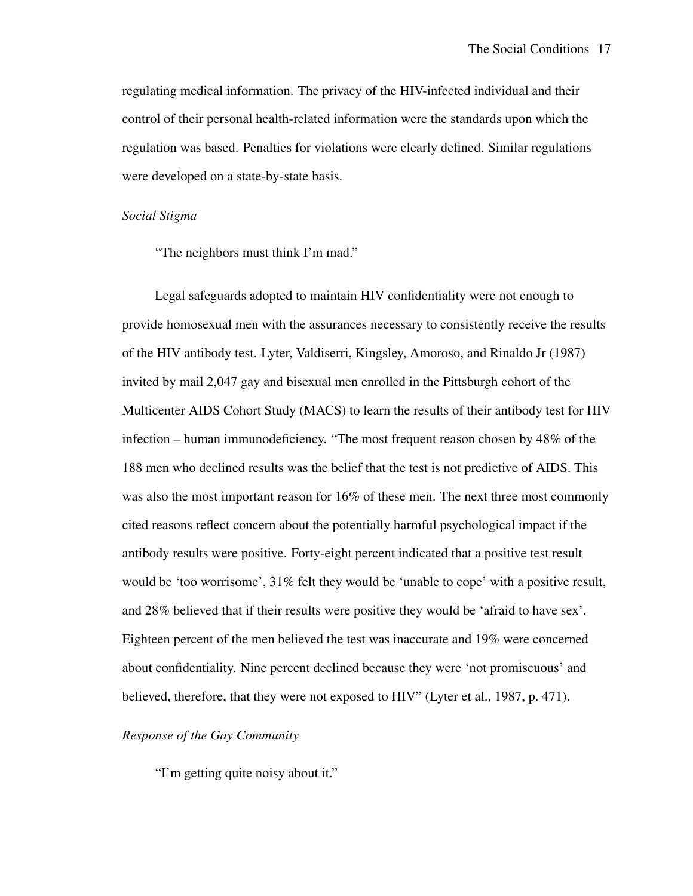regulating medical information. The privacy of the HIV-infected individual and their control of their personal health-related information were the standards upon which the regulation was based. Penalties for violations were clearly defined. Similar regulations were developed on a state-by-state basis.

### *Social Stigma*

"The neighbors must think I'm mad."

Legal safeguards adopted to maintain HIV confidentiality were not enough to provide homosexual men with the assurances necessary to consistently receive the results of the HIV antibody test. Lyter, Valdiserri, Kingsley, Amoroso, and Rinaldo Jr (1987) invited by mail 2,047 gay and bisexual men enrolled in the Pittsburgh cohort of the Multicenter AIDS Cohort Study (MACS) to learn the results of their antibody test for HIV infection – human immunodeficiency. "The most frequent reason chosen by 48% of the 188 men who declined results was the belief that the test is not predictive of AIDS. This was also the most important reason for 16% of these men. The next three most commonly cited reasons reflect concern about the potentially harmful psychological impact if the antibody results were positive. Forty-eight percent indicated that a positive test result would be 'too worrisome', 31% felt they would be 'unable to cope' with a positive result, and 28% believed that if their results were positive they would be 'afraid to have sex'. Eighteen percent of the men believed the test was inaccurate and 19% were concerned about confidentiality. Nine percent declined because they were 'not promiscuous' and believed, therefore, that they were not exposed to HIV" (Lyter et al., 1987, p. 471).

### *Response of the Gay Community*

"I'm getting quite noisy about it."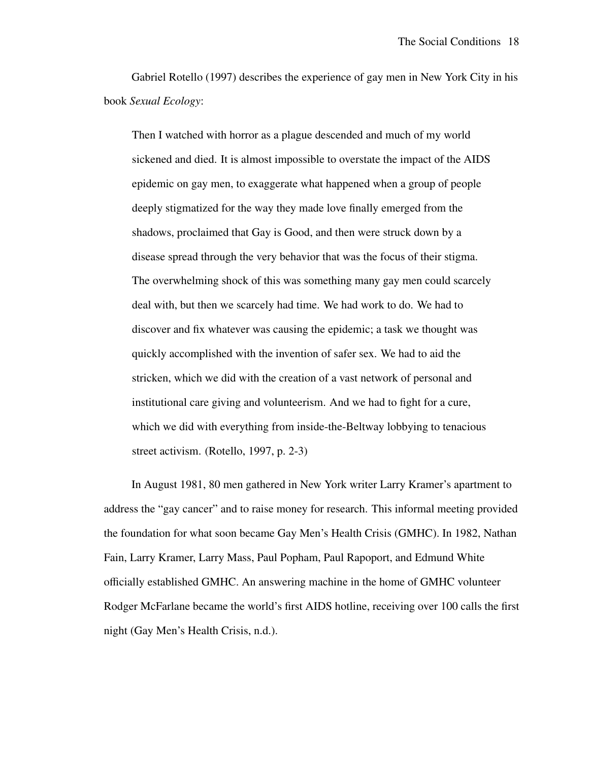Gabriel Rotello (1997) describes the experience of gay men in New York City in his book *Sexual Ecology*:

> Then I watched with horror as a plague descended and much of my world sickened and died. It is almost impossible to overstate the impact of the AIDS epidemic on gay men, to exaggerate what happened when a group of people deeply stigmatized for the way they made love finally emerged from the shadows, proclaimed that Gay is Good, and then were struck down by a disease spread through the very behavior that was the focus of their stigma. The overwhelming shock of this was something many gay men could scarcely deal with, but then we scarcely had time. We had work to do. We had to discover and fix whatever was causing the epidemic; a task we thought was quickly accomplished with the invention of safer sex. We had to aid the stricken, which we did with the creation of a vast network of personal and institutional care giving and volunteerism. And we had to fight for a cure, which we did with everything from inside-the-Beltway lobbying to tenacious street activism. (Rotello, 1997, p. 2-3)

In August 1981, 80 men gathered in New York writer Larry Kramer's apartment to address the "gay cancer" and to raise money for research. This informal meeting provided the foundation for what soon became Gay Men's Health Crisis (GMHC). In 1982, Nathan Fain, Larry Kramer, Larry Mass, Paul Popham, Paul Rapoport, and Edmund White officially established GMHC. An answering machine in the home of GMHC volunteer Rodger McFarlane became the world's first AIDS hotline, receiving over 100 calls the first night (Gay Men's Health Crisis, n.d.).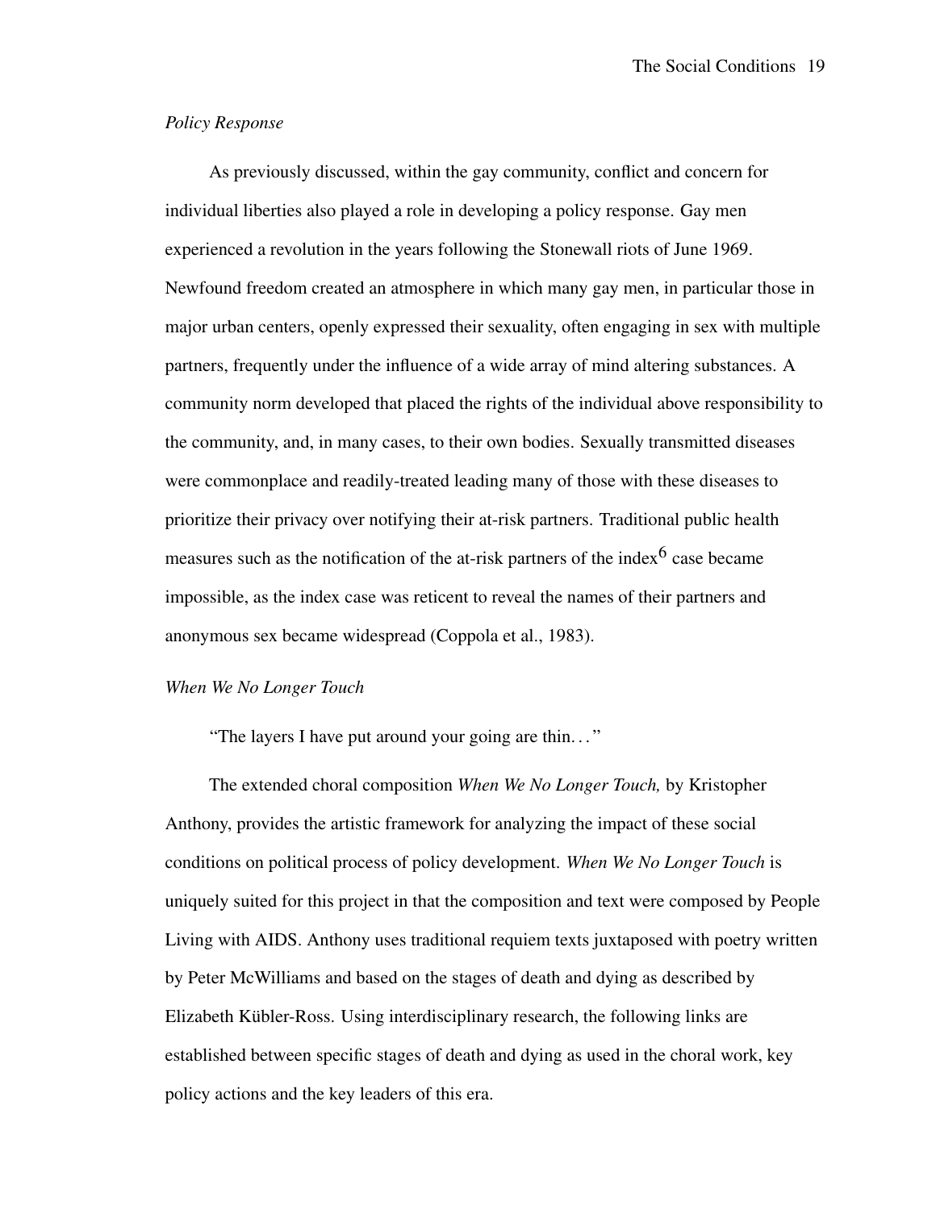*Policy Response*

As previously discussed, within the gay community, conflict and concern for individual liberties also played a role in developing a policy response. Gay men experienced a revolution in the years following the Stonewall riots of June 1969. Newfound freedom created an atmosphere in which many gay men, in particular those in major urban centers, openly expressed their sexuality, often engaging in sex with multiple partners, frequently under the influence of a wide array of mind altering substances. A community norm developed that placed the rights of the individual above responsibility to the community, and, in many cases, to their own bodies. Sexually transmitted diseases were commonplace and readily-treated leading many of those with these diseases to prioritize their privacy over notifying their at-risk partners. Traditional public health measures such as the notification of the at-risk partners of the index[6] case became impossible, as the index case was reticent to reveal the names of their partners and anonymous sex became widespread (Coppola et al., 1983).

*When We No Longer Touch*

"The layers I have put around your going are thin…"

The extended choral composition *When We No Longer Touch,* by Kristopher Anthony, provides the artistic framework for analyzing the impact of these social conditions on political process of policy development. *When We No Longer Touch* is uniquely suited for this project in that the composition and text were composed by People Living with AIDS. Anthony uses traditional requiem texts juxtaposed with poetry written by Peter McWilliams and based on the stages of death and dying as described by Elizabeth Kübler-Ross. Using interdisciplinary research, the following links are established between specific stages of death and dying as used in the choral work, key policy actions and the key leaders of this era.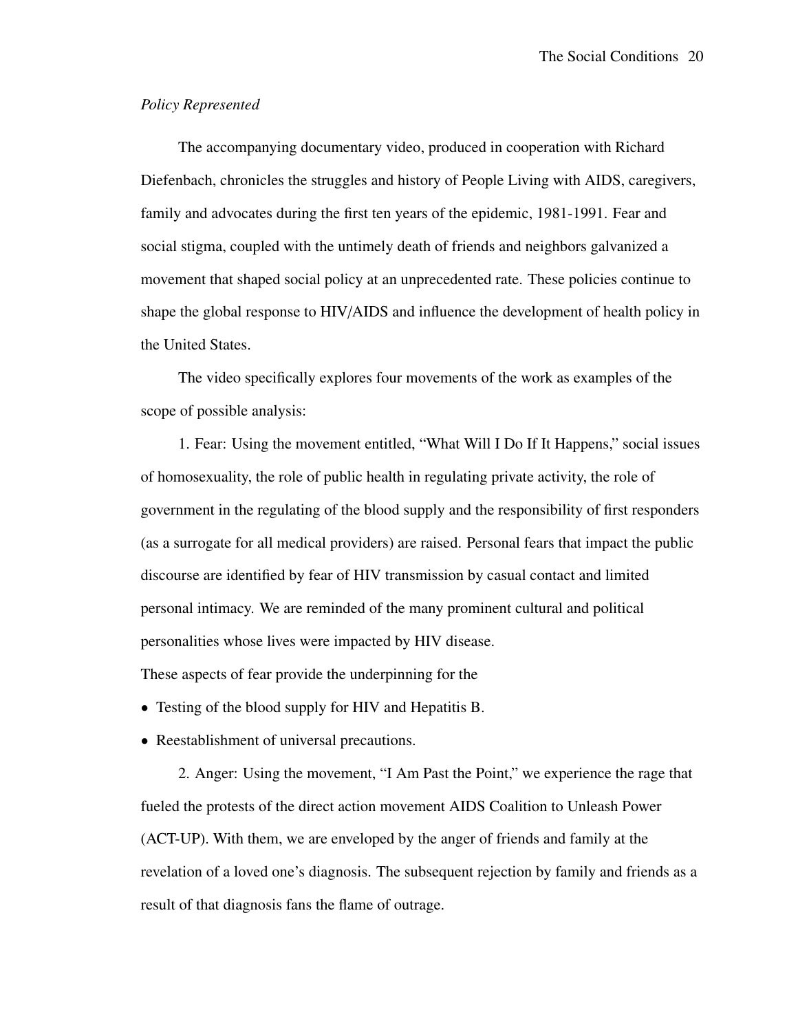*Policy Represented*

The accompanying documentary video, produced in cooperation with Richard Diefenbach, chronicles the struggles and history of People Living with AIDS, caregivers, family and advocates during the first ten years of the epidemic, 1981-1991. Fear and social stigma, coupled with the untimely death of friends and neighbors galvanized a movement that shaped social policy at an unprecedented rate. These policies continue to shape the global response to HIV/AIDS and influence the development of health policy in the United States.

The video specifically explores four movements of the work as examples of the scope of possible analysis:

1. Fear: Using the movement entitled, "What Will I Do If It Happens," social issues of homosexuality, the role of public health in regulating private activity, the role of government in the regulating of the blood supply and the responsibility of first responders (as a surrogate for all medical providers) are raised. Personal fears that impact the public discourse are identified by fear of HIV transmission by casual contact and limited personal intimacy. We are reminded of the many prominent cultural and political personalities whose lives were impacted by HIV disease.

These aspects of fear provide the underpinning for the

- Testing of the blood supply for HIV and Hepatitis B.
- Reestablishment of universal precautions.

2. Anger: Using the movement, "I Am Past the Point," we experience the rage that fueled the protests of the direct action movement AIDS Coalition to Unleash Power (ACT-UP). With them, we are enveloped by the anger of friends and family at the revelation of a loved one's diagnosis. The subsequent rejection by family and friends as a result of that diagnosis fans the flame of outrage.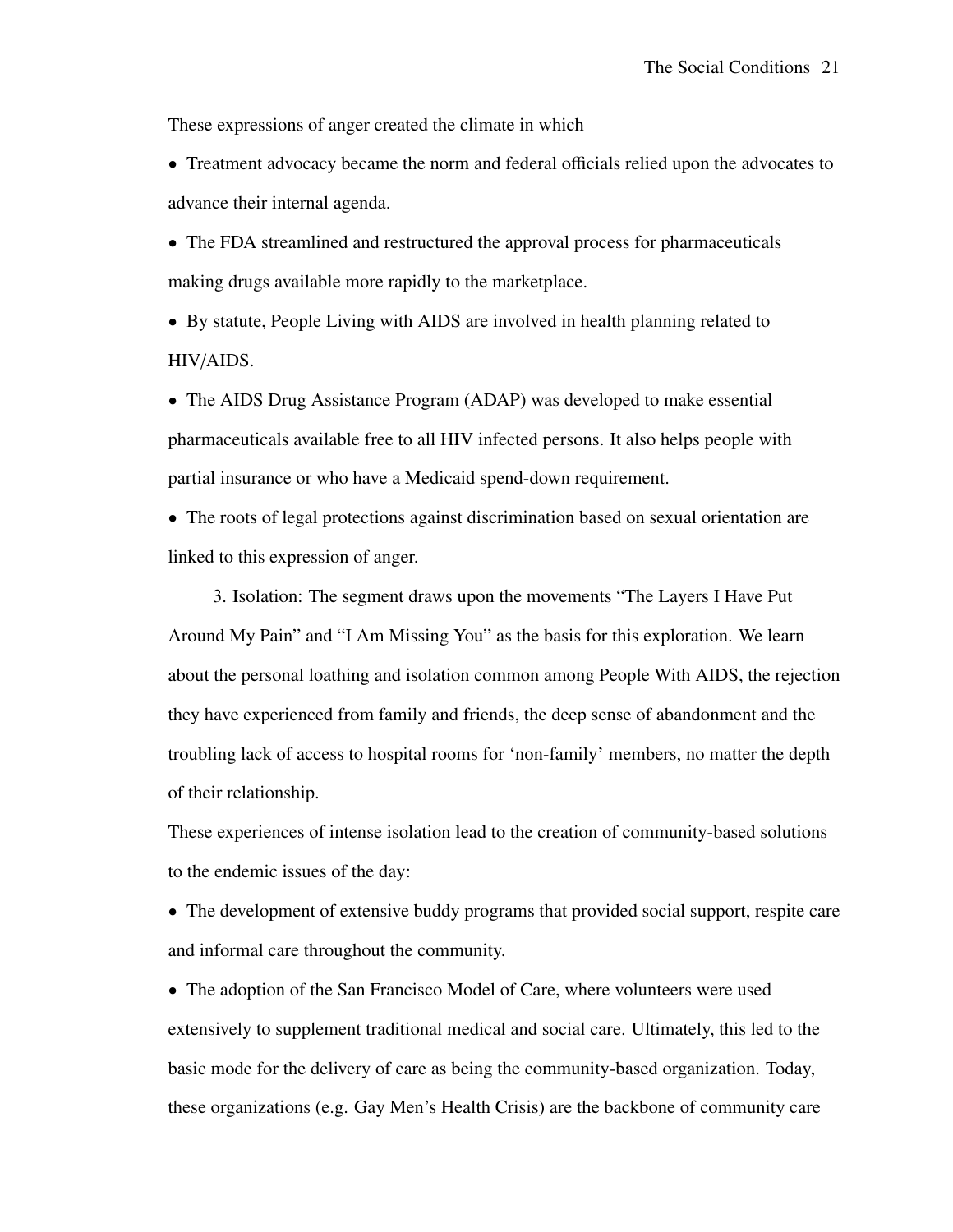These expressions of anger created the climate in which

- Treatment advocacy became the norm and federal officials relied upon the advocates to advance their internal agenda.
- The FDA streamlined and restructured the approval process for pharmaceuticals making drugs available more rapidly to the marketplace.
- By statute, People Living with AIDS are involved in health planning related to HIV/AIDS.
- The AIDS Drug Assistance Program (ADAP) was developed to make essential pharmaceuticals available free to all HIV infected persons. It also helps people with partial insurance or who have a Medicaid spend-down requirement.
- The roots of legal protections against discrimination based on sexual orientation are linked to this expression of anger.

3. Isolation: The segment draws upon the movements “The Layers I Have Put Around My Pain” and “I Am Missing You” as the basis for this exploration. We learn about the personal loathing and isolation common among People With AIDS, the rejection they have experienced from family and friends, the deep sense of abandonment and the troubling lack of access to hospital rooms for ‘non-family’ members, no matter the depth of their relationship.

These experiences of intense isolation lead to the creation of community-based solutions to the endemic issues of the day:

- The development of extensive buddy programs that provided social support, respite care and informal care throughout the community.
- The adoption of the San Francisco Model of Care, where volunteers were used extensively to supplement traditional medical and social care. Ultimately, this led to the basic mode for the delivery of care as being the community-based organization. Today, these organizations (e.g. Gay Men’s Health Crisis) are the backbone of community care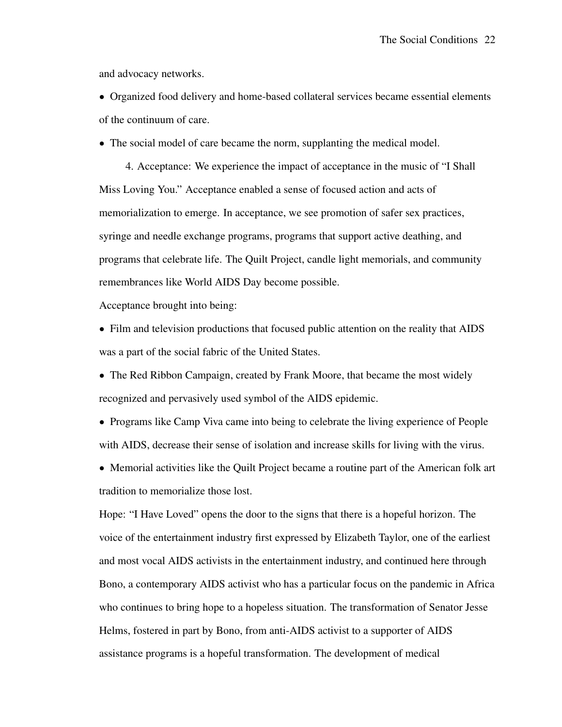and advocacy networks.

- Organized food delivery and home-based collateral services became essential elements of the continuum of care.
- The social model of care became the norm, supplanting the medical model.

4. Acceptance: We experience the impact of acceptance in the music of "I Shall Miss Loving You." Acceptance enabled a sense of focused action and acts of memorialization to emerge. In acceptance, we see promotion of safer sex practices, syringe and needle exchange programs, programs that support active deathing, and programs that celebrate life. The Quilt Project, candle light memorials, and community remembrances like World AIDS Day become possible.

Acceptance brought into being:

- Film and television productions that focused public attention on the reality that AIDS was a part of the social fabric of the United States.
- The Red Ribbon Campaign, created by Frank Moore, that became the most widely recognized and pervasively used symbol of the AIDS epidemic.
- Programs like Camp Viva came into being to celebrate the living experience of People with AIDS, decrease their sense of isolation and increase skills for living with the virus.
- Memorial activities like the Quilt Project became a routine part of the American folk art tradition to memorialize those lost.

Hope: "I Have Loved" opens the door to the signs that there is a hopeful horizon. The voice of the entertainment industry first expressed by Elizabeth Taylor, one of the earliest and most vocal AIDS activists in the entertainment industry, and continued here through Bono, a contemporary AIDS activist who has a particular focus on the pandemic in Africa who continues to bring hope to a hopeless situation. The transformation of Senator Jesse Helms, fostered in part by Bono, from anti-AIDS activist to a supporter of AIDS assistance programs is a hopeful transformation. The development of medical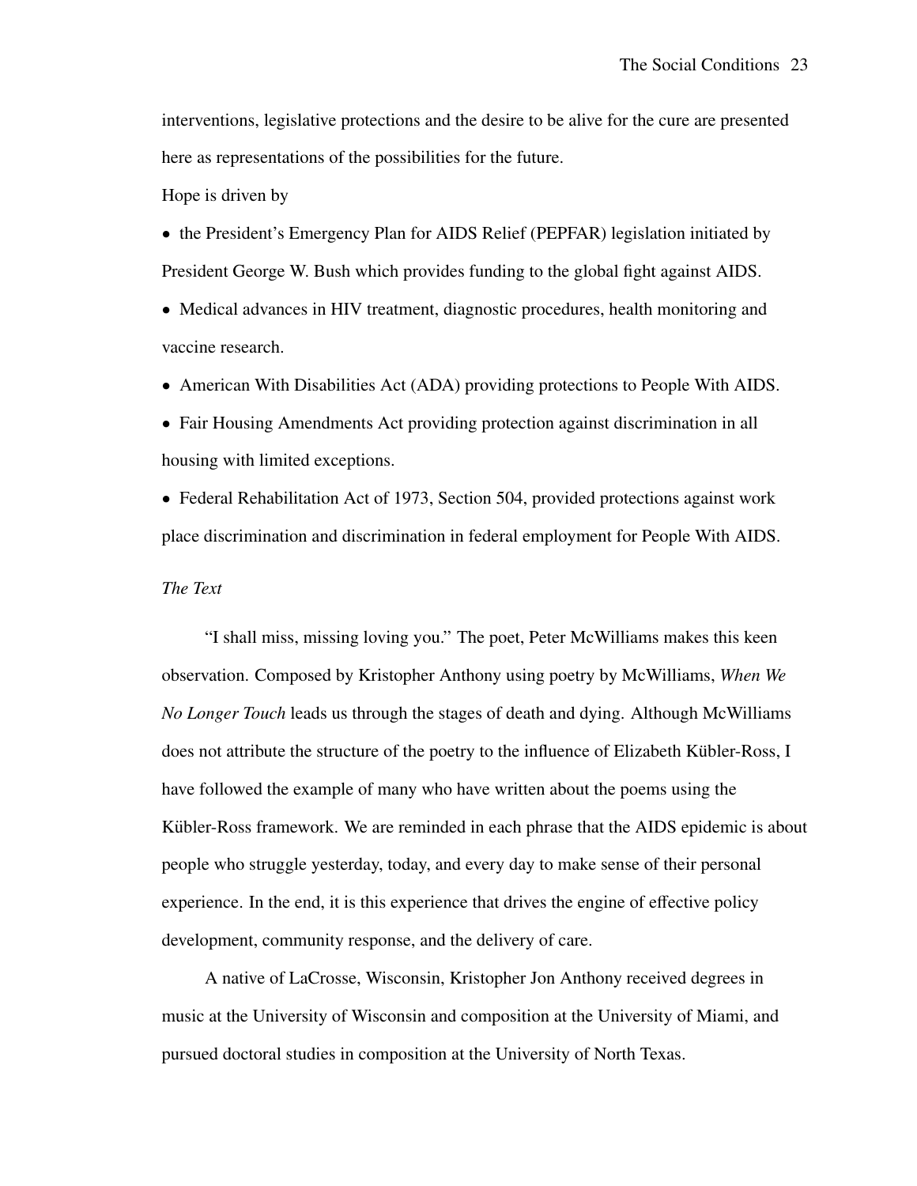interventions, legislative protections and the desire to be alive for the cure are presented here as representations of the possibilities for the future.

Hope is driven by

- the President's Emergency Plan for AIDS Relief (PEPFAR) legislation initiated by President George W. Bush which provides funding to the global fight against AIDS.
- Medical advances in HIV treatment, diagnostic procedures, health monitoring and vaccine research.
- American With Disabilities Act (ADA) providing protections to People With AIDS.
- Fair Housing Amendments Act providing protection against discrimination in all housing with limited exceptions.
- Federal Rehabilitation Act of 1973, Section 504, provided protections against work place discrimination and discrimination in federal employment for People With AIDS.

*The Text*

"I shall miss, missing loving you." The poet, Peter McWilliams makes this keen observation. Composed by Kristopher Anthony using poetry by McWilliams, *When We No Longer Touch* leads us through the stages of death and dying. Although McWilliams does not attribute the structure of the poetry to the influence of Elizabeth Kübler-Ross, I have followed the example of many who have written about the poems using the Kübler-Ross framework. We are reminded in each phrase that the AIDS epidemic is about people who struggle yesterday, today, and every day to make sense of their personal experience. In the end, it is this experience that drives the engine of effective policy development, community response, and the delivery of care.

A native of LaCrosse, Wisconsin, Kristopher Jon Anthony received degrees in music at the University of Wisconsin and composition at the University of Miami, and pursued doctoral studies in composition at the University of North Texas.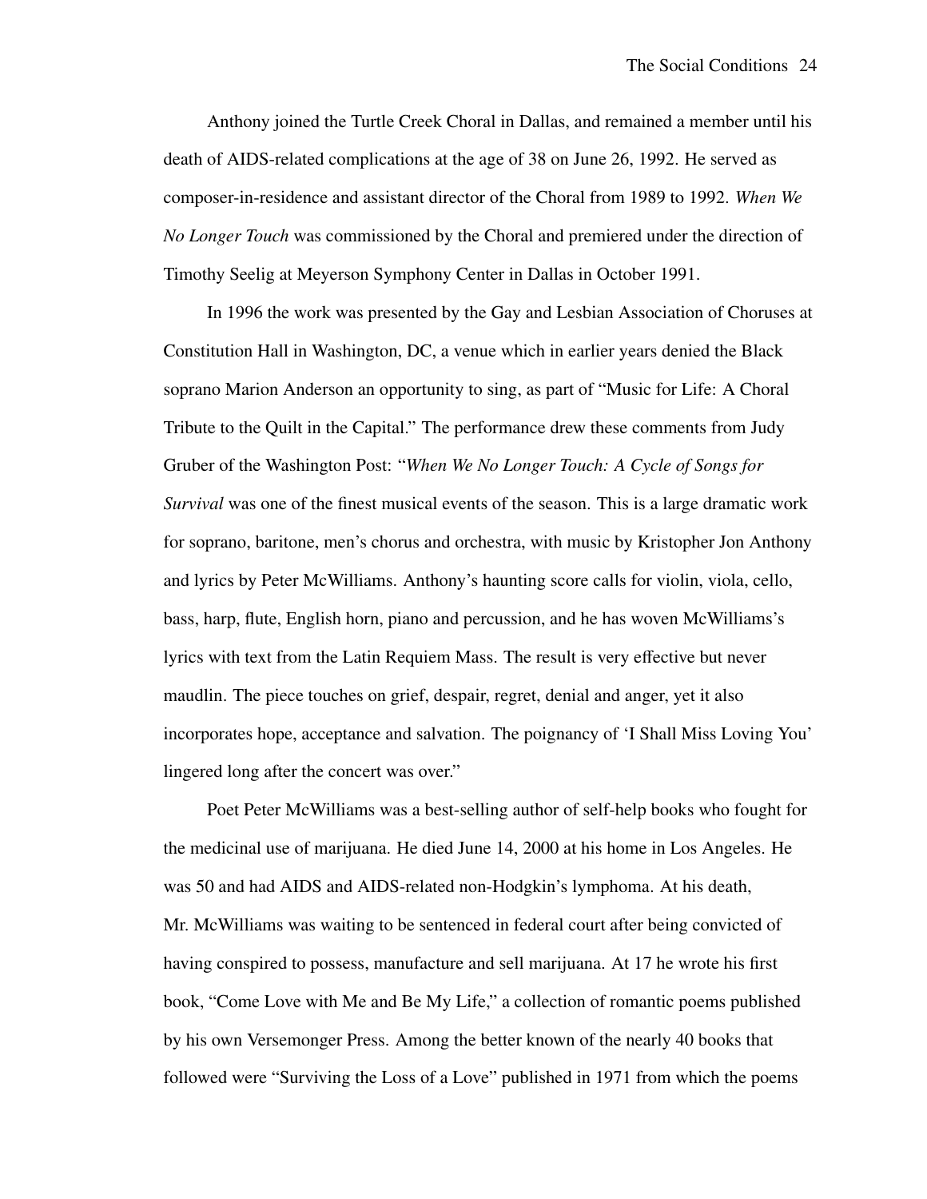Anthony joined the Turtle Creek Choral in Dallas, and remained a member until his death of AIDS-related complications at the age of 38 on June 26, 1992. He served as composer-in-residence and assistant director of the Choral from 1989 to 1992. *When We No Longer Touch* was commissioned by the Choral and premiered under the direction of Timothy Seelig at Meyerson Symphony Center in Dallas in October 1991.

In 1996 the work was presented by the Gay and Lesbian Association of Choruses at Constitution Hall in Washington, DC, a venue which in earlier years denied the Black soprano Marion Anderson an opportunity to sing, as part of "Music for Life: A Choral Tribute to the Quilt in the Capital." The performance drew these comments from Judy Gruber of the Washington Post: "*When We No Longer Touch: A Cycle of Songs for Survival* was one of the finest musical events of the season. This is a large dramatic work for soprano, baritone, men's chorus and orchestra, with music by Kristopher Jon Anthony and lyrics by Peter McWilliams. Anthony's haunting score calls for violin, viola, cello, bass, harp, flute, English horn, piano and percussion, and he has woven McWilliams's lyrics with text from the Latin Requiem Mass. The result is very effective but never maudlin. The piece touches on grief, despair, regret, denial and anger, yet it also incorporates hope, acceptance and salvation. The poignancy of 'I Shall Miss Loving You' lingered long after the concert was over."

Poet Peter McWilliams was a best-selling author of self-help books who fought for the medicinal use of marijuana. He died June 14, 2000 at his home in Los Angeles. He was 50 and had AIDS and AIDS-related non-Hodgkin's lymphoma. At his death, Mr. McWilliams was waiting to be sentenced in federal court after being convicted of having conspired to possess, manufacture and sell marijuana. At 17 he wrote his first book, "Come Love with Me and Be My Life," a collection of romantic poems published by his own Versemonger Press. Among the better known of the nearly 40 books that followed were "Surviving the Loss of a Love" published in 1971 from which the poems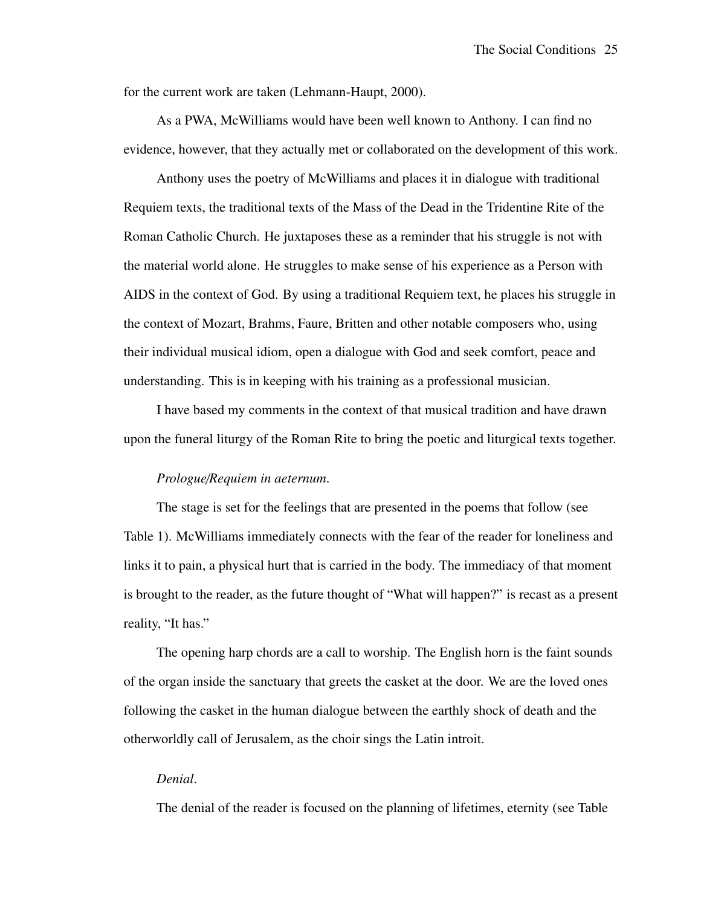for the current work are taken (Lehmann-Haupt, 2000).

As a PWA, McWilliams would have been well known to Anthony. I can find no evidence, however, that they actually met or collaborated on the development of this work.

Anthony uses the poetry of McWilliams and places it in dialogue with traditional Requiem texts, the traditional texts of the Mass of the Dead in the Tridentine Rite of the Roman Catholic Church. He juxtaposes these as a reminder that his struggle is not with the material world alone. He struggles to make sense of his experience as a Person with AIDS in the context of God. By using a traditional Requiem text, he places his struggle in the context of Mozart, Brahms, Faure, Britten and other notable composers who, using their individual musical idiom, open a dialogue with God and seek comfort, peace and understanding. This is in keeping with his training as a professional musician.

I have based my comments in the context of that musical tradition and have drawn upon the funeral liturgy of the Roman Rite to bring the poetic and liturgical texts together.

#### *Prologue/Requiem in aeternum.*

The stage is set for the feelings that are presented in the poems that follow (see Table 1). McWilliams immediately connects with the fear of the reader for loneliness and links it to pain, a physical hurt that is carried in the body. The immediacy of that moment is brought to the reader, as the future thought of "What will happen?" is recast as a present reality, "It has."

The opening harp chords are a call to worship. The English horn is the faint sounds of the organ inside the sanctuary that greets the casket at the door. We are the loved ones following the casket in the human dialogue between the earthly shock of death and the otherworldly call of Jerusalem, as the choir sings the Latin introit.

#### *Denial.*

The denial of the reader is focused on the planning of lifetimes, eternity (see Table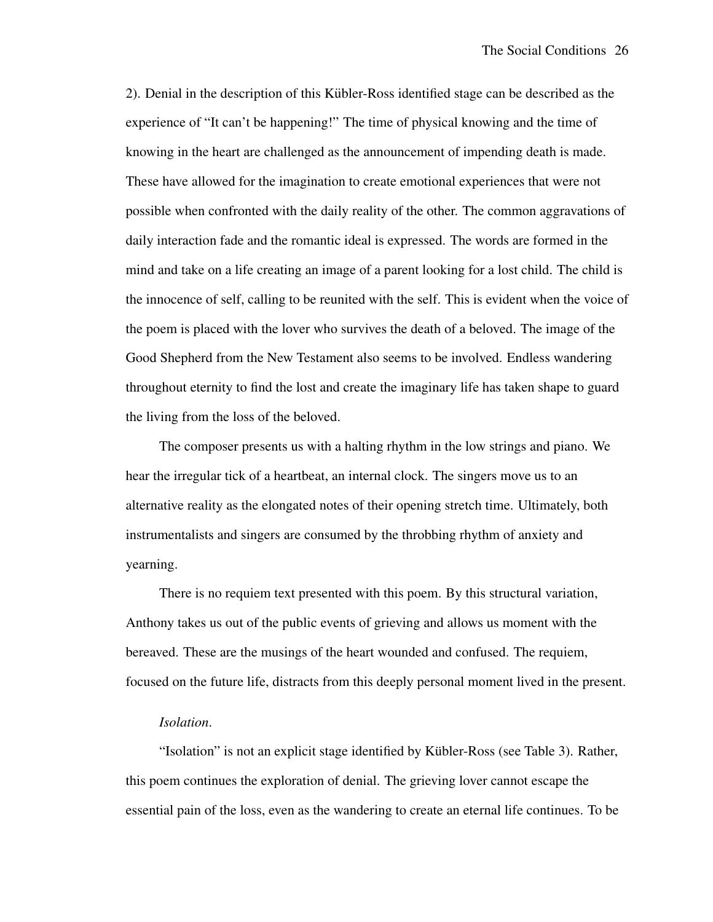2). Denial in the description of this Kübler-Ross identified stage can be described as the experience of "It can't be happening!" The time of physical knowing and the time of knowing in the heart are challenged as the announcement of impending death is made. These have allowed for the imagination to create emotional experiences that were not possible when confronted with the daily reality of the other. The common aggravations of daily interaction fade and the romantic ideal is expressed. The words are formed in the mind and take on a life creating an image of a parent looking for a lost child. The child is the innocence of self, calling to be reunited with the self. This is evident when the voice of the poem is placed with the lover who survives the death of a beloved. The image of the Good Shepherd from the New Testament also seems to be involved. Endless wandering throughout eternity to find the lost and create the imaginary life has taken shape to guard the living from the loss of the beloved.

The composer presents us with a halting rhythm in the low strings and piano. We hear the irregular tick of a heartbeat, an internal clock. The singers move us to an alternative reality as the elongated notes of their opening stretch time. Ultimately, both instrumentalists and singers are consumed by the throbbing rhythm of anxiety and yearning.

There is no requiem text presented with this poem. By this structural variation, Anthony takes us out of the public events of grieving and allows us moment with the bereaved. These are the musings of the heart wounded and confused. The requiem, focused on the future life, distracts from this deeply personal moment lived in the present.

*Isolation.*

"Isolation" is not an explicit stage identified by Kübler-Ross (see Table 3). Rather, this poem continues the exploration of denial. The grieving lover cannot escape the essential pain of the loss, even as the wandering to create an eternal life continues. To be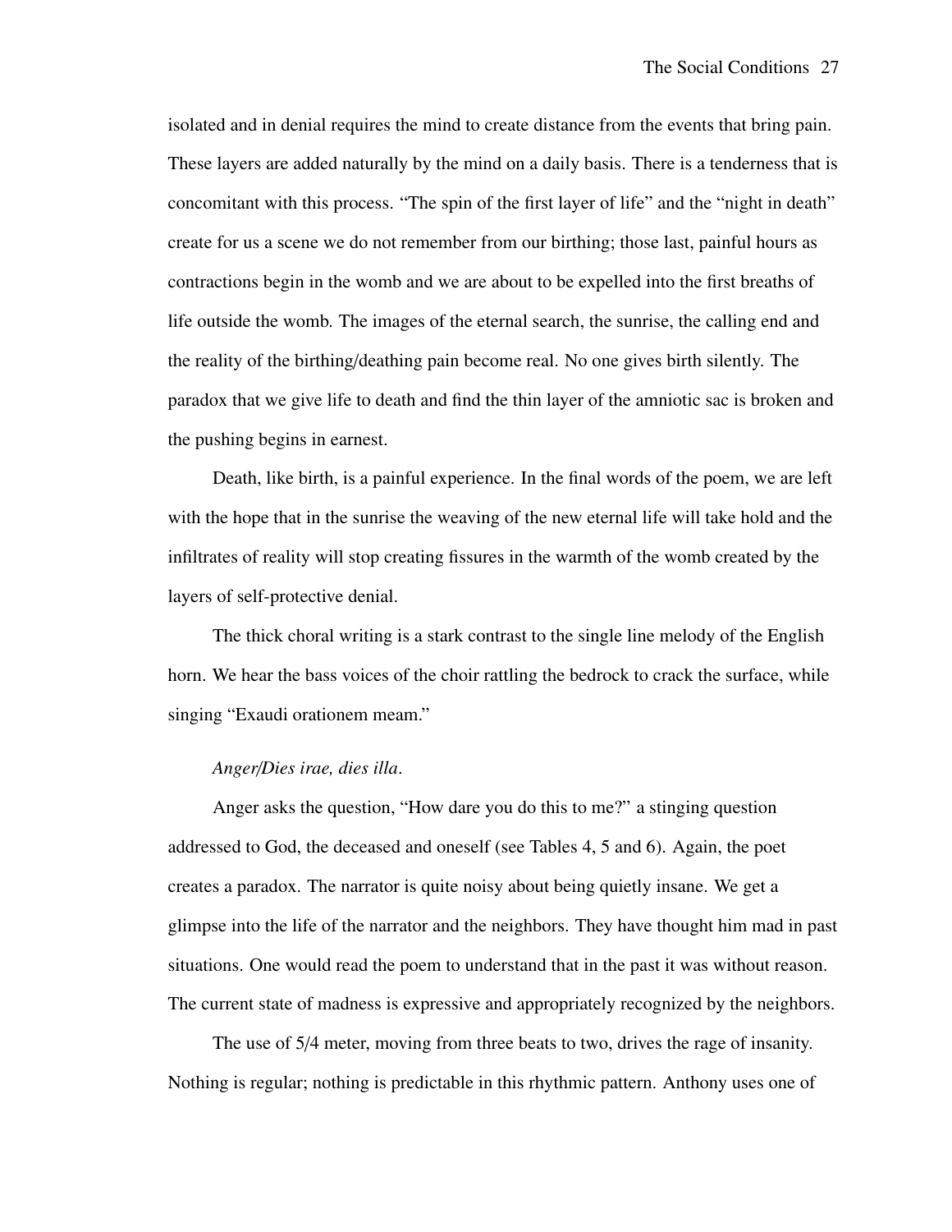isolated and in denial requires the mind to create distance from the events that bring pain. These layers are added naturally by the mind on a daily basis. There is a tenderness that is concomitant with this process. "The spin of the first layer of life" and the "night in death" create for us a scene we do not remember from our birthing; those last, painful hours as contractions begin in the womb and we are about to be expelled into the first breaths of life outside the womb. The images of the eternal search, the sunrise, the calling end and the reality of the birthing/deathing pain become real. No one gives birth silently. The paradox that we give life to death and find the thin layer of the amniotic sac is broken and the pushing begins in earnest.

Death, like birth, is a painful experience. In the final words of the poem, we are left with the hope that in the sunrise the weaving of the new eternal life will take hold and the infiltrates of reality will stop creating fissures in the warmth of the womb created by the layers of self-protective denial.

The thick choral writing is a stark contrast to the single line melody of the English horn. We hear the bass voices of the choir rattling the bedrock to crack the surface, while singing "Exaudi orationem meam."

*Anger/Dies irae, dies illa*.

Anger asks the question, "How dare you do this to me?" a stinging question addressed to God, the deceased and oneself (see Tables 4, 5 and 6). Again, the poet creates a paradox. The narrator is quite noisy about being quietly insane. We get a glimpse into the life of the narrator and the neighbors. They have thought him mad in past situations. One would read the poem to understand that in the past it was without reason. The current state of madness is expressive and appropriately recognized by the neighbors.

The use of 5/4 meter, moving from three beats to two, drives the rage of insanity. Nothing is regular; nothing is predictable in this rhythmic pattern. Anthony uses one of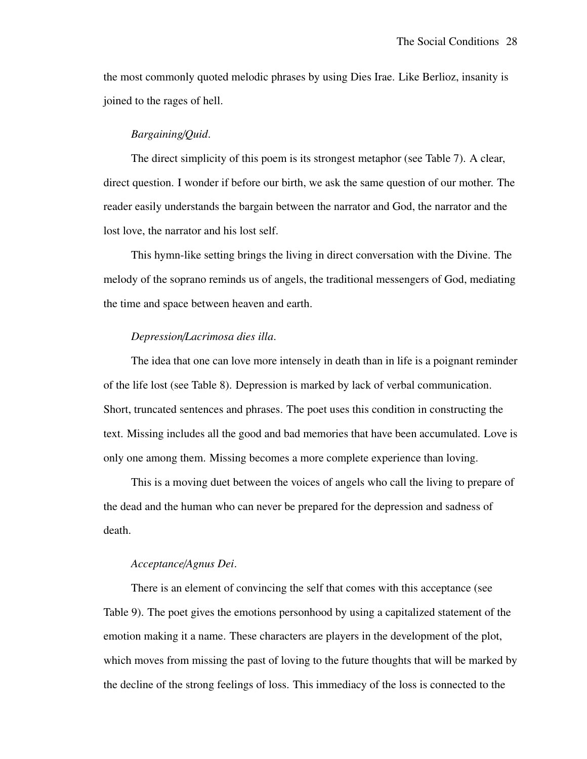the most commonly quoted melodic phrases by using Dies Irae. Like Berlioz, insanity is joined to the rages of hell.

*Bargaining/Quid*.

The direct simplicity of this poem is its strongest metaphor (see Table 7). A clear, direct question. I wonder if before our birth, we ask the same question of our mother. The reader easily understands the bargain between the narrator and God, the narrator and the lost love, the narrator and his lost self.

This hymn-like setting brings the living in direct conversation with the Divine. The melody of the soprano reminds us of angels, the traditional messengers of God, mediating the time and space between heaven and earth.

*Depression/Lacrimosa dies illa*.

The idea that one can love more intensely in death than in life is a poignant reminder of the life lost (see Table 8). Depression is marked by lack of verbal communication. Short, truncated sentences and phrases. The poet uses this condition in constructing the text. Missing includes all the good and bad memories that have been accumulated. Love is only one among them. Missing becomes a more complete experience than loving.

This is a moving duet between the voices of angels who call the living to prepare of the dead and the human who can never be prepared for the depression and sadness of death.

*Acceptance/Agnus Dei*.

There is an element of convincing the self that comes with this acceptance (see Table 9). The poet gives the emotions personhood by using a capitalized statement of the emotion making it a name. These characters are players in the development of the plot, which moves from missing the past of loving to the future thoughts that will be marked by the decline of the strong feelings of loss. This immediacy of the loss is connected to the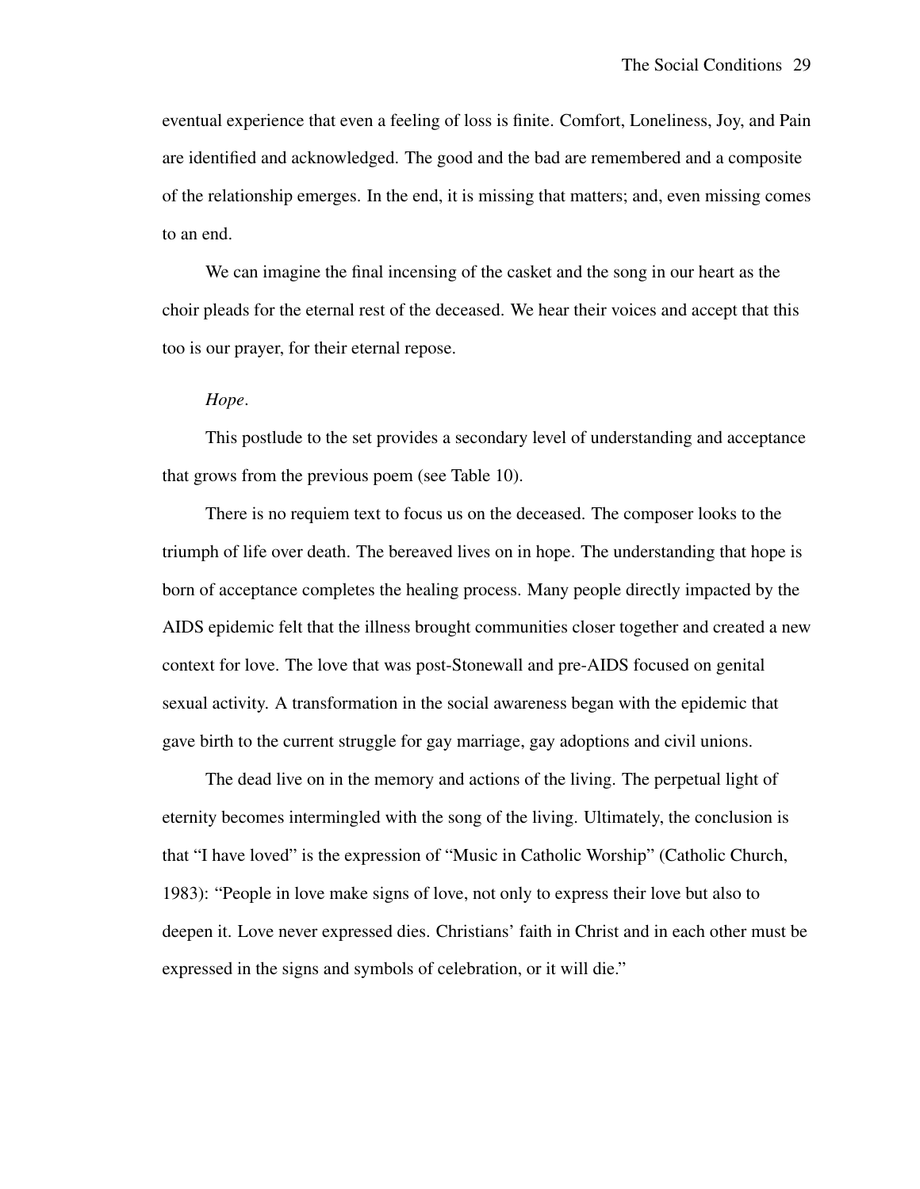eventual experience that even a feeling of loss is finite. Comfort, Loneliness, Joy, and Pain are identified and acknowledged. The good and the bad are remembered and a composite of the relationship emerges. In the end, it is missing that matters; and, even missing comes to an end.

We can imagine the final incensing of the casket and the song in our heart as the choir pleads for the eternal rest of the deceased. We hear their voices and accept that this too is our prayer, for their eternal repose.

*Hope*.

This postlude to the set provides a secondary level of understanding and acceptance that grows from the previous poem (see Table 10).

There is no requiem text to focus us on the deceased. The composer looks to the triumph of life over death. The bereaved lives on in hope. The understanding that hope is born of acceptance completes the healing process. Many people directly impacted by the AIDS epidemic felt that the illness brought communities closer together and created a new context for love. The love that was post-Stonewall and pre-AIDS focused on genital sexual activity. A transformation in the social awareness began with the epidemic that gave birth to the current struggle for gay marriage, gay adoptions and civil unions.

The dead live on in the memory and actions of the living. The perpetual light of eternity becomes intermingled with the song of the living. Ultimately, the conclusion is that "I have loved" is the expression of "Music in Catholic Worship" (Catholic Church, 1983): "People in love make signs of love, not only to express their love but also to deepen it. Love never expressed dies. Christians' faith in Christ and in each other must be expressed in the signs and symbols of celebration, or it will die."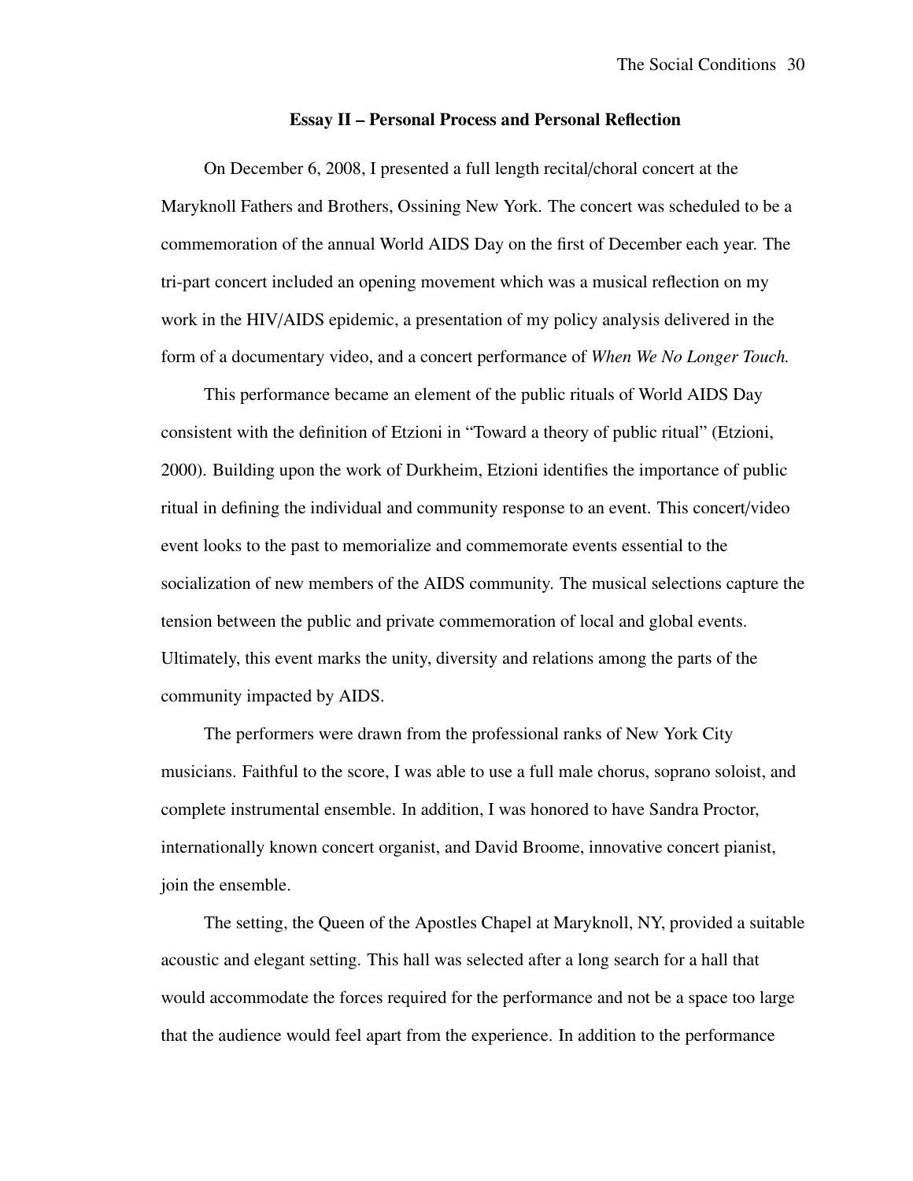## Essay II – Personal Process and Personal Reflection

On December 6, 2008, I presented a full length recital/choral concert at the Maryknoll Fathers and Brothers, Ossining New York. The concert was scheduled to be a commemoration of the annual World AIDS Day on the first of December each year. The tri-part concert included an opening movement which was a musical reflection on my work in the HIV/AIDS epidemic, a presentation of my policy analysis delivered in the form of a documentary video, and a concert performance of *When We No Longer Touch.*

This performance became an element of the public rituals of World AIDS Day consistent with the definition of Etzioni in "Toward a theory of public ritual" (Etzioni, 2000). Building upon the work of Durkheim, Etzioni identifies the importance of public ritual in defining the individual and community response to an event. This concert/video event looks to the past to memorialize and commemorate events essential to the socialization of new members of the AIDS community. The musical selections capture the tension between the public and private commemoration of local and global events. Ultimately, this event marks the unity, diversity and relations among the parts of the community impacted by AIDS.

The performers were drawn from the professional ranks of New York City musicians. Faithful to the score, I was able to use a full male chorus, soprano soloist, and complete instrumental ensemble. In addition, I was honored to have Sandra Proctor, internationally known concert organist, and David Broome, innovative concert pianist, join the ensemble.

The setting, the Queen of the Apostles Chapel at Maryknoll, NY, provided a suitable acoustic and elegant setting. This hall was selected after a long search for a hall that would accommodate the forces required for the performance and not be a space too large that the audience would feel apart from the experience. In addition to the performance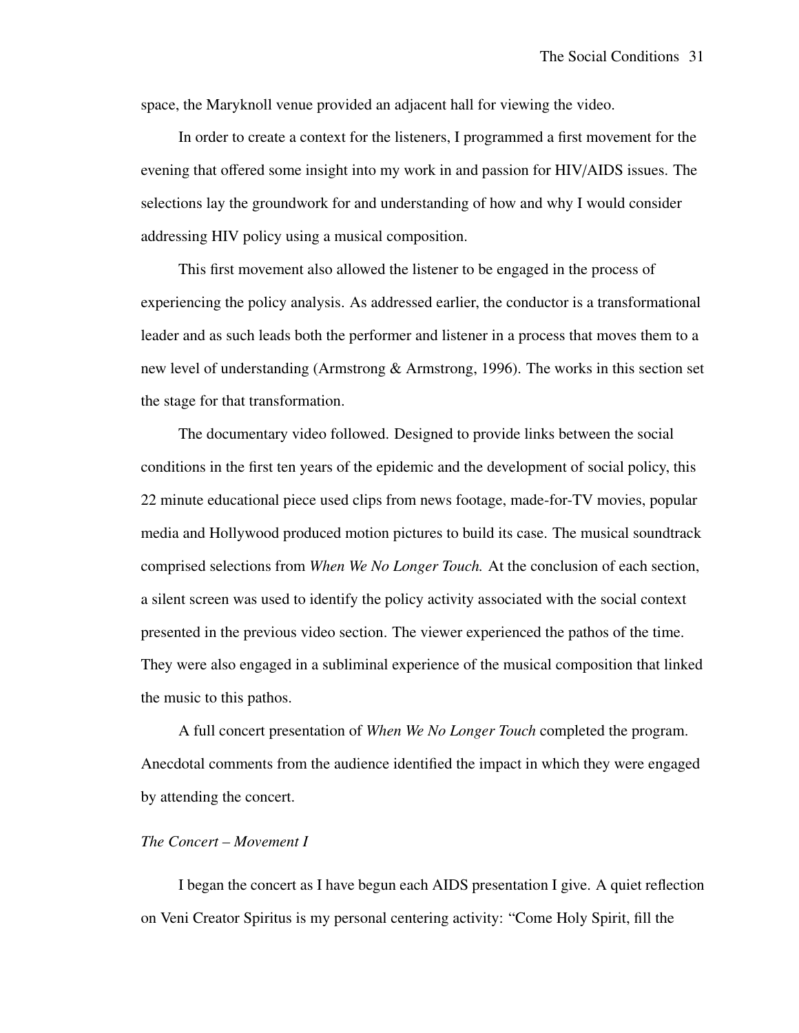space, the Maryknoll venue provided an adjacent hall for viewing the video.

In order to create a context for the listeners, I programmed a first movement for the evening that offered some insight into my work in and passion for HIV/AIDS issues. The selections lay the groundwork for and understanding of how and why I would consider addressing HIV policy using a musical composition.

This first movement also allowed the listener to be engaged in the process of experiencing the policy analysis. As addressed earlier, the conductor is a transformational leader and as such leads both the performer and listener in a process that moves them to a new level of understanding (Armstrong & Armstrong, 1996). The works in this section set the stage for that transformation.

The documentary video followed. Designed to provide links between the social conditions in the first ten years of the epidemic and the development of social policy, this 22 minute educational piece used clips from news footage, made-for-TV movies, popular media and Hollywood produced motion pictures to build its case. The musical soundtrack comprised selections from *When We No Longer Touch.* At the conclusion of each section, a silent screen was used to identify the policy activity associated with the social context presented in the previous video section. The viewer experienced the pathos of the time. They were also engaged in a subliminal experience of the musical composition that linked the music to this pathos.

A full concert presentation of *When We No Longer Touch* completed the program. Anecdotal comments from the audience identified the impact in which they were engaged by attending the concert.

*The Concert – Movement I*

I began the concert as I have begun each AIDS presentation I give. A quiet reflection on Veni Creator Spiritus is my personal centering activity: "Come Holy Spirit, fill the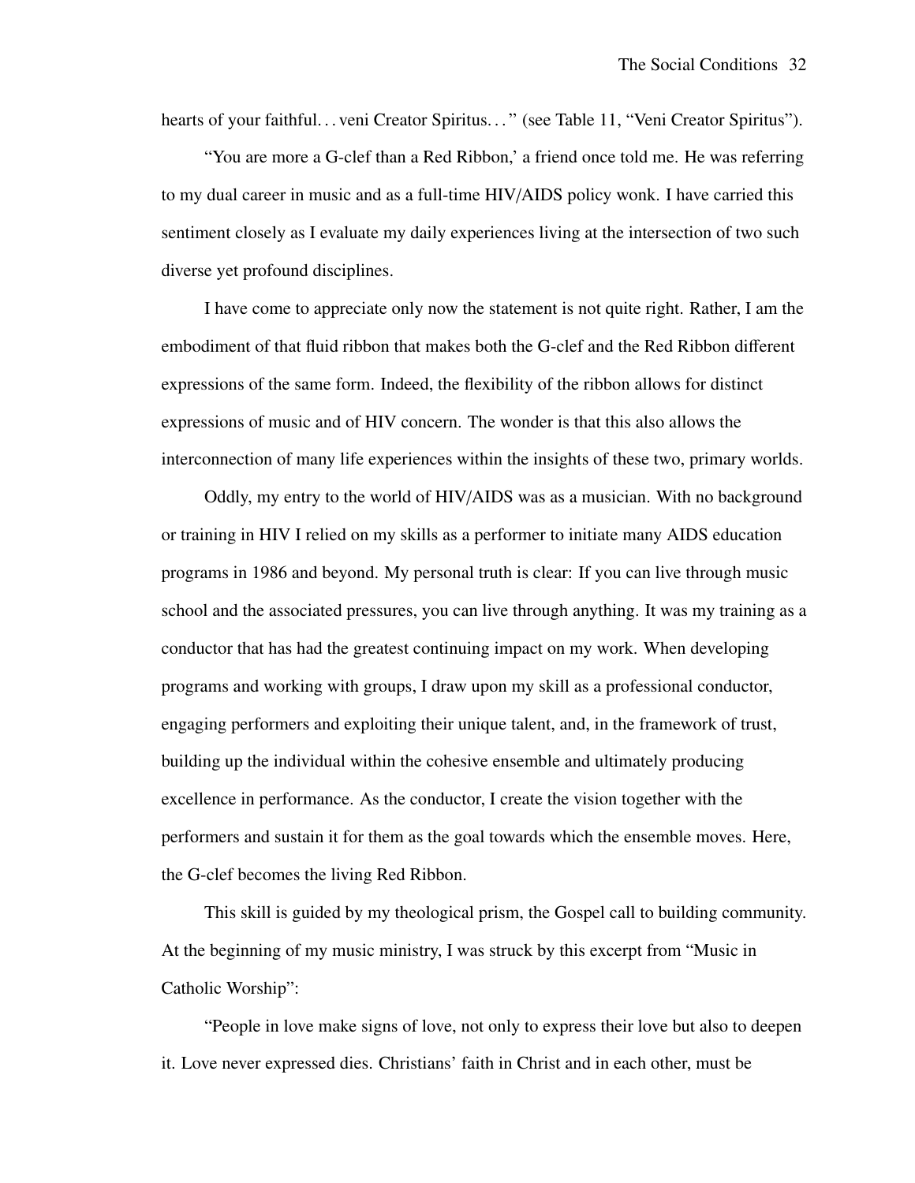hearts of your faithful. . . veni Creator Spiritus. . . " (see Table 11, "Veni Creator Spiritus").

"You are more a G-clef than a Red Ribbon,' a friend once told me. He was referring to my dual career in music and as a full-time HIV/AIDS policy wonk. I have carried this sentiment closely as I evaluate my daily experiences living at the intersection of two such diverse yet profound disciplines.

I have come to appreciate only now the statement is not quite right. Rather, I am the embodiment of that fluid ribbon that makes both the G-clef and the Red Ribbon different expressions of the same form. Indeed, the flexibility of the ribbon allows for distinct expressions of music and of HIV concern. The wonder is that this also allows the interconnection of many life experiences within the insights of these two, primary worlds.

Oddly, my entry to the world of HIV/AIDS was as a musician. With no background or training in HIV I relied on my skills as a performer to initiate many AIDS education programs in 1986 and beyond. My personal truth is clear: If you can live through music school and the associated pressures, you can live through anything. It was my training as a conductor that has had the greatest continuing impact on my work. When developing programs and working with groups, I draw upon my skill as a professional conductor, engaging performers and exploiting their unique talent, and, in the framework of trust, building up the individual within the cohesive ensemble and ultimately producing excellence in performance. As the conductor, I create the vision together with the performers and sustain it for them as the goal towards which the ensemble moves. Here, the G-clef becomes the living Red Ribbon.

This skill is guided by my theological prism, the Gospel call to building community. At the beginning of my music ministry, I was struck by this excerpt from "Music in Catholic Worship":

"People in love make signs of love, not only to express their love but also to deepen it. Love never expressed dies. Christians' faith in Christ and in each other, must be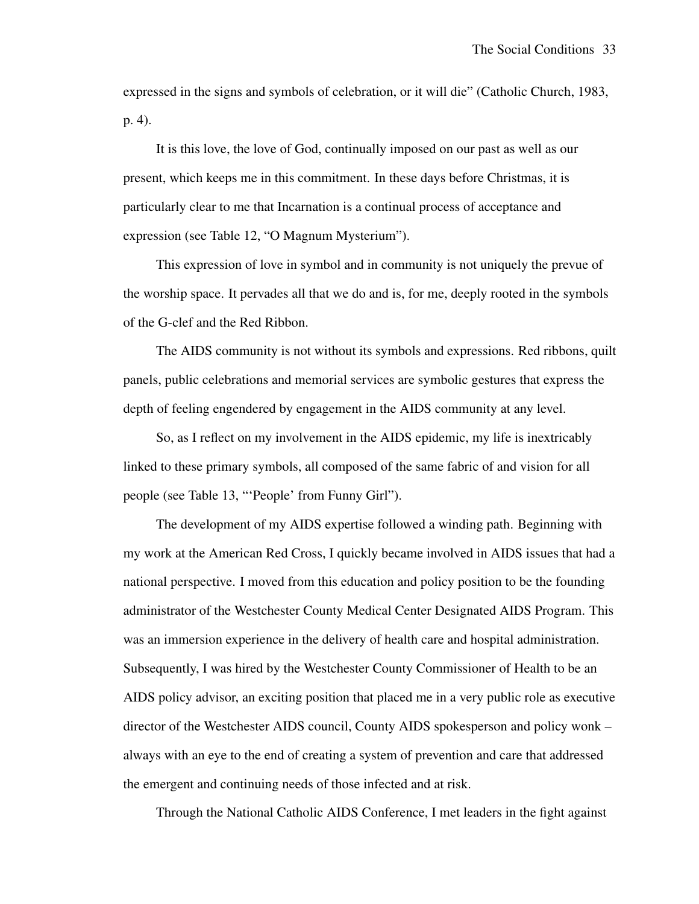expressed in the signs and symbols of celebration, or it will die" (Catholic Church, 1983, p. 4).

It is this love, the love of God, continually imposed on our past as well as our present, which keeps me in this commitment. In these days before Christmas, it is particularly clear to me that Incarnation is a continual process of acceptance and expression (see Table 12, "O Magnum Mysterium").

This expression of love in symbol and in community is not uniquely the prevue of the worship space. It pervades all that we do and is, for me, deeply rooted in the symbols of the G-clef and the Red Ribbon.

The AIDS community is not without its symbols and expressions. Red ribbons, quilt panels, public celebrations and memorial services are symbolic gestures that express the depth of feeling engendered by engagement in the AIDS community at any level.

So, as I reflect on my involvement in the AIDS epidemic, my life is inextricably linked to these primary symbols, all composed of the same fabric of and vision for all people (see Table 13, "'People' from Funny Girl").

The development of my AIDS expertise followed a winding path. Beginning with my work at the American Red Cross, I quickly became involved in AIDS issues that had a national perspective. I moved from this education and policy position to be the founding administrator of the Westchester County Medical Center Designated AIDS Program. This was an immersion experience in the delivery of health care and hospital administration. Subsequently, I was hired by the Westchester County Commissioner of Health to be an AIDS policy advisor, an exciting position that placed me in a very public role as executive director of the Westchester AIDS council, County AIDS spokesperson and policy wonk – always with an eye to the end of creating a system of prevention and care that addressed the emergent and continuing needs of those infected and at risk.

Through the National Catholic AIDS Conference, I met leaders in the fight against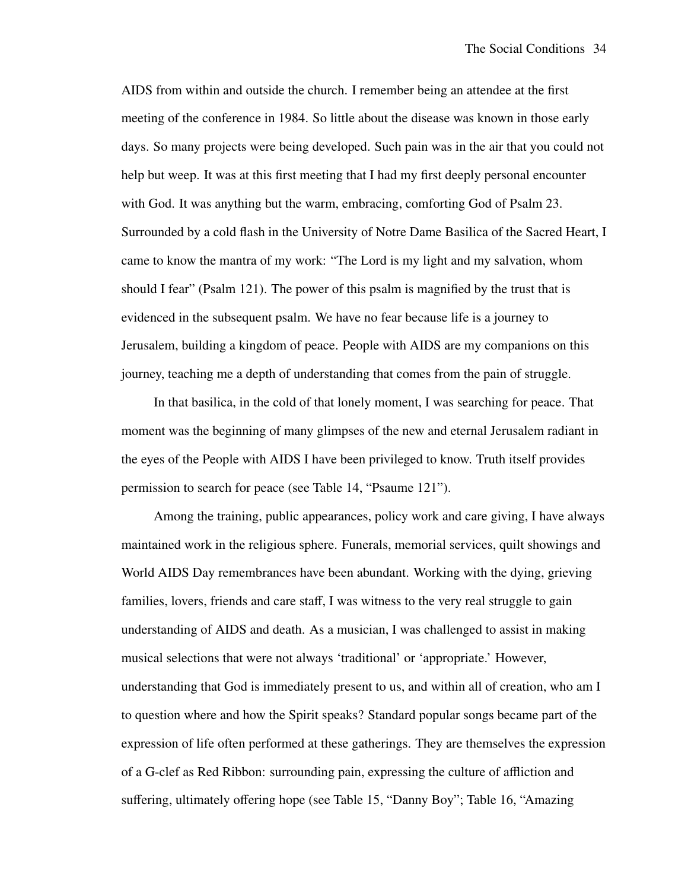AIDS from within and outside the church. I remember being an attendee at the first meeting of the conference in 1984. So little about the disease was known in those early days. So many projects were being developed. Such pain was in the air that you could not help but weep. It was at this first meeting that I had my first deeply personal encounter with God. It was anything but the warm, embracing, comforting God of Psalm 23. Surrounded by a cold flash in the University of Notre Dame Basilica of the Sacred Heart, I came to know the mantra of my work: "The Lord is my light and my salvation, whom should I fear" (Psalm 121). The power of this psalm is magnified by the trust that is evidenced in the subsequent psalm. We have no fear because life is a journey to Jerusalem, building a kingdom of peace. People with AIDS are my companions on this journey, teaching me a depth of understanding that comes from the pain of struggle.

In that basilica, in the cold of that lonely moment, I was searching for peace. That moment was the beginning of many glimpses of the new and eternal Jerusalem radiant in the eyes of the People with AIDS I have been privileged to know. Truth itself provides permission to search for peace (see Table 14, "Psaume 121").

Among the training, public appearances, policy work and care giving, I have always maintained work in the religious sphere. Funerals, memorial services, quilt showings and World AIDS Day remembrances have been abundant. Working with the dying, grieving families, lovers, friends and care staff, I was witness to the very real struggle to gain understanding of AIDS and death. As a musician, I was challenged to assist in making musical selections that were not always 'traditional' or 'appropriate.' However, understanding that God is immediately present to us, and within all of creation, who am I to question where and how the Spirit speaks? Standard popular songs became part of the expression of life often performed at these gatherings. They are themselves the expression of a G-clef as Red Ribbon: surrounding pain, expressing the culture of affliction and suffering, ultimately offering hope (see Table 15, "Danny Boy"; Table 16, "Amazing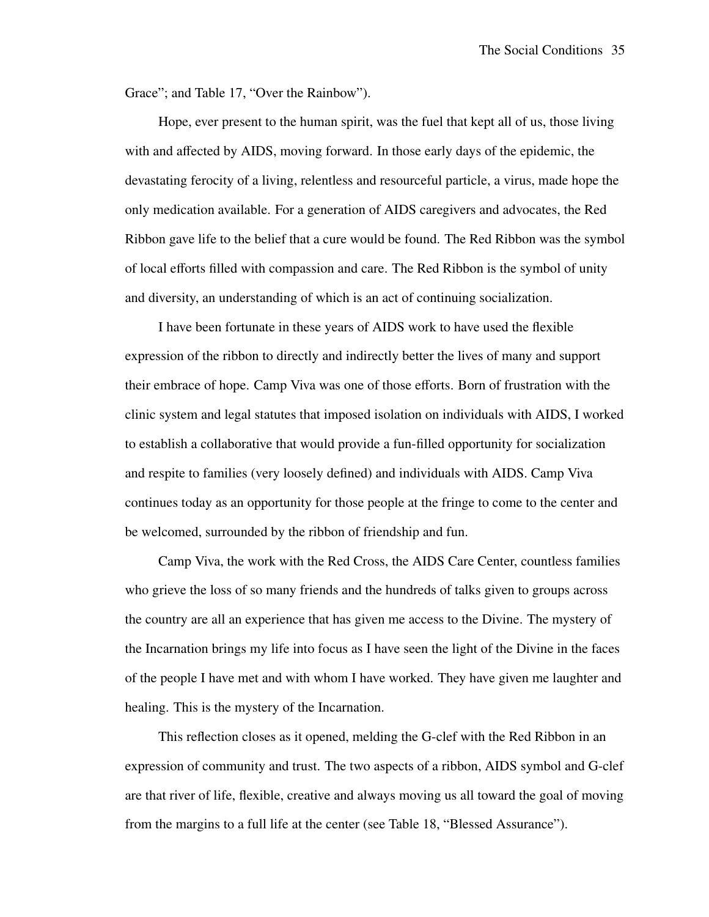Grace"; and Table 17, "Over the Rainbow").

Hope, ever present to the human spirit, was the fuel that kept all of us, those living with and affected by AIDS, moving forward. In those early days of the epidemic, the devastating ferocity of a living, relentless and resourceful particle, a virus, made hope the only medication available. For a generation of AIDS caregivers and advocates, the Red Ribbon gave life to the belief that a cure would be found. The Red Ribbon was the symbol of local efforts filled with compassion and care. The Red Ribbon is the symbol of unity and diversity, an understanding of which is an act of continuing socialization.

I have been fortunate in these years of AIDS work to have used the flexible expression of the ribbon to directly and indirectly better the lives of many and support their embrace of hope. Camp Viva was one of those efforts. Born of frustration with the clinic system and legal statutes that imposed isolation on individuals with AIDS, I worked to establish a collaborative that would provide a fun-filled opportunity for socialization and respite to families (very loosely defined) and individuals with AIDS. Camp Viva continues today as an opportunity for those people at the fringe to come to the center and be welcomed, surrounded by the ribbon of friendship and fun.

Camp Viva, the work with the Red Cross, the AIDS Care Center, countless families who grieve the loss of so many friends and the hundreds of talks given to groups across the country are all an experience that has given me access to the Divine. The mystery of the Incarnation brings my life into focus as I have seen the light of the Divine in the faces of the people I have met and with whom I have worked. They have given me laughter and healing. This is the mystery of the Incarnation.

This reflection closes as it opened, melding the G-clef with the Red Ribbon in an expression of community and trust. The two aspects of a ribbon, AIDS symbol and G-clef are that river of life, flexible, creative and always moving us all toward the goal of moving from the margins to a full life at the center (see Table 18, "Blessed Assurance").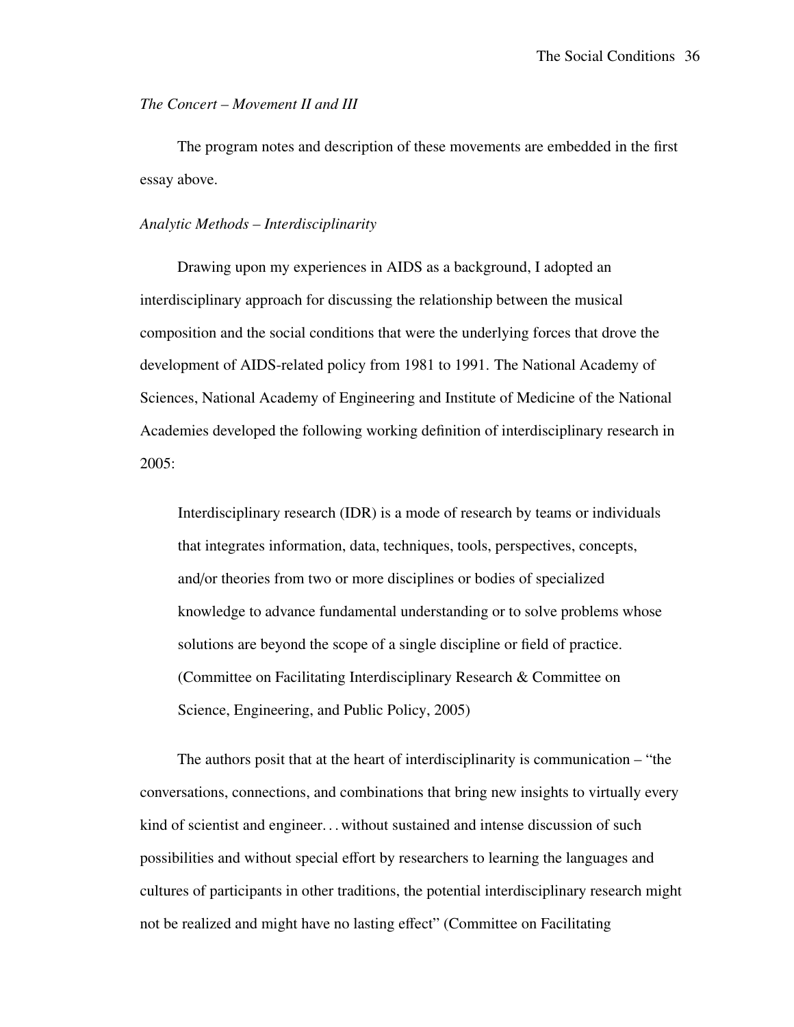*The Concert – Movement II and III*

The program notes and description of these movements are embedded in the first essay above.

*Analytic Methods – Interdisciplinarity*

Drawing upon my experiences in AIDS as a background, I adopted an interdisciplinary approach for discussing the relationship between the musical composition and the social conditions that were the underlying forces that drove the development of AIDS-related policy from 1981 to 1991. The National Academy of Sciences, National Academy of Engineering and Institute of Medicine of the National Academies developed the following working definition of interdisciplinary research in 2005:

> Interdisciplinary research (IDR) is a mode of research by teams or individuals that integrates information, data, techniques, tools, perspectives, concepts, and/or theories from two or more disciplines or bodies of specialized knowledge to advance fundamental understanding or to solve problems whose solutions are beyond the scope of a single discipline or field of practice. (Committee on Facilitating Interdisciplinary Research & Committee on Science, Engineering, and Public Policy, 2005)

The authors posit that at the heart of interdisciplinarity is communication – "the conversations, connections, and combinations that bring new insights to virtually every kind of scientist and engineer… without sustained and intense discussion of such possibilities and without special effort by researchers to learning the languages and cultures of participants in other traditions, the potential interdisciplinary research might not be realized and might have no lasting effect" (Committee on Facilitating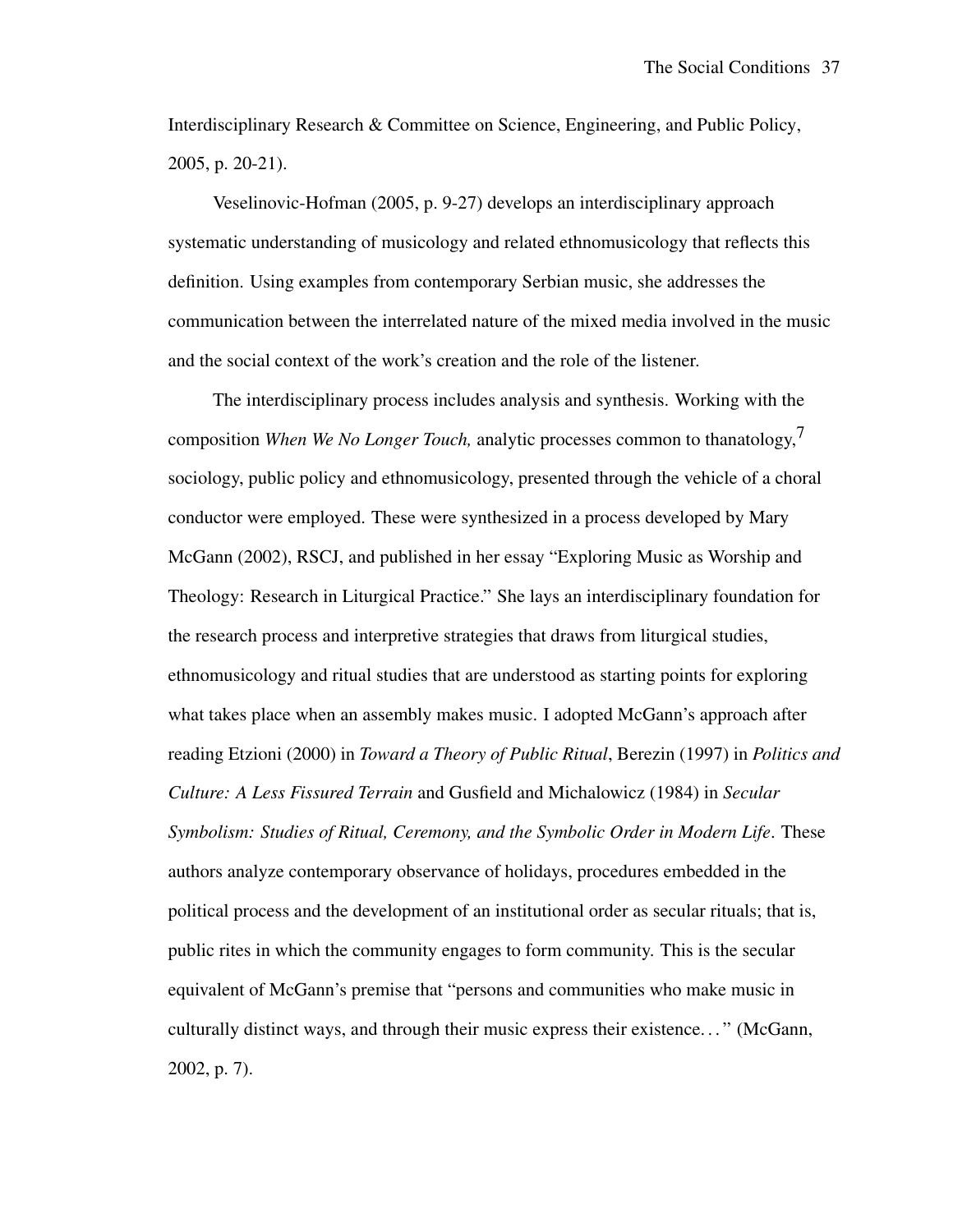Interdisciplinary Research & Committee on Science, Engineering, and Public Policy, 2005, p. 20-21).

Veselinovic-Hofman (2005, p. 9-27) develops an interdisciplinary approach systematic understanding of musicology and related ethnomusicology that reflects this definition. Using examples from contemporary Serbian music, she addresses the communication between the interrelated nature of the mixed media involved in the music and the social context of the work's creation and the role of the listener.

The interdisciplinary process includes analysis and synthesis. Working with the composition *When We No Longer Touch,* analytic processes common to thanatology,[7] sociology, public policy and ethnomusicology, presented through the vehicle of a choral conductor were employed. These were synthesized in a process developed by Mary McGann (2002), RSCJ, and published in her essay "Exploring Music as Worship and Theology: Research in Liturgical Practice." She lays an interdisciplinary foundation for the research process and interpretive strategies that draws from liturgical studies, ethnomusicology and ritual studies that are understood as starting points for exploring what takes place when an assembly makes music. I adopted McGann's approach after reading Etzioni (2000) in *Toward a Theory of Public Ritual*, Berezin (1997) in *Politics and Culture: A Less Fissured Terrain* and Gusfield and Michalowicz (1984) in *Secular Symbolism: Studies of Ritual, Ceremony, and the Symbolic Order in Modern Life*. These authors analyze contemporary observance of holidays, procedures embedded in the political process and the development of an institutional order as secular rituals; that is, public rites in which the community engages to form community. This is the secular equivalent of McGann's premise that "persons and communities who make music in culturally distinct ways, and through their music express their existence. . . " (McGann, 2002, p. 7).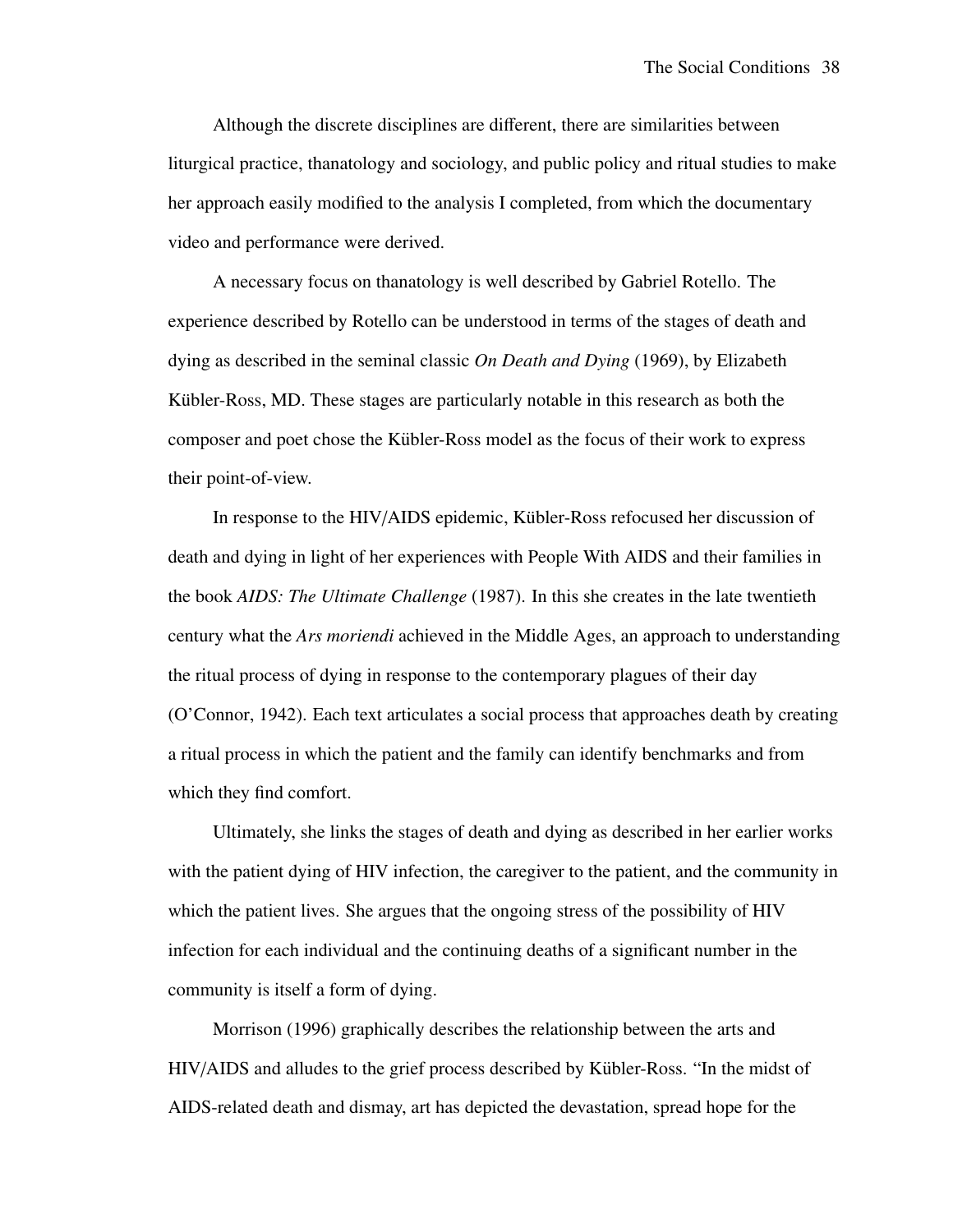Although the discrete disciplines are different, there are similarities between liturgical practice, thanatology and sociology, and public policy and ritual studies to make her approach easily modified to the analysis I completed, from which the documentary video and performance were derived.

A necessary focus on thanatology is well described by Gabriel Rotello. The experience described by Rotello can be understood in terms of the stages of death and dying as described in the seminal classic *On Death and Dying* (1969), by Elizabeth Kübler-Ross, MD. These stages are particularly notable in this research as both the composer and poet chose the Kübler-Ross model as the focus of their work to express their point-of-view.

In response to the HIV/AIDS epidemic, Kübler-Ross refocused her discussion of death and dying in light of her experiences with People With AIDS and their families in the book *AIDS: The Ultimate Challenge* (1987). In this she creates in the late twentieth century what the *Ars moriendi* achieved in the Middle Ages, an approach to understanding the ritual process of dying in response to the contemporary plagues of their day (O'Connor, 1942). Each text articulates a social process that approaches death by creating a ritual process in which the patient and the family can identify benchmarks and from which they find comfort.

Ultimately, she links the stages of death and dying as described in her earlier works with the patient dying of HIV infection, the caregiver to the patient, and the community in which the patient lives. She argues that the ongoing stress of the possibility of HIV infection for each individual and the continuing deaths of a significant number in the community is itself a form of dying.

Morrison (1996) graphically describes the relationship between the arts and HIV/AIDS and alludes to the grief process described by Kübler-Ross. "In the midst of AIDS-related death and dismay, art has depicted the devastation, spread hope for the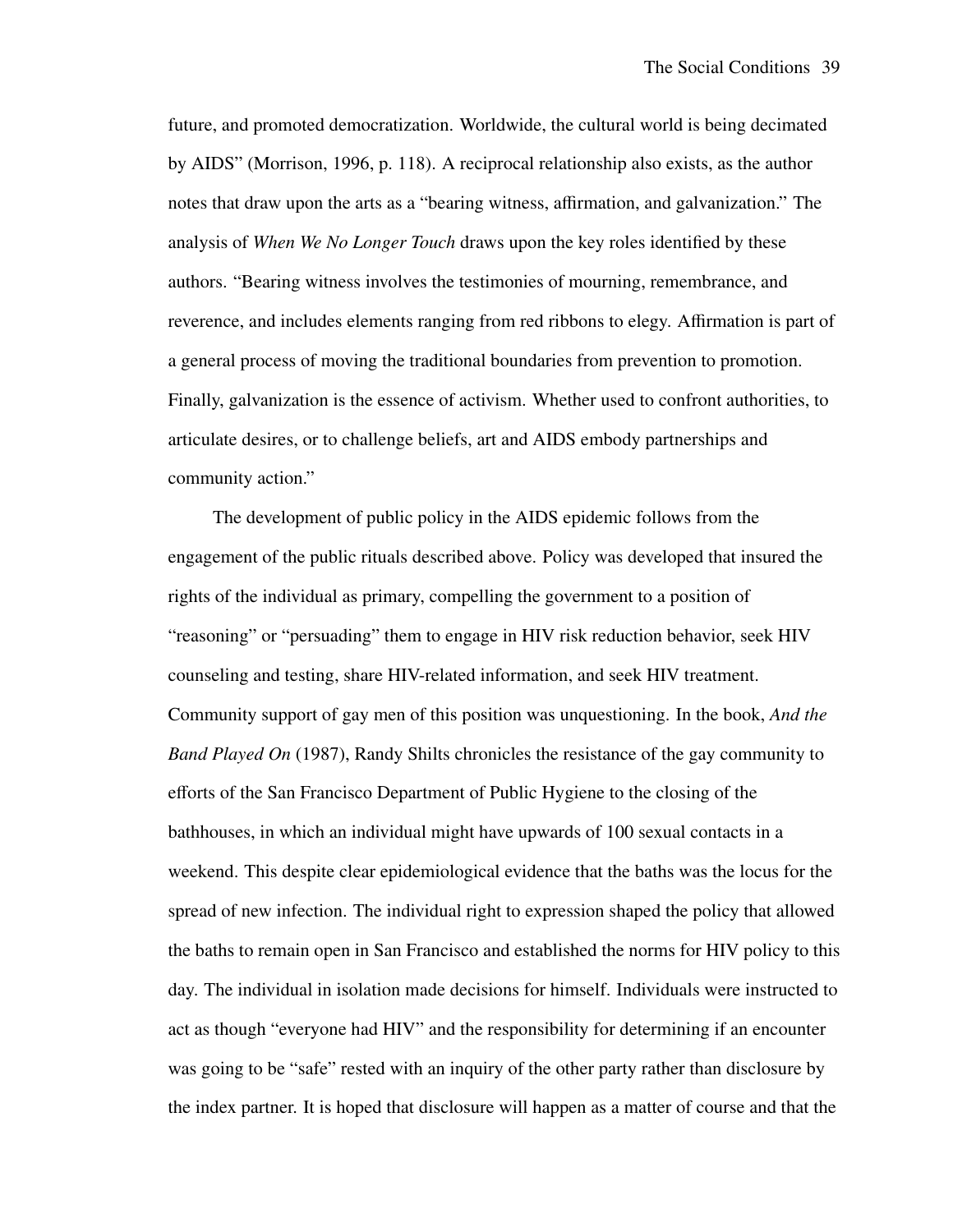future, and promoted democratization. Worldwide, the cultural world is being decimated by AIDS" (Morrison, 1996, p. 118). A reciprocal relationship also exists, as the author notes that draw upon the arts as a "bearing witness, affirmation, and galvanization." The analysis of *When We No Longer Touch* draws upon the key roles identified by these authors. "Bearing witness involves the testimonies of mourning, remembrance, and reverence, and includes elements ranging from red ribbons to elegy. Affirmation is part of a general process of moving the traditional boundaries from prevention to promotion. Finally, galvanization is the essence of activism. Whether used to confront authorities, to articulate desires, or to challenge beliefs, art and AIDS embody partnerships and community action."

The development of public policy in the AIDS epidemic follows from the engagement of the public rituals described above. Policy was developed that insured the rights of the individual as primary, compelling the government to a position of "reasoning" or "persuading" them to engage in HIV risk reduction behavior, seek HIV counseling and testing, share HIV-related information, and seek HIV treatment. Community support of gay men of this position was unquestioning. In the book, *And the Band Played On* (1987), Randy Shilts chronicles the resistance of the gay community to efforts of the San Francisco Department of Public Hygiene to the closing of the bathhouses, in which an individual might have upwards of 100 sexual contacts in a weekend. This despite clear epidemiological evidence that the baths was the locus for the spread of new infection. The individual right to expression shaped the policy that allowed the baths to remain open in San Francisco and established the norms for HIV policy to this day. The individual in isolation made decisions for himself. Individuals were instructed to act as though "everyone had HIV" and the responsibility for determining if an encounter was going to be "safe" rested with an inquiry of the other party rather than disclosure by the index partner. It is hoped that disclosure will happen as a matter of course and that the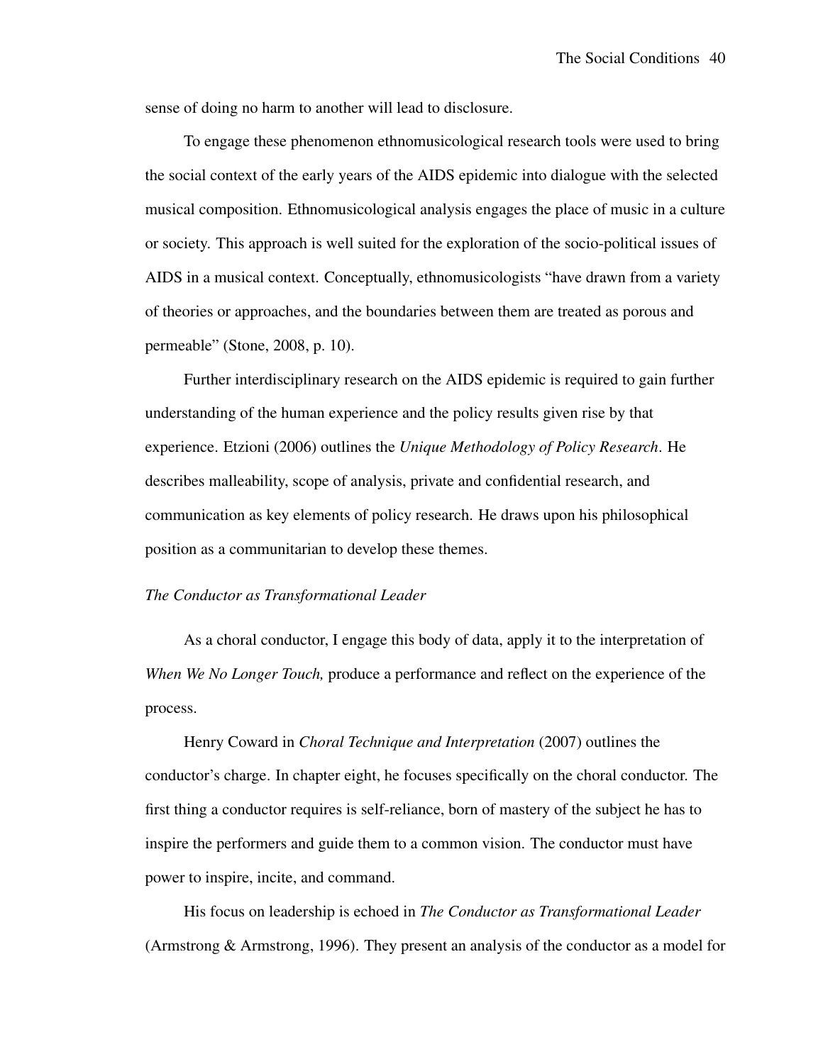sense of doing no harm to another will lead to disclosure.

To engage these phenomenon ethnomusicological research tools were used to bring the social context of the early years of the AIDS epidemic into dialogue with the selected musical composition. Ethnomusicological analysis engages the place of music in a culture or society. This approach is well suited for the exploration of the socio-political issues of AIDS in a musical context. Conceptually, ethnomusicologists "have drawn from a variety of theories or approaches, and the boundaries between them are treated as porous and permeable" (Stone, 2008, p. 10).

Further interdisciplinary research on the AIDS epidemic is required to gain further understanding of the human experience and the policy results given rise by that experience. Etzioni (2006) outlines the *Unique Methodology of Policy Research*. He describes malleability, scope of analysis, private and confidential research, and communication as key elements of policy research. He draws upon his philosophical position as a communitarian to develop these themes.

### *The Conductor as Transformational Leader*

As a choral conductor, I engage this body of data, apply it to the interpretation of *When We No Longer Touch,* produce a performance and reflect on the experience of the process.

Henry Coward in *Choral Technique and Interpretation* (2007) outlines the conductor's charge. In chapter eight, he focuses specifically on the choral conductor. The first thing a conductor requires is self-reliance, born of mastery of the subject he has to inspire the performers and guide them to a common vision. The conductor must have power to inspire, incite, and command.

His focus on leadership is echoed in *The Conductor as Transformational Leader* (Armstrong & Armstrong, 1996). They present an analysis of the conductor as a model for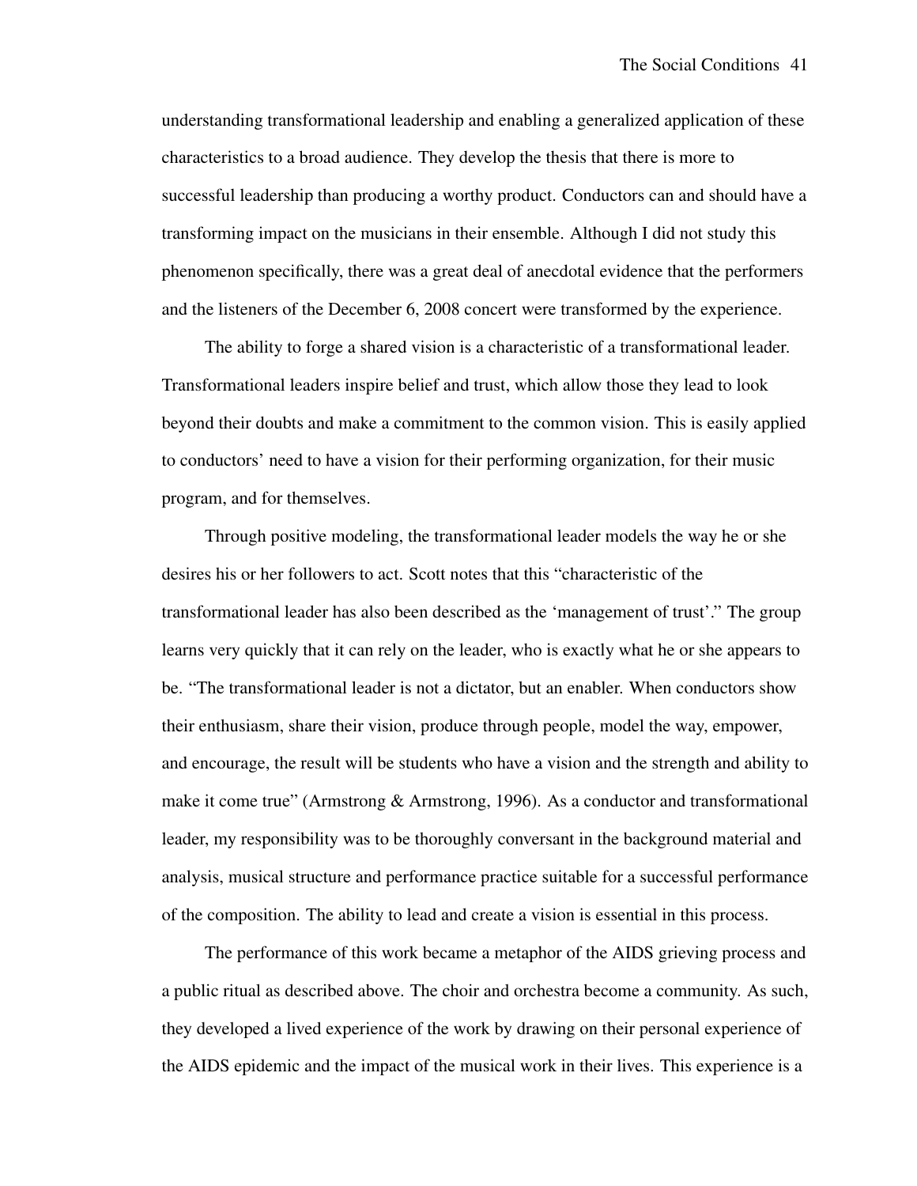understanding transformational leadership and enabling a generalized application of these characteristics to a broad audience. They develop the thesis that there is more to successful leadership than producing a worthy product. Conductors can and should have a transforming impact on the musicians in their ensemble. Although I did not study this phenomenon specifically, there was a great deal of anecdotal evidence that the performers and the listeners of the December 6, 2008 concert were transformed by the experience.

The ability to forge a shared vision is a characteristic of a transformational leader. Transformational leaders inspire belief and trust, which allow those they lead to look beyond their doubts and make a commitment to the common vision. This is easily applied to conductors' need to have a vision for their performing organization, for their music program, and for themselves.

Through positive modeling, the transformational leader models the way he or she desires his or her followers to act. Scott notes that this "characteristic of the transformational leader has also been described as the 'management of trust'." The group learns very quickly that it can rely on the leader, who is exactly what he or she appears to be. "The transformational leader is not a dictator, but an enabler. When conductors show their enthusiasm, share their vision, produce through people, model the way, empower, and encourage, the result will be students who have a vision and the strength and ability to make it come true" (Armstrong & Armstrong, 1996). As a conductor and transformational leader, my responsibility was to be thoroughly conversant in the background material and analysis, musical structure and performance practice suitable for a successful performance of the composition. The ability to lead and create a vision is essential in this process.

The performance of this work became a metaphor of the AIDS grieving process and a public ritual as described above. The choir and orchestra become a community. As such, they developed a lived experience of the work by drawing on their personal experience of the AIDS epidemic and the impact of the musical work in their lives. This experience is a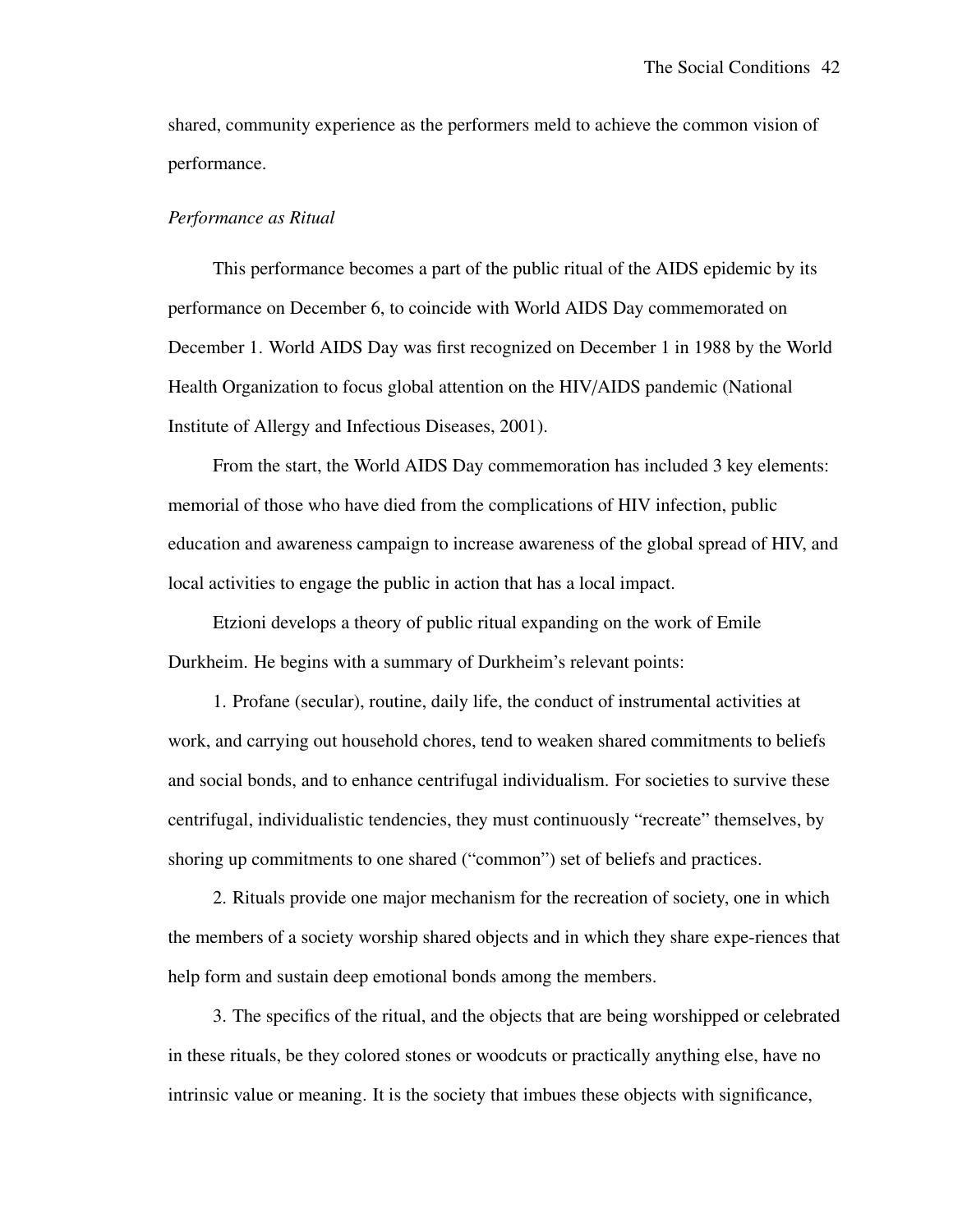shared, community experience as the performers meld to achieve the common vision of performance.

*Performance as Ritual*

This performance becomes a part of the public ritual of the AIDS epidemic by its performance on December 6, to coincide with World AIDS Day commemorated on December 1. World AIDS Day was first recognized on December 1 in 1988 by the World Health Organization to focus global attention on the HIV/AIDS pandemic (National Institute of Allergy and Infectious Diseases, 2001).

From the start, the World AIDS Day commemoration has included 3 key elements: memorial of those who have died from the complications of HIV infection, public education and awareness campaign to increase awareness of the global spread of HIV, and local activities to engage the public in action that has a local impact.

Etzioni develops a theory of public ritual expanding on the work of Emile Durkheim. He begins with a summary of Durkheim's relevant points:

1. Profane (secular), routine, daily life, the conduct of instrumental activities at work, and carrying out household chores, tend to weaken shared commitments to beliefs and social bonds, and to enhance centrifugal individualism. For societies to survive these centrifugal, individualistic tendencies, they must continuously "recreate" themselves, by shoring up commitments to one shared ("common") set of beliefs and practices.

2. Rituals provide one major mechanism for the recreation of society, one in which the members of a society worship shared objects and in which they share expe-riences that help form and sustain deep emotional bonds among the members.

3. The specifics of the ritual, and the objects that are being worshipped or celebrated in these rituals, be they colored stones or woodcuts or practically anything else, have no intrinsic value or meaning. It is the society that imbues these objects with significance,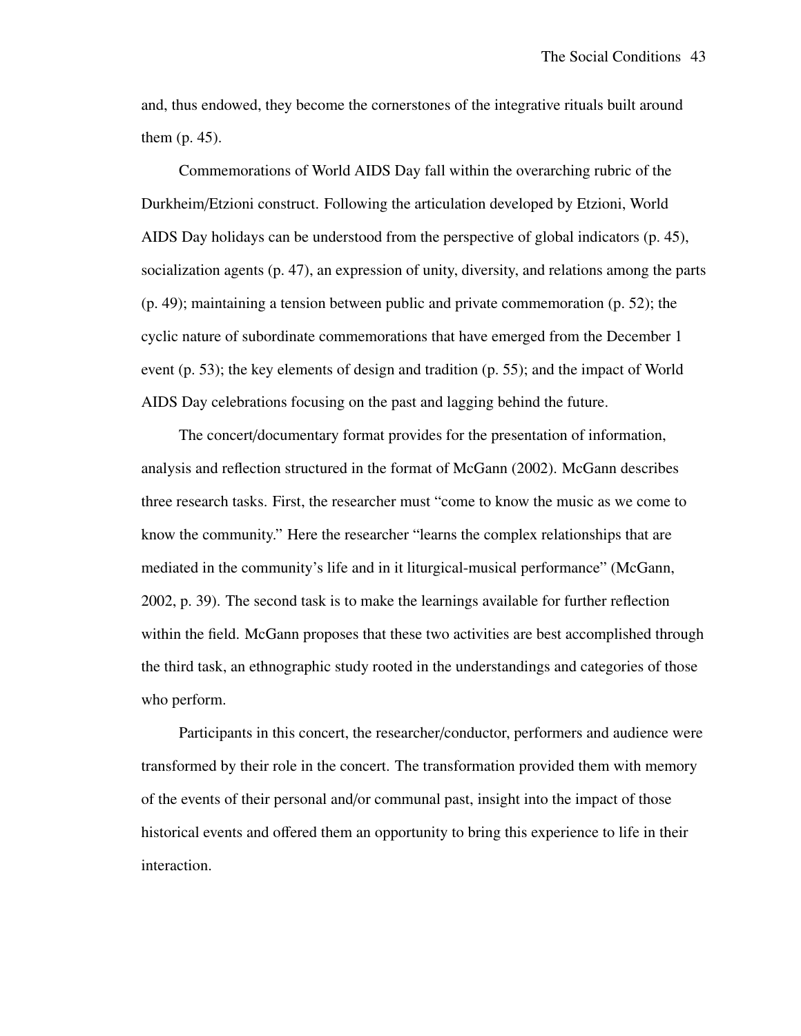and, thus endowed, they become the cornerstones of the integrative rituals built around them (p. 45).

Commemorations of World AIDS Day fall within the overarching rubric of the Durkheim/Etzioni construct. Following the articulation developed by Etzioni, World AIDS Day holidays can be understood from the perspective of global indicators (p. 45), socialization agents (p. 47), an expression of unity, diversity, and relations among the parts (p. 49); maintaining a tension between public and private commemoration (p. 52); the cyclic nature of subordinate commemorations that have emerged from the December 1 event (p. 53); the key elements of design and tradition (p. 55); and the impact of World AIDS Day celebrations focusing on the past and lagging behind the future.

The concert/documentary format provides for the presentation of information, analysis and reflection structured in the format of McGann (2002). McGann describes three research tasks. First, the researcher must "come to know the music as we come to know the community." Here the researcher "learns the complex relationships that are mediated in the community's life and in it liturgical-musical performance" (McGann, 2002, p. 39). The second task is to make the learnings available for further reflection within the field. McGann proposes that these two activities are best accomplished through the third task, an ethnographic study rooted in the understandings and categories of those who perform.

Participants in this concert, the researcher/conductor, performers and audience were transformed by their role in the concert. The transformation provided them with memory of the events of their personal and/or communal past, insight into the impact of those historical events and offered them an opportunity to bring this experience to life in their interaction.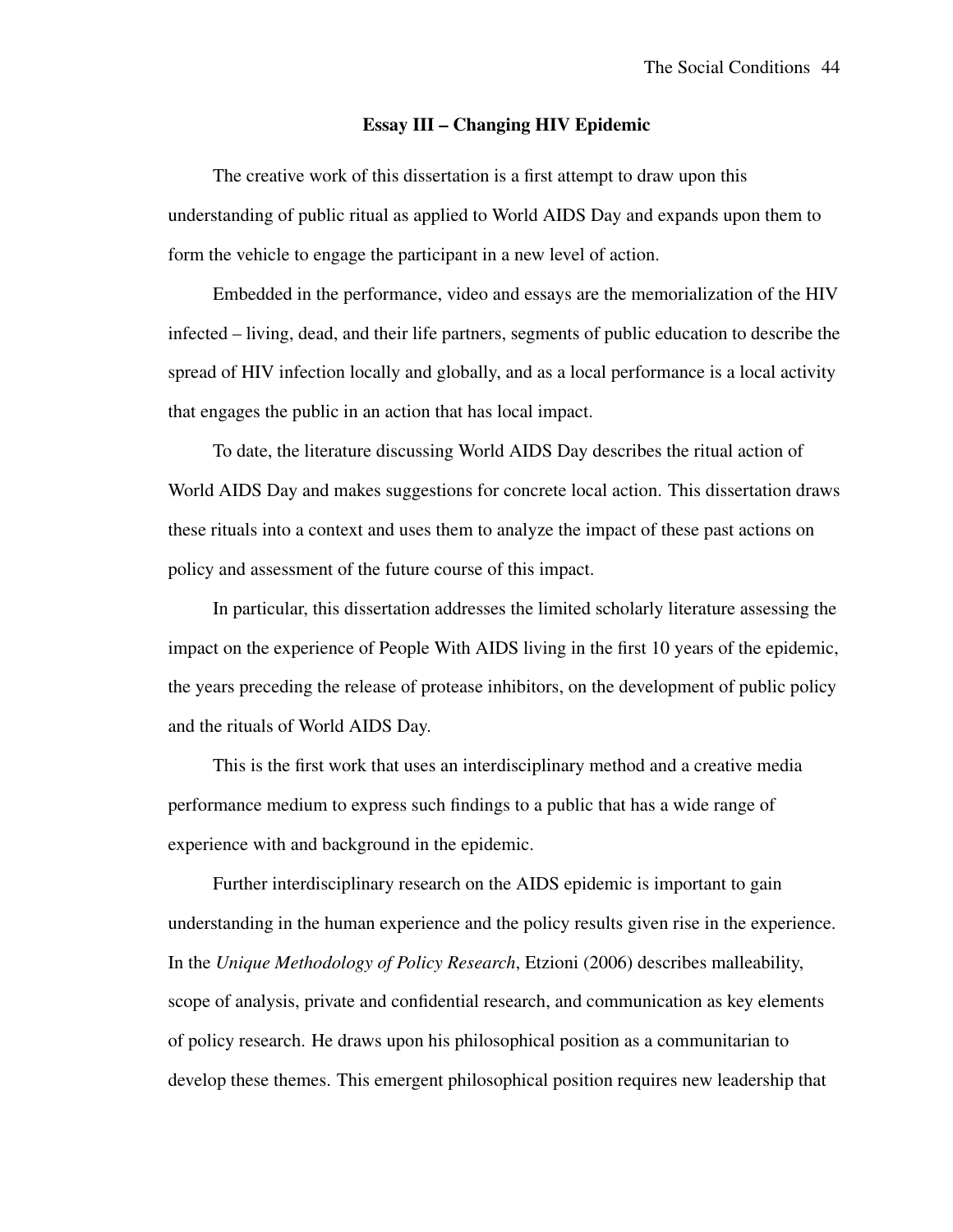## Essay III – Changing HIV Epidemic

The creative work of this dissertation is a first attempt to draw upon this understanding of public ritual as applied to World AIDS Day and expands upon them to form the vehicle to engage the participant in a new level of action.

Embedded in the performance, video and essays are the memorialization of the HIV infected – living, dead, and their life partners, segments of public education to describe the spread of HIV infection locally and globally, and as a local performance is a local activity that engages the public in an action that has local impact.

To date, the literature discussing World AIDS Day describes the ritual action of World AIDS Day and makes suggestions for concrete local action. This dissertation draws these rituals into a context and uses them to analyze the impact of these past actions on policy and assessment of the future course of this impact.

In particular, this dissertation addresses the limited scholarly literature assessing the impact on the experience of People With AIDS living in the first 10 years of the epidemic, the years preceding the release of protease inhibitors, on the development of public policy and the rituals of World AIDS Day.

This is the first work that uses an interdisciplinary method and a creative media performance medium to express such findings to a public that has a wide range of experience with and background in the epidemic.

Further interdisciplinary research on the AIDS epidemic is important to gain understanding in the human experience and the policy results given rise in the experience. In the *Unique Methodology of Policy Research*, Etzioni (2006) describes malleability, scope of analysis, private and confidential research, and communication as key elements of policy research. He draws upon his philosophical position as a communitarian to develop these themes. This emergent philosophical position requires new leadership that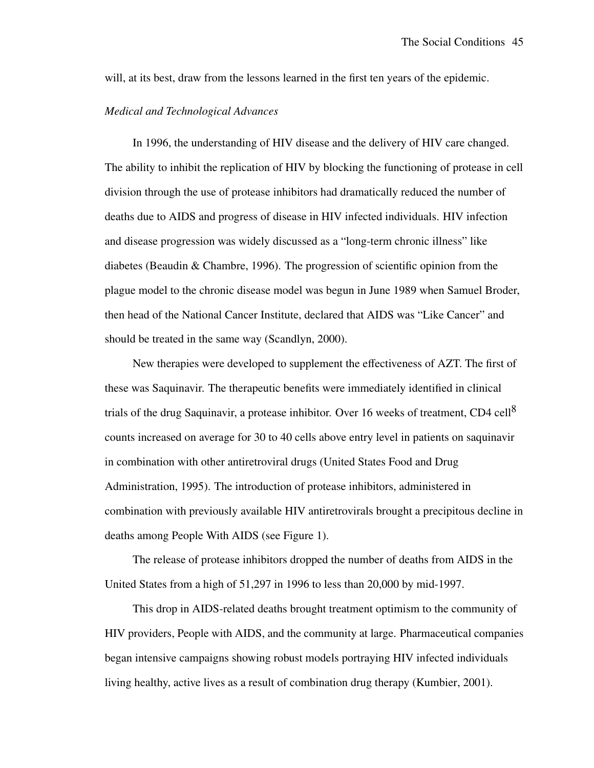will, at its best, draw from the lessons learned in the first ten years of the epidemic.

*Medical and Technological Advances*

In 1996, the understanding of HIV disease and the delivery of HIV care changed. The ability to inhibit the replication of HIV by blocking the functioning of protease in cell division through the use of protease inhibitors had dramatically reduced the number of deaths due to AIDS and progress of disease in HIV infected individuals. HIV infection and disease progression was widely discussed as a "long-term chronic illness" like diabetes (Beaudin & Chambre, 1996). The progression of scientific opinion from the plague model to the chronic disease model was begun in June 1989 when Samuel Broder, then head of the National Cancer Institute, declared that AIDS was "Like Cancer" and should be treated in the same way (Scandlyn, 2000).

New therapies were developed to supplement the effectiveness of AZT. The first of these was Saquinavir. The therapeutic benefits were immediately identified in clinical trials of the drug Saquinavir, a protease inhibitor. Over 16 weeks of treatment, CD4 cell[8] counts increased on average for 30 to 40 cells above entry level in patients on saquinavir in combination with other antiretroviral drugs (United States Food and Drug Administration, 1995). The introduction of protease inhibitors, administered in combination with previously available HIV antiretrovirals brought a precipitous decline in deaths among People With AIDS (see Figure 1).

The release of protease inhibitors dropped the number of deaths from AIDS in the United States from a high of 51,297 in 1996 to less than 20,000 by mid-1997.

This drop in AIDS-related deaths brought treatment optimism to the community of HIV providers, People with AIDS, and the community at large. Pharmaceutical companies began intensive campaigns showing robust models portraying HIV infected individuals living healthy, active lives as a result of combination drug therapy (Kumbier, 2001).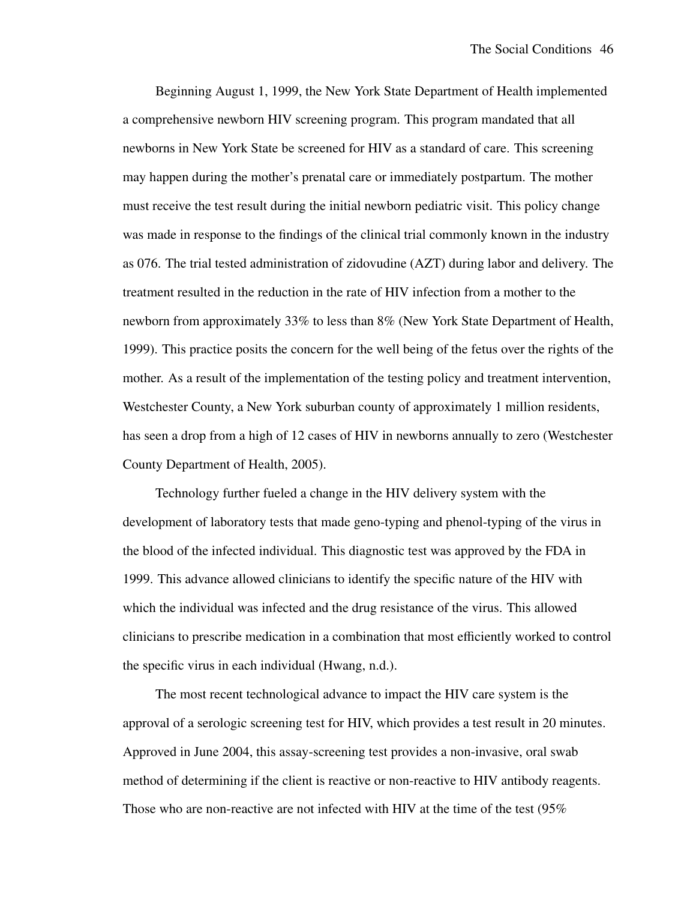Beginning August 1, 1999, the New York State Department of Health implemented a comprehensive newborn HIV screening program. This program mandated that all newborns in New York State be screened for HIV as a standard of care. This screening may happen during the mother's prenatal care or immediately postpartum. The mother must receive the test result during the initial newborn pediatric visit. This policy change was made in response to the findings of the clinical trial commonly known in the industry as 076. The trial tested administration of zidovudine (AZT) during labor and delivery. The treatment resulted in the reduction in the rate of HIV infection from a mother to the newborn from approximately 33% to less than 8% (New York State Department of Health, 1999). This practice posits the concern for the well being of the fetus over the rights of the mother. As a result of the implementation of the testing policy and treatment intervention, Westchester County, a New York suburban county of approximately 1 million residents, has seen a drop from a high of 12 cases of HIV in newborns annually to zero (Westchester County Department of Health, 2005).

Technology further fueled a change in the HIV delivery system with the development of laboratory tests that made geno-typing and phenol-typing of the virus in the blood of the infected individual. This diagnostic test was approved by the FDA in 1999. This advance allowed clinicians to identify the specific nature of the HIV with which the individual was infected and the drug resistance of the virus. This allowed clinicians to prescribe medication in a combination that most efficiently worked to control the specific virus in each individual (Hwang, n.d.).

The most recent technological advance to impact the HIV care system is the approval of a serologic screening test for HIV, which provides a test result in 20 minutes. Approved in June 2004, this assay-screening test provides a non-invasive, oral swab method of determining if the client is reactive or non-reactive to HIV antibody reagents. Those who are non-reactive are not infected with HIV at the time of the test (95%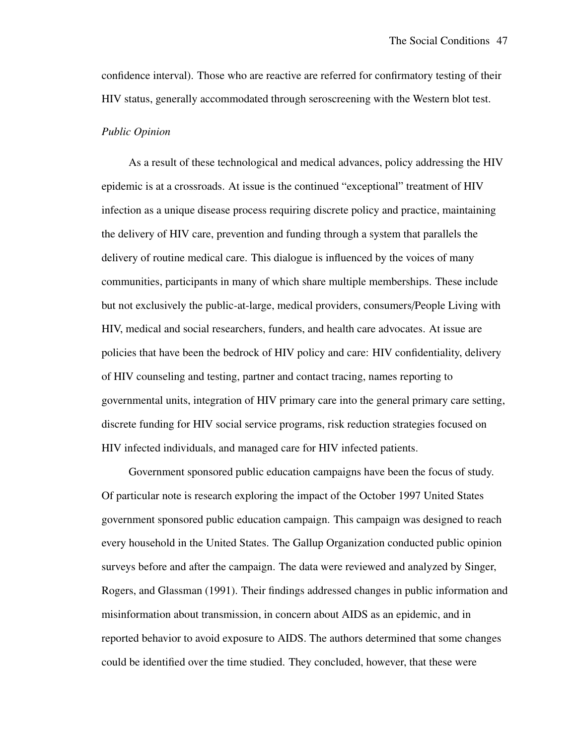confidence interval). Those who are reactive are referred for confirmatory testing of their HIV status, generally accommodated through seroscreening with the Western blot test.

*Public Opinion*

As a result of these technological and medical advances, policy addressing the HIV epidemic is at a crossroads. At issue is the continued “exceptional” treatment of HIV infection as a unique disease process requiring discrete policy and practice, maintaining the delivery of HIV care, prevention and funding through a system that parallels the delivery of routine medical care. This dialogue is influenced by the voices of many communities, participants in many of which share multiple memberships. These include but not exclusively the public-at-large, medical providers, consumers/People Living with HIV, medical and social researchers, funders, and health care advocates. At issue are policies that have been the bedrock of HIV policy and care: HIV confidentiality, delivery of HIV counseling and testing, partner and contact tracing, names reporting to governmental units, integration of HIV primary care into the general primary care setting, discrete funding for HIV social service programs, risk reduction strategies focused on HIV infected individuals, and managed care for HIV infected patients.

Government sponsored public education campaigns have been the focus of study. Of particular note is research exploring the impact of the October 1997 United States government sponsored public education campaign. This campaign was designed to reach every household in the United States. The Gallup Organization conducted public opinion surveys before and after the campaign. The data were reviewed and analyzed by Singer, Rogers, and Glassman (1991). Their findings addressed changes in public information and misinformation about transmission, in concern about AIDS as an epidemic, and in reported behavior to avoid exposure to AIDS. The authors determined that some changes could be identified over the time studied. They concluded, however, that these were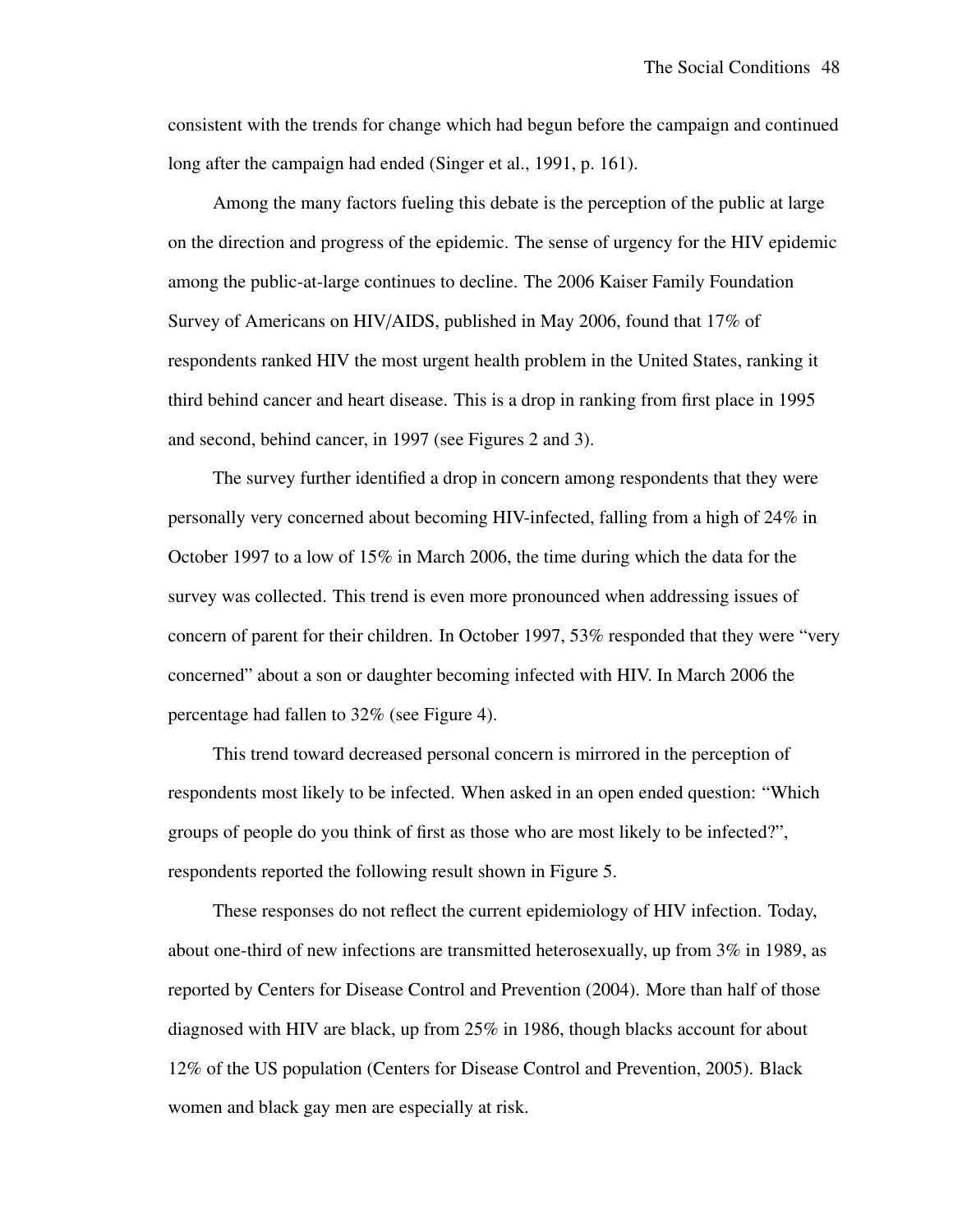consistent with the trends for change which had begun before the campaign and continued long after the campaign had ended (Singer et al., 1991, p. 161).

Among the many factors fueling this debate is the perception of the public at large on the direction and progress of the epidemic. The sense of urgency for the HIV epidemic among the public-at-large continues to decline. The 2006 Kaiser Family Foundation Survey of Americans on HIV/AIDS, published in May 2006, found that 17% of respondents ranked HIV the most urgent health problem in the United States, ranking it third behind cancer and heart disease. This is a drop in ranking from first place in 1995 and second, behind cancer, in 1997 (see Figures 2 and 3).

The survey further identified a drop in concern among respondents that they were personally very concerned about becoming HIV-infected, falling from a high of 24% in October 1997 to a low of 15% in March 2006, the time during which the data for the survey was collected. This trend is even more pronounced when addressing issues of concern of parent for their children. In October 1997, 53% responded that they were "very concerned" about a son or daughter becoming infected with HIV. In March 2006 the percentage had fallen to 32% (see Figure 4).

This trend toward decreased personal concern is mirrored in the perception of respondents most likely to be infected. When asked in an open ended question: "Which groups of people do you think of first as those who are most likely to be infected?", respondents reported the following result shown in Figure 5.

These responses do not reflect the current epidemiology of HIV infection. Today, about one-third of new infections are transmitted heterosexually, up from 3% in 1989, as reported by Centers for Disease Control and Prevention (2004). More than half of those diagnosed with HIV are black, up from 25% in 1986, though blacks account for about 12% of the US population (Centers for Disease Control and Prevention, 2005). Black women and black gay men are especially at risk.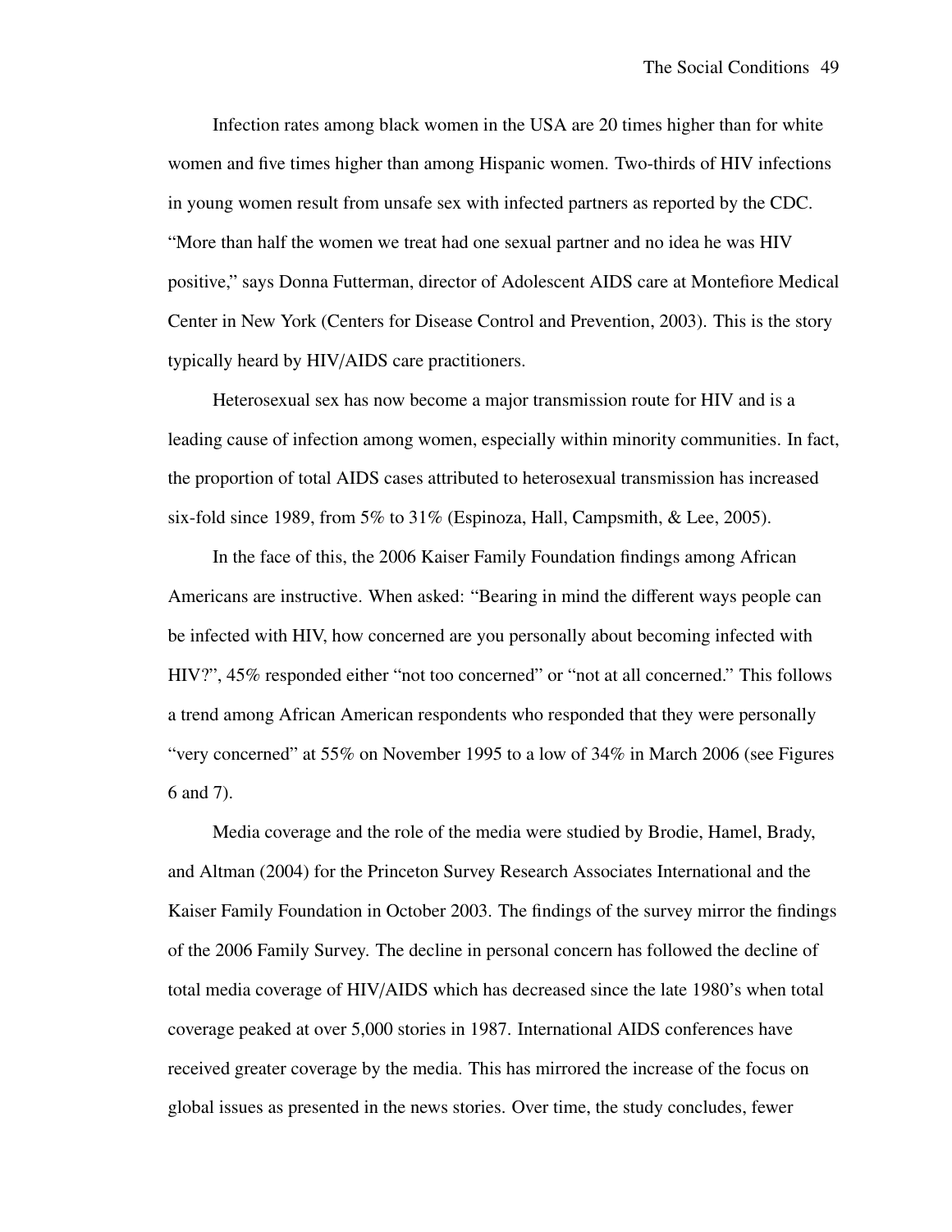Infection rates among black women in the USA are 20 times higher than for white women and five times higher than among Hispanic women. Two-thirds of HIV infections in young women result from unsafe sex with infected partners as reported by the CDC. "More than half the women we treat had one sexual partner and no idea he was HIV positive," says Donna Futterman, director of Adolescent AIDS care at Montefiore Medical Center in New York (Centers for Disease Control and Prevention, 2003). This is the story typically heard by HIV/AIDS care practitioners.

Heterosexual sex has now become a major transmission route for HIV and is a leading cause of infection among women, especially within minority communities. In fact, the proportion of total AIDS cases attributed to heterosexual transmission has increased six-fold since 1989, from 5% to 31% (Espinoza, Hall, Campsmith, & Lee, 2005).

In the face of this, the 2006 Kaiser Family Foundation findings among African Americans are instructive. When asked: "Bearing in mind the different ways people can be infected with HIV, how concerned are you personally about becoming infected with HIV?", 45% responded either "not too concerned" or "not at all concerned." This follows a trend among African American respondents who responded that they were personally "very concerned" at 55% on November 1995 to a low of 34% in March 2006 (see Figures 6 and 7).

Media coverage and the role of the media were studied by Brodie, Hamel, Brady, and Altman (2004) for the Princeton Survey Research Associates International and the Kaiser Family Foundation in October 2003. The findings of the survey mirror the findings of the 2006 Family Survey. The decline in personal concern has followed the decline of total media coverage of HIV/AIDS which has decreased since the late 1980's when total coverage peaked at over 5,000 stories in 1987. International AIDS conferences have received greater coverage by the media. This has mirrored the increase of the focus on global issues as presented in the news stories. Over time, the study concludes, fewer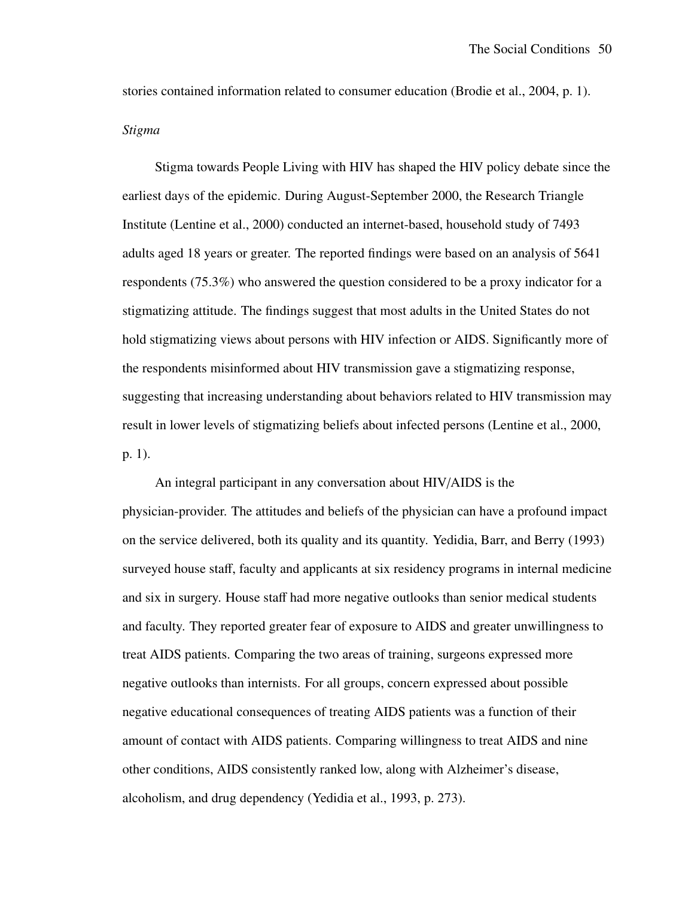stories contained information related to consumer education (Brodie et al., 2004, p. 1).

*Stigma*

Stigma towards People Living with HIV has shaped the HIV policy debate since the earliest days of the epidemic. During August-September 2000, the Research Triangle Institute (Lentine et al., 2000) conducted an internet-based, household study of 7493 adults aged 18 years or greater. The reported findings were based on an analysis of 5641 respondents (75.3%) who answered the question considered to be a proxy indicator for a stigmatizing attitude. The findings suggest that most adults in the United States do not hold stigmatizing views about persons with HIV infection or AIDS. Significantly more of the respondents misinformed about HIV transmission gave a stigmatizing response, suggesting that increasing understanding about behaviors related to HIV transmission may result in lower levels of stigmatizing beliefs about infected persons (Lentine et al., 2000, p. 1).

An integral participant in any conversation about HIV/AIDS is the physician-provider. The attitudes and beliefs of the physician can have a profound impact on the service delivered, both its quality and its quantity. Yedidia, Barr, and Berry (1993) surveyed house staff, faculty and applicants at six residency programs in internal medicine and six in surgery. House staff had more negative outlooks than senior medical students and faculty. They reported greater fear of exposure to AIDS and greater unwillingness to treat AIDS patients. Comparing the two areas of training, surgeons expressed more negative outlooks than internists. For all groups, concern expressed about possible negative educational consequences of treating AIDS patients was a function of their amount of contact with AIDS patients. Comparing willingness to treat AIDS and nine other conditions, AIDS consistently ranked low, along with Alzheimer's disease, alcoholism, and drug dependency (Yedidia et al., 1993, p. 273).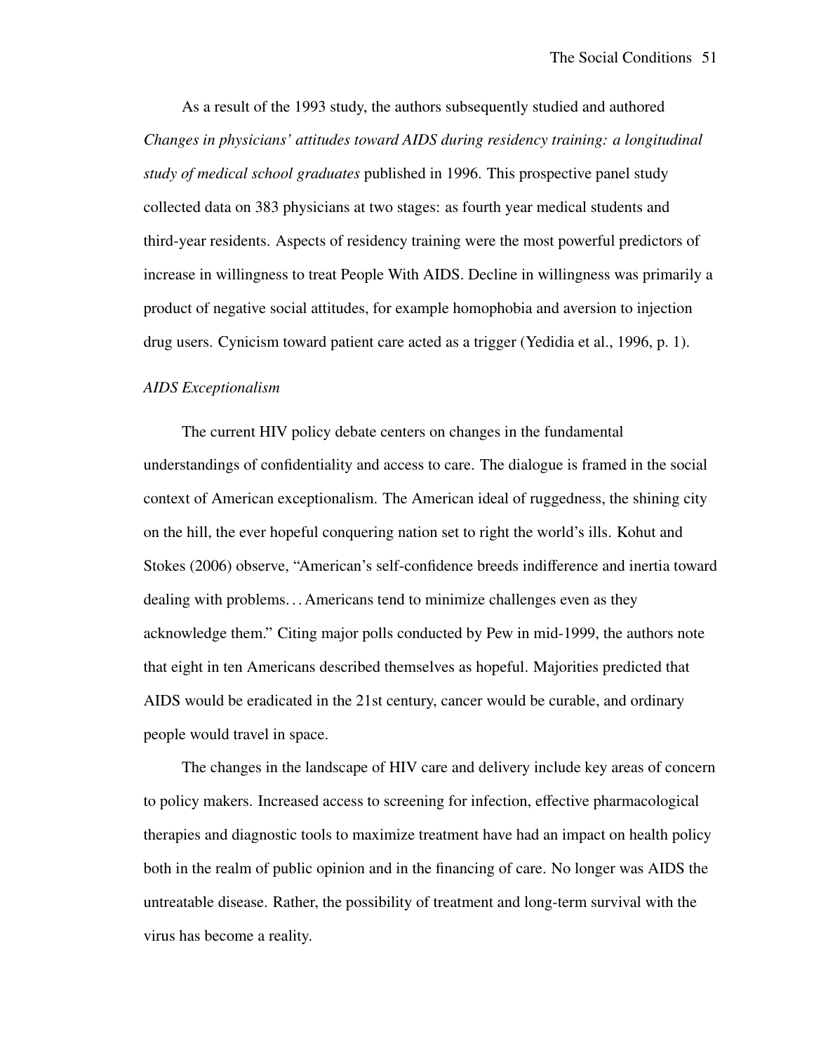As a result of the 1993 study, the authors subsequently studied and authored *Changes in physicians' attitudes toward AIDS during residency training: a longitudinal study of medical school graduates* published in 1996. This prospective panel study collected data on 383 physicians at two stages: as fourth year medical students and third-year residents. Aspects of residency training were the most powerful predictors of increase in willingness to treat People With AIDS. Decline in willingness was primarily a product of negative social attitudes, for example homophobia and aversion to injection drug users. Cynicism toward patient care acted as a trigger (Yedidia et al., 1996, p. 1).

*AIDS Exceptionalism*

The current HIV policy debate centers on changes in the fundamental understandings of confidentiality and access to care. The dialogue is framed in the social context of American exceptionalism. The American ideal of ruggedness, the shining city on the hill, the ever hopeful conquering nation set to right the world's ills. Kohut and Stokes (2006) observe, "American's self-confidence breeds indifference and inertia toward dealing with problems. . . Americans tend to minimize challenges even as they acknowledge them." Citing major polls conducted by Pew in mid-1999, the authors note that eight in ten Americans described themselves as hopeful. Majorities predicted that AIDS would be eradicated in the 21st century, cancer would be curable, and ordinary people would travel in space.

The changes in the landscape of HIV care and delivery include key areas of concern to policy makers. Increased access to screening for infection, effective pharmacological therapies and diagnostic tools to maximize treatment have had an impact on health policy both in the realm of public opinion and in the financing of care. No longer was AIDS the untreatable disease. Rather, the possibility of treatment and long-term survival with the virus has become a reality.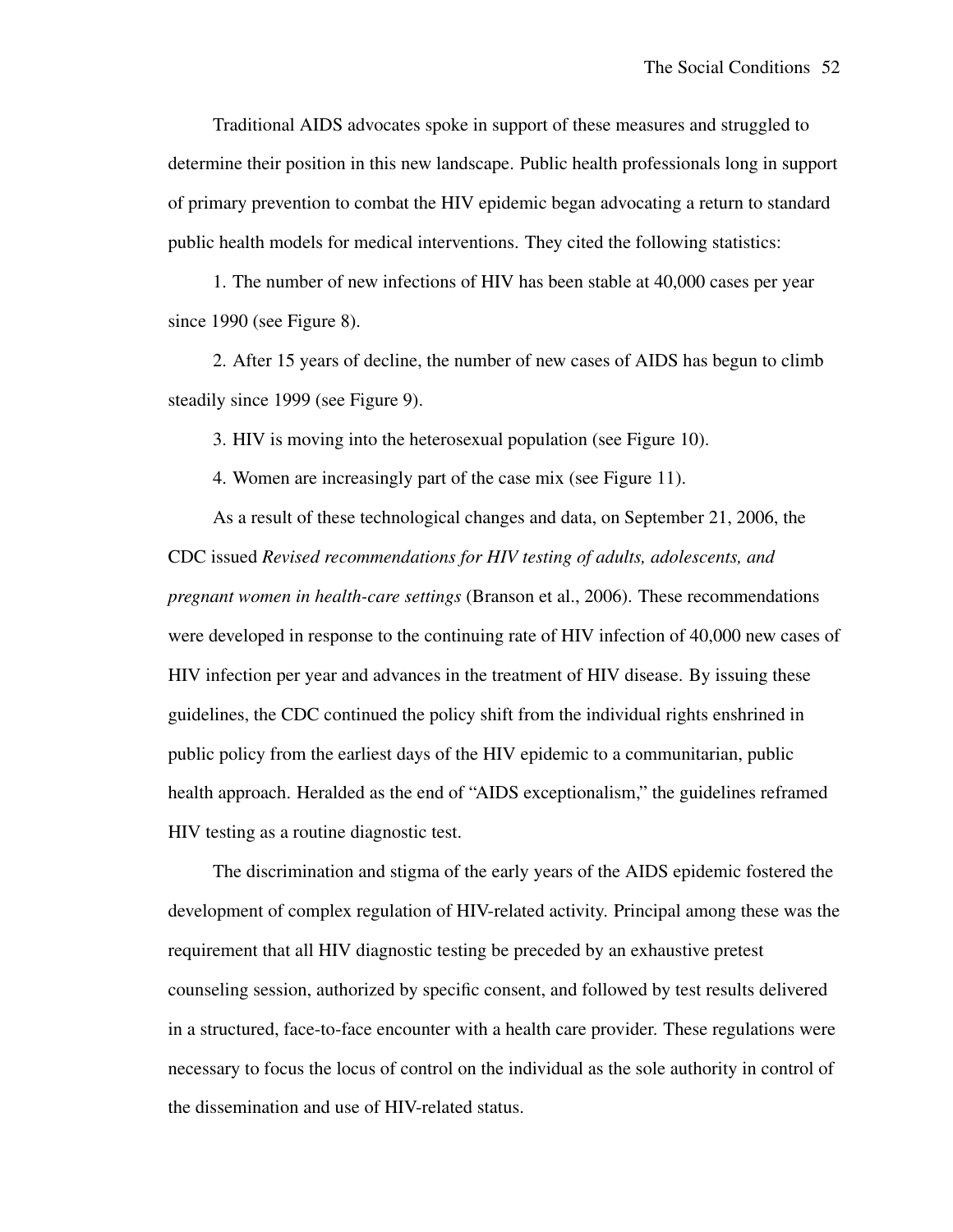Traditional AIDS advocates spoke in support of these measures and struggled to determine their position in this new landscape. Public health professionals long in support of primary prevention to combat the HIV epidemic began advocating a return to standard public health models for medical interventions. They cited the following statistics:

1. The number of new infections of HIV has been stable at 40,000 cases per year since 1990 (see Figure 8).

2. After 15 years of decline, the number of new cases of AIDS has begun to climb steadily since 1999 (see Figure 9).

3. HIV is moving into the heterosexual population (see Figure 10).

4. Women are increasingly part of the case mix (see Figure 11).

As a result of these technological changes and data, on September 21, 2006, the CDC issued *Revised recommendations for HIV testing of adults, adolescents, and pregnant women in health-care settings* (Branson et al., 2006). These recommendations were developed in response to the continuing rate of HIV infection of 40,000 new cases of HIV infection per year and advances in the treatment of HIV disease. By issuing these guidelines, the CDC continued the policy shift from the individual rights enshrined in public policy from the earliest days of the HIV epidemic to a communitarian, public health approach. Heralded as the end of "AIDS exceptionalism," the guidelines reframed HIV testing as a routine diagnostic test.

The discrimination and stigma of the early years of the AIDS epidemic fostered the development of complex regulation of HIV-related activity. Principal among these was the requirement that all HIV diagnostic testing be preceded by an exhaustive pretest counseling session, authorized by specific consent, and followed by test results delivered in a structured, face-to-face encounter with a health care provider. These regulations were necessary to focus the locus of control on the individual as the sole authority in control of the dissemination and use of HIV-related status.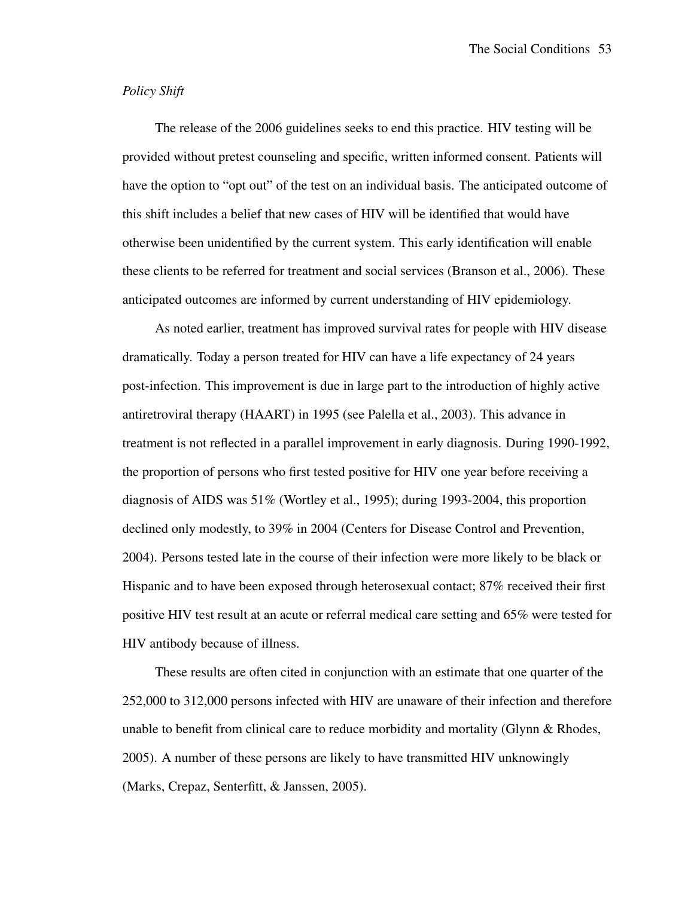*Policy Shift*

The release of the 2006 guidelines seeks to end this practice. HIV testing will be provided without pretest counseling and specific, written informed consent. Patients will have the option to "opt out" of the test on an individual basis. The anticipated outcome of this shift includes a belief that new cases of HIV will be identified that would have otherwise been unidentified by the current system. This early identification will enable these clients to be referred for treatment and social services (Branson et al., 2006). These anticipated outcomes are informed by current understanding of HIV epidemiology.

As noted earlier, treatment has improved survival rates for people with HIV disease dramatically. Today a person treated for HIV can have a life expectancy of 24 years post-infection. This improvement is due in large part to the introduction of highly active antiretroviral therapy (HAART) in 1995 (see Palella et al., 2003). This advance in treatment is not reflected in a parallel improvement in early diagnosis. During 1990-1992, the proportion of persons who first tested positive for HIV one year before receiving a diagnosis of AIDS was 51% (Wortley et al., 1995); during 1993-2004, this proportion declined only modestly, to 39% in 2004 (Centers for Disease Control and Prevention, 2004). Persons tested late in the course of their infection were more likely to be black or Hispanic and to have been exposed through heterosexual contact; 87% received their first positive HIV test result at an acute or referral medical care setting and 65% were tested for HIV antibody because of illness.

These results are often cited in conjunction with an estimate that one quarter of the 252,000 to 312,000 persons infected with HIV are unaware of their infection and therefore unable to benefit from clinical care to reduce morbidity and mortality (Glynn & Rhodes, 2005). A number of these persons are likely to have transmitted HIV unknowingly (Marks, Crepaz, Senterfitt, & Janssen, 2005).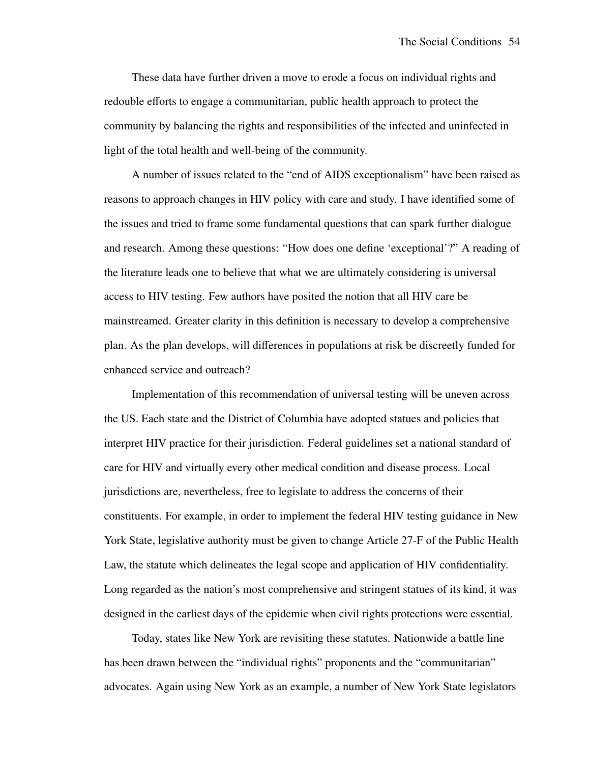These data have further driven a move to erode a focus on individual rights and redouble efforts to engage a communitarian, public health approach to protect the community by balancing the rights and responsibilities of the infected and uninfected in light of the total health and well-being of the community.

A number of issues related to the "end of AIDS exceptionalism" have been raised as reasons to approach changes in HIV policy with care and study. I have identified some of the issues and tried to frame some fundamental questions that can spark further dialogue and research. Among these questions: "How does one define 'exceptional'?" A reading of the literature leads one to believe that what we are ultimately considering is universal access to HIV testing. Few authors have posited the notion that all HIV care be mainstreamed. Greater clarity in this definition is necessary to develop a comprehensive plan. As the plan develops, will differences in populations at risk be discreetly funded for enhanced service and outreach?

Implementation of this recommendation of universal testing will be uneven across the US. Each state and the District of Columbia have adopted statues and policies that interpret HIV practice for their jurisdiction. Federal guidelines set a national standard of care for HIV and virtually every other medical condition and disease process. Local jurisdictions are, nevertheless, free to legislate to address the concerns of their constituents. For example, in order to implement the federal HIV testing guidance in New York State, legislative authority must be given to change Article 27-F of the Public Health Law, the statute which delineates the legal scope and application of HIV confidentiality. Long regarded as the nation's most comprehensive and stringent statues of its kind, it was designed in the earliest days of the epidemic when civil rights protections were essential.

Today, states like New York are revisiting these statutes. Nationwide a battle line has been drawn between the "individual rights" proponents and the "communitarian" advocates. Again using New York as an example, a number of New York State legislators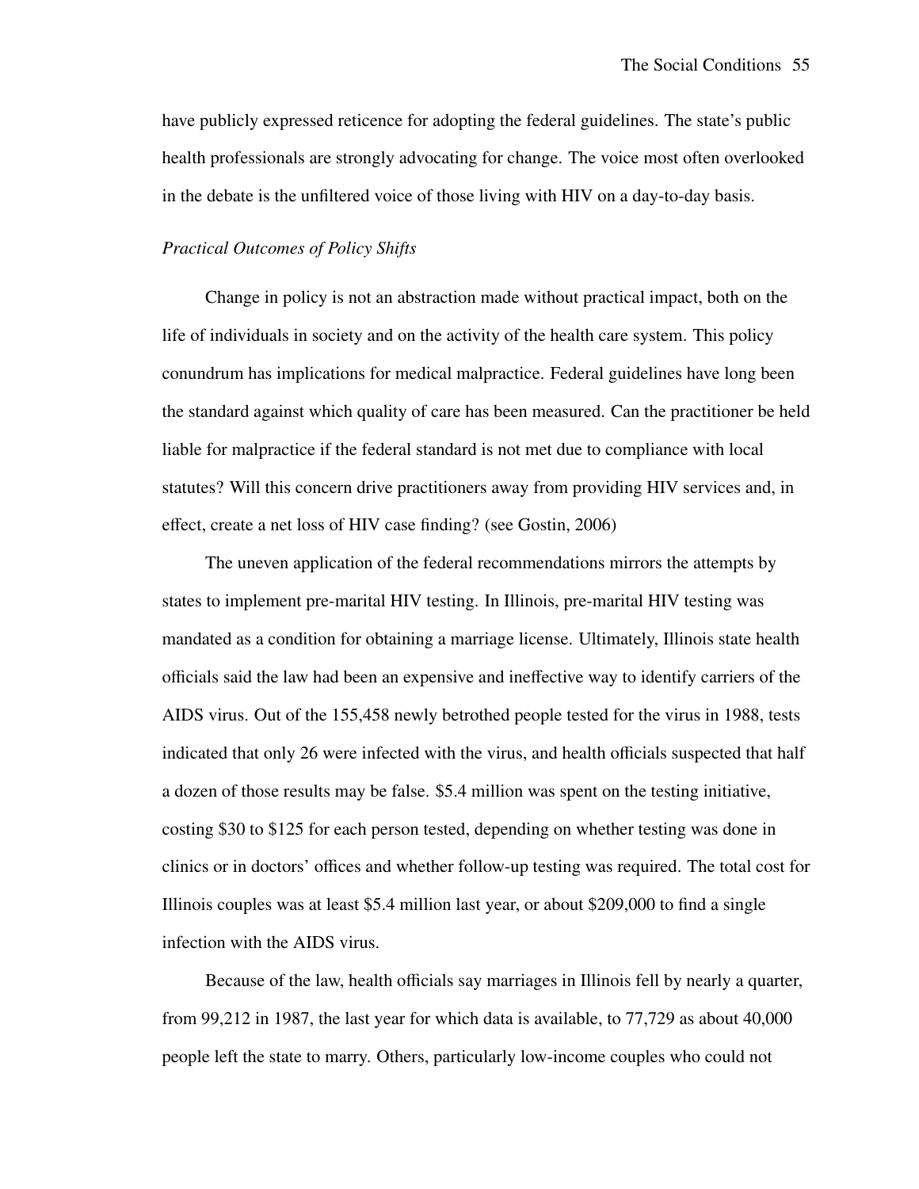have publicly expressed reticence for adopting the federal guidelines. The state's public health professionals are strongly advocating for change. The voice most often overlooked in the debate is the unfiltered voice of those living with HIV on a day-to-day basis.

### *Practical Outcomes of Policy Shifts*

Change in policy is not an abstraction made without practical impact, both on the life of individuals in society and on the activity of the health care system. This policy conundrum has implications for medical malpractice. Federal guidelines have long been the standard against which quality of care has been measured. Can the practitioner be held liable for malpractice if the federal standard is not met due to compliance with local statutes? Will this concern drive practitioners away from providing HIV services and, in effect, create a net loss of HIV case finding? (see Gostin, 2006)

The uneven application of the federal recommendations mirrors the attempts by states to implement pre-marital HIV testing. In Illinois, pre-marital HIV testing was mandated as a condition for obtaining a marriage license. Ultimately, Illinois state health officials said the law had been an expensive and ineffective way to identify carriers of the AIDS virus. Out of the 155,458 newly betrothed people tested for the virus in 1988, tests indicated that only 26 were infected with the virus, and health officials suspected that half a dozen of those results may be false. $5.4 million was spent on the testing initiative, costing $30 to $125 for each person tested, depending on whether testing was done in clinics or in doctors' offices and whether follow-up testing was required. The total cost for Illinois couples was at least $5.4 million last year, or about $209,000 to find a single infection with the AIDS virus.

Because of the law, health officials say marriages in Illinois fell by nearly a quarter, from 99,212 in 1987, the last year for which data is available, to 77,729 as about 40,000 people left the state to marry. Others, particularly low-income couples who could not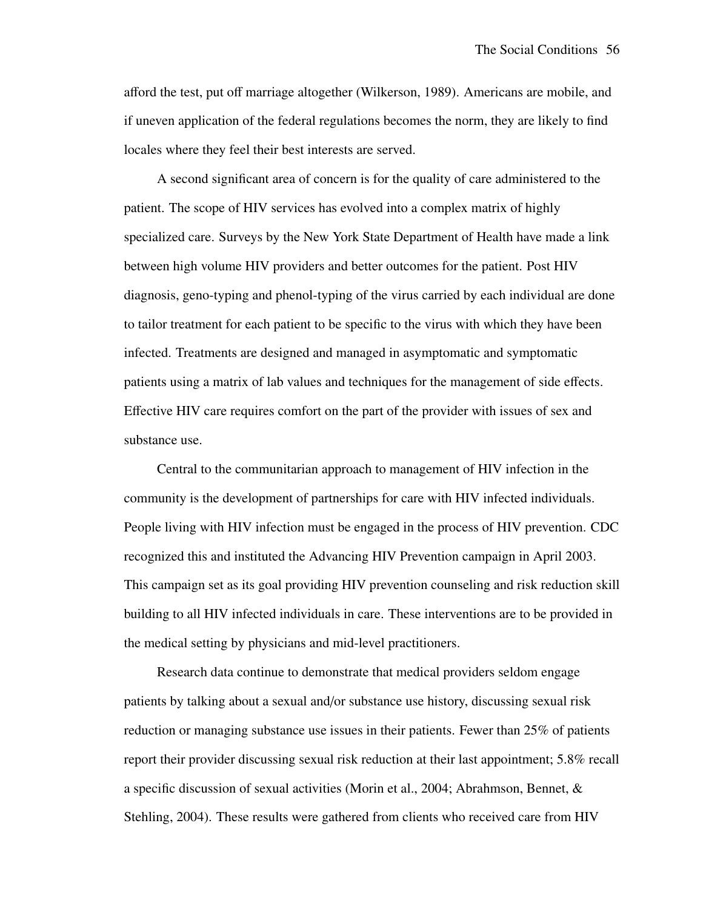afford the test, put off marriage altogether (Wilkerson, 1989). Americans are mobile, and if uneven application of the federal regulations becomes the norm, they are likely to find locales where they feel their best interests are served.

A second significant area of concern is for the quality of care administered to the patient. The scope of HIV services has evolved into a complex matrix of highly specialized care. Surveys by the New York State Department of Health have made a link between high volume HIV providers and better outcomes for the patient. Post HIV diagnosis, geno-typing and phenol-typing of the virus carried by each individual are done to tailor treatment for each patient to be specific to the virus with which they have been infected. Treatments are designed and managed in asymptomatic and symptomatic patients using a matrix of lab values and techniques for the management of side effects. Effective HIV care requires comfort on the part of the provider with issues of sex and substance use.

Central to the communitarian approach to management of HIV infection in the community is the development of partnerships for care with HIV infected individuals. People living with HIV infection must be engaged in the process of HIV prevention. CDC recognized this and instituted the Advancing HIV Prevention campaign in April 2003. This campaign set as its goal providing HIV prevention counseling and risk reduction skill building to all HIV infected individuals in care. These interventions are to be provided in the medical setting by physicians and mid-level practitioners.

Research data continue to demonstrate that medical providers seldom engage patients by talking about a sexual and/or substance use history, discussing sexual risk reduction or managing substance use issues in their patients. Fewer than 25% of patients report their provider discussing sexual risk reduction at their last appointment; 5.8% recall a specific discussion of sexual activities (Morin et al., 2004; Abrahmson, Bennet, & Stehling, 2004). These results were gathered from clients who received care from HIV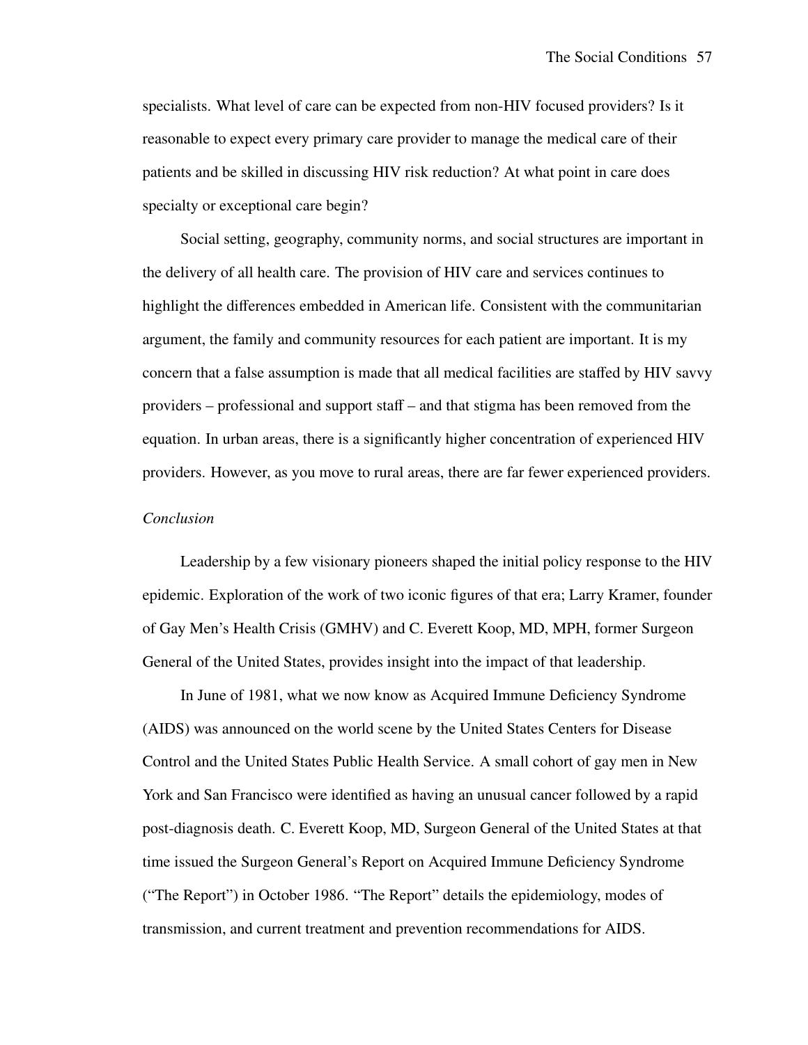specialists. What level of care can be expected from non-HIV focused providers? Is it reasonable to expect every primary care provider to manage the medical care of their patients and be skilled in discussing HIV risk reduction? At what point in care does specialty or exceptional care begin?

Social setting, geography, community norms, and social structures are important in the delivery of all health care. The provision of HIV care and services continues to highlight the differences embedded in American life. Consistent with the communitarian argument, the family and community resources for each patient are important. It is my concern that a false assumption is made that all medical facilities are staffed by HIV savvy providers – professional and support staff – and that stigma has been removed from the equation. In urban areas, there is a significantly higher concentration of experienced HIV providers. However, as you move to rural areas, there are far fewer experienced providers.

*Conclusion*

Leadership by a few visionary pioneers shaped the initial policy response to the HIV epidemic. Exploration of the work of two iconic figures of that era; Larry Kramer, founder of Gay Men's Health Crisis (GMHV) and C. Everett Koop, MD, MPH, former Surgeon General of the United States, provides insight into the impact of that leadership.

In June of 1981, what we now know as Acquired Immune Deficiency Syndrome (AIDS) was announced on the world scene by the United States Centers for Disease Control and the United States Public Health Service. A small cohort of gay men in New York and San Francisco were identified as having an unusual cancer followed by a rapid post-diagnosis death. C. Everett Koop, MD, Surgeon General of the United States at that time issued the Surgeon General's Report on Acquired Immune Deficiency Syndrome ("The Report") in October 1986. "The Report" details the epidemiology, modes of transmission, and current treatment and prevention recommendations for AIDS.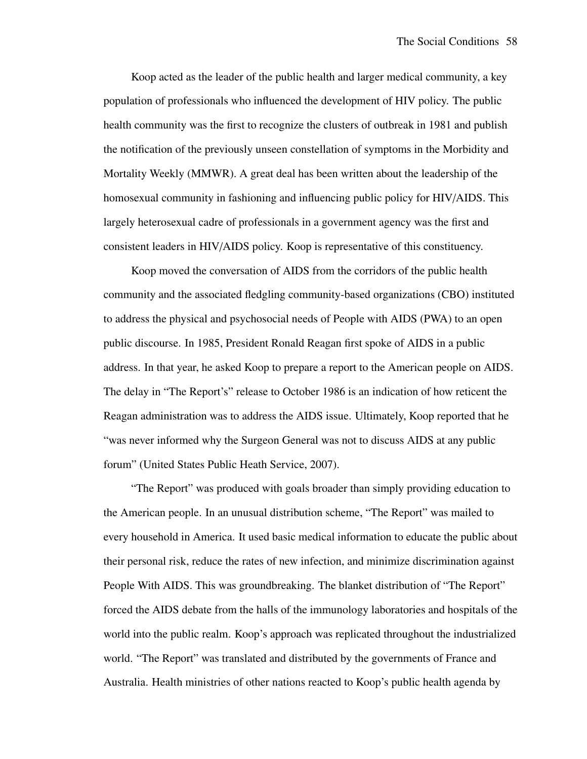Koop acted as the leader of the public health and larger medical community, a key population of professionals who influenced the development of HIV policy. The public health community was the first to recognize the clusters of outbreak in 1981 and publish the notification of the previously unseen constellation of symptoms in the Morbidity and Mortality Weekly (MMWR). A great deal has been written about the leadership of the homosexual community in fashioning and influencing public policy for HIV/AIDS. This largely heterosexual cadre of professionals in a government agency was the first and consistent leaders in HIV/AIDS policy. Koop is representative of this constituency.

Koop moved the conversation of AIDS from the corridors of the public health community and the associated fledgling community-based organizations (CBO) instituted to address the physical and psychosocial needs of People with AIDS (PWA) to an open public discourse. In 1985, President Ronald Reagan first spoke of AIDS in a public address. In that year, he asked Koop to prepare a report to the American people on AIDS. The delay in "The Report's" release to October 1986 is an indication of how reticent the Reagan administration was to address the AIDS issue. Ultimately, Koop reported that he "was never informed why the Surgeon General was not to discuss AIDS at any public forum" (United States Public Heath Service, 2007).

"The Report" was produced with goals broader than simply providing education to the American people. In an unusual distribution scheme, "The Report" was mailed to every household in America. It used basic medical information to educate the public about their personal risk, reduce the rates of new infection, and minimize discrimination against People With AIDS. This was groundbreaking. The blanket distribution of "The Report" forced the AIDS debate from the halls of the immunology laboratories and hospitals of the world into the public realm. Koop's approach was replicated throughout the industrialized world. "The Report" was translated and distributed by the governments of France and Australia. Health ministries of other nations reacted to Koop's public health agenda by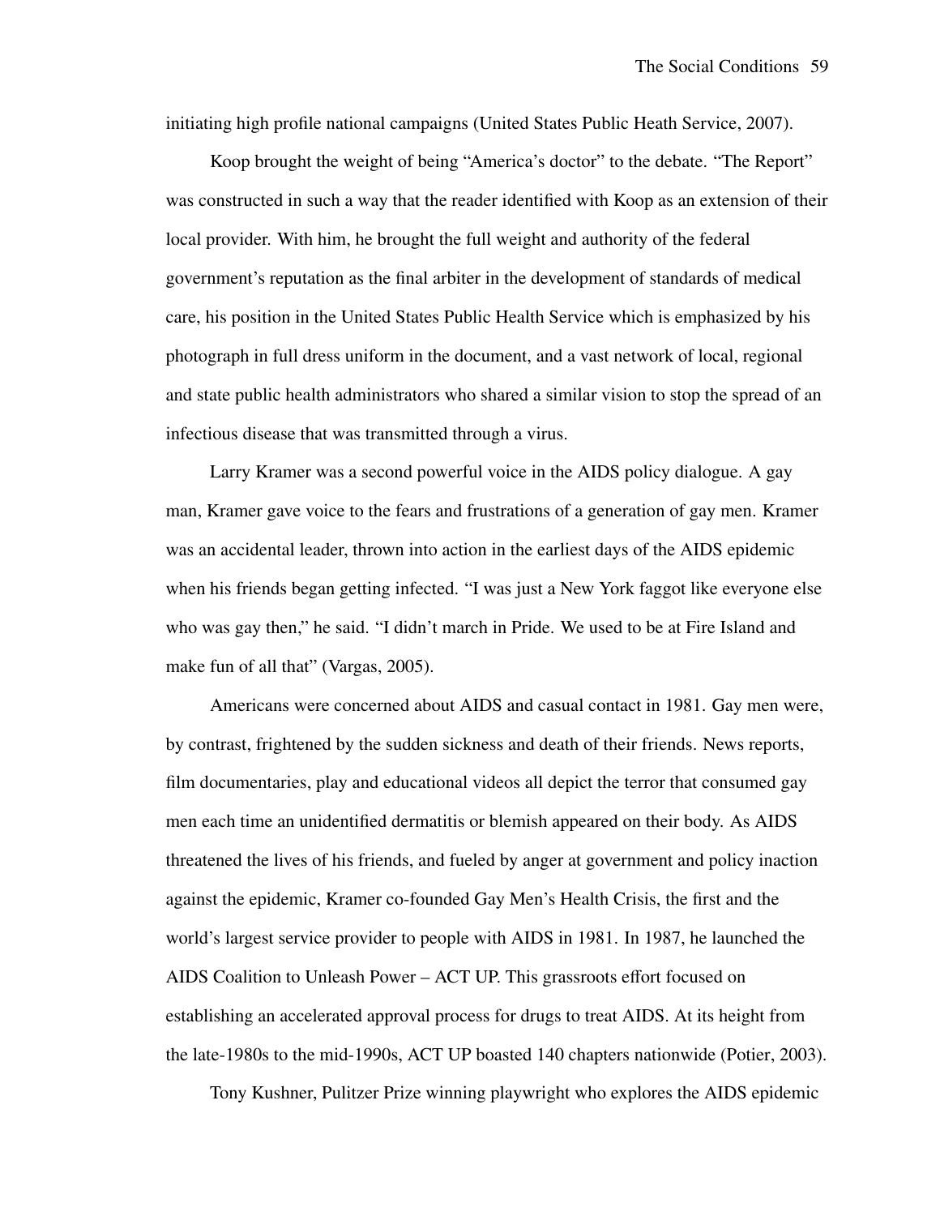initiating high profile national campaigns (United States Public Heath Service, 2007).

Koop brought the weight of being "America's doctor" to the debate. "The Report" was constructed in such a way that the reader identified with Koop as an extension of their local provider. With him, he brought the full weight and authority of the federal government's reputation as the final arbiter in the development of standards of medical care, his position in the United States Public Health Service which is emphasized by his photograph in full dress uniform in the document, and a vast network of local, regional and state public health administrators who shared a similar vision to stop the spread of an infectious disease that was transmitted through a virus.

Larry Kramer was a second powerful voice in the AIDS policy dialogue. A gay man, Kramer gave voice to the fears and frustrations of a generation of gay men. Kramer was an accidental leader, thrown into action in the earliest days of the AIDS epidemic when his friends began getting infected. "I was just a New York faggot like everyone else who was gay then," he said. "I didn't march in Pride. We used to be at Fire Island and make fun of all that" (Vargas, 2005).

Americans were concerned about AIDS and casual contact in 1981. Gay men were, by contrast, frightened by the sudden sickness and death of their friends. News reports, film documentaries, play and educational videos all depict the terror that consumed gay men each time an unidentified dermatitis or blemish appeared on their body. As AIDS threatened the lives of his friends, and fueled by anger at government and policy inaction against the epidemic, Kramer co-founded Gay Men's Health Crisis, the first and the world's largest service provider to people with AIDS in 1981. In 1987, he launched the AIDS Coalition to Unleash Power – ACT UP. This grassroots effort focused on establishing an accelerated approval process for drugs to treat AIDS. At its height from the late-1980s to the mid-1990s, ACT UP boasted 140 chapters nationwide (Potier, 2003).

Tony Kushner, Pulitzer Prize winning playwright who explores the AIDS epidemic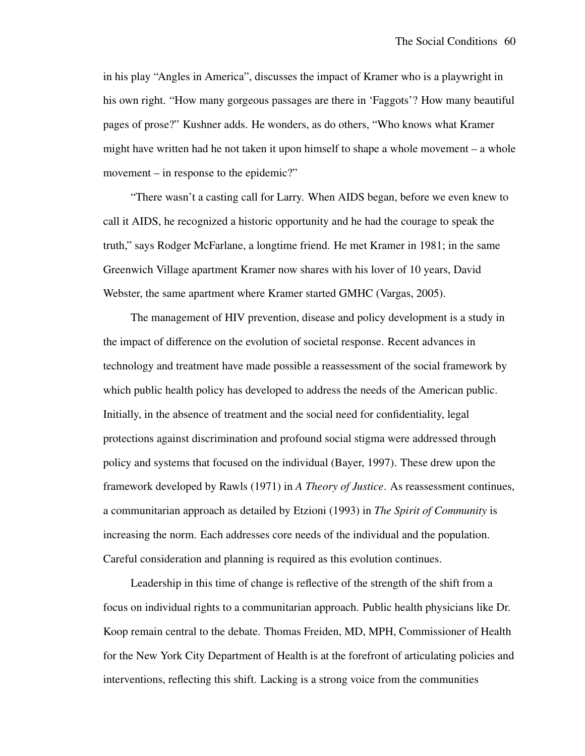in his play "Angles in America", discusses the impact of Kramer who is a playwright in his own right. "How many gorgeous passages are there in 'Faggots'? How many beautiful pages of prose?" Kushner adds. He wonders, as do others, "Who knows what Kramer might have written had he not taken it upon himself to shape a whole movement – a whole movement – in response to the epidemic?"

"There wasn't a casting call for Larry. When AIDS began, before we even knew to call it AIDS, he recognized a historic opportunity and he had the courage to speak the truth," says Rodger McFarlane, a longtime friend. He met Kramer in 1981; in the same Greenwich Village apartment Kramer now shares with his lover of 10 years, David Webster, the same apartment where Kramer started GMHC (Vargas, 2005).

The management of HIV prevention, disease and policy development is a study in the impact of difference on the evolution of societal response. Recent advances in technology and treatment have made possible a reassessment of the social framework by which public health policy has developed to address the needs of the American public. Initially, in the absence of treatment and the social need for confidentiality, legal protections against discrimination and profound social stigma were addressed through policy and systems that focused on the individual (Bayer, 1997). These drew upon the framework developed by Rawls (1971) in *A Theory of Justice*. As reassessment continues, a communitarian approach as detailed by Etzioni (1993) in *The Spirit of Community* is increasing the norm. Each addresses core needs of the individual and the population. Careful consideration and planning is required as this evolution continues.

Leadership in this time of change is reflective of the strength of the shift from a focus on individual rights to a communitarian approach. Public health physicians like Dr. Koop remain central to the debate. Thomas Freiden, MD, MPH, Commissioner of Health for the New York City Department of Health is at the forefront of articulating policies and interventions, reflecting this shift. Lacking is a strong voice from the communities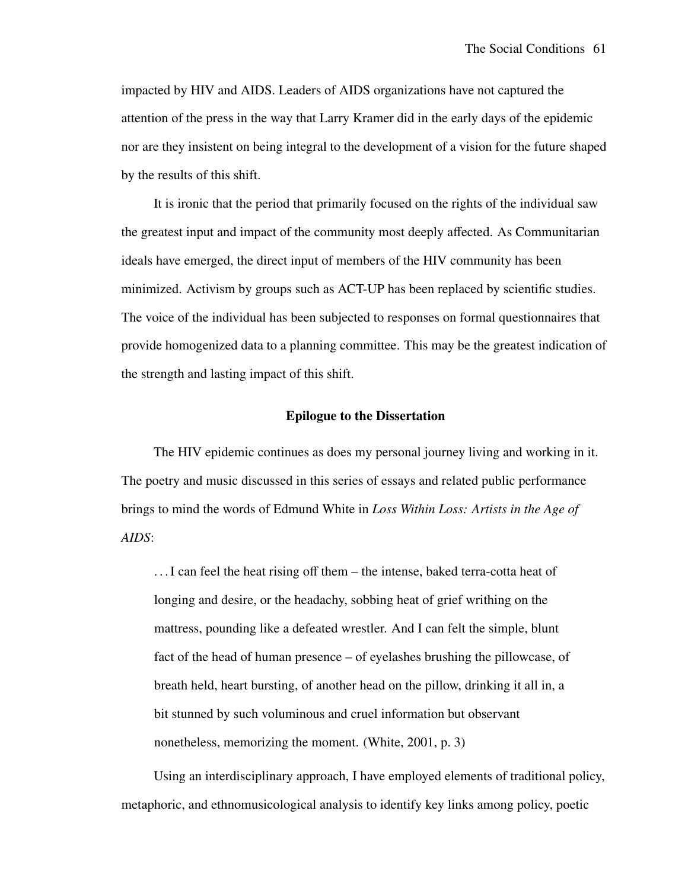impacted by HIV and AIDS. Leaders of AIDS organizations have not captured the attention of the press in the way that Larry Kramer did in the early days of the epidemic nor are they insistent on being integral to the development of a vision for the future shaped by the results of this shift.

It is ironic that the period that primarily focused on the rights of the individual saw the greatest input and impact of the community most deeply affected. As Communitarian ideals have emerged, the direct input of members of the HIV community has been minimized. Activism by groups such as ACT-UP has been replaced by scientific studies. The voice of the individual has been subjected to responses on formal questionnaires that provide homogenized data to a planning committee. This may be the greatest indication of the strength and lasting impact of this shift.

## Epilogue to the Dissertation

The HIV epidemic continues as does my personal journey living and working in it. The poetry and music discussed in this series of essays and related public performance brings to mind the words of Edmund White in *Loss Within Loss: Artists in the Age of AIDS*:

> . . . I can feel the heat rising off them – the intense, baked terra-cotta heat of longing and desire, or the headachy, sobbing heat of grief writhing on the mattress, pounding like a defeated wrestler. And I can felt the simple, blunt fact of the head of human presence – of eyelashes brushing the pillowcase, of breath held, heart bursting, of another head on the pillow, drinking it all in, a bit stunned by such voluminous and cruel information but observant nonetheless, memorizing the moment. (White, 2001, p. 3)

Using an interdisciplinary approach, I have employed elements of traditional policy, metaphoric, and ethnomusicological analysis to identify key links among policy, poetic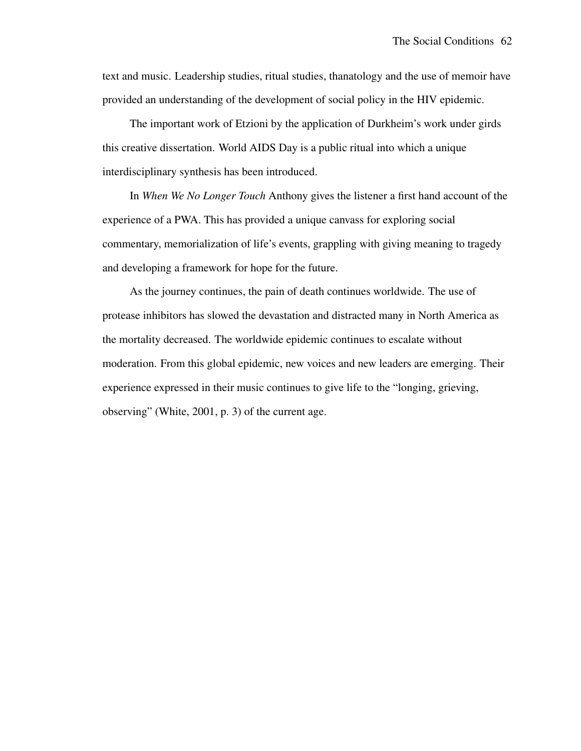text and music. Leadership studies, ritual studies, thanatology and the use of memoir have provided an understanding of the development of social policy in the HIV epidemic.

The important work of Etzioni by the application of Durkheim's work under girds this creative dissertation. World AIDS Day is a public ritual into which a unique interdisciplinary synthesis has been introduced.

In *When We No Longer Touch* Anthony gives the listener a first hand account of the experience of a PWA. This has provided a unique canvass for exploring social commentary, memorialization of life's events, grappling with giving meaning to tragedy and developing a framework for hope for the future.

As the journey continues, the pain of death continues worldwide. The use of protease inhibitors has slowed the devastation and distracted many in North America as the mortality decreased. The worldwide epidemic continues to escalate without moderation. From this global epidemic, new voices and new leaders are emerging. Their experience expressed in their music continues to give life to the "longing, grieving, observing" (White, 2001, p. 3) of the current age.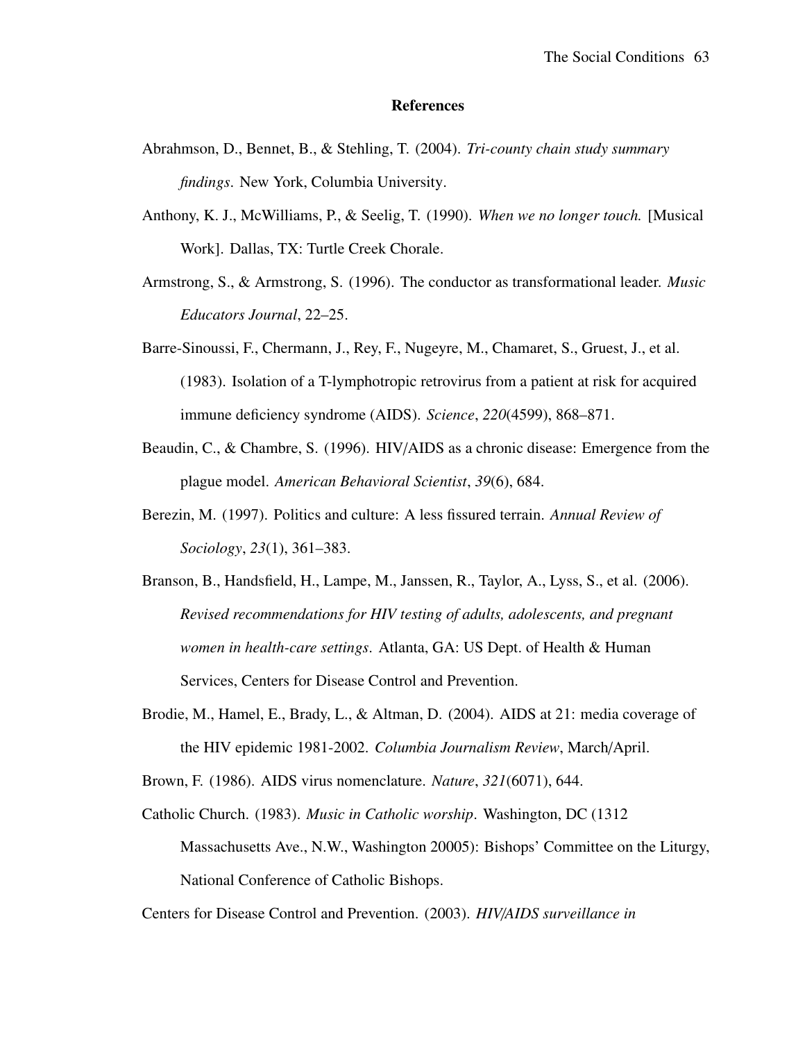## References

Abrahmson, D., Bennet, B., & Stehling, T. (2004). *Tri-county chain study summary findings*. New York, Columbia University.

Anthony, K. J., McWilliams, P., & Seelig, T. (1990). *When we no longer touch.* [Musical Work]. Dallas, TX: Turtle Creek Chorale.

Armstrong, S., & Armstrong, S. (1996). The conductor as transformational leader. *Music Educators Journal*, 22–25.

Barre-Sinoussi, F., Chermann, J., Rey, F., Nugeyre, M., Chamaret, S., Gruest, J., et al. (1983). Isolation of a T-lymphotropic retrovirus from a patient at risk for acquired immune deficiency syndrome (AIDS). *Science*, *220*(4599), 868–871.

Beaudin, C., & Chambre, S. (1996). HIV/AIDS as a chronic disease: Emergence from the plague model. *American Behavioral Scientist*, *39*(6), 684.

Berezin, M. (1997). Politics and culture: A less fissured terrain. *Annual Review of Sociology*, *23*(1), 361–383.

Branson, B., Handsfield, H., Lampe, M., Janssen, R., Taylor, A., Lyss, S., et al. (2006). *Revised recommendations for HIV testing of adults, adolescents, and pregnant women in health-care settings*. Atlanta, GA: US Dept. of Health & Human Services, Centers for Disease Control and Prevention.

Brodie, M., Hamel, E., Brady, L., & Altman, D. (2004). AIDS at 21: media coverage of the HIV epidemic 1981-2002. *Columbia Journalism Review*, March/April.

Brown, F. (1986). AIDS virus nomenclature. *Nature*, *321*(6071), 644.

Catholic Church. (1983). *Music in Catholic worship*. Washington, DC (1312 Massachusetts Ave., N.W., Washington 20005): Bishops' Committee on the Liturgy, National Conference of Catholic Bishops.

Centers for Disease Control and Prevention. (2003). *HIV/AIDS surveillance in*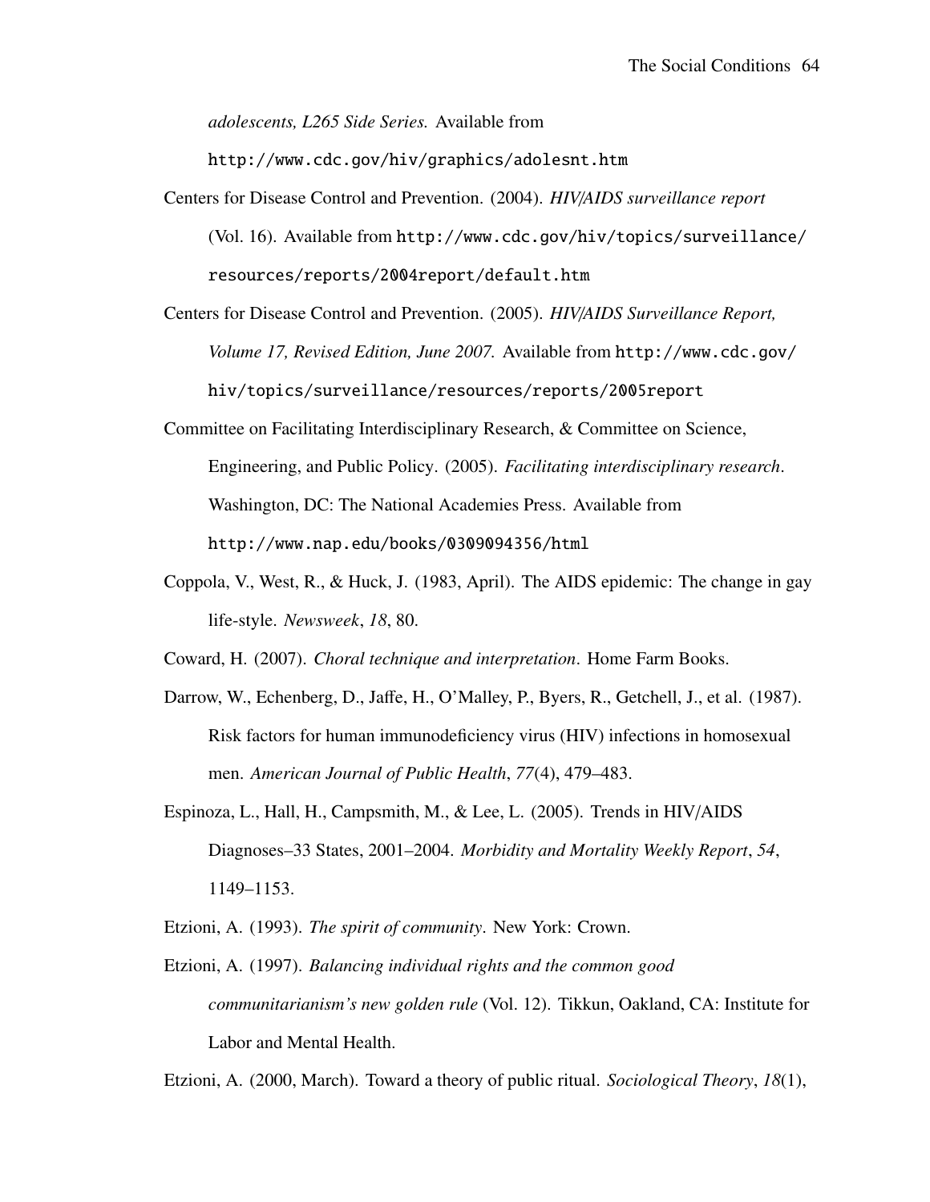*adolescents, L265 Side Series.* Available from http://www.cdc.gov/hiv/graphics/adolesnt.htm

Centers for Disease Control and Prevention. (2004). *HIV/AIDS surveillance report* (Vol. 16). Available from http://www.cdc.gov/hiv/topics/surveillance/resources/reports/2004report/default.htm

Centers for Disease Control and Prevention. (2005). *HIV/AIDS Surveillance Report, Volume 17, Revised Edition, June 2007.* Available from http://www.cdc.gov/hiv/topics/surveillance/resources/reports/2005report

Committee on Facilitating Interdisciplinary Research, & Committee on Science, Engineering, and Public Policy. (2005). *Facilitating interdisciplinary research*. Washington, DC: The National Academies Press. Available from http://www.nap.edu/books/0309094356/html

Coppola, V., West, R., & Huck, J. (1983, April). The AIDS epidemic: The change in gay life-style. *Newsweek*, *18*, 80.

Coward, H. (2007). *Choral technique and interpretation*. Home Farm Books.

Darrow, W., Echenberg, D., Jaffe, H., O'Malley, P., Byers, R., Getchell, J., et al. (1987). Risk factors for human immunodeficiency virus (HIV) infections in homosexual men. *American Journal of Public Health*, *77*(4), 479–483.

Espinoza, L., Hall, H., Campsmith, M., & Lee, L. (2005). Trends in HIV/AIDS Diagnoses–33 States, 2001–2004. *Morbidity and Mortality Weekly Report*, *54*, 1149–1153.

Etzioni, A. (1993). *The spirit of community*. New York: Crown.

Etzioni, A. (1997). *Balancing individual rights and the common good communitarianism's new golden rule* (Vol. 12). Tikkun, Oakland, CA: Institute for Labor and Mental Health.

Etzioni, A. (2000, March). Toward a theory of public ritual. *Sociological Theory*, *18*(1),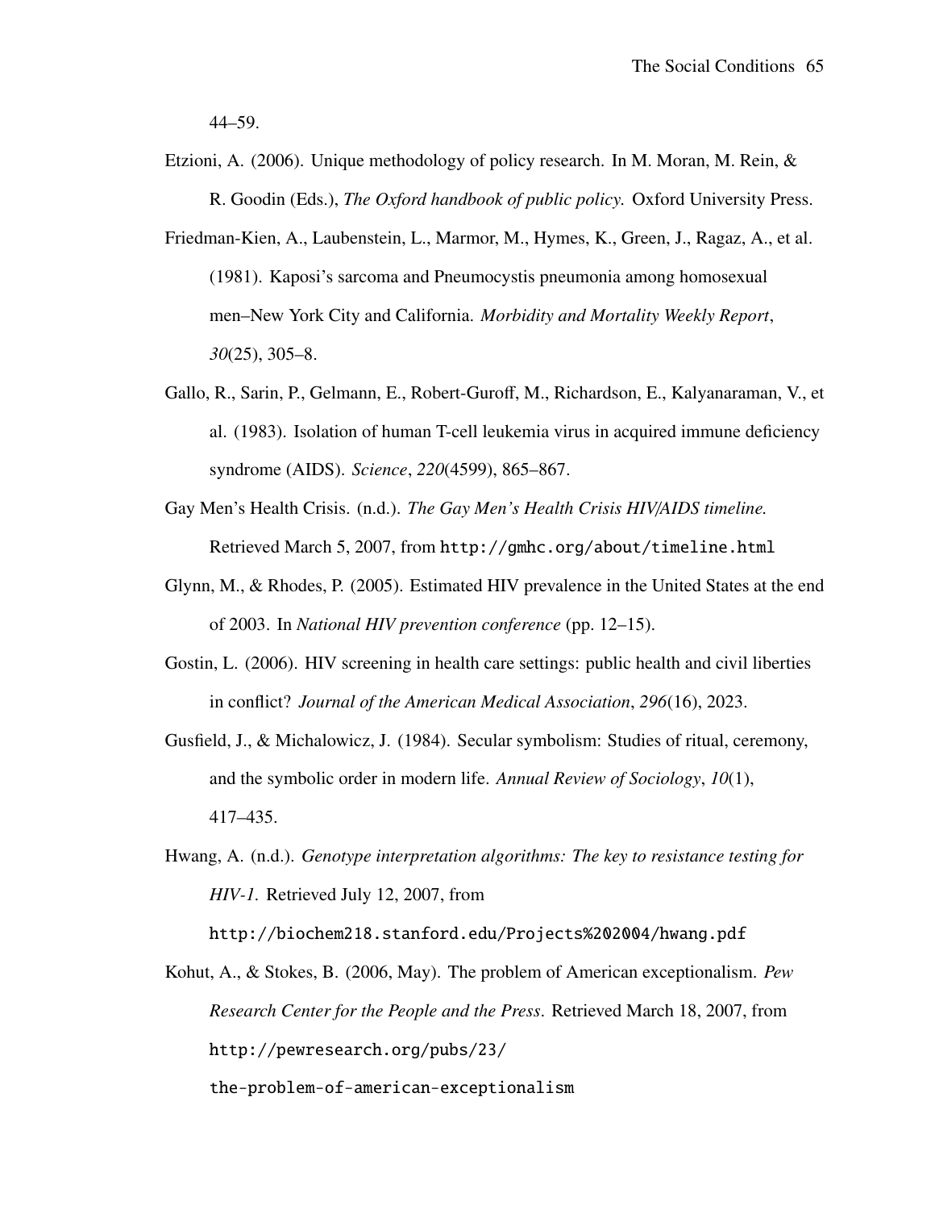44–59.

Etzioni, A. (2006). Unique methodology of policy research. In M. Moran, M. Rein, & R. Goodin (Eds.), *The Oxford handbook of public policy.* Oxford University Press.

Friedman-Kien, A., Laubenstein, L., Marmor, M., Hymes, K., Green, J., Ragaz, A., et al. (1981). Kaposi's sarcoma and Pneumocystis pneumonia among homosexual men–New York City and California. *Morbidity and Mortality Weekly Report*, *30*(25), 305–8.

Gallo, R., Sarin, P., Gelmann, E., Robert-Guroff, M., Richardson, E., Kalyanaraman, V., et al. (1983). Isolation of human T-cell leukemia virus in acquired immune deficiency syndrome (AIDS). *Science*, *220*(4599), 865–867.

Gay Men's Health Crisis. (n.d.). *The Gay Men's Health Crisis HIV/AIDS timeline.* Retrieved March 5, 2007, from http://gmhc.org/about/timeline.html

Glynn, M., & Rhodes, P. (2005). Estimated HIV prevalence in the United States at the end of 2003. In *National HIV prevention conference* (pp. 12–15).

Gostin, L. (2006). HIV screening in health care settings: public health and civil liberties in conflict? *Journal of the American Medical Association*, *296*(16), 2023.

Gusfield, J., & Michalowicz, J. (1984). Secular symbolism: Studies of ritual, ceremony, and the symbolic order in modern life. *Annual Review of Sociology*, *10*(1), 417–435.

Hwang, A. (n.d.). *Genotype interpretation algorithms: The key to resistance testing for HIV-1.* Retrieved July 12, 2007, from http://biochem218.stanford.edu/Projects%202004/hwang.pdf

Kohut, A., & Stokes, B. (2006, May). The problem of American exceptionalism. *Pew Research Center for the People and the Press.* Retrieved March 18, 2007, from http://pewresearch.org/pubs/23/the-problem-of-american-exceptionalism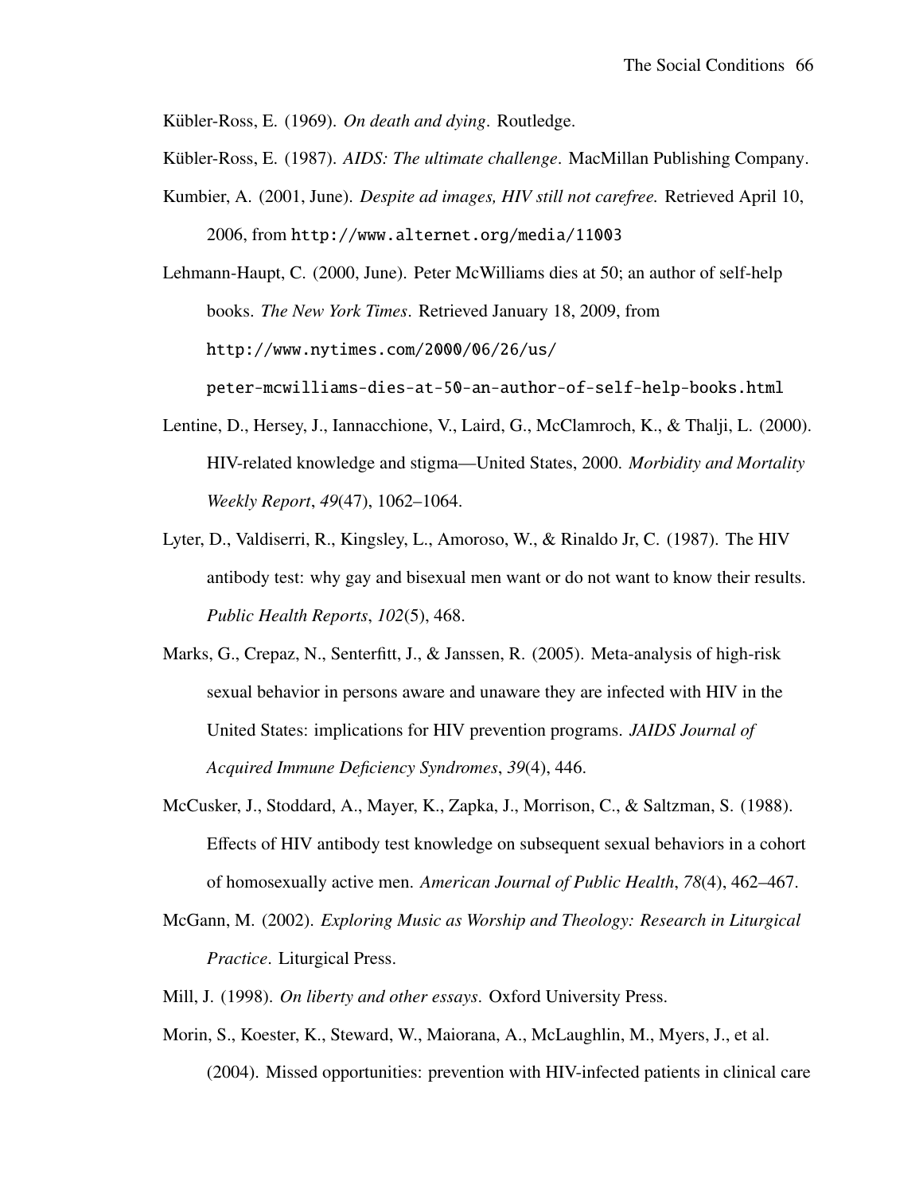Kübler-Ross, E. (1969). *On death and dying*. Routledge.

Kübler-Ross, E. (1987). *AIDS: The ultimate challenge*. MacMillan Publishing Company.

Kumbier, A. (2001, June). *Despite ad images, HIV still not carefree.* Retrieved April 10, 2006, from http://www.alternet.org/media/11003

Lehmann-Haupt, C. (2000, June). Peter McWilliams dies at 50; an author of self-help books. *The New York Times*. Retrieved January 18, 2009, from http://www.nytimes.com/2000/06/26/us/peter-mcwilliams-dies-at-50-an-author-of-self-help-books.html

Lentine, D., Hersey, J., Iannacchione, V., Laird, G., McClamroch, K., & Thalji, L. (2000). HIV-related knowledge and stigma—United States, 2000. *Morbidity and Mortality Weekly Report*, *49*(47), 1062–1064.

Lyter, D., Valdiserri, R., Kingsley, L., Amoroso, W., & Rinaldo Jr, C. (1987). The HIV antibody test: why gay and bisexual men want or do not want to know their results. *Public Health Reports*, *102*(5), 468.

Marks, G., Crepaz, N., Senterfitt, J., & Janssen, R. (2005). Meta-analysis of high-risk sexual behavior in persons aware and unaware they are infected with HIV in the United States: implications for HIV prevention programs. *JAIDS Journal of Acquired Immune Deficiency Syndromes*, *39*(4), 446.

McCusker, J., Stoddard, A., Mayer, K., Zapka, J., Morrison, C., & Saltzman, S. (1988). Effects of HIV antibody test knowledge on subsequent sexual behaviors in a cohort of homosexually active men. *American Journal of Public Health*, *78*(4), 462–467.

McGann, M. (2002). *Exploring Music as Worship and Theology: Research in Liturgical Practice*. Liturgical Press.

Mill, J. (1998). *On liberty and other essays.* Oxford University Press.

Morin, S., Koester, K., Steward, W., Maiorana, A., McLaughlin, M., Myers, J., et al. (2004). Missed opportunities: prevention with HIV-infected patients in clinical care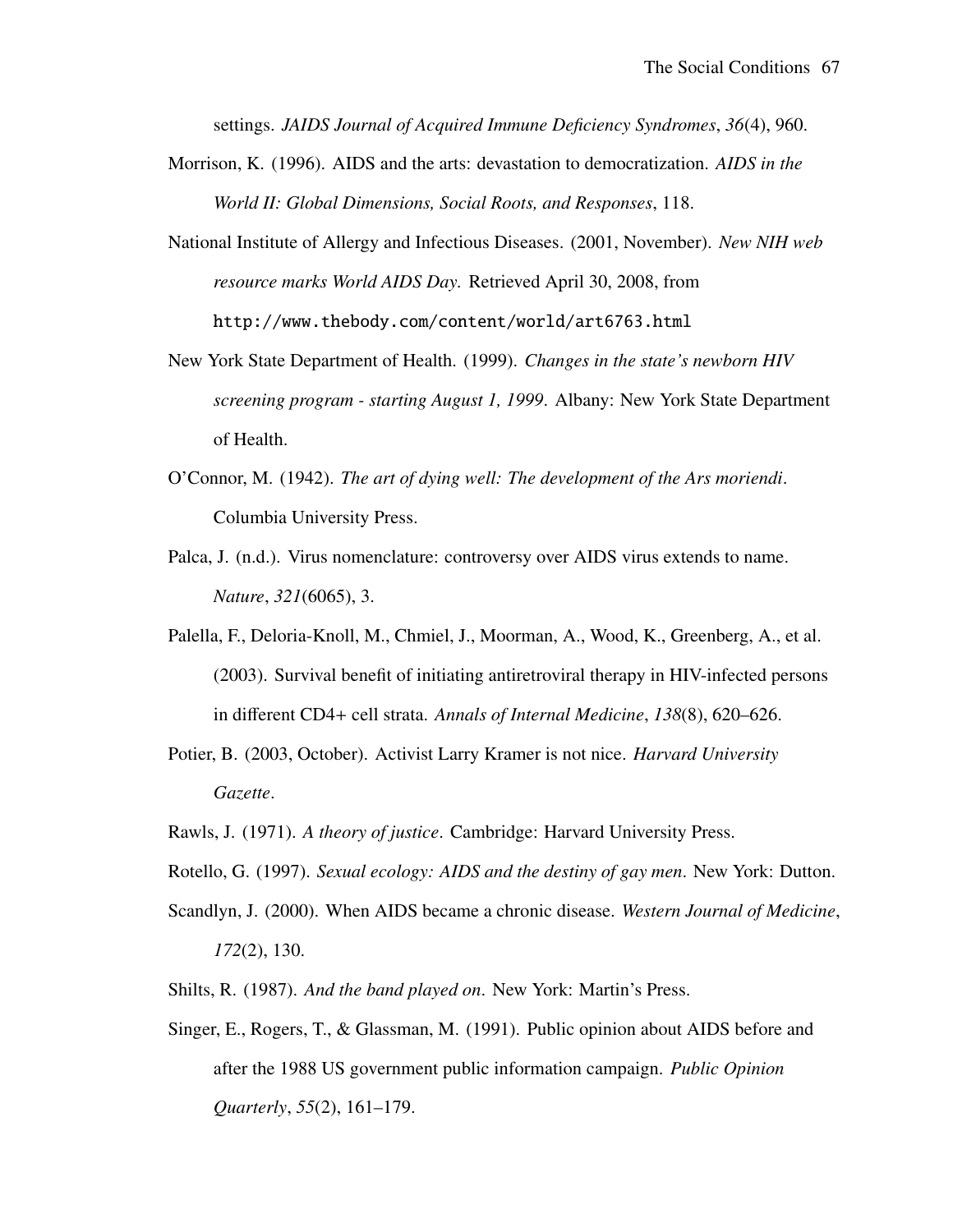settings. *JAIDS Journal of Acquired Immune Deficiency Syndromes*, *36*(4), 960.

Morrison, K. (1996). AIDS and the arts: devastation to democratization. *AIDS in the World II: Global Dimensions, Social Roots, and Responses*, 118.

National Institute of Allergy and Infectious Diseases. (2001, November). *New NIH web resource marks World AIDS Day.* Retrieved April 30, 2008, from `http://www.thebody.com/content/world/art6763.html`

New York State Department of Health. (1999). *Changes in the state's newborn HIV screening program - starting August 1, 1999.* Albany: New York State Department of Health.

O'Connor, M. (1942). *The art of dying well: The development of the Ars moriendi*. Columbia University Press.

Palca, J. (n.d.). Virus nomenclature: controversy over AIDS virus extends to name. *Nature*, *321*(6065), 3.

Palella, F., Deloria-Knoll, M., Chmiel, J., Moorman, A., Wood, K., Greenberg, A., et al. (2003). Survival benefit of initiating antiretroviral therapy in HIV-infected persons in different CD4+ cell strata. *Annals of Internal Medicine*, *138*(8), 620–626.

Potier, B. (2003, October). Activist Larry Kramer is not nice. *Harvard University Gazette*.

Rawls, J. (1971). *A theory of justice*. Cambridge: Harvard University Press.

Rotello, G. (1997). *Sexual ecology: AIDS and the destiny of gay men*. New York: Dutton.

Scandlyn, J. (2000). When AIDS became a chronic disease. *Western Journal of Medicine*, *172*(2), 130.

Shilts, R. (1987). *And the band played on*. New York: Martin's Press.

Singer, E., Rogers, T., & Glassman, M. (1991). Public opinion about AIDS before and after the 1988 US government public information campaign. *Public Opinion Quarterly*, *55*(2), 161–179.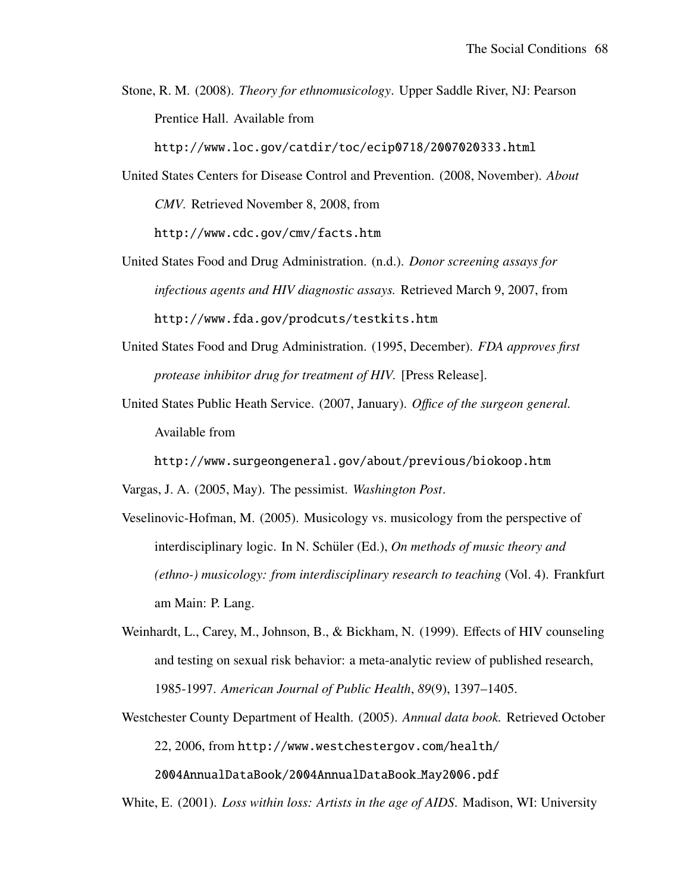Stone, R. M. (2008). *Theory for ethnomusicology*. Upper Saddle River, NJ: Pearson Prentice Hall. Available from http://www.loc.gov/catdir/toc/ecip0718/2007020333.html

United States Centers for Disease Control and Prevention. (2008, November). *About CMV*. Retrieved November 8, 2008, from http://www.cdc.gov/cmv/facts.htm

United States Food and Drug Administration. (n.d.). *Donor screening assays for infectious agents and HIV diagnostic assays.* Retrieved March 9, 2007, from http://www.fda.gov/prodcuts/testkits.htm

United States Food and Drug Administration. (1995, December). *FDA approves first protease inhibitor drug for treatment of HIV.* [Press Release].

United States Public Heath Service. (2007, January). *Office of the surgeon general.* Available from http://www.surgeongeneral.gov/about/previous/biokoop.htm

Vargas, J. A. (2005, May). The pessimist. *Washington Post*.

Veselinovic-Hofman, M. (2005). Musicology vs. musicology from the perspective of interdisciplinary logic. In N. Schüler (Ed.), *On methods of music theory and (ethno-) musicology: from interdisciplinary research to teaching* (Vol. 4). Frankfurt am Main: P. Lang.

Weinhardt, L., Carey, M., Johnson, B., & Bickham, N. (1999). Effects of HIV counseling and testing on sexual risk behavior: a meta-analytic review of published research, 1985-1997. *American Journal of Public Health*, *89*(9), 1397–1405.

Westchester County Department of Health. (2005). *Annual data book.* Retrieved October 22, 2006, from http://www.westchestergov.com/health/2004AnnualDataBook/2004AnnualDataBook_May2006.pdf

White, E. (2001). *Loss within loss: Artists in the age of AIDS*. Madison, WI: University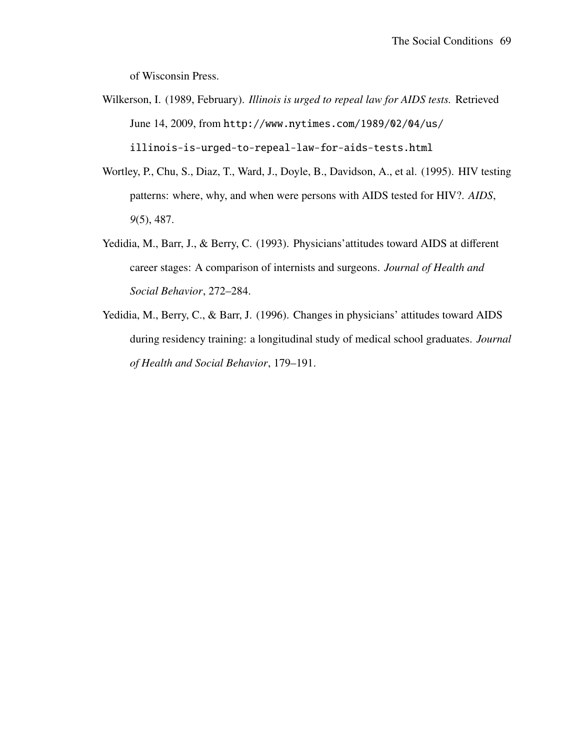of Wisconsin Press.

Wilkerson, I. (1989, February). *Illinois is urged to repeal law for AIDS tests.* Retrieved June 14, 2009, from http://www.nytimes.com/1989/02/04/us/illinois-is-urged-to-repeal-law-for-aids-tests.html

Wortley, P., Chu, S., Diaz, T., Ward, J., Doyle, B., Davidson, A., et al. (1995). HIV testing patterns: where, why, and when were persons with AIDS tested for HIV?. *AIDS*, *9*(5), 487.

Yedidia, M., Barr, J., & Berry, C. (1993). Physicians'attitudes toward AIDS at different career stages: A comparison of internists and surgeons. *Journal of Health and Social Behavior*, 272–284.

Yedidia, M., Berry, C., & Barr, J. (1996). Changes in physicians' attitudes toward AIDS during residency training: a longitudinal study of medical school graduates. *Journal of Health and Social Behavior*, 179–191.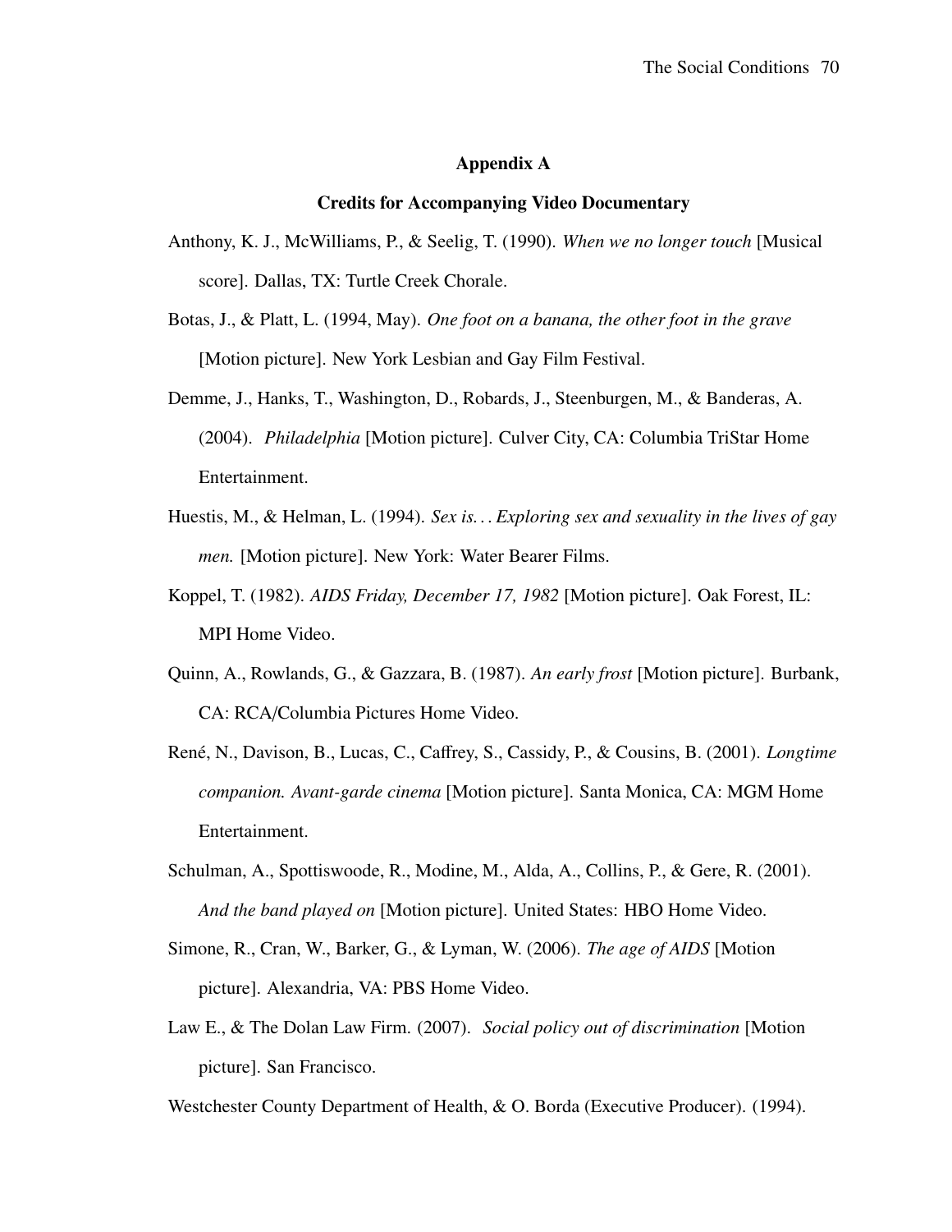**Appendix A**

**Credits for Accompanying Video Documentary**

Anthony, K. J., McWilliams, P., & Seelig, T. (1990). *When we no longer touch* [Musical score]. Dallas, TX: Turtle Creek Chorale.

Botas, J., & Platt, L. (1994, May). *One foot on a banana, the other foot in the grave* [Motion picture]. New York Lesbian and Gay Film Festival.

Demme, J., Hanks, T., Washington, D., Robards, J., Steenburgen, M., & Banderas, A. (2004). *Philadelphia* [Motion picture]. Culver City, CA: Columbia TriStar Home Entertainment.

Huestis, M., & Helman, L. (1994). *Sex is. . . Exploring sex and sexuality in the lives of gay men.* [Motion picture]. New York: Water Bearer Films.

Koppel, T. (1982). *AIDS Friday, December 17, 1982* [Motion picture]. Oak Forest, IL: MPI Home Video.

Quinn, A., Rowlands, G., & Gazzara, B. (1987). *An early frost* [Motion picture]. Burbank, CA: RCA/Columbia Pictures Home Video.

René, N., Davison, B., Lucas, C., Caffrey, S., Cassidy, P., & Cousins, B. (2001). *Longtime companion. Avant-garde cinema* [Motion picture]. Santa Monica, CA: MGM Home Entertainment.

Schulman, A., Spottiswoode, R., Modine, M., Alda, A., Collins, P., & Gere, R. (2001). *And the band played on* [Motion picture]. United States: HBO Home Video.

Simone, R., Cran, W., Barker, G., & Lyman, W. (2006). *The age of AIDS* [Motion picture]. Alexandria, VA: PBS Home Video.

Law E., & The Dolan Law Firm. (2007). *Social policy out of discrimination* [Motion picture]. San Francisco.

Westchester County Department of Health, & O. Borda (Executive Producer). (1994).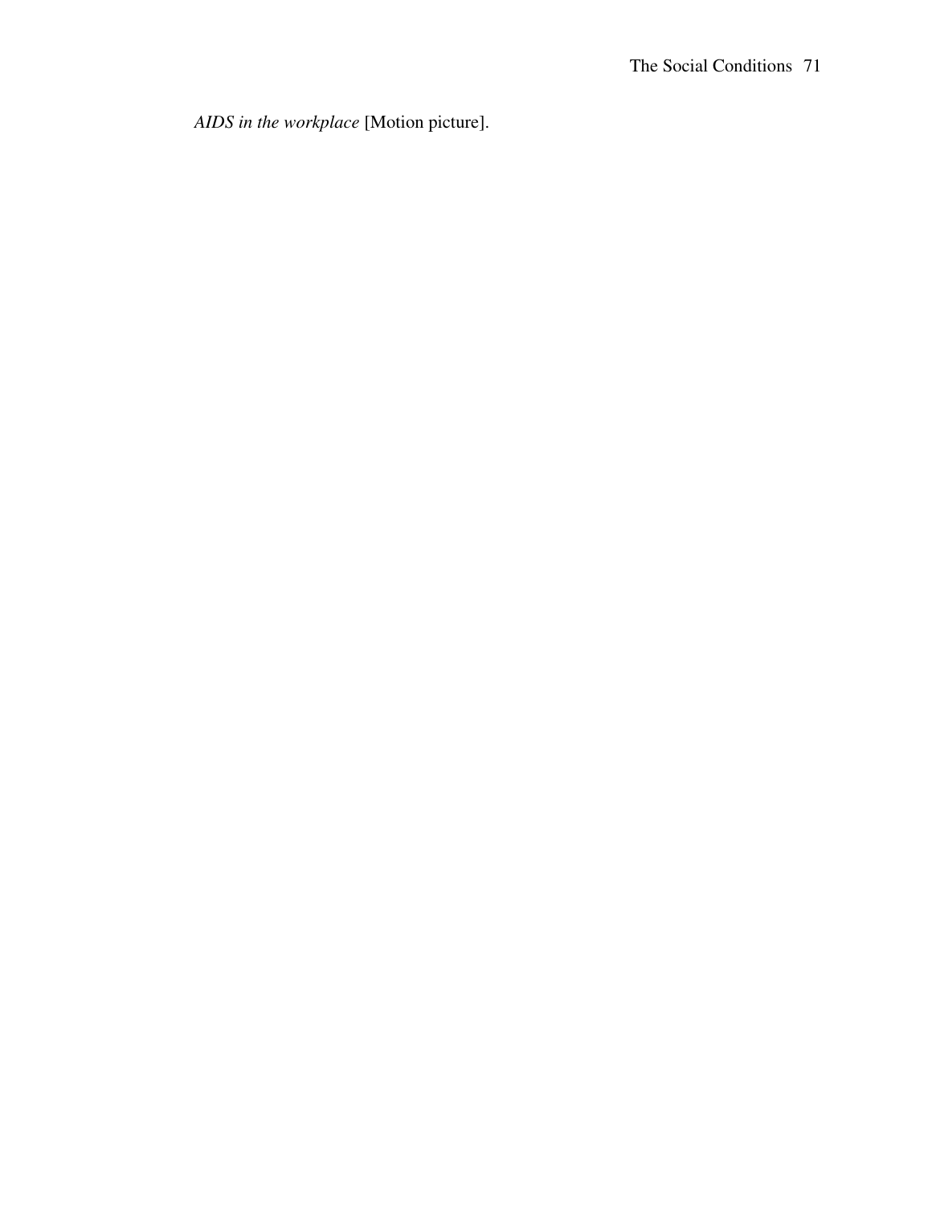*AIDS in the workplace* [Motion picture].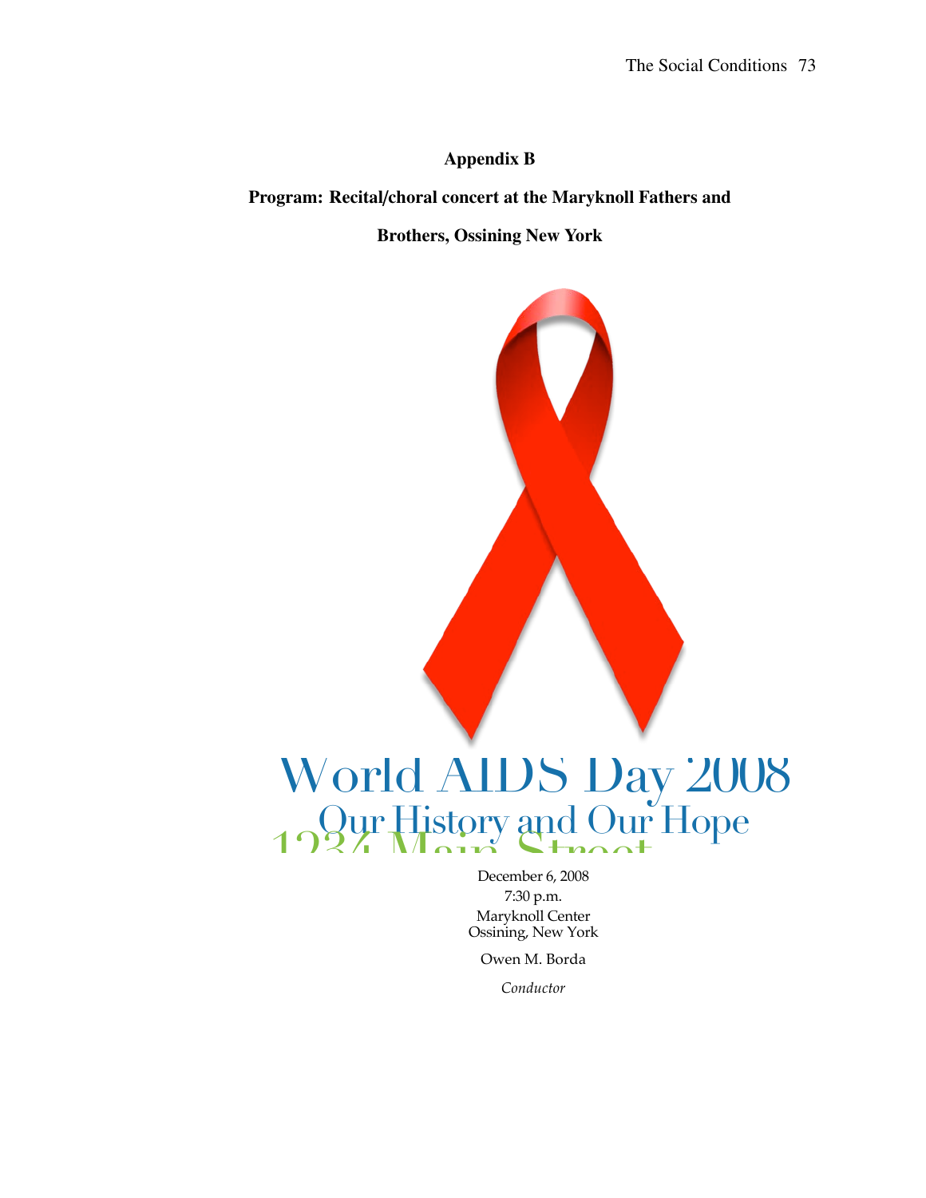**Appendix B**

**Program: Recital/choral concert at the Maryknoll Fathers and Brothers, Ossining New York**

World AIDS Day 2008

Our History and Our Hope

1234 Main Street

December 6, 2008

7:30 p.m.

Maryknoll Center

Ossining, New York

Owen M. Borda

*Conductor*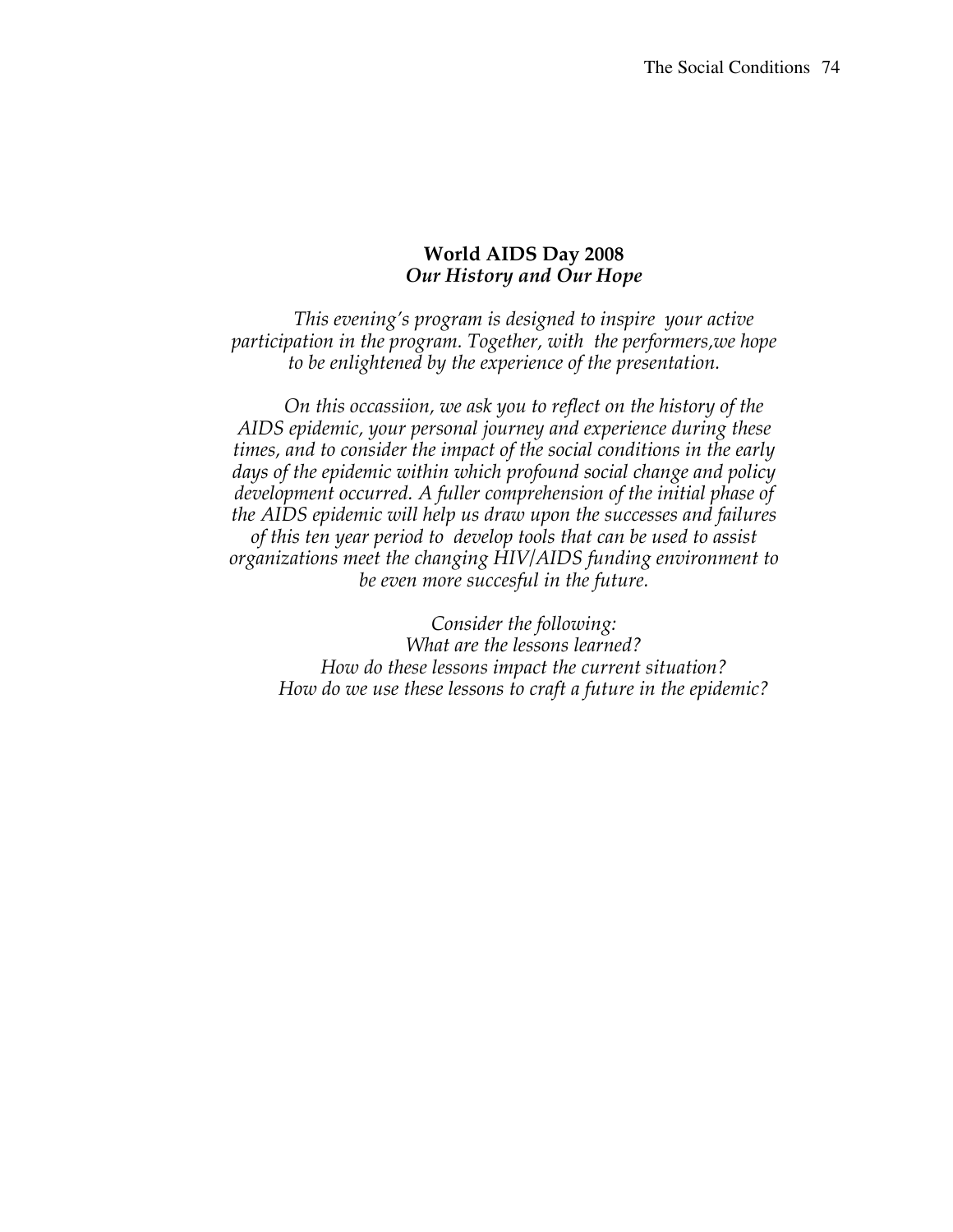**World AIDS Day 2008**
***Our History and Our Hope***

*This evening's program is designed to inspire your active participation in the program. Together, with the performers,we hope to be enlightened by the experience of the presentation.*

*On this occassiion, we ask you to reflect on the history of the AIDS epidemic, your personal journey and experience during these times, and to consider the impact of the social conditions in the early days of the epidemic within which profound social change and policy development occurred. A fuller comprehension of the initial phase of the AIDS epidemic will help us draw upon the successes and failures of this ten year period to develop tools that can be used to assist organizations meet the changing HIV/AIDS funding environment to be even more succesful in the future.*

*Consider the following:*
*What are the lessons learned?*
*How do these lessons impact the current situation?*
*How do we use these lessons to craft a future in the epidemic?*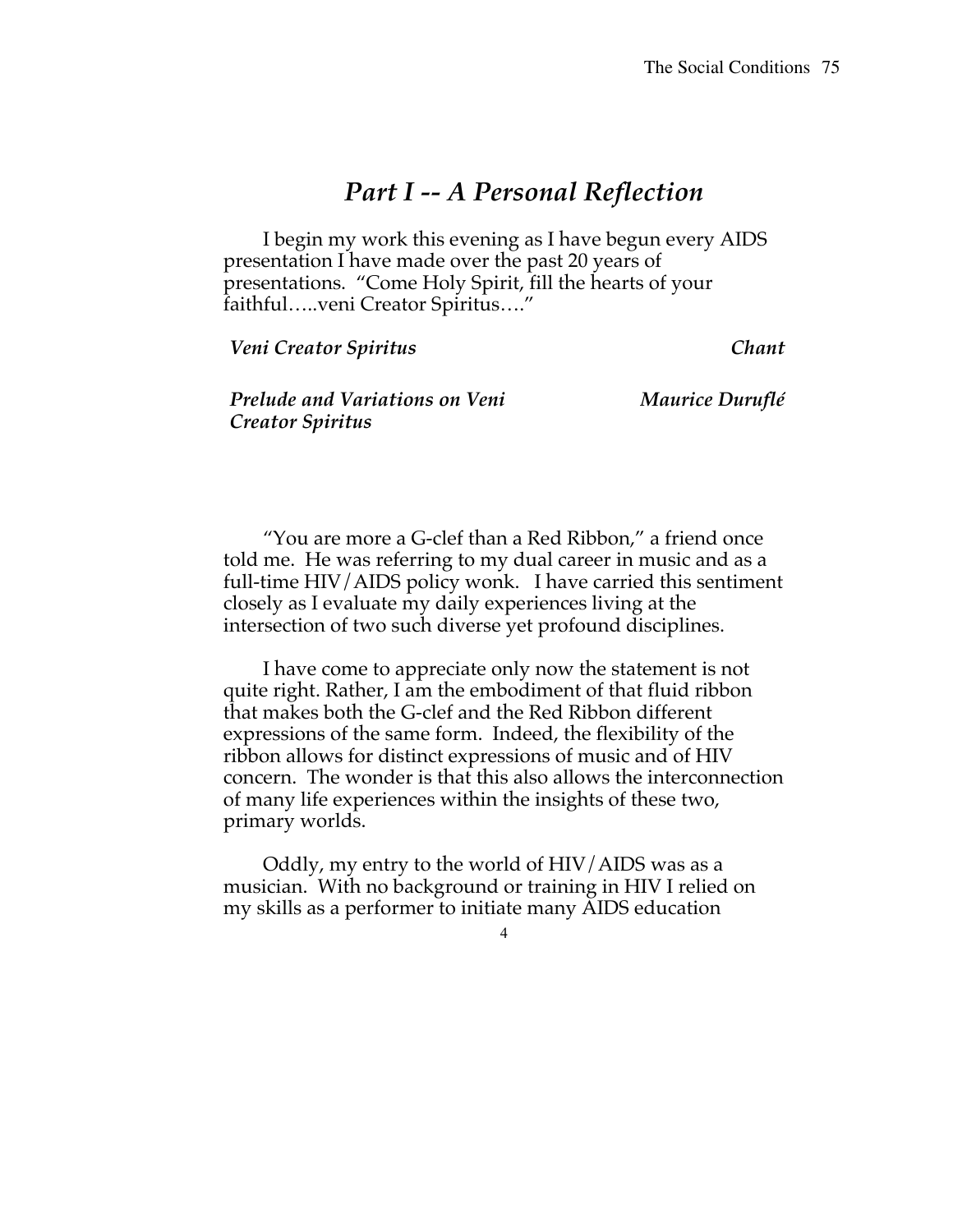## *Part I -- A Personal Reflection*

I begin my work this evening as I have begun every AIDS presentation I have made over the past 20 years of presentations. "Come Holy Spirit, fill the hearts of your faithful…..veni Creator Spiritus…."

| | |
|---|---|
| ***Veni Creator Spiritus*** | ***Chant*** |
| ***Prelude and Variations on Veni Creator Spiritus*** | ***Maurice Duruflé*** |

"You are more a G-clef than a Red Ribbon," a friend once told me. He was referring to my dual career in music and as a full-time HIV/AIDS policy wonk. I have carried this sentiment closely as I evaluate my daily experiences living at the intersection of two such diverse yet profound disciplines.

I have come to appreciate only now the statement is not quite right. Rather, I am the embodiment of that fluid ribbon that makes both the G-clef and the Red Ribbon different expressions of the same form. Indeed, the flexibility of the ribbon allows for distinct expressions of music and of HIV concern. The wonder is that this also allows the interconnection of many life experiences within the insights of these two, primary worlds.

Oddly, my entry to the world of HIV/AIDS was as a musician. With no background or training in HIV I relied on my skills as a performer to initiate many AIDS education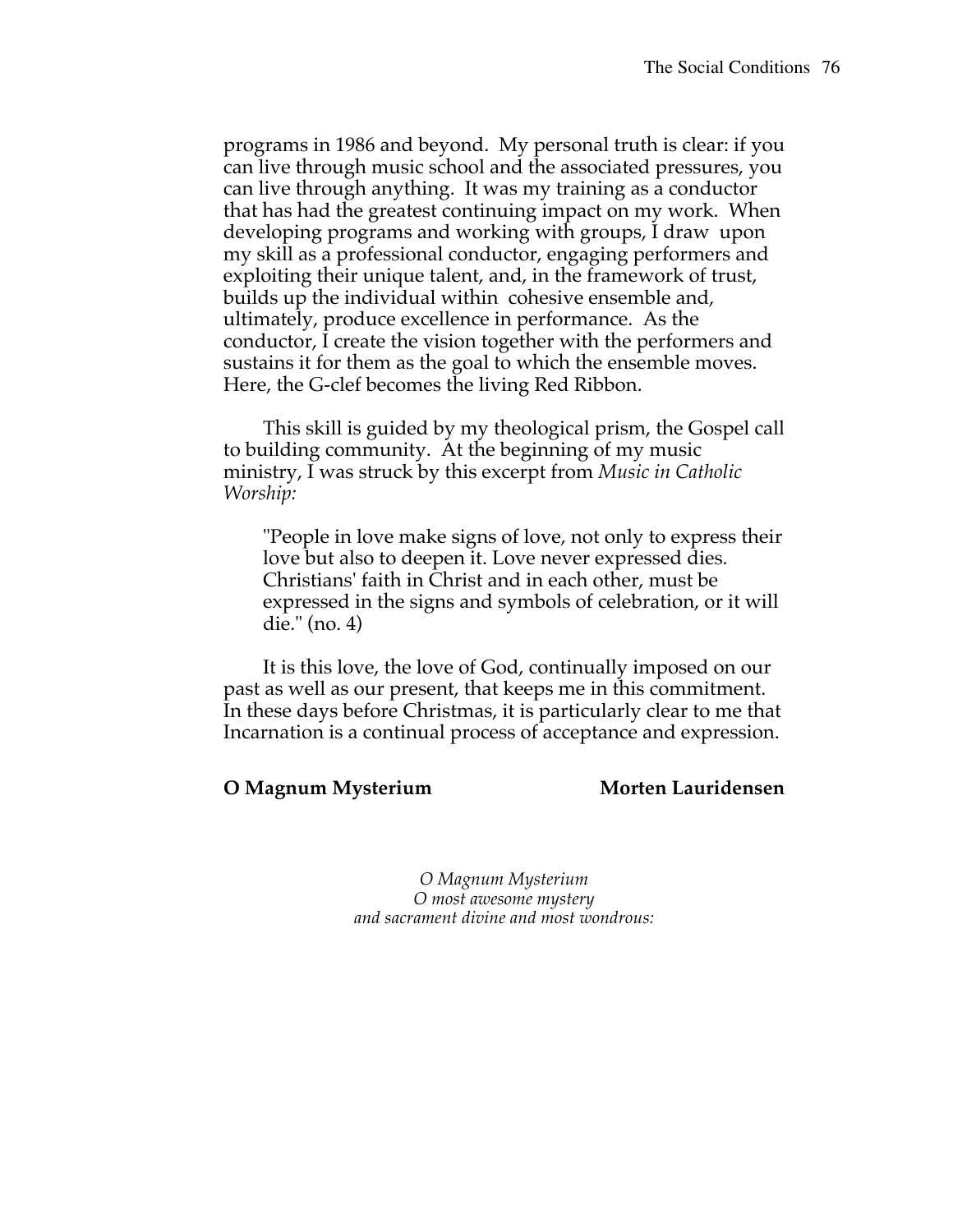programs in 1986 and beyond. My personal truth is clear: if you can live through music school and the associated pressures, you can live through anything. It was my training as a conductor that has had the greatest continuing impact on my work. When developing programs and working with groups, I draw upon my skill as a professional conductor, engaging performers and exploiting their unique talent, and, in the framework of trust, builds up the individual within cohesive ensemble and, ultimately, produce excellence in performance. As the conductor, I create the vision together with the performers and sustains it for them as the goal to which the ensemble moves. Here, the G-clef becomes the living Red Ribbon.

This skill is guided by my theological prism, the Gospel call to building community. At the beginning of my music ministry, I was struck by this excerpt from *Music in Catholic Worship:*

> "People in love make signs of love, not only to express their love but also to deepen it. Love never expressed dies. Christians' faith in Christ and in each other, must be expressed in the signs and symbols of celebration, or it will die." (no. 4)

It is this love, the love of God, continually imposed on our past as well as our present, that keeps me in this commitment. In these days before Christmas, it is particularly clear to me that Incarnation is a continual process of acceptance and expression.

**O Magnum Mysterium** **Morten Lauridensen**

*O Magnum Mysterium*
*O most awesome mystery*
*and sacrament divine and most wondrous:*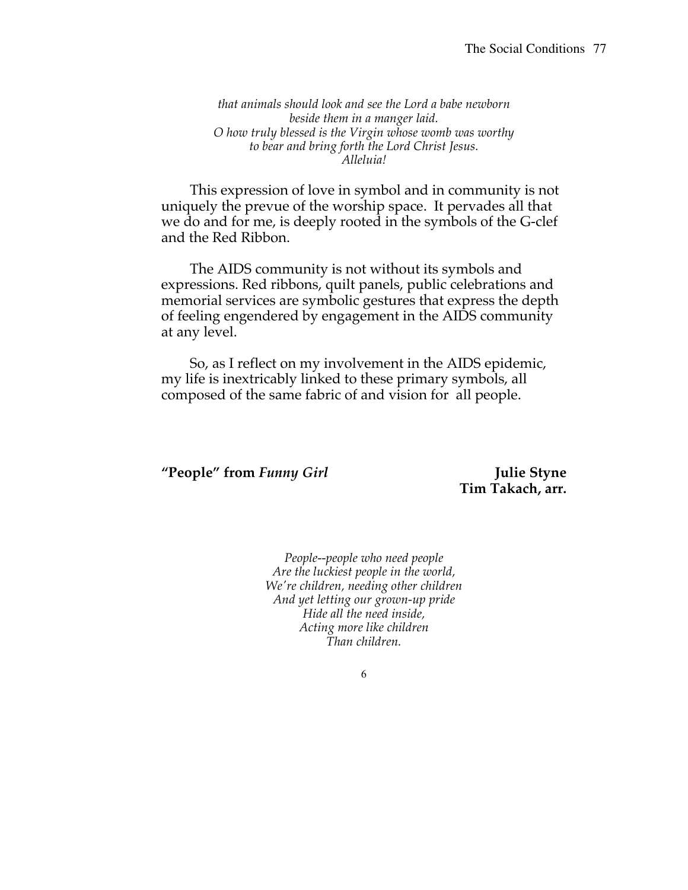*that animals should look and see the Lord a babe newborn*
*beside them in a manger laid.*
*O how truly blessed is the Virgin whose womb was worthy*
*to bear and bring forth the Lord Christ Jesus.*
*Alleluia!*

This expression of love in symbol and in community is not uniquely the prevue of the worship space. It pervades all that we do and for me, is deeply rooted in the symbols of the G-clef and the Red Ribbon.

The AIDS community is not without its symbols and expressions. Red ribbons, quilt panels, public celebrations and memorial services are symbolic gestures that express the depth of feeling engendered by engagement in the AIDS community at any level.

So, as I reflect on my involvement in the AIDS epidemic, my life is inextricably linked to these primary symbols, all composed of the same fabric of and vision for all people.

**"People" from *Funny Girl*** **Julie Styne**
**Tim Takach, arr.**

*People--people who need people*
*Are the luckiest people in the world,*
*We're children, needing other children*
*And yet letting our grown-up pride*
*Hide all the need inside,*
*Acting more like children*
*Than children.*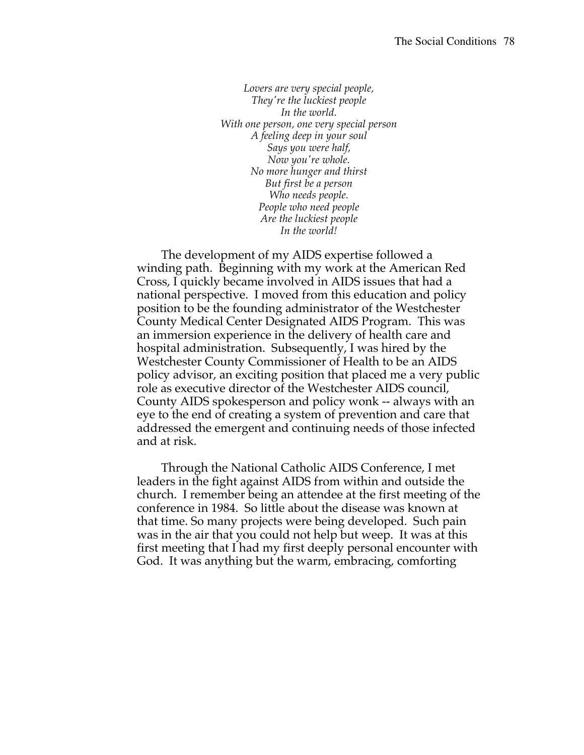*Lovers are very special people,*
*They're the luckiest people*
*In the world.*
*With one person, one very special person*
*A feeling deep in your soul*
*Says you were half,*
*Now you're whole.*
*No more hunger and thirst*
*But first be a person*
*Who needs people.*
*People who need people*
*Are the luckiest people*
*In the world!*

The development of my AIDS expertise followed a winding path. Beginning with my work at the American Red Cross, I quickly became involved in AIDS issues that had a national perspective. I moved from this education and policy position to be the founding administrator of the Westchester County Medical Center Designated AIDS Program. This was an immersion experience in the delivery of health care and hospital administration. Subsequently, I was hired by the Westchester County Commissioner of Health to be an AIDS policy advisor, an exciting position that placed me a very public role as executive director of the Westchester AIDS council, County AIDS spokesperson and policy wonk -- always with an eye to the end of creating a system of prevention and care that addressed the emergent and continuing needs of those infected and at risk.

Through the National Catholic AIDS Conference, I met leaders in the fight against AIDS from within and outside the church. I remember being an attendee at the first meeting of the conference in 1984. So little about the disease was known at that time. So many projects were being developed. Such pain was in the air that you could not help but weep. It was at this first meeting that I had my first deeply personal encounter with God. It was anything but the warm, embracing, comforting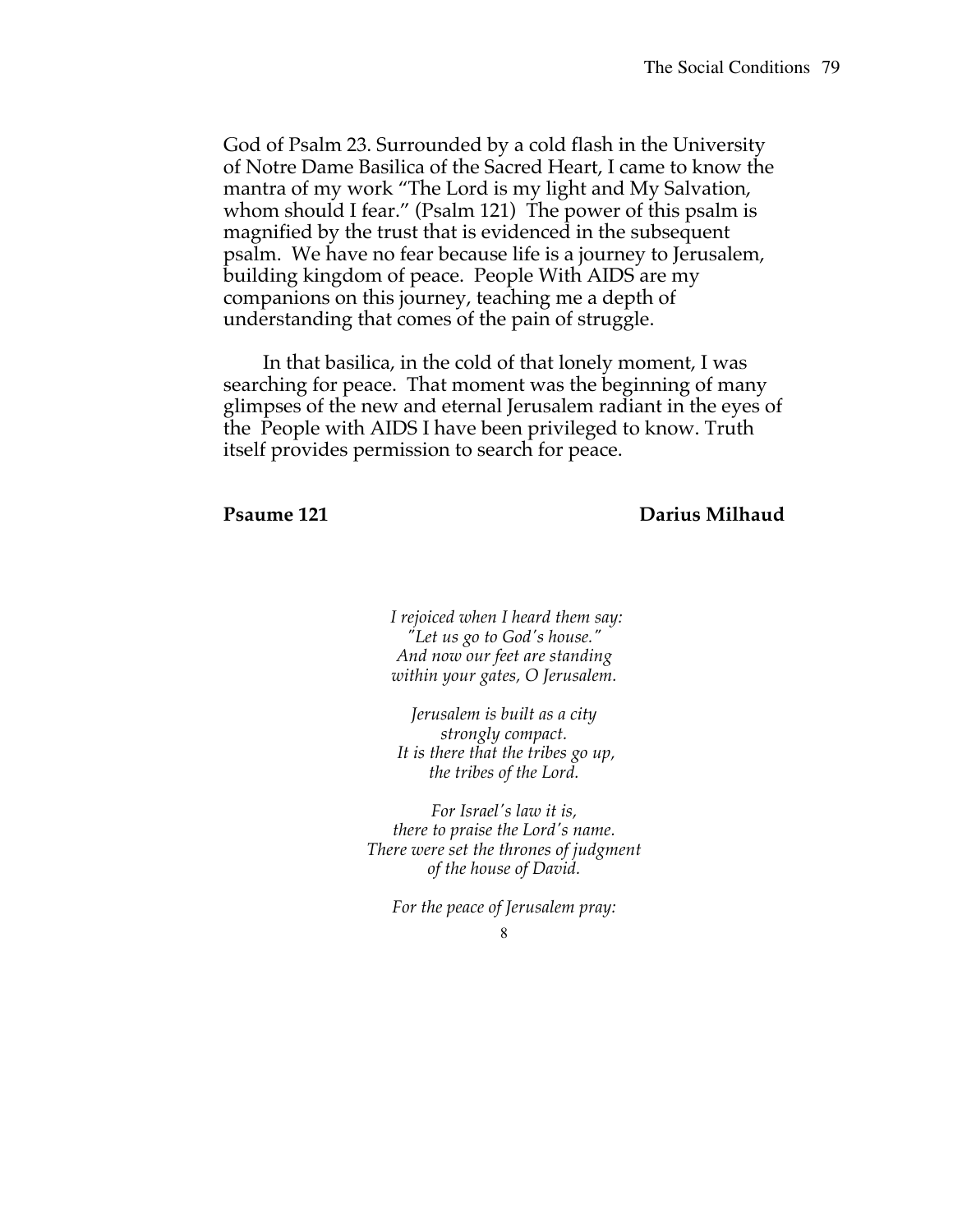God of Psalm 23. Surrounded by a cold flash in the University of Notre Dame Basilica of the Sacred Heart, I came to know the mantra of my work "The Lord is my light and My Salvation, whom should I fear." (Psalm 121) The power of this psalm is magnified by the trust that is evidenced in the subsequent psalm. We have no fear because life is a journey to Jerusalem, building kingdom of peace. People With AIDS are my companions on this journey, teaching me a depth of understanding that comes of the pain of struggle.

In that basilica, in the cold of that lonely moment, I was searching for peace. That moment was the beginning of many glimpses of the new and eternal Jerusalem radiant in the eyes of the People with AIDS I have been privileged to know. Truth itself provides permission to search for peace.

**Psaume 121** **Darius Milhaud**

*I rejoiced when I heard them say:*
*"Let us go to God's house."*
*And now our feet are standing*
*within your gates, O Jerusalem.*

*Jerusalem is built as a city*
*strongly compact.*
*It is there that the tribes go up,*
*the tribes of the Lord.*

*For Israel's law it is,*
*there to praise the Lord's name.*
*There were set the thrones of judgment*
*of the house of David.*

*For the peace of Jerusalem pray:*

8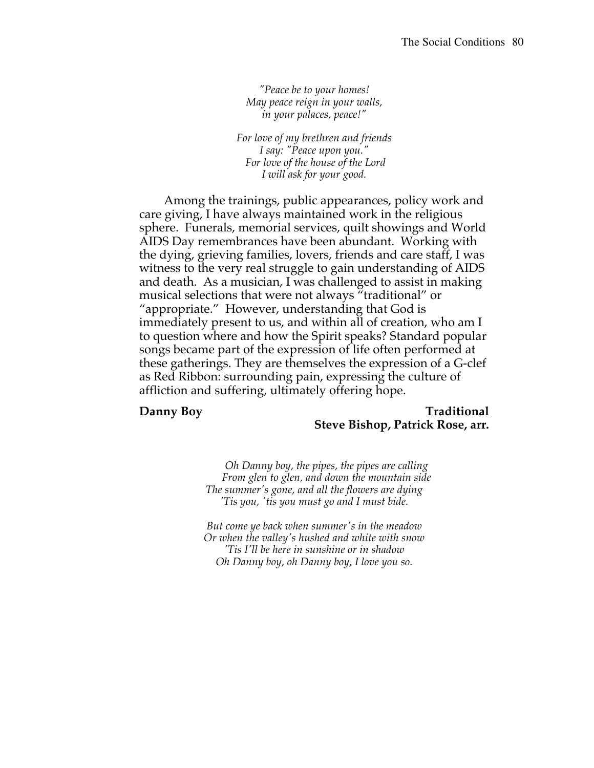*"Peace be to your homes!*
*May peace reign in your walls,*
*in your palaces, peace!"*

*For love of my brethren and friends*
*I say: "Peace upon you."*
*For love of the house of the Lord*
*I will ask for your good.*

Among the trainings, public appearances, policy work and care giving, I have always maintained work in the religious sphere. Funerals, memorial services, quilt showings and World AIDS Day remembrances have been abundant. Working with the dying, grieving families, lovers, friends and care staff, I was witness to the very real struggle to gain understanding of AIDS and death. As a musician, I was challenged to assist in making musical selections that were not always "traditional" or "appropriate." However, understanding that God is immediately present to us, and within all of creation, who am I to question where and how the Spirit speaks? Standard popular songs became part of the expression of life often performed at these gatherings. They are themselves the expression of a G-clef as Red Ribbon: surrounding pain, expressing the culture of affliction and suffering, ultimately offering hope.

**Danny Boy** — **Traditional**
**Steve Bishop, Patrick Rose, arr.**

*Oh Danny boy, the pipes, the pipes are calling*
*From glen to glen, and down the mountain side*
*The summer's gone, and all the flowers are dying*
*'Tis you, 'tis you must go and I must bide.*

*But come ye back when summer's in the meadow*
*Or when the valley's hushed and white with snow*
*'Tis I'll be here in sunshine or in shadow*
*Oh Danny boy, oh Danny boy, I love you so.*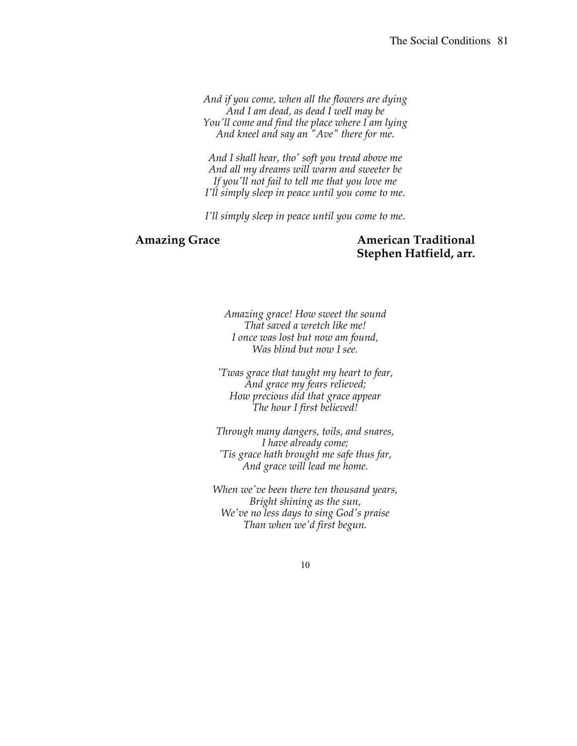*And if you come, when all the flowers are dying*
*And I am dead, as dead I well may be*
*You'll come and find the place where I am lying*
*And kneel and say an "Ave" there for me.*

*And I shall hear, tho' soft you tread above me*
*And all my dreams will warm and sweeter be*
*If you'll not fail to tell me that you love me*
*I'll simply sleep in peace until you come to me.*

*I'll simply sleep in peace until you come to me.*

**Amazing Grace** — **American Traditional**
**Stephen Hatfield, arr.**

*Amazing grace! How sweet the sound*
*That saved a wretch like me!*
*I once was lost but now am found,*
*Was blind but now I see.*

*'Twas grace that taught my heart to fear,*
*And grace my fears relieved;*
*How precious did that grace appear*
*The hour I first believed!*

*Through many dangers, toils, and snares,*
*I have already come;*
*'Tis grace hath brought me safe thus far,*
*And grace will lead me home.*

*When we've been there ten thousand years,*
*Bright shining as the sun,*
*We've no less days to sing God's praise*
*Than when we'd first begun.*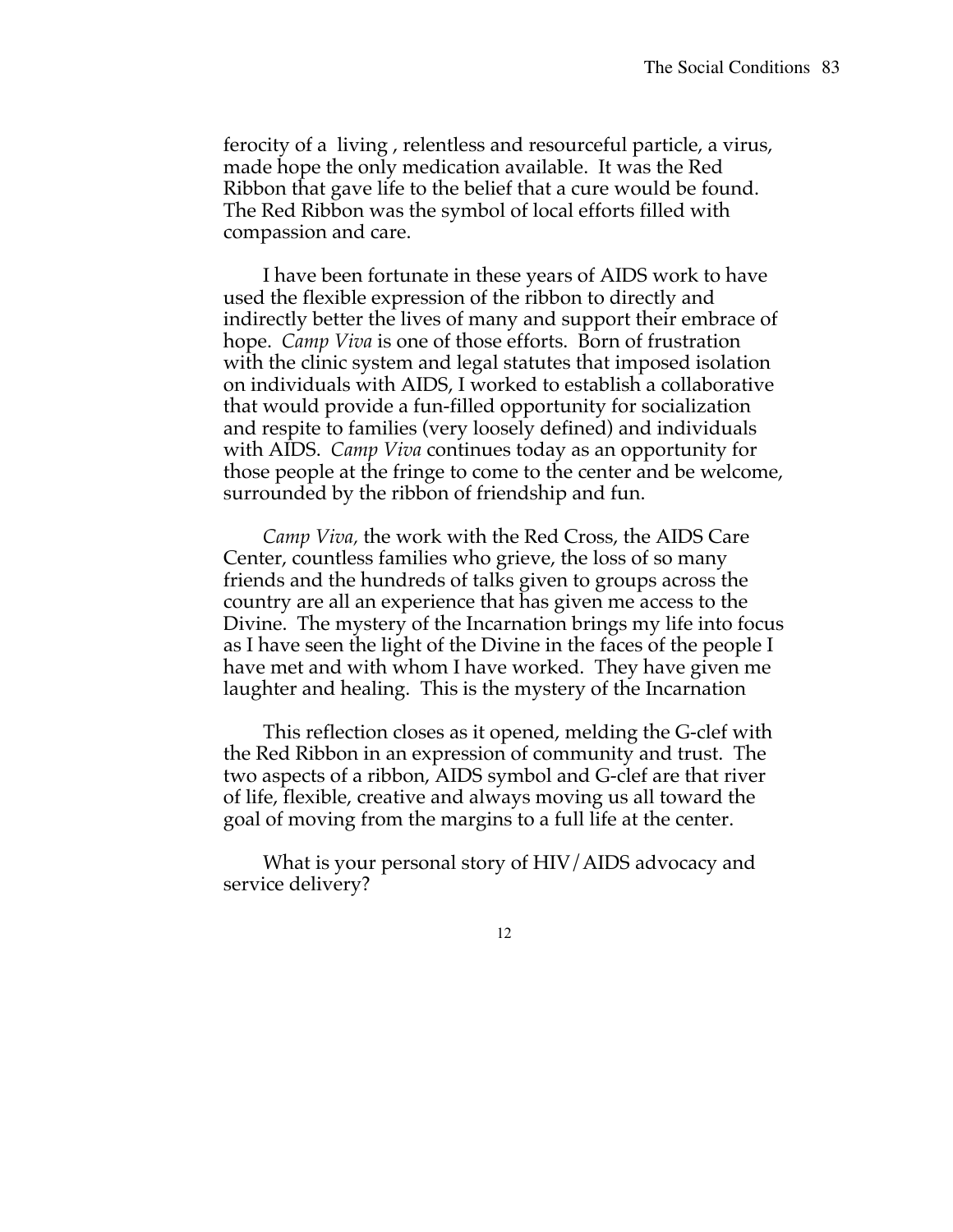ferocity of a living , relentless and resourceful particle, a virus, made hope the only medication available. It was the Red Ribbon that gave life to the belief that a cure would be found. The Red Ribbon was the symbol of local efforts filled with compassion and care.

I have been fortunate in these years of AIDS work to have used the flexible expression of the ribbon to directly and indirectly better the lives of many and support their embrace of hope. *Camp Viva* is one of those efforts. Born of frustration with the clinic system and legal statutes that imposed isolation on individuals with AIDS, I worked to establish a collaborative that would provide a fun-filled opportunity for socialization and respite to families (very loosely defined) and individuals with AIDS. *Camp Viva* continues today as an opportunity for those people at the fringe to come to the center and be welcome, surrounded by the ribbon of friendship and fun.

*Camp Viva,* the work with the Red Cross, the AIDS Care Center, countless families who grieve, the loss of so many friends and the hundreds of talks given to groups across the country are all an experience that has given me access to the Divine. The mystery of the Incarnation brings my life into focus as I have seen the light of the Divine in the faces of the people I have met and with whom I have worked. They have given me laughter and healing. This is the mystery of the Incarnation

This reflection closes as it opened, melding the G-clef with the Red Ribbon in an expression of community and trust. The two aspects of a ribbon, AIDS symbol and G-clef are that river of life, flexible, creative and always moving us all toward the goal of moving from the margins to a full life at the center.

What is your personal story of HIV/AIDS advocacy and service delivery?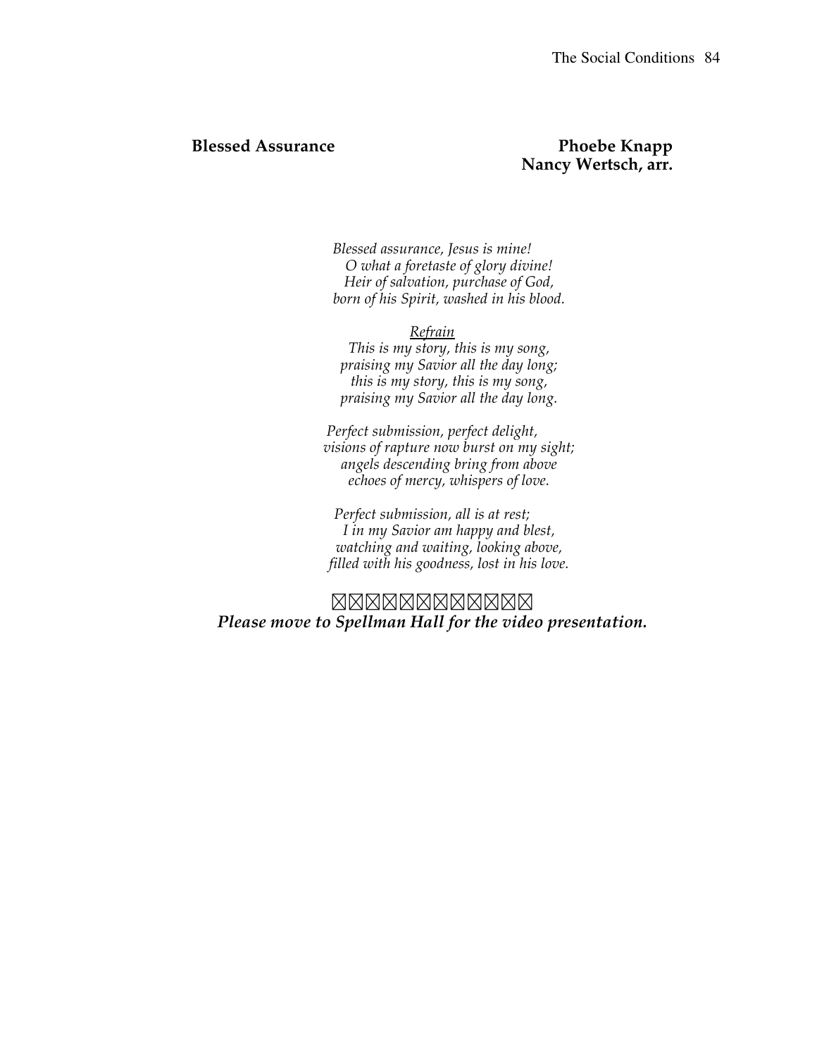**Blessed Assurance** **Phoebe Knapp**
**Nancy Wertsch, arr.**

*Blessed assurance, Jesus is mine!*
*O what a foretaste of glory divine!*
*Heir of salvation, purchase of God,*
*born of his Spirit, washed in his blood.*

*Refrain*
*This is my story, this is my song,*
*praising my Savior all the day long;*
*this is my story, this is my song,*
*praising my Savior all the day long.*

*Perfect submission, perfect delight,*
*visions of rapture now burst on my sight;*
*angels descending bring from above*
*echoes of mercy, whispers of love.*

*Perfect submission, all is at rest;*
*I in my Savior am happy and blest,*
*watching and waiting, looking above,*
*filled with his goodness, lost in his love.*

⊠⊠⊠⊠⊠⊠⊠⊠⊠⊠⊠⊠

***Please move to Spellman Hall for the video presentation.***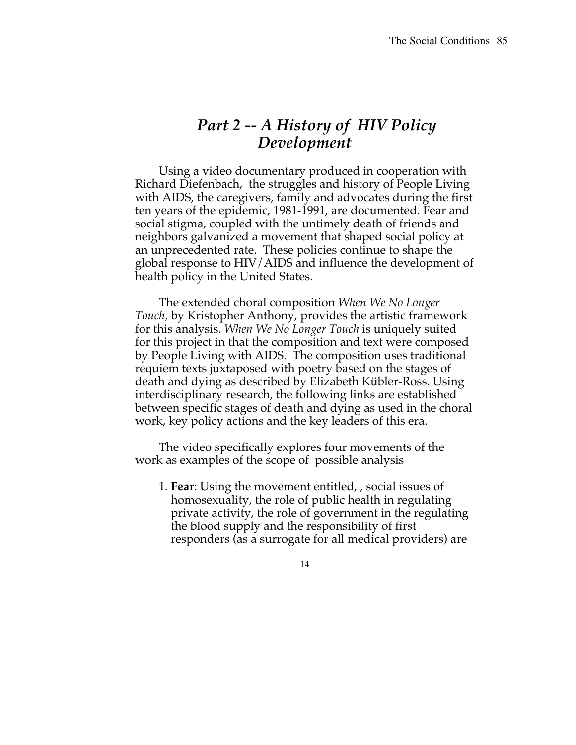## *Part 2 -- A History of HIV Policy Development*

Using a video documentary produced in cooperation with Richard Diefenbach, the struggles and history of People Living with AIDS, the caregivers, family and advocates during the first ten years of the epidemic, 1981-1991, are documented. Fear and social stigma, coupled with the untimely death of friends and neighbors galvanized a movement that shaped social policy at an unprecedented rate. These policies continue to shape the global response to HIV/AIDS and influence the development of health policy in the United States.

The extended choral composition *When We No Longer Touch,* by Kristopher Anthony, provides the artistic framework for this analysis. *When We No Longer Touch* is uniquely suited for this project in that the composition and text were composed by People Living with AIDS. The composition uses traditional requiem texts juxtaposed with poetry based on the stages of death and dying as described by Elizabeth Kübler-Ross. Using interdisciplinary research, the following links are established between specific stages of death and dying as used in the choral work, key policy actions and the key leaders of this era.

The video specifically explores four movements of the work as examples of the scope of possible analysis

1. **Fear**: Using the movement entitled, , social issues of homosexuality, the role of public health in regulating private activity, the role of government in the regulating the blood supply and the responsibility of first responders (as a surrogate for all medical providers) are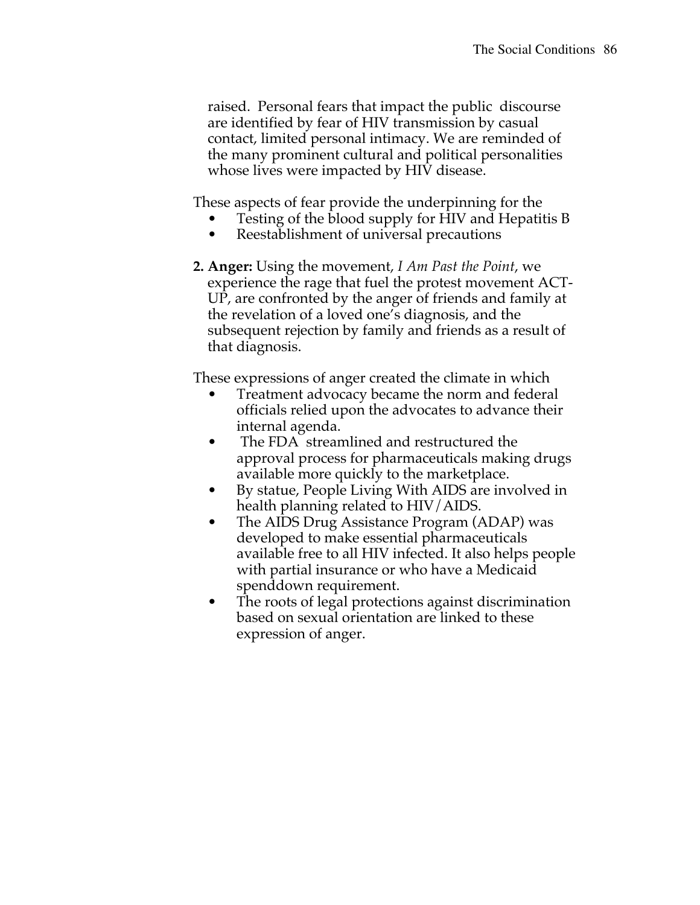raised. Personal fears that impact the public discourse are identified by fear of HIV transmission by casual contact, limited personal intimacy. We are reminded of the many prominent cultural and political personalities whose lives were impacted by HIV disease.

These aspects of fear provide the underpinning for the

- Testing of the blood supply for HIV and Hepatitis B
- Reestablishment of universal precautions

**2. Anger:** Using the movement, *I Am Past the Point*, we experience the rage that fuel the protest movement ACT-UP, are confronted by the anger of friends and family at the revelation of a loved one's diagnosis, and the subsequent rejection by family and friends as a result of that diagnosis.

These expressions of anger created the climate in which

- Treatment advocacy became the norm and federal officials relied upon the advocates to advance their internal agenda.
- The FDA streamlined and restructured the approval process for pharmaceuticals making drugs available more quickly to the marketplace.
- By statue, People Living With AIDS are involved in health planning related to HIV/AIDS.
- The AIDS Drug Assistance Program (ADAP) was developed to make essential pharmaceuticals available free to all HIV infected. It also helps people with partial insurance or who have a Medicaid spenddown requirement.
- The roots of legal protections against discrimination based on sexual orientation are linked to these expression of anger.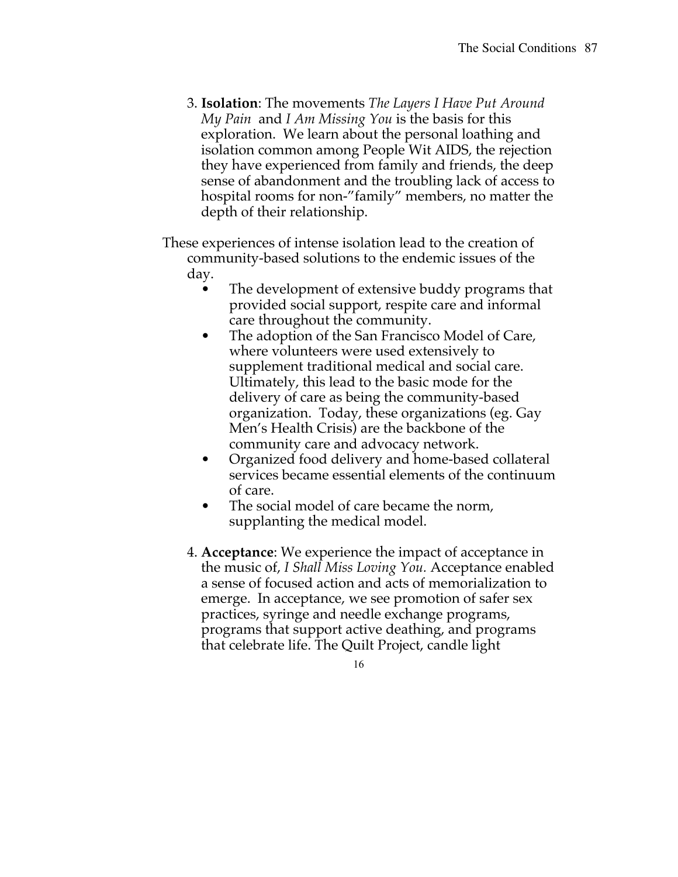3. **Isolation**: The movements *The Layers I Have Put Around My Pain* and *I Am Missing You* is the basis for this exploration. We learn about the personal loathing and isolation common among People Wit AIDS, the rejection they have experienced from family and friends, the deep sense of abandonment and the troubling lack of access to hospital rooms for non-"family" members, no matter the depth of their relationship.

These experiences of intense isolation lead to the creation of community-based solutions to the endemic issues of the day.

- The development of extensive buddy programs that provided social support, respite care and informal care throughout the community.
- The adoption of the San Francisco Model of Care, where volunteers were used extensively to supplement traditional medical and social care. Ultimately, this lead to the basic mode for the delivery of care as being the community-based organization. Today, these organizations (eg. Gay Men's Health Crisis) are the backbone of the community care and advocacy network.
- Organized food delivery and home-based collateral services became essential elements of the continuum of care.
- The social model of care became the norm, supplanting the medical model.

4. **Acceptance**: We experience the impact of acceptance in the music of, *I Shall Miss Loving You.* Acceptance enabled a sense of focused action and acts of memorialization to emerge. In acceptance, we see promotion of safer sex practices, syringe and needle exchange programs, programs that support active deathing, and programs that celebrate life. The Quilt Project, candle light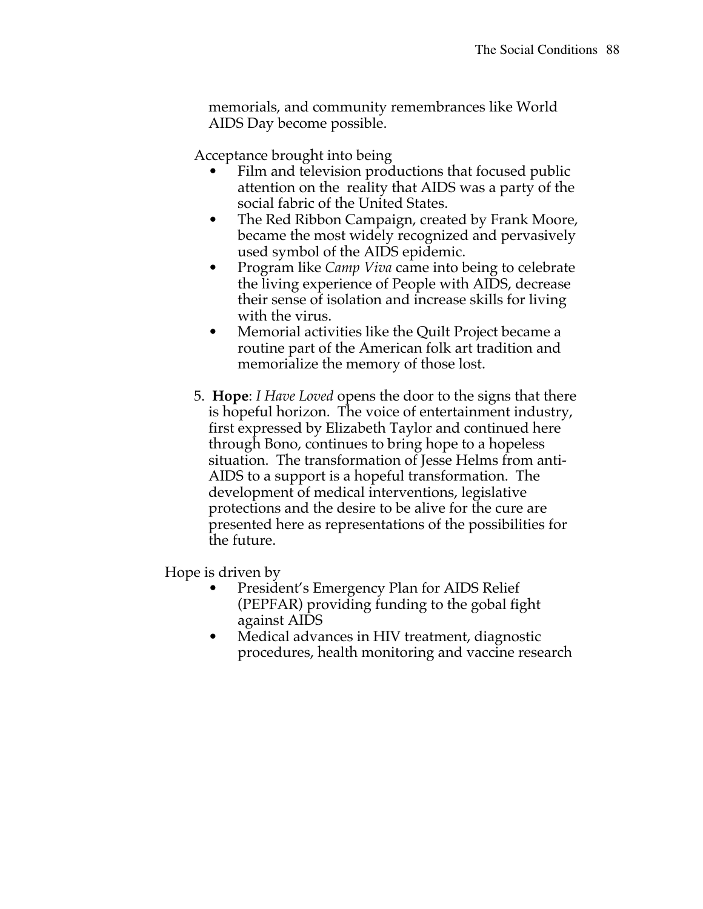memorials, and community remembrances like World AIDS Day become possible.

Acceptance brought into being

- Film and television productions that focused public attention on the  reality that AIDS was a party of the social fabric of the United States.
- The Red Ribbon Campaign, created by Frank Moore, became the most widely recognized and pervasively used symbol of the AIDS epidemic.
- Program like *Camp Viva* came into being to celebrate the living experience of People with AIDS, decrease their sense of isolation and increase skills for living with the virus.
- Memorial activities like the Quilt Project became a routine part of the American folk art tradition and memorialize the memory of those lost.

5. **Hope**: *I Have Loved* opens the door to the signs that there is hopeful horizon.  The voice of entertainment industry, first expressed by Elizabeth Taylor and continued here through Bono, continues to bring hope to a hopeless situation.  The transformation of Jesse Helms from anti-AIDS to a support is a hopeful transformation.  The development of medical interventions, legislative protections and the desire to be alive for the cure are presented here as representations of the possibilities for the future.

Hope is driven by

- President's Emergency Plan for AIDS Relief (PEPFAR) providing funding to the gobal fight against AIDS
- Medical advances in HIV treatment, diagnostic procedures, health monitoring and vaccine research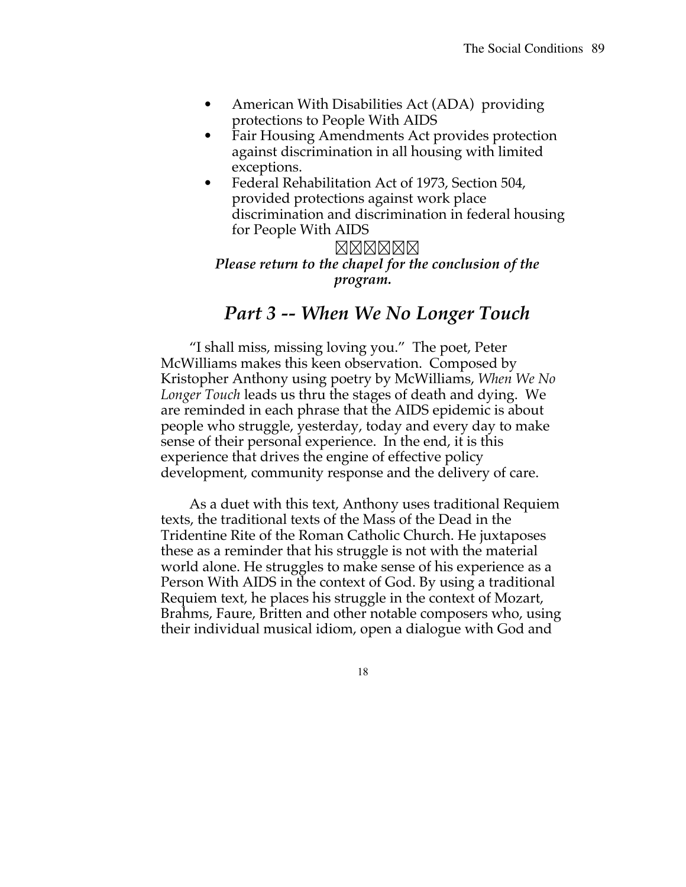- American With Disabilities Act (ADA) providing protections to People With AIDS
- Fair Housing Amendments Act provides protection against discrimination in all housing with limited exceptions.
- Federal Rehabilitation Act of 1973, Section 504, provided protections against work place discrimination and discrimination in federal housing for People With AIDS

☒☒☒☒☒☒

***Please return to the chapel for the conclusion of the program.***

## *Part 3 -- When We No Longer Touch*

"I shall miss, missing loving you." The poet, Peter McWilliams makes this keen observation. Composed by Kristopher Anthony using poetry by McWilliams, *When We No Longer Touch* leads us thru the stages of death and dying. We are reminded in each phrase that the AIDS epidemic is about people who struggle, yesterday, today and every day to make sense of their personal experience. In the end, it is this experience that drives the engine of effective policy development, community response and the delivery of care.

As a duet with this text, Anthony uses traditional Requiem texts, the traditional texts of the Mass of the Dead in the Tridentine Rite of the Roman Catholic Church. He juxtaposes these as a reminder that his struggle is not with the material world alone. He struggles to make sense of his experience as a Person With AIDS in the context of God. By using a traditional Requiem text, he places his struggle in the context of Mozart, Brahms, Faure, Britten and other notable composers who, using their individual musical idiom, open a dialogue with God and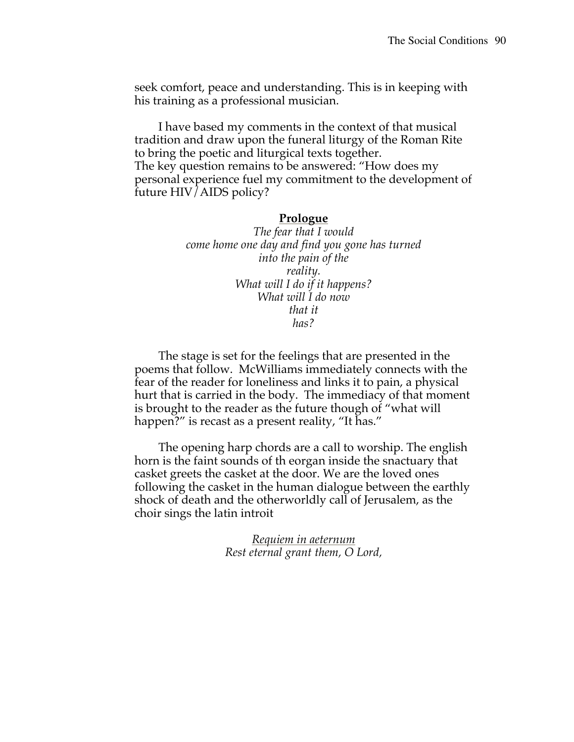seek comfort, peace and understanding. This is in keeping with his training as a professional musician.

I have based my comments in the context of that musical tradition and draw upon the funeral liturgy of the Roman Rite to bring the poetic and liturgical texts together.
The key question remains to be answered: "How does my personal experience fuel my commitment to the development of future HIV/AIDS policy?

**Prologue**

*The fear that I would*
*come home one day and find you gone has turned*
*into the pain of the*
*reality.*
*What will I do if it happens?*
*What will I do now*
*that it*
*has?*

The stage is set for the feelings that are presented in the poems that follow. McWilliams immediately connects with the fear of the reader for loneliness and links it to pain, a physical hurt that is carried in the body. The immediacy of that moment is brought to the reader as the future though of "what will happen?" is recast as a present reality, "It has."

The opening harp chords are a call to worship. The english horn is the faint sounds of th eorgan inside the snactuary that casket greets the casket at the door. We are the loved ones following the casket in the human dialogue between the earthly shock of death and the otherworldly call of Jerusalem, as the choir sings the latin introit

*Requiem in aeternum*
*Rest eternal grant them, O Lord,*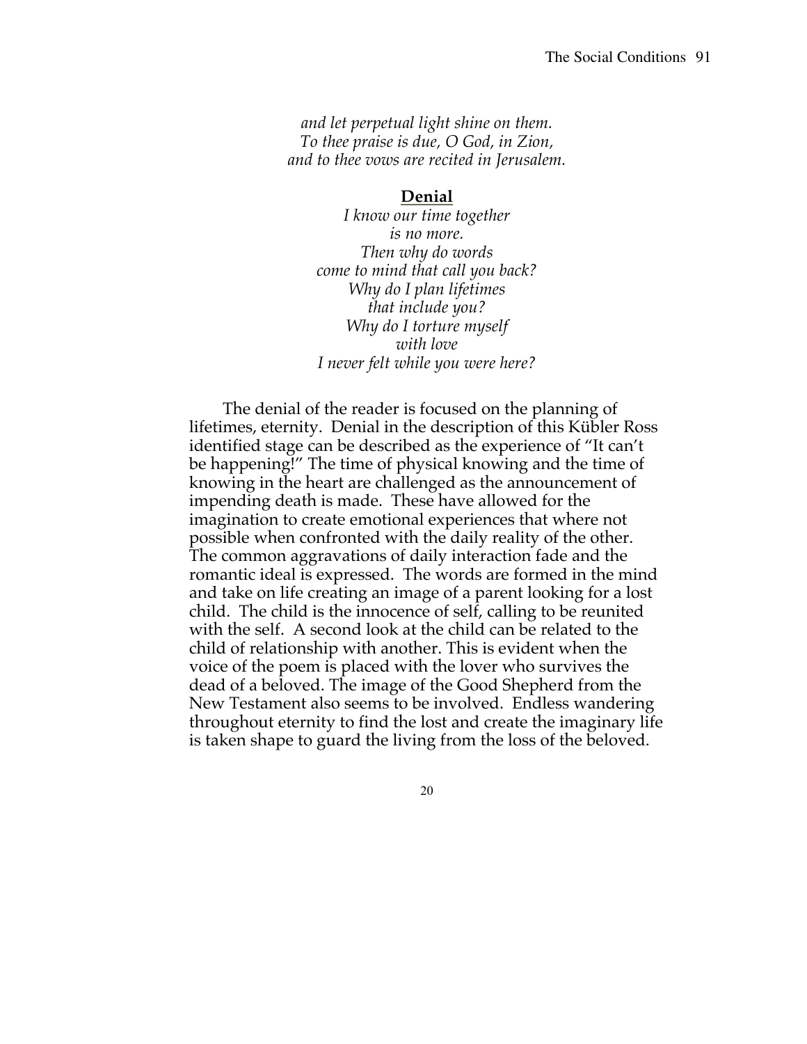*and let perpetual light shine on them.*
*To thee praise is due, O God, in Zion,*
*and to thee vows are recited in Jerusalem.*

**Denial**

*I know our time together*
*is no more.*
*Then why do words*
*come to mind that call you back?*
*Why do I plan lifetimes*
*that include you?*
*Why do I torture myself*
*with love*
*I never felt while you were here?*

The denial of the reader is focused on the planning of lifetimes, eternity. Denial in the description of this Kübler Ross identified stage can be described as the experience of "It can't be happening!" The time of physical knowing and the time of knowing in the heart are challenged as the announcement of impending death is made. These have allowed for the imagination to create emotional experiences that where not possible when confronted with the daily reality of the other. The common aggravations of daily interaction fade and the romantic ideal is expressed. The words are formed in the mind and take on life creating an image of a parent looking for a lost child. The child is the innocence of self, calling to be reunited with the self. A second look at the child can be related to the child of relationship with another. This is evident when the voice of the poem is placed with the lover who survives the dead of a beloved. The image of the Good Shepherd from the New Testament also seems to be involved. Endless wandering throughout eternity to find the lost and create the imaginary life is taken shape to guard the living from the loss of the beloved.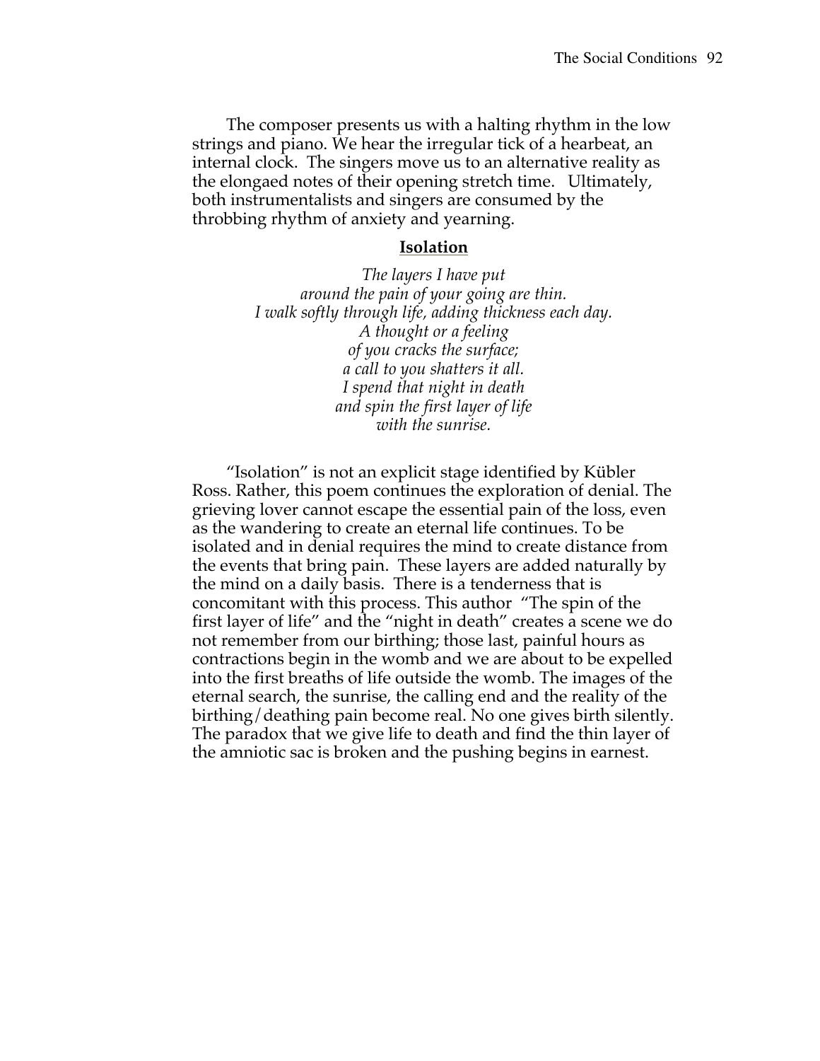The composer presents us with a halting rhythm in the low strings and piano. We hear the irregular tick of a hearbeat, an internal clock. The singers move us to an alternative reality as the elongaed notes of their opening stretch time. Ultimately, both instrumentalists and singers are consumed by the throbbing rhythm of anxiety and yearning.

**Isolation**

*The layers I have put*
*around the pain of your going are thin.*
*I walk softly through life, adding thickness each day.*
*A thought or a feeling*
*of you cracks the surface;*
*a call to you shatters it all.*
*I spend that night in death*
*and spin the first layer of life*
*with the sunrise.*

"Isolation" is not an explicit stage identified by Kübler Ross. Rather, this poem continues the exploration of denial. The grieving lover cannot escape the essential pain of the loss, even as the wandering to create an eternal life continues. To be isolated and in denial requires the mind to create distance from the events that bring pain. These layers are added naturally by the mind on a daily basis. There is a tenderness that is concomitant with this process. This author "The spin of the first layer of life" and the "night in death" creates a scene we do not remember from our birthing; those last, painful hours as contractions begin in the womb and we are about to be expelled into the first breaths of life outside the womb. The images of the eternal search, the sunrise, the calling end and the reality of the birthing/deathing pain become real. No one gives birth silently. The paradox that we give life to death and find the thin layer of the amniotic sac is broken and the pushing begins in earnest.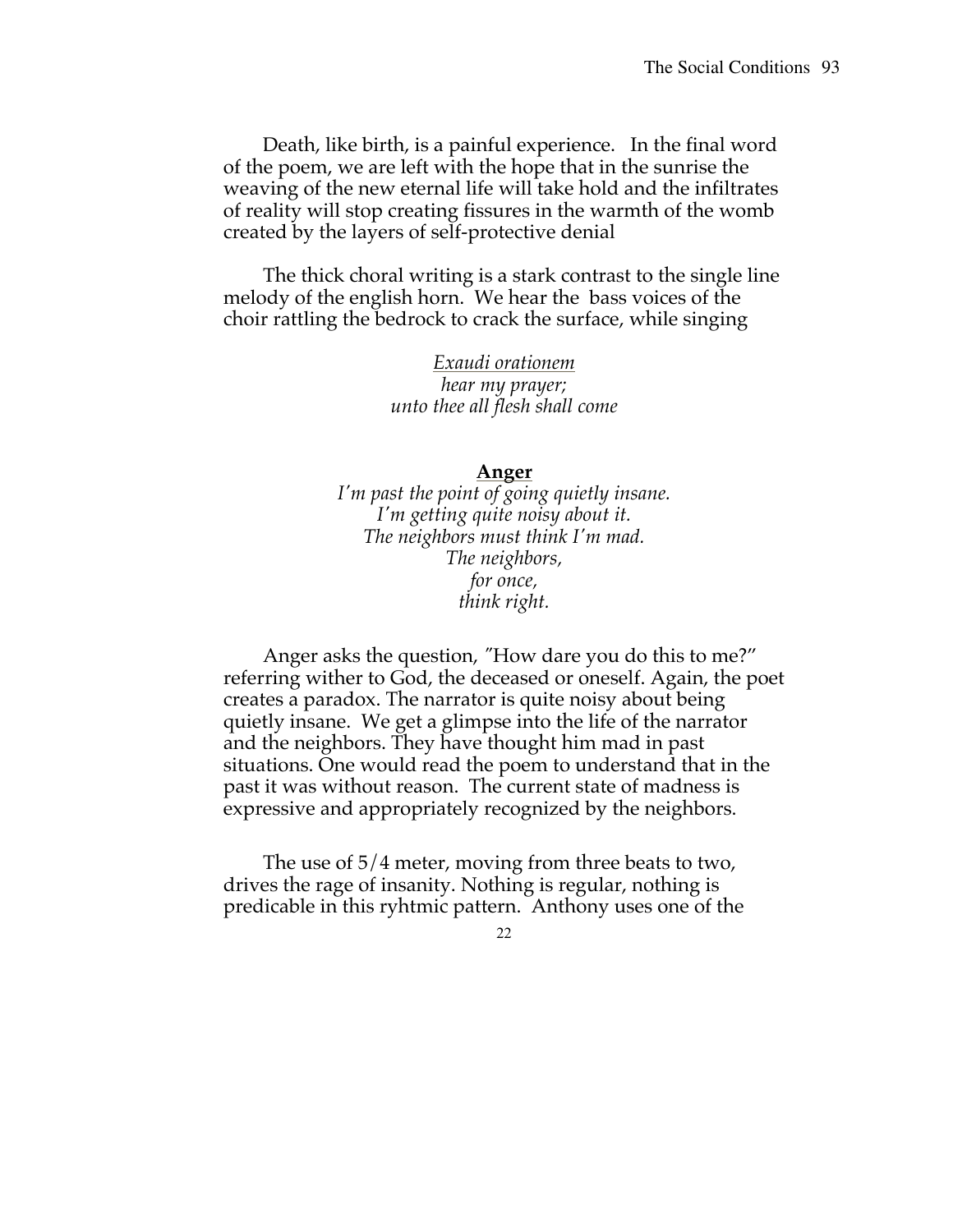Death, like birth, is a painful experience. In the final word of the poem, we are left with the hope that in the sunrise the weaving of the new eternal life will take hold and the infiltrates of reality will stop creating fissures in the warmth of the womb created by the layers of self-protective denial

The thick choral writing is a stark contrast to the single line melody of the english horn. We hear the bass voices of the choir rattling the bedrock to crack the surface, while singing

> <u>*Exaudi orationem*</u>
> *hear my prayer;*
> *unto thee all flesh shall come*

**<u>Anger</u>**

*I'm past the point of going quietly insane.*
*I'm getting quite noisy about it.*
*The neighbors must think I'm mad.*
*The neighbors,*
*for once,*
*think right.*

Anger asks the question, "How dare you do this to me?" referring wither to God, the deceased or oneself. Again, the poet creates a paradox. The narrator is quite noisy about being quietly insane. We get a glimpse into the life of the narrator and the neighbors. They have thought him mad in past situations. One would read the poem to understand that in the past it was without reason. The current state of madness is expressive and appropriately recognized by the neighbors.

The use of 5/4 meter, moving from three beats to two, drives the rage of insanity. Nothing is regular, nothing is predicable in this ryhtmic pattern. Anthony uses one of the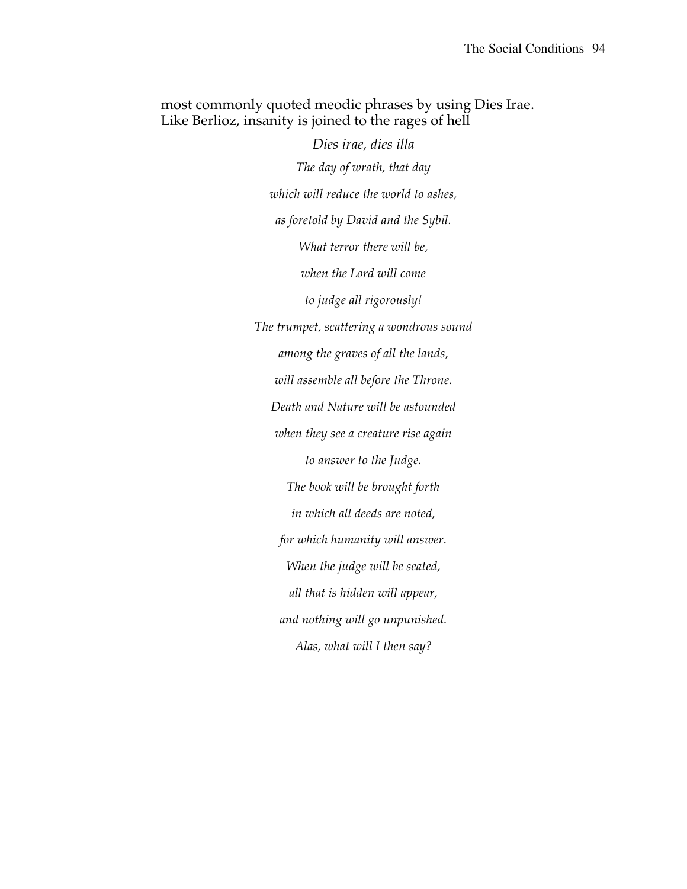most commonly quoted meodic phrases by using Dies Irae. Like Berlioz, insanity is joined to the rages of hell

<u>*Dies irae, dies illa*</u>

*The day of wrath, that day*

*which will reduce the world to ashes,*

*as foretold by David and the Sybil.*

*What terror there will be,*

*when the Lord will come*

*to judge all rigorously!*

*The trumpet, scattering a wondrous sound*

*among the graves of all the lands,*

*will assemble all before the Throne.*

*Death and Nature will be astounded*

*when they see a creature rise again*

*to answer to the Judge.*

*The book will be brought forth*

*in which all deeds are noted,*

*for which humanity will answer.*

*When the judge will be seated,*

*all that is hidden will appear,*

*and nothing will go unpunished.*

*Alas, what will I then say?*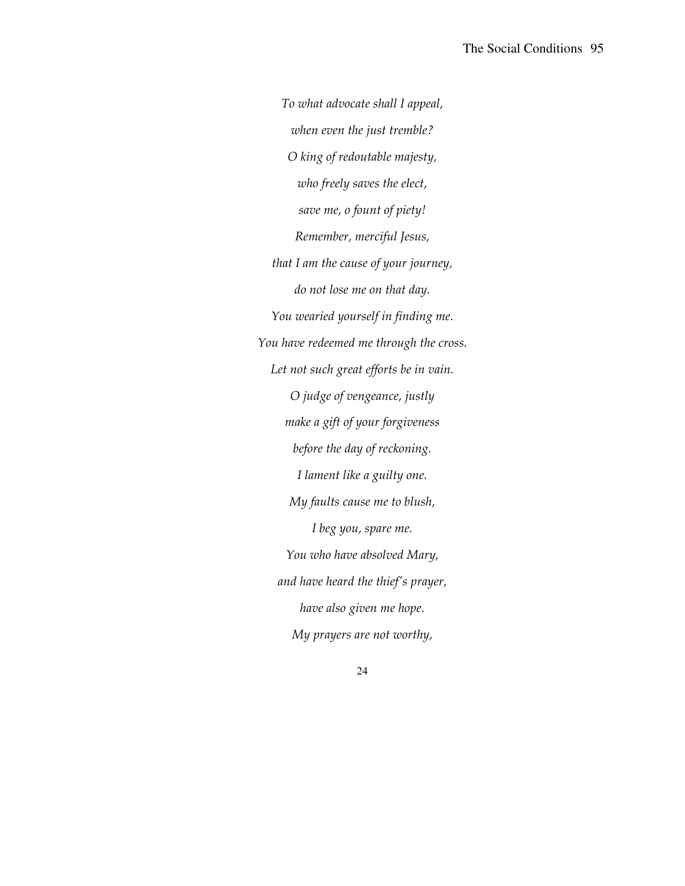*To what advocate shall I appeal,*

*when even the just tremble?*

*O king of redoutable majesty,*

*who freely saves the elect,*

*save me, o fount of piety!*

*Remember, merciful Jesus,*

*that I am the cause of your journey,*

*do not lose me on that day.*

*You wearied yourself in finding me.*

*You have redeemed me through the cross.*

*Let not such great efforts be in vain.*

*O judge of vengeance, justly*

*make a gift of your forgiveness*

*before the day of reckoning.*

*I lament like a guilty one.*

*My faults cause me to blush,*

*I beg you, spare me.*

*You who have absolved Mary,*

*and have heard the thief's prayer,*

*have also given me hope.*

*My prayers are not worthy,*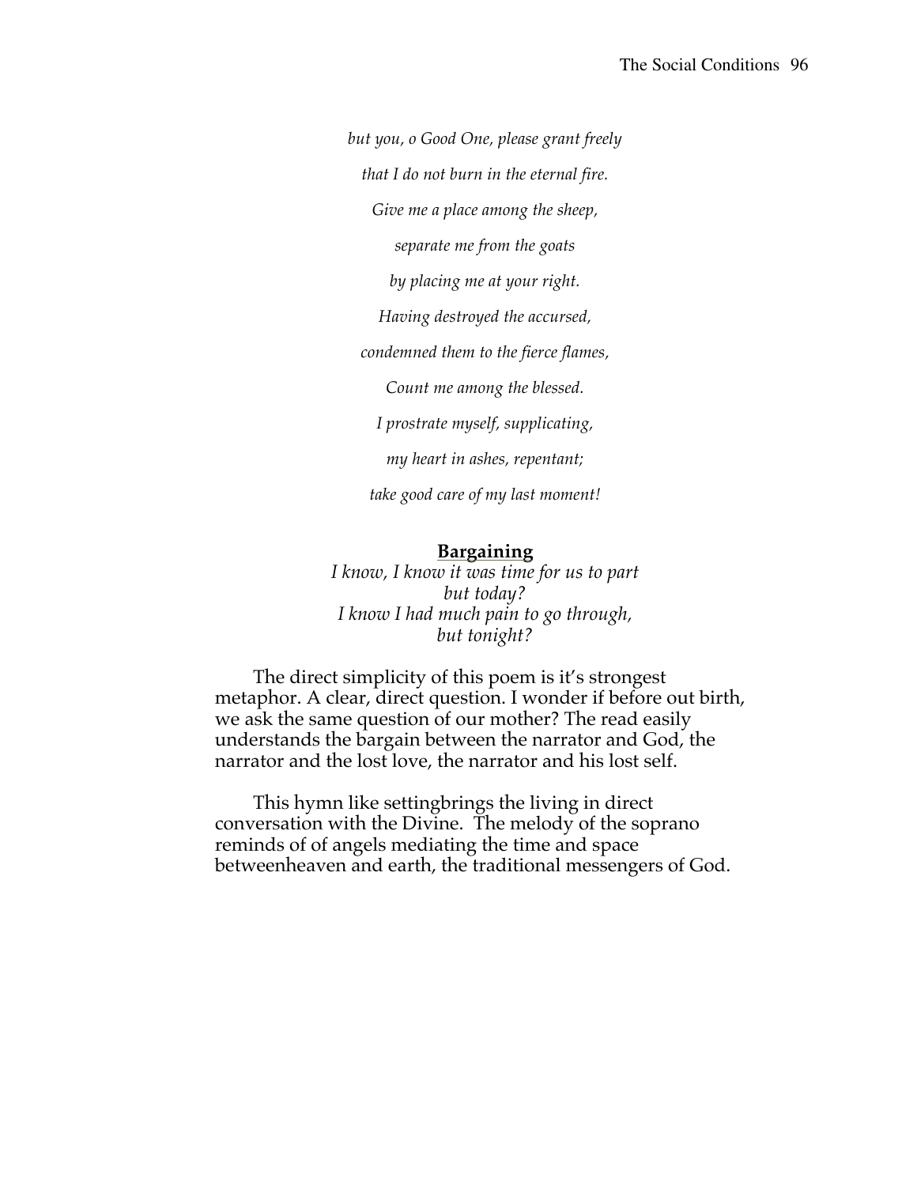*but you, o Good One, please grant freely*

*that I do not burn in the eternal fire.*

*Give me a place among the sheep,*

*separate me from the goats*

*by placing me at your right.*

*Having destroyed the accursed,*

*condemned them to the fierce flames,*

*Count me among the blessed.*

*I prostrate myself, supplicating,*

*my heart in ashes, repentant;*

*take good care of my last moment!*

**Bargaining**

*I know, I know it was time for us to part*
*but today?*
*I know I had much pain to go through,*
*but tonight?*

The direct simplicity of this poem is it's strongest metaphor. A clear, direct question. I wonder if before out birth, we ask the same question of our mother? The read easily understands the bargain between the narrator and God, the narrator and the lost love, the narrator and his lost self.

This hymn like settingbrings the living in direct conversation with the Divine. The melody of the soprano reminds of of angels mediating the time and space betweenheaven and earth, the traditional messengers of God.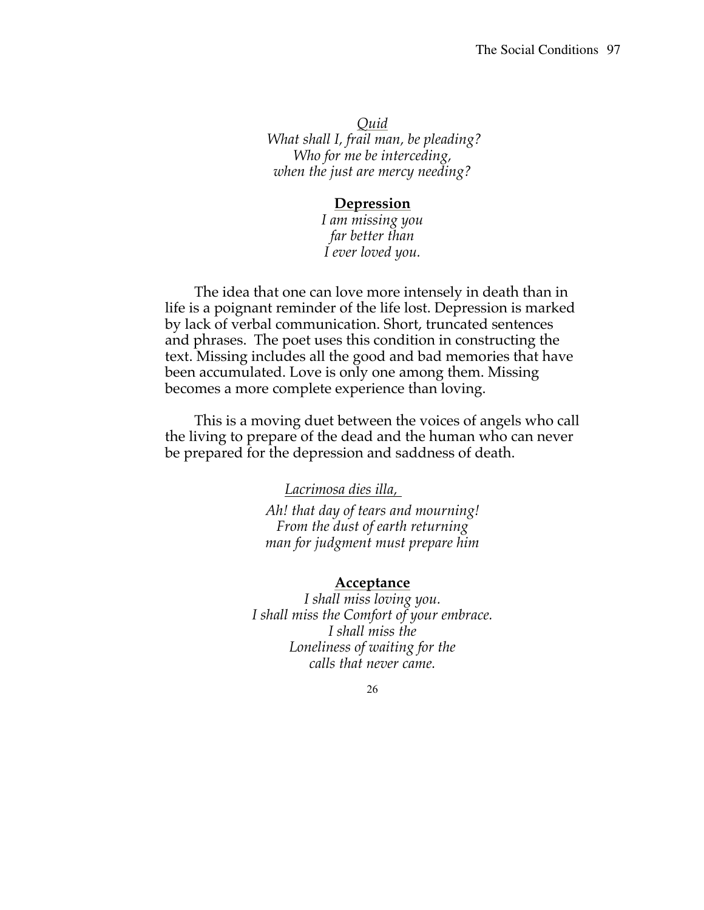*Quid*
*What shall I, frail man, be pleading?*
*Who for me be interceding,*
*when the just are mercy needing?*

**Depression**

*I am missing you*
*far better than*
*I ever loved you.*

The idea that one can love more intensely in death than in life is a poignant reminder of the life lost. Depression is marked by lack of verbal communication. Short, truncated sentences and phrases. The poet uses this condition in constructing the text. Missing includes all the good and bad memories that have been accumulated. Love is only one among them. Missing becomes a more complete experience than loving.

This is a moving duet between the voices of angels who call the living to prepare of the dead and the human who can never be prepared for the depression and saddness of death.

*Lacrimosa dies illa,*
*Ah! that day of tears and mourning!*
*From the dust of earth returning*
*man for judgment must prepare him*

**Acceptance**

*I shall miss loving you.*
*I shall miss the Comfort of your embrace.*
*I shall miss the*
*Loneliness of waiting for the*
*calls that never came.*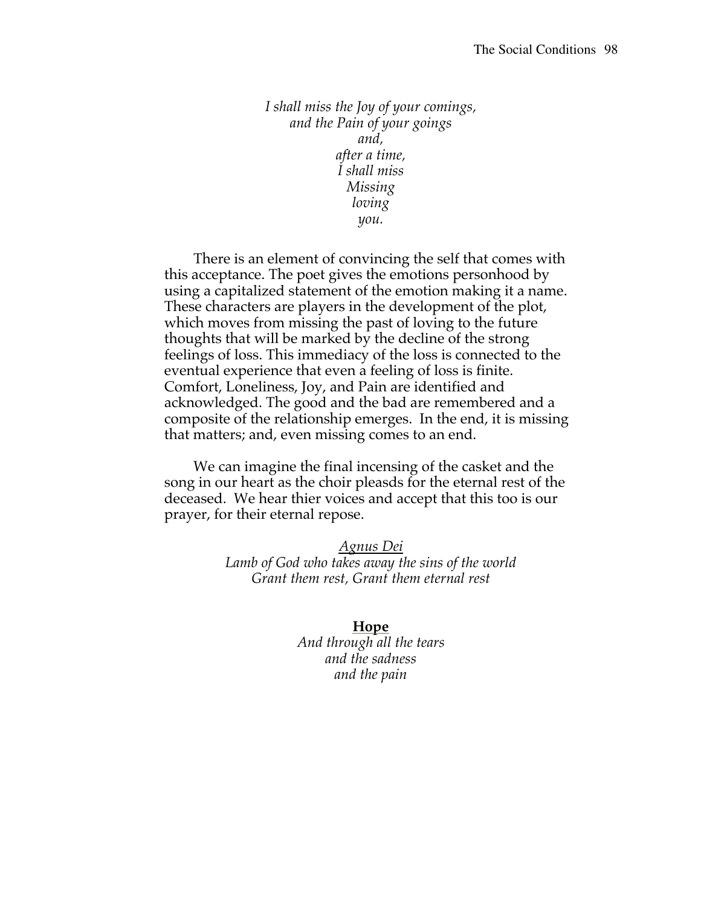*I shall miss the Joy of your comings,*
*and the Pain of your goings*
*and,*
*after a time,*
*I shall miss*
*Missing*
*loving*
*you.*

There is an element of convincing the self that comes with this acceptance. The poet gives the emotions personhood by using a capitalized statement of the emotion making it a name. These characters are players in the development of the plot, which moves from missing the past of loving to the future thoughts that will be marked by the decline of the strong feelings of loss. This immediacy of the loss is connected to the eventual experience that even a feeling of loss is finite. Comfort, Loneliness, Joy, and Pain are identified and acknowledged. The good and the bad are remembered and a composite of the relationship emerges. In the end, it is missing that matters; and, even missing comes to an end.

We can imagine the final incensing of the casket and the song in our heart as the choir pleasds for the eternal rest of the deceased. We hear thier voices and accept that this too is our prayer, for their eternal repose.

*Agnus Dei*
*Lamb of God who takes away the sins of the world*
*Grant them rest, Grant them eternal rest*

**Hope**

*And through all the tears*
*and the sadness*
*and the pain*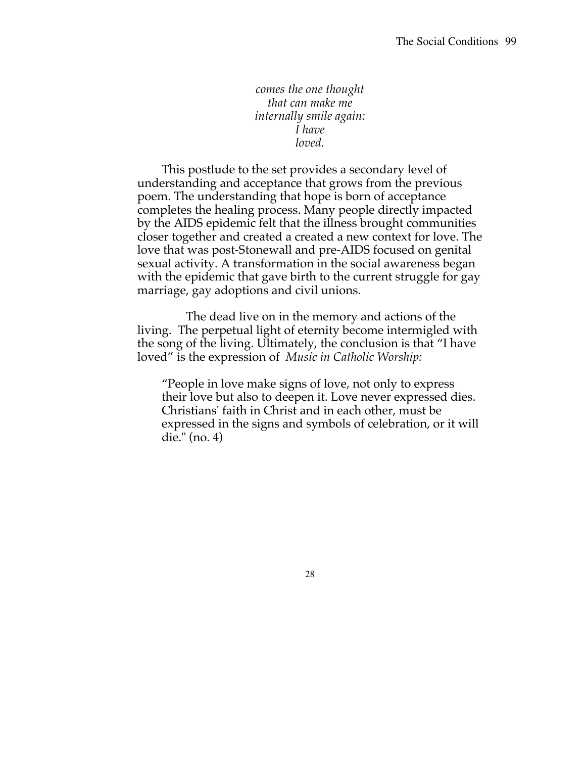*comes the one thought*  
*that can make me*  
*internally smile again:*  
*I have*  
*loved.*

This postlude to the set provides a secondary level of understanding and acceptance that grows from the previous poem. The understanding that hope is born of acceptance completes the healing process. Many people directly impacted by the AIDS epidemic felt that the illness brought communities closer together and created a created a new context for love. The love that was post-Stonewall and pre-AIDS focused on genital sexual activity. A transformation in the social awareness began with the epidemic that gave birth to the current struggle for gay marriage, gay adoptions and civil unions.

The dead live on in the memory and actions of the living. The perpetual light of eternity become intermigled with the song of the living. Ultimately, the conclusion is that "I have loved" is the expression of *Music in Catholic Worship:*

> "People in love make signs of love, not only to express their love but also to deepen it. Love never expressed dies. Christians' faith in Christ and in each other, must be expressed in the signs and symbols of celebration, or it will die." (no. 4)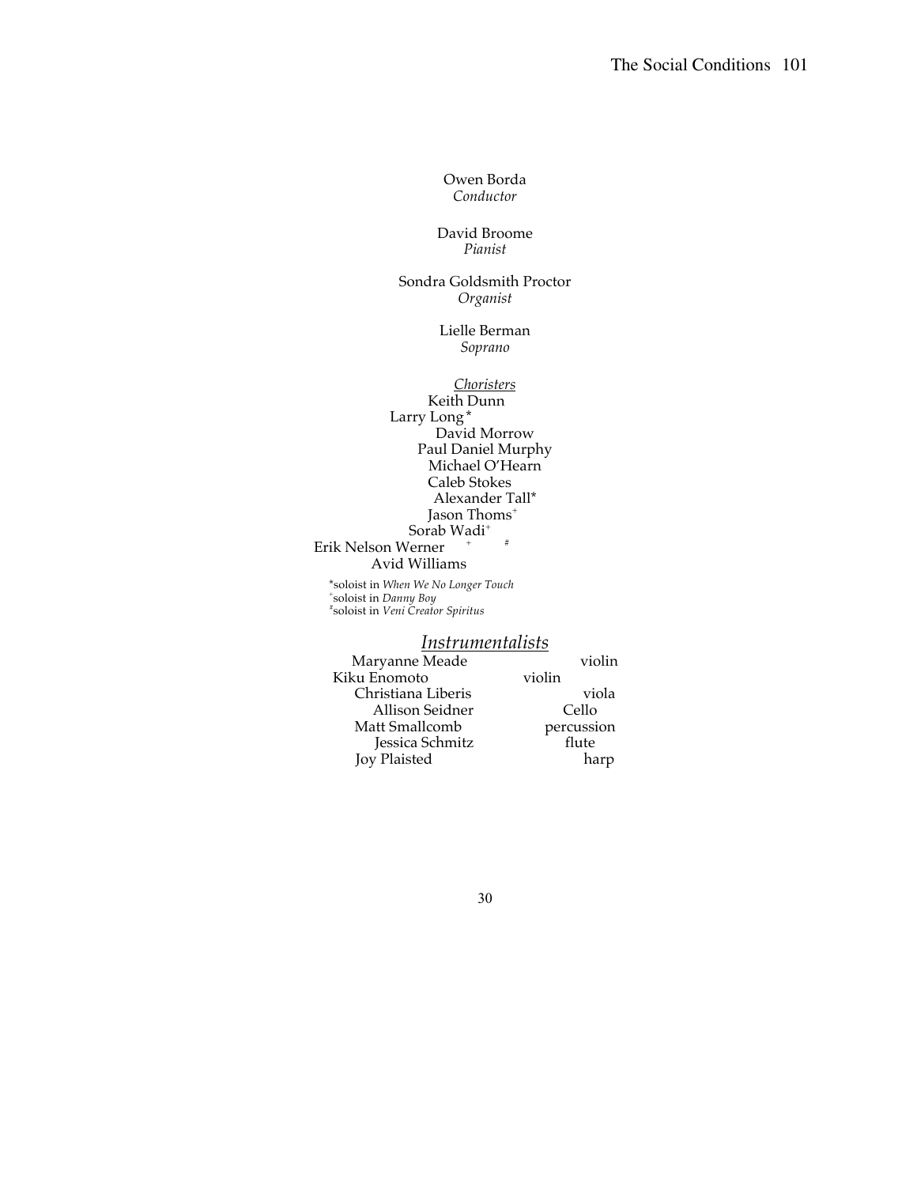Owen Borda
*Conductor*

David Broome
*Pianist*

Sondra Goldsmith Proctor
*Organist*

Lielle Berman
*Soprano*

<u>*Choristers*</u>

Keith Dunn
Larry Long*
David Morrow
Paul Daniel Murphy
Michael O'Hearn
Caleb Stokes
Alexander Tall*
Jason Thoms+
Sorab Wadi+
Erik Nelson Werner+ #
Avid Williams

*soloist in *When We No Longer Touch*
+soloist in *Danny Boy*
#soloist in *Veni Creator Spiritus*

<u>*Instrumentalists*</u>

| | |
|---|---|
| Maryanne Meade | violin |
| Kiku Enomoto | violin |
| Christiana Liberis | viola |
| Allison Seidner | Cello |
| Matt Smallcomb | percussion |
| Jessica Schmitz | flute |
| Joy Plaisted | harp |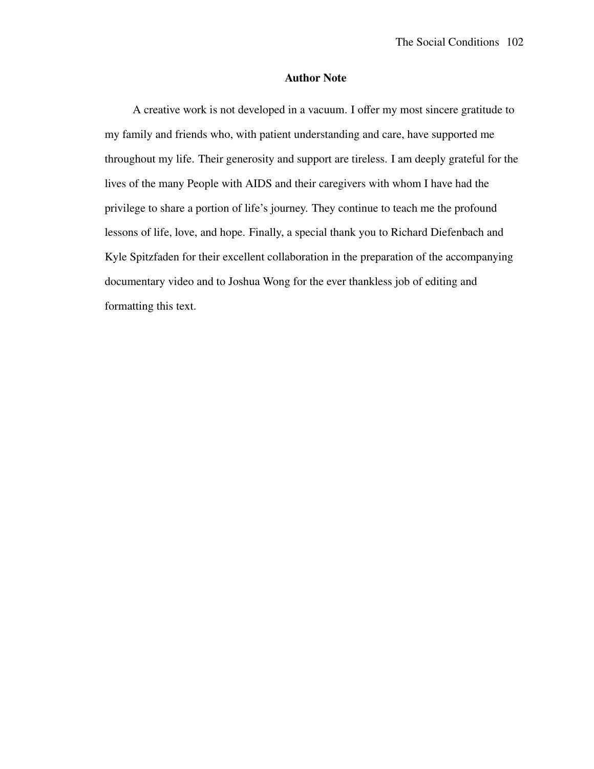## Author Note

A creative work is not developed in a vacuum. I offer my most sincere gratitude to my family and friends who, with patient understanding and care, have supported me throughout my life. Their generosity and support are tireless. I am deeply grateful for the lives of the many People with AIDS and their caregivers with whom I have had the privilege to share a portion of life's journey. They continue to teach me the profound lessons of life, love, and hope. Finally, a special thank you to Richard Diefenbach and Kyle Spitzfaden for their excellent collaboration in the preparation of the accompanying documentary video and to Joshua Wong for the ever thankless job of editing and formatting this text.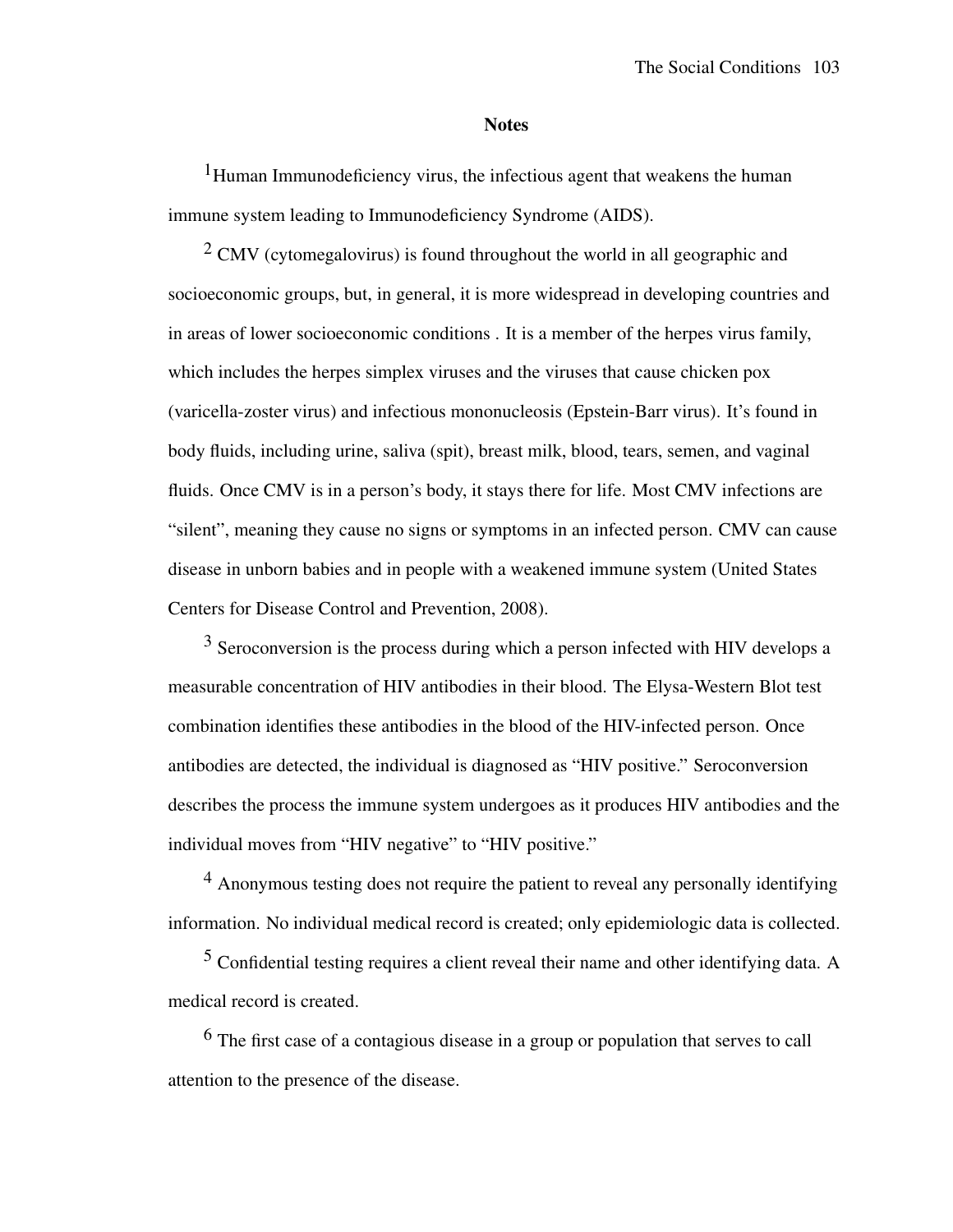## Notes

[1]Human Immunodeficiency virus, the infectious agent that weakens the human immune system leading to Immunodeficiency Syndrome (AIDS).

[2] CMV (cytomegalovirus) is found throughout the world in all geographic and socioeconomic groups, but, in general, it is more widespread in developing countries and in areas of lower socioeconomic conditions . It is a member of the herpes virus family, which includes the herpes simplex viruses and the viruses that cause chicken pox (varicella-zoster virus) and infectious mononucleosis (Epstein-Barr virus). It's found in body fluids, including urine, saliva (spit), breast milk, blood, tears, semen, and vaginal fluids. Once CMV is in a person's body, it stays there for life. Most CMV infections are "silent", meaning they cause no signs or symptoms in an infected person. CMV can cause disease in unborn babies and in people with a weakened immune system (United States Centers for Disease Control and Prevention, 2008).

[3] Seroconversion is the process during which a person infected with HIV develops a measurable concentration of HIV antibodies in their blood. The Elysa-Western Blot test combination identifies these antibodies in the blood of the HIV-infected person. Once antibodies are detected, the individual is diagnosed as "HIV positive." Seroconversion describes the process the immune system undergoes as it produces HIV antibodies and the individual moves from "HIV negative" to "HIV positive."

[4] Anonymous testing does not require the patient to reveal any personally identifying information. No individual medical record is created; only epidemiologic data is collected.

[5] Confidential testing requires a client reveal their name and other identifying data. A medical record is created.

[6] The first case of a contagious disease in a group or population that serves to call attention to the presence of the disease.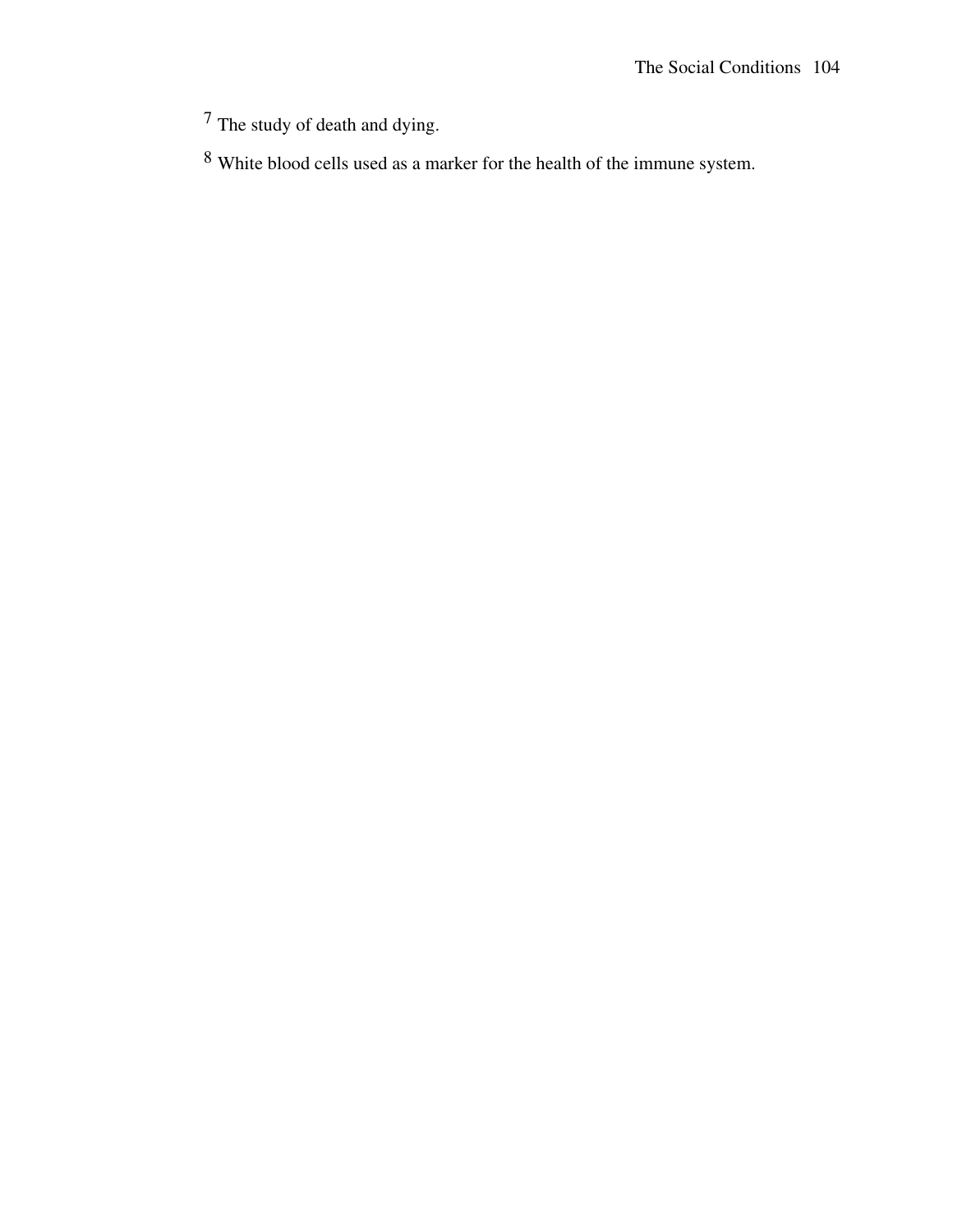[7] The study of death and dying.

[8] White blood cells used as a marker for the health of the immune system.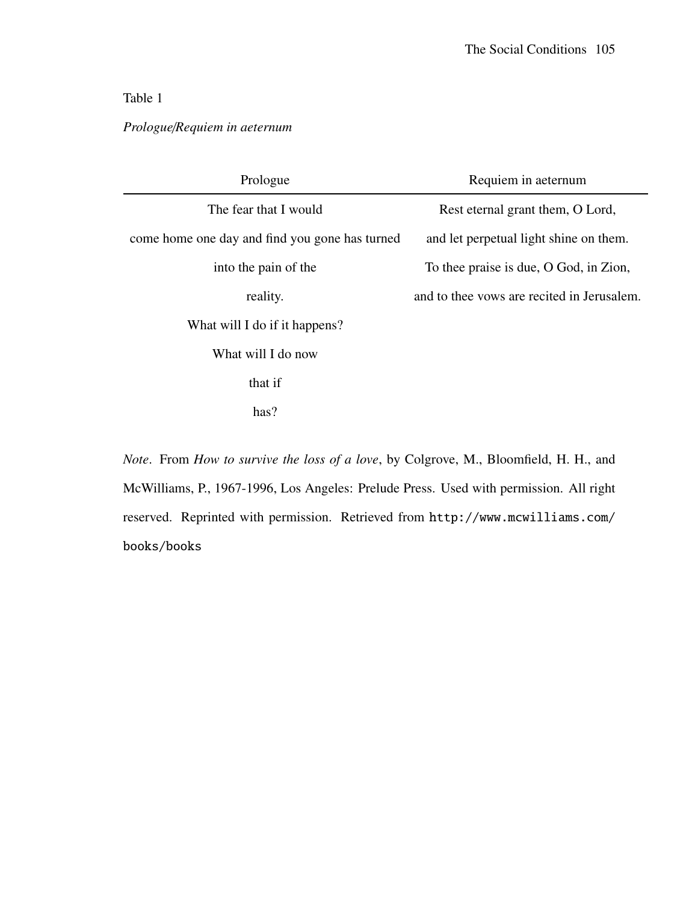Table 1

*Prologue/Requiem in aeternum*

| Prologue | Requiem in aeternum |
| --- | --- |
| The fear that I would | Rest eternal grant them, O Lord, |
| come home one day and find you gone has turned | and let perpetual light shine on them. |
| into the pain of the | To thee praise is due, O God, in Zion, |
| reality. | and to thee vows are recited in Jerusalem. |
| What will I do if it happens? | |
| What will I do now | |
| that if | |
| has? | |

*Note*. From *How to survive the loss of a love*, by Colgrove, M., Bloomfield, H. H., and McWilliams, P., 1967-1996, Los Angeles: Prelude Press. Used with permission. All right reserved. Reprinted with permission. Retrieved from `http://www.mcwilliams.com/books/books`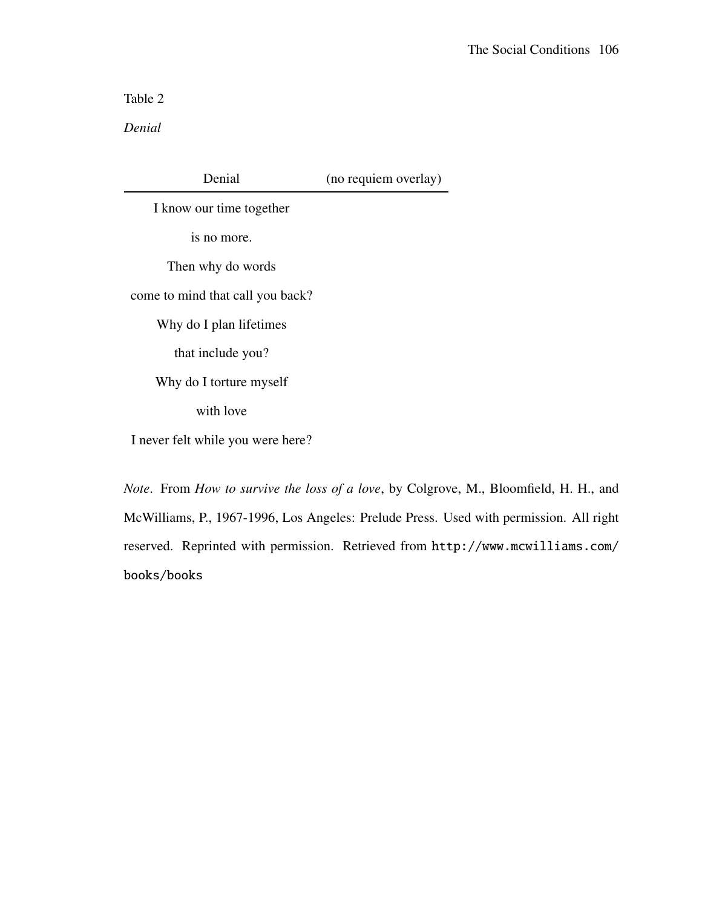Table 2

*Denial*

| Denial | (no requiem overlay) |
|---|---|
| I know our time together | |
| is no more. | |
| Then why do words | |
| come to mind that call you back? | |
| Why do I plan lifetimes | |
| that include you? | |
| Why do I torture myself | |
| with love | |
| I never felt while you were here? | |

*Note*. From *How to survive the loss of a love*, by Colgrove, M., Bloomfield, H. H., and McWilliams, P., 1967-1996, Los Angeles: Prelude Press. Used with permission. All right reserved. Reprinted with permission. Retrieved from `http://www.mcwilliams.com/books/books`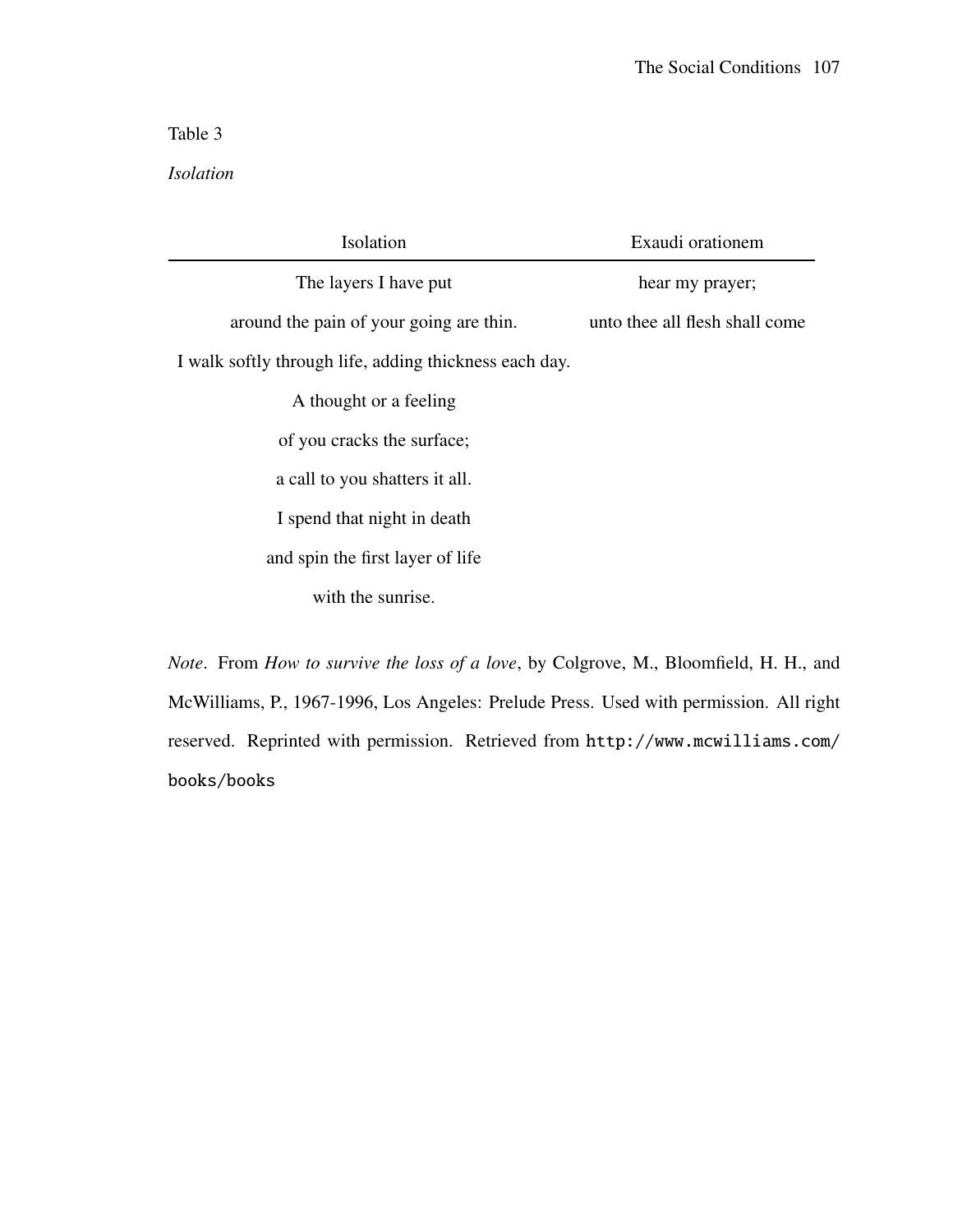Table 3

*Isolation*

| Isolation | Exaudi orationem |
|---|---|
| The layers I have put | hear my prayer; |
| around the pain of your going are thin. | unto thee all flesh shall come |
| I walk softly through life, adding thickness each day. | |
| A thought or a feeling | |
| of you cracks the surface; | |
| a call to you shatters it all. | |
| I spend that night in death | |
| and spin the first layer of life | |
| with the sunrise. | |

*Note*. From *How to survive the loss of a love*, by Colgrove, M., Bloomfield, H. H., and McWilliams, P., 1967-1996, Los Angeles: Prelude Press. Used with permission. All right reserved. Reprinted with permission. Retrieved from `http://www.mcwilliams.com/books/books`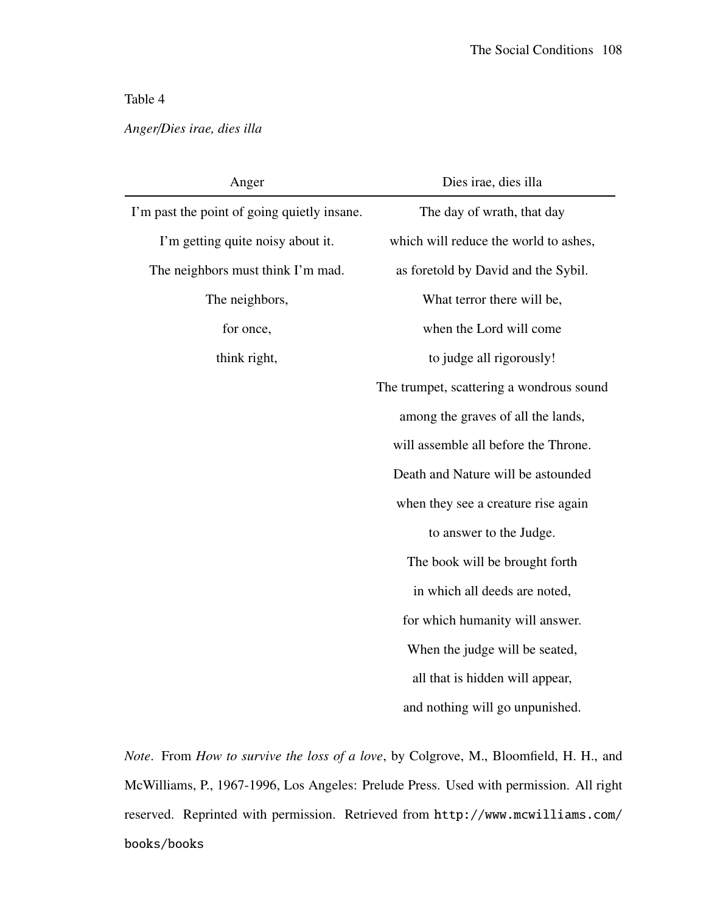Table 4

*Anger/Dies irae, dies illa*

| Anger | Dies irae, dies illa |
|---|---|
| I'm past the point of going quietly insane. | The day of wrath, that day |
| I'm getting quite noisy about it. | which will reduce the world to ashes, |
| The neighbors must think I'm mad. | as foretold by David and the Sybil. |
| The neighbors, | What terror there will be, |
| for once, | when the Lord will come |
| think right, | to judge all rigorously! |
| | The trumpet, scattering a wondrous sound |
| | among the graves of all the lands, |
| | will assemble all before the Throne. |
| | Death and Nature will be astounded |
| | when they see a creature rise again |
| | to answer to the Judge. |
| | The book will be brought forth |
| | in which all deeds are noted, |
| | for which humanity will answer. |
| | When the judge will be seated, |
| | all that is hidden will appear, |
| | and nothing will go unpunished. |

*Note*. From *How to survive the loss of a love*, by Colgrove, M., Bloomfield, H. H., and McWilliams, P., 1967-1996, Los Angeles: Prelude Press. Used with permission. All right reserved. Reprinted with permission. Retrieved from `http://www.mcwilliams.com/books/books`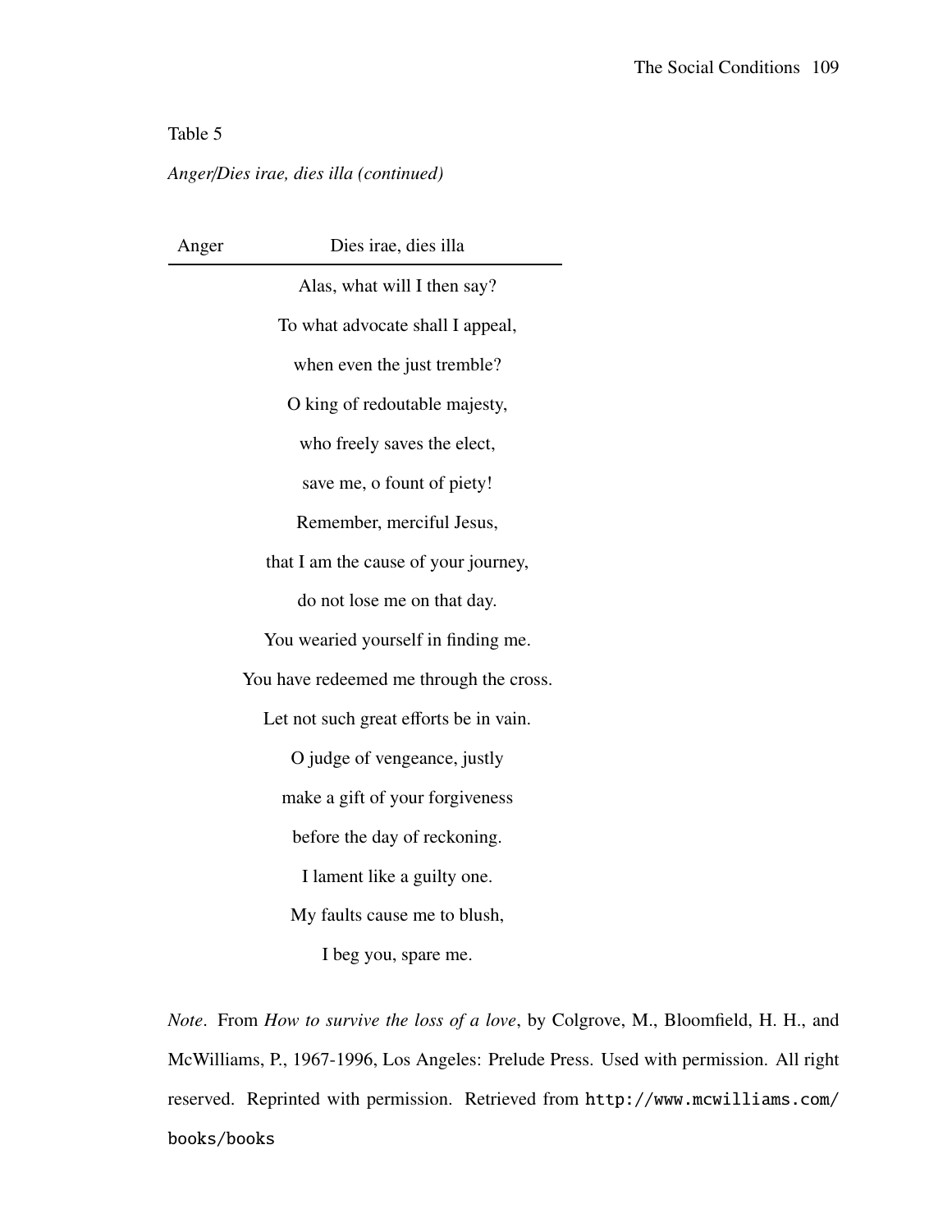Table 5

*Anger/Dies irae, dies illa (continued)*

| Anger | Dies irae, dies illa |
|---|---|
| | Alas, what will I then say? |
| | To what advocate shall I appeal, |
| | when even the just tremble? |
| | O king of redoutable majesty, |
| | who freely saves the elect, |
| | save me, o fount of piety! |
| | Remember, merciful Jesus, |
| | that I am the cause of your journey, |
| | do not lose me on that day. |
| | You wearied yourself in finding me. |
| | You have redeemed me through the cross. |
| | Let not such great efforts be in vain. |
| | O judge of vengeance, justly |
| | make a gift of your forgiveness |
| | before the day of reckoning. |
| | I lament like a guilty one. |
| | My faults cause me to blush, |
| | I beg you, spare me. |

*Note*. From *How to survive the loss of a love*, by Colgrove, M., Bloomfield, H. H., and McWilliams, P., 1967-1996, Los Angeles: Prelude Press. Used with permission. All right reserved. Reprinted with permission. Retrieved from `http://www.mcwilliams.com/books/books`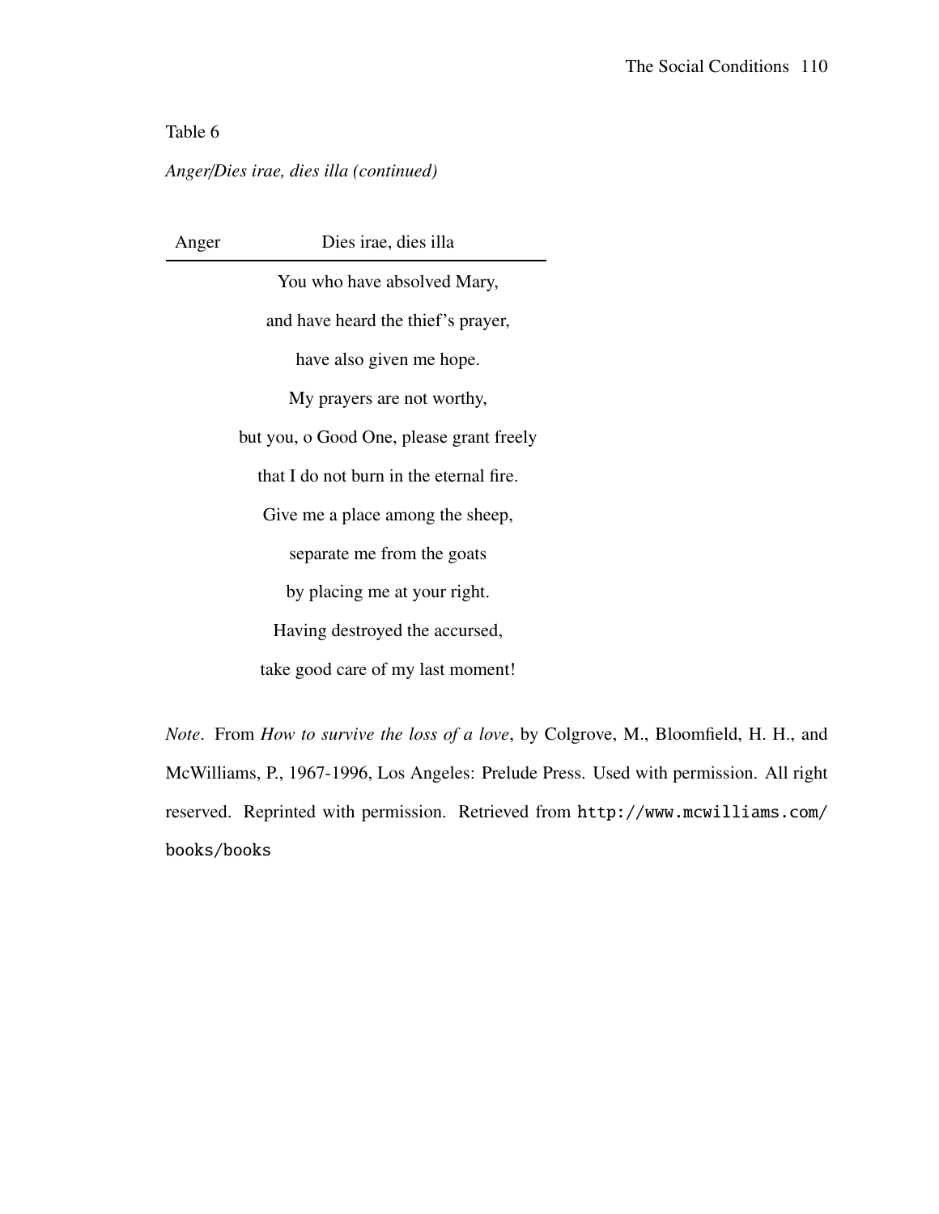Table 6

*Anger/Dies irae, dies illa (continued)*

| Anger | Dies irae, dies illa |
|---|---|
| | You who have absolved Mary, |
| | and have heard the thief's prayer, |
| | have also given me hope. |
| | My prayers are not worthy, |
| | but you, o Good One, please grant freely |
| | that I do not burn in the eternal fire. |
| | Give me a place among the sheep, |
| | separate me from the goats |
| | by placing me at your right. |
| | Having destroyed the accursed, |
| | take good care of my last moment! |

*Note*. From *How to survive the loss of a love*, by Colgrove, M., Bloomfield, H. H., and McWilliams, P., 1967-1996, Los Angeles: Prelude Press. Used with permission. All right reserved. Reprinted with permission. Retrieved from `http://www.mcwilliams.com/books/books`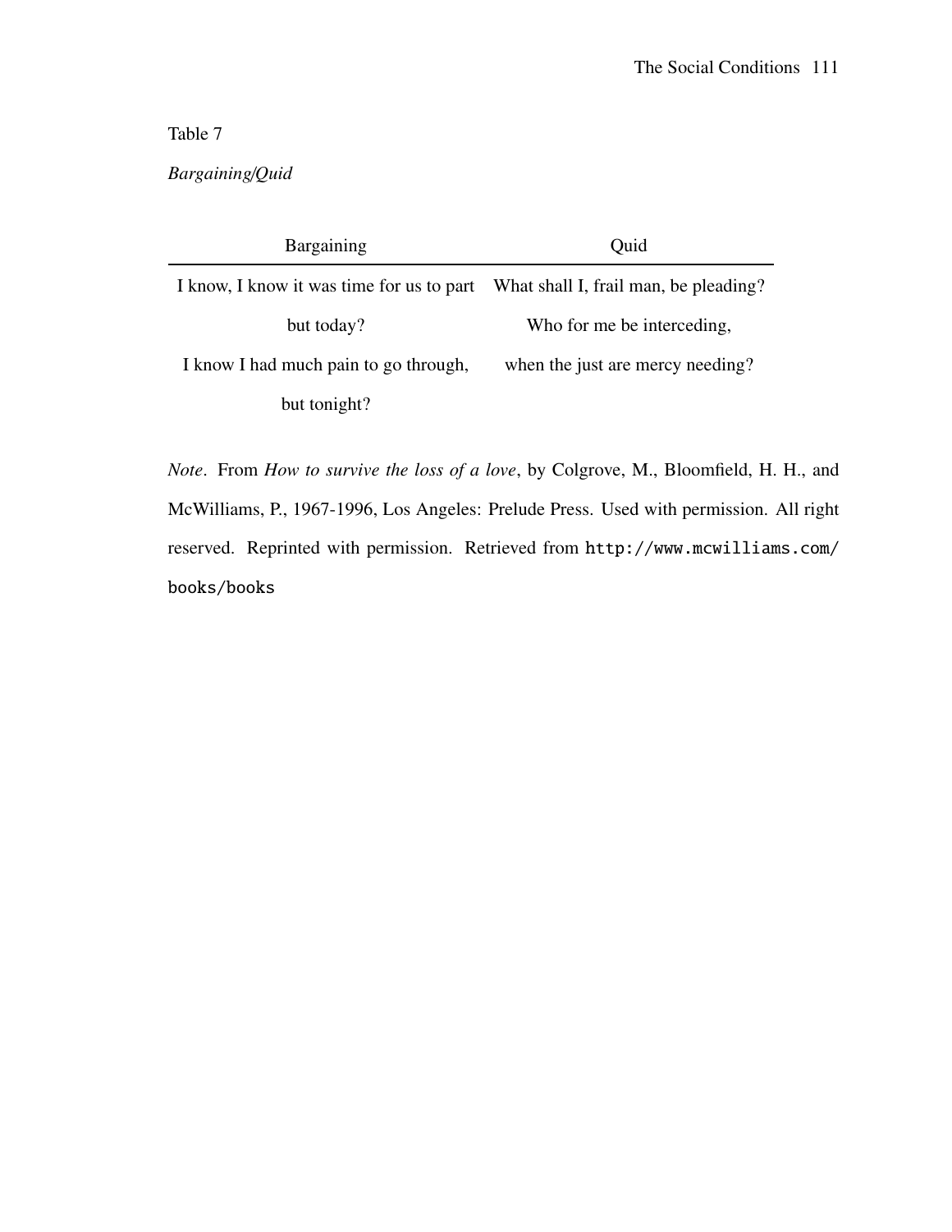Table 7

*Bargaining/Quid*

| Bargaining | Quid |
|---|---|
| I know, I know it was time for us to part | What shall I, frail man, be pleading? |
| but today? | Who for me be interceding, |
| I know I had much pain to go through, | when the just are mercy needing? |
| but tonight? | |

*Note*. From *How to survive the loss of a love*, by Colgrove, M., Bloomfield, H. H., and McWilliams, P., 1967-1996, Los Angeles: Prelude Press. Used with permission. All right reserved. Reprinted with permission. Retrieved from `http://www.mcwilliams.com/books/books`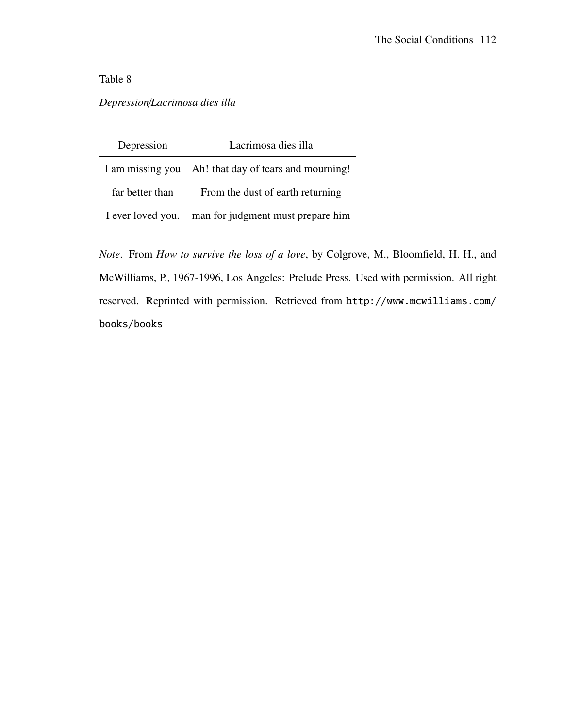Table 8

*Depression/Lacrimosa dies illa*

| Depression | Lacrimosa dies illa |
|---|---|
| I am missing you | Ah! that day of tears and mourning! |
| far better than | From the dust of earth returning |
| I ever loved you. | man for judgment must prepare him |

*Note*. From *How to survive the loss of a love*, by Colgrove, M., Bloomfield, H. H., and McWilliams, P., 1967-1996, Los Angeles: Prelude Press. Used with permission. All right reserved. Reprinted with permission. Retrieved from `http://www.mcwilliams.com/books/books`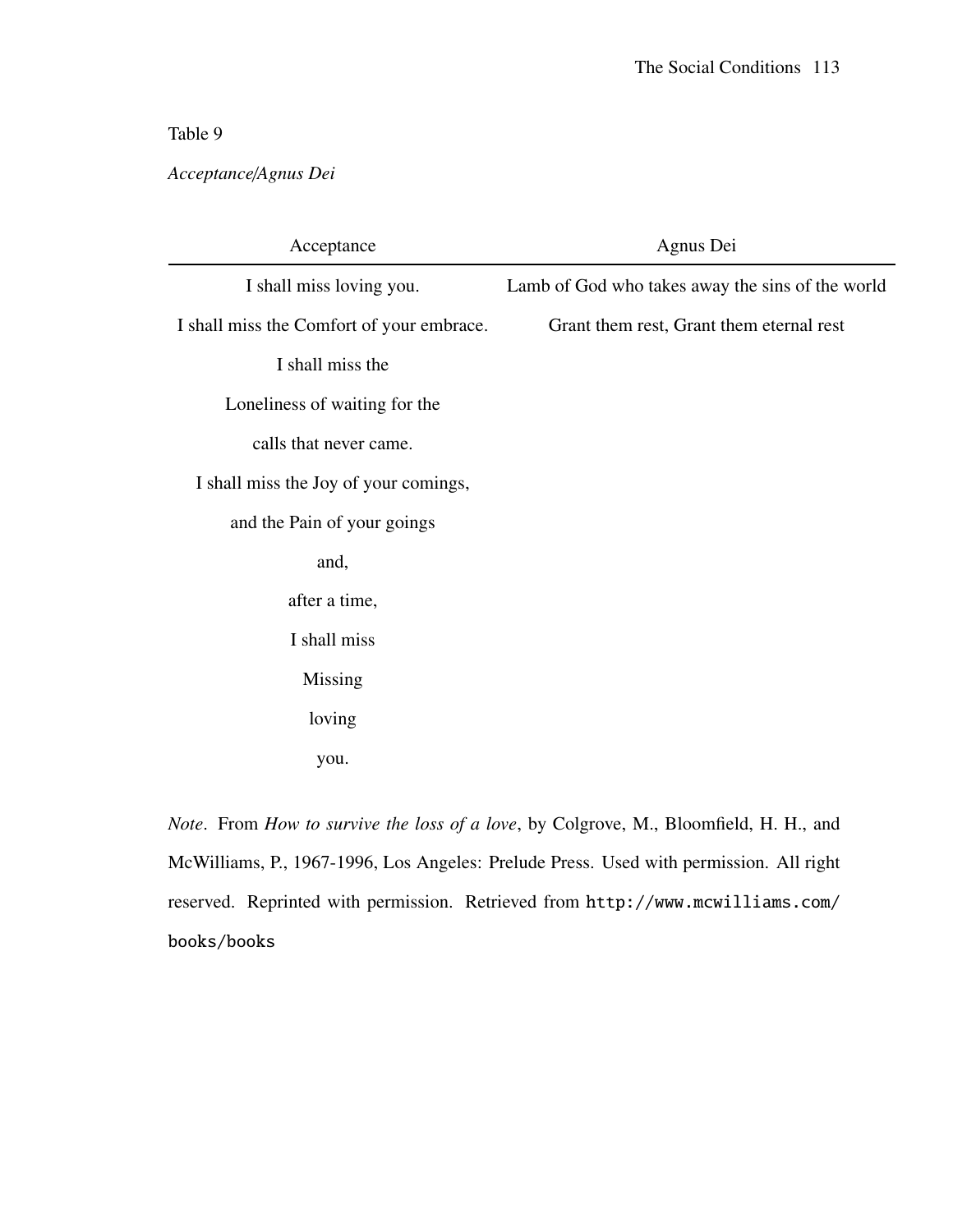Table 9

*Acceptance/Agnus Dei*

| Acceptance | Agnus Dei |
|---|---|
| I shall miss loving you. | Lamb of God who takes away the sins of the world |
| I shall miss the Comfort of your embrace. | Grant them rest, Grant them eternal rest |
| I shall miss the | |
| Loneliness of waiting for the | |
| calls that never came. | |
| I shall miss the Joy of your comings, | |
| and the Pain of your goings | |
| and, | |
| after a time, | |
| I shall miss | |
| Missing | |
| loving | |
| you. | |

*Note*. From *How to survive the loss of a love*, by Colgrove, M., Bloomfield, H. H., and McWilliams, P., 1967-1996, Los Angeles: Prelude Press. Used with permission. All right reserved. Reprinted with permission. Retrieved from `http://www.mcwilliams.com/books/books`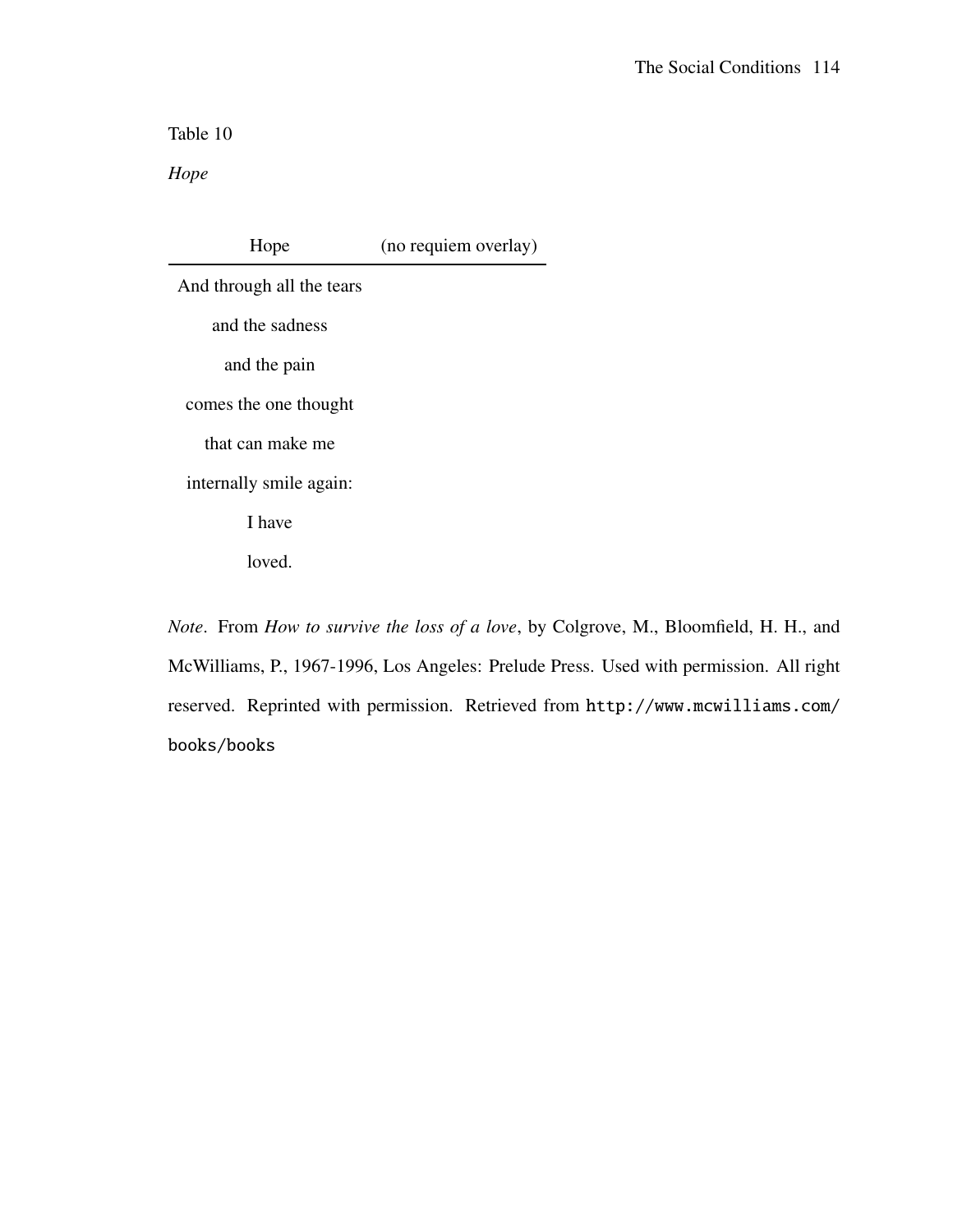Table 10

*Hope*

| Hope | (no requiem overlay) |
|---|---|
| And through all the tears | |
| and the sadness | |
| and the pain | |
| comes the one thought | |
| that can make me | |
| internally smile again: | |
| I have | |
| loved. | |

*Note*. From *How to survive the loss of a love*, by Colgrove, M., Bloomfield, H. H., and McWilliams, P., 1967-1996, Los Angeles: Prelude Press. Used with permission. All right reserved. Reprinted with permission. Retrieved from `http://www.mcwilliams.com/books/books`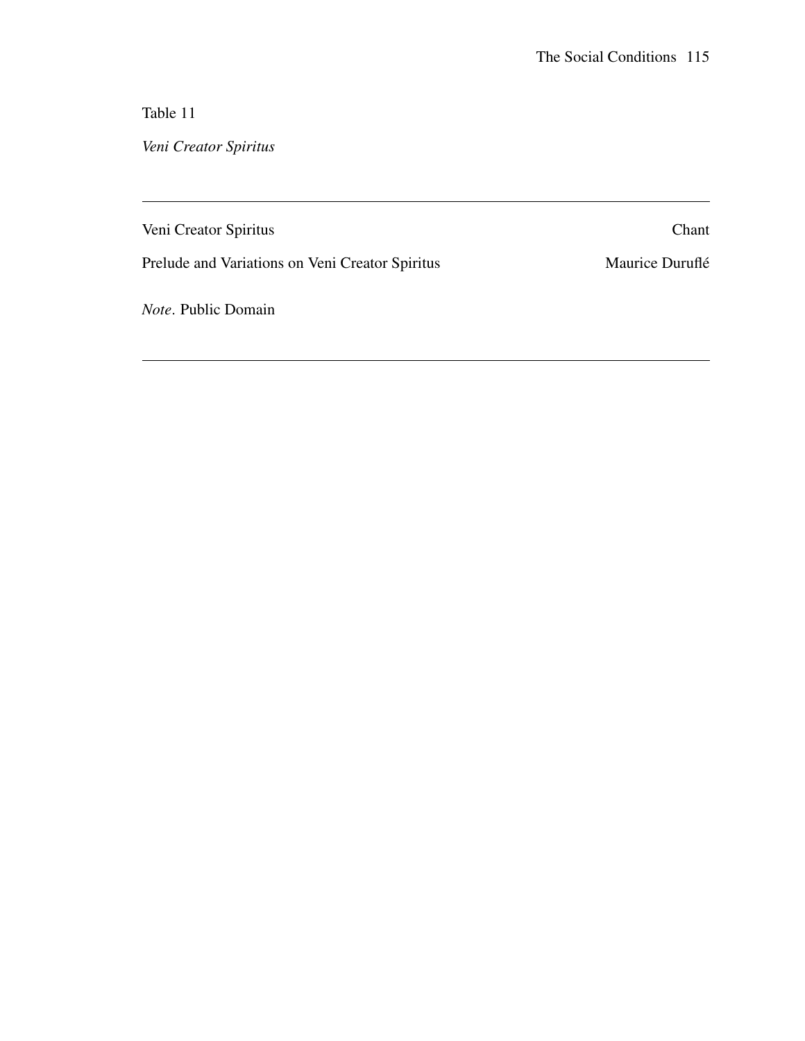Table 11

*Veni Creator Spiritus*

| | |
|---|---|
| Veni Creator Spiritus | Chant |
| Prelude and Variations on Veni Creator Spiritus | Maurice Duruflé |

*Note*. Public Domain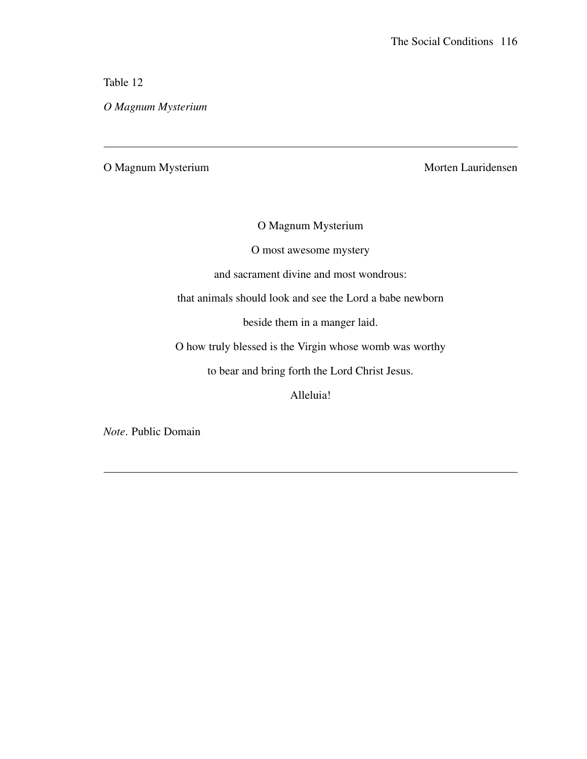Table 12

*O Magnum Mysterium*

---

O Magnum Mysterium — Morten Lauridensen

O Magnum Mysterium

O most awesome mystery

and sacrament divine and most wondrous:

that animals should look and see the Lord a babe newborn

beside them in a manger laid.

O how truly blessed is the Virgin whose womb was worthy

to bear and bring forth the Lord Christ Jesus.

Alleluia!

*Note*. Public Domain

---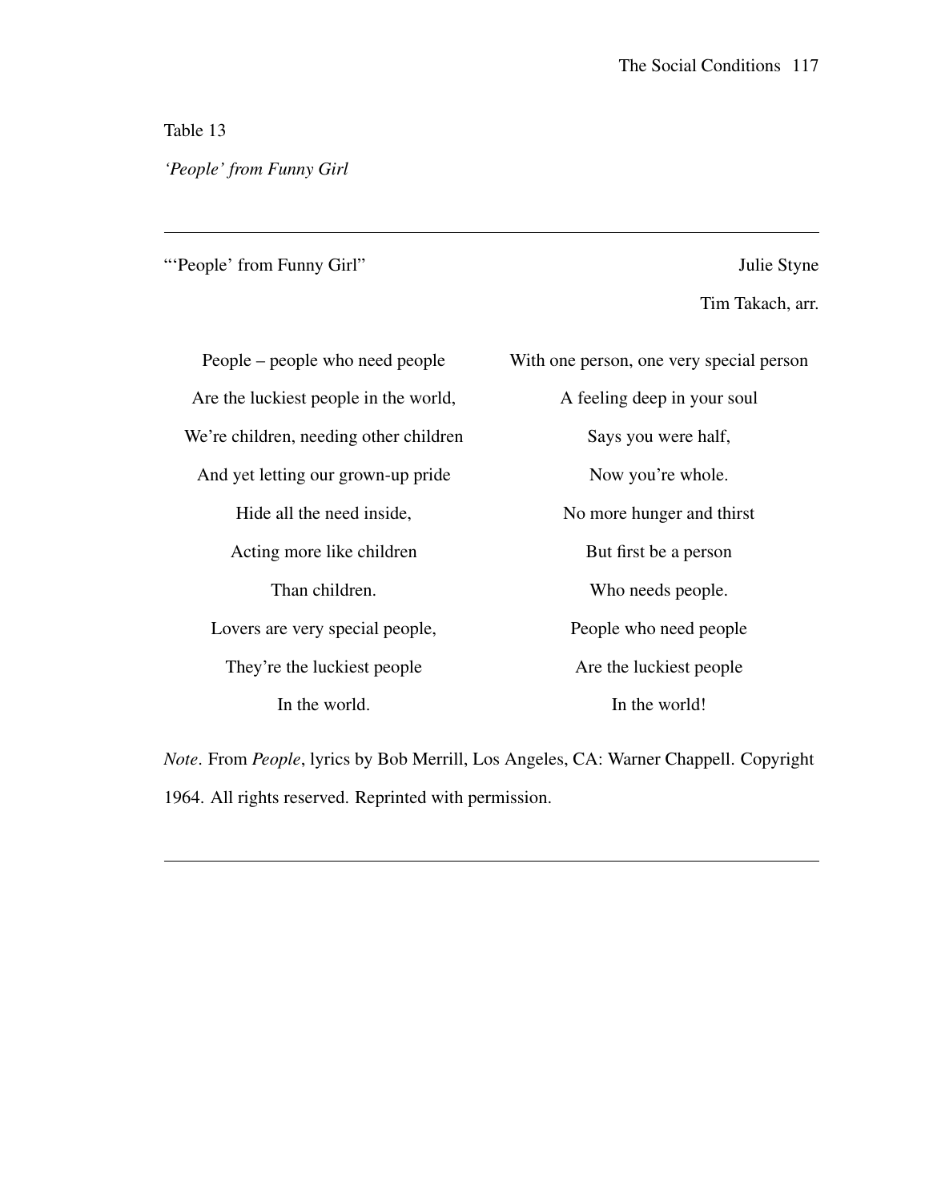Table 13

*'People' from Funny Girl*

"'People' from Funny Girl" Julie Styne

Tim Takach, arr.

People – people who need people
Are the luckiest people in the world,
We're children, needing other children
And yet letting our grown-up pride
Hide all the need inside,
Acting more like children
Than children.
Lovers are very special people,
They're the luckiest people
In the world.

With one person, one very special person
A feeling deep in your soul
Says you were half,
Now you're whole.
No more hunger and thirst
But first be a person
Who needs people.
People who need people
Are the luckiest people
In the world!

*Note*. From *People*, lyrics by Bob Merrill, Los Angeles, CA: Warner Chappell. Copyright 1964. All rights reserved. Reprinted with permission.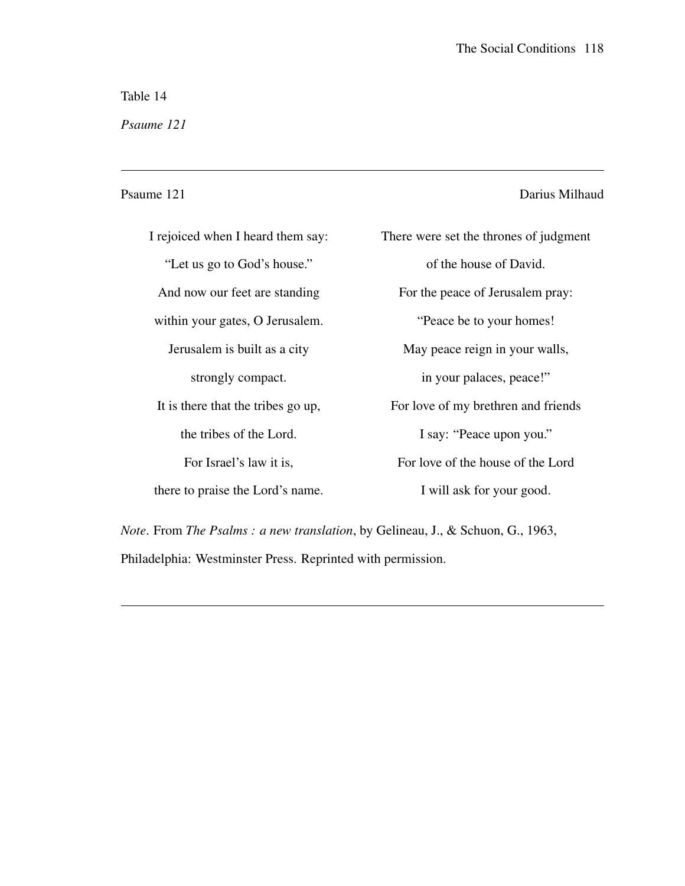Table 14

*Psaume 121*

| Psaume 121 | Darius Milhaud |
| --- | --- |
| I rejoiced when I heard them say: | There were set the thrones of judgment |
| "Let us go to God's house." | of the house of David. |
| And now our feet are standing | For the peace of Jerusalem pray: |
| within your gates, O Jerusalem. | "Peace be to your homes! |
| Jerusalem is built as a city | May peace reign in your walls, |
| strongly compact. | in your palaces, peace!" |
| It is there that the tribes go up, | For love of my brethren and friends |
| the tribes of the Lord. | I say: "Peace upon you." |
| For Israel's law it is, | For love of the house of the Lord |
| there to praise the Lord's name. | I will ask for your good. |

*Note*. From *The Psalms : a new translation*, by Gelineau, J., & Schuon, G., 1963, Philadelphia: Westminster Press. Reprinted with permission.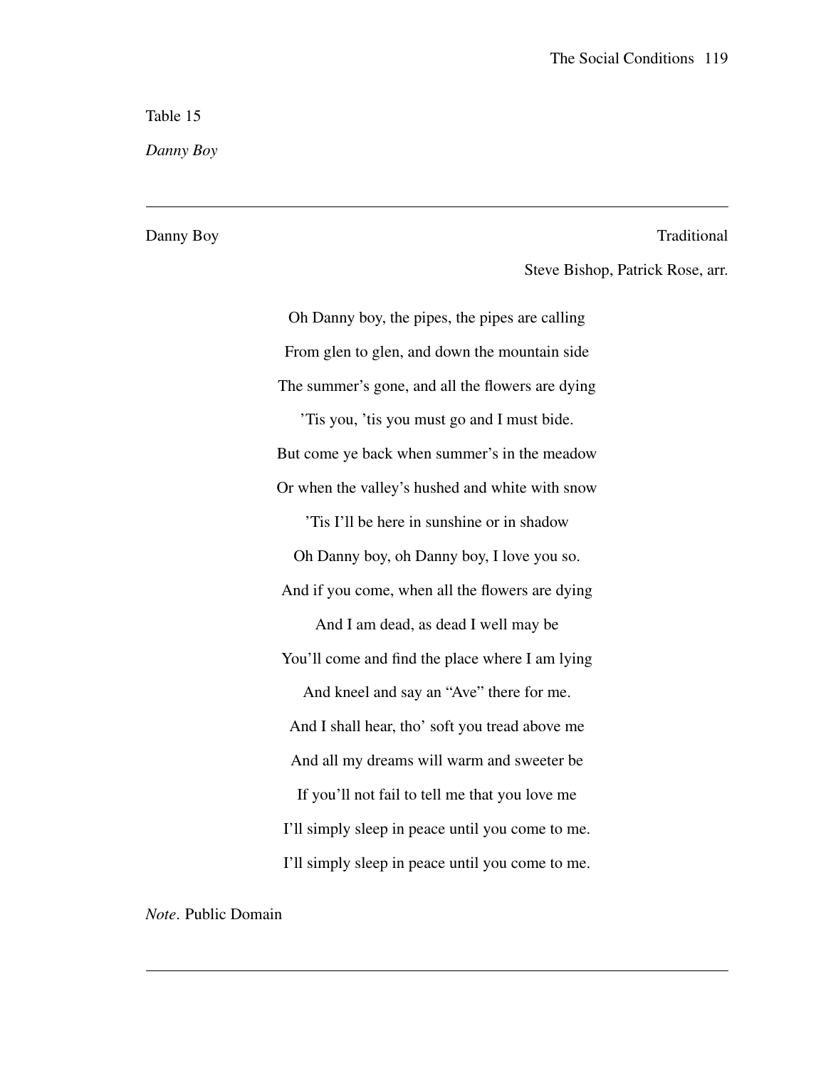Table 15

*Danny Boy*

---

Danny Boy — Traditional

Steve Bishop, Patrick Rose, arr.

Oh Danny boy, the pipes, the pipes are calling

From glen to glen, and down the mountain side

The summer's gone, and all the flowers are dying

'Tis you, 'tis you must go and I must bide.

But come ye back when summer's in the meadow

Or when the valley's hushed and white with snow

'Tis I'll be here in sunshine or in shadow

Oh Danny boy, oh Danny boy, I love you so.

And if you come, when all the flowers are dying

And I am dead, as dead I well may be

You'll come and find the place where I am lying

And kneel and say an "Ave" there for me.

And I shall hear, tho' soft you tread above me

And all my dreams will warm and sweeter be

If you'll not fail to tell me that you love me

I'll simply sleep in peace until you come to me.

I'll simply sleep in peace until you come to me.

*Note*. Public Domain

---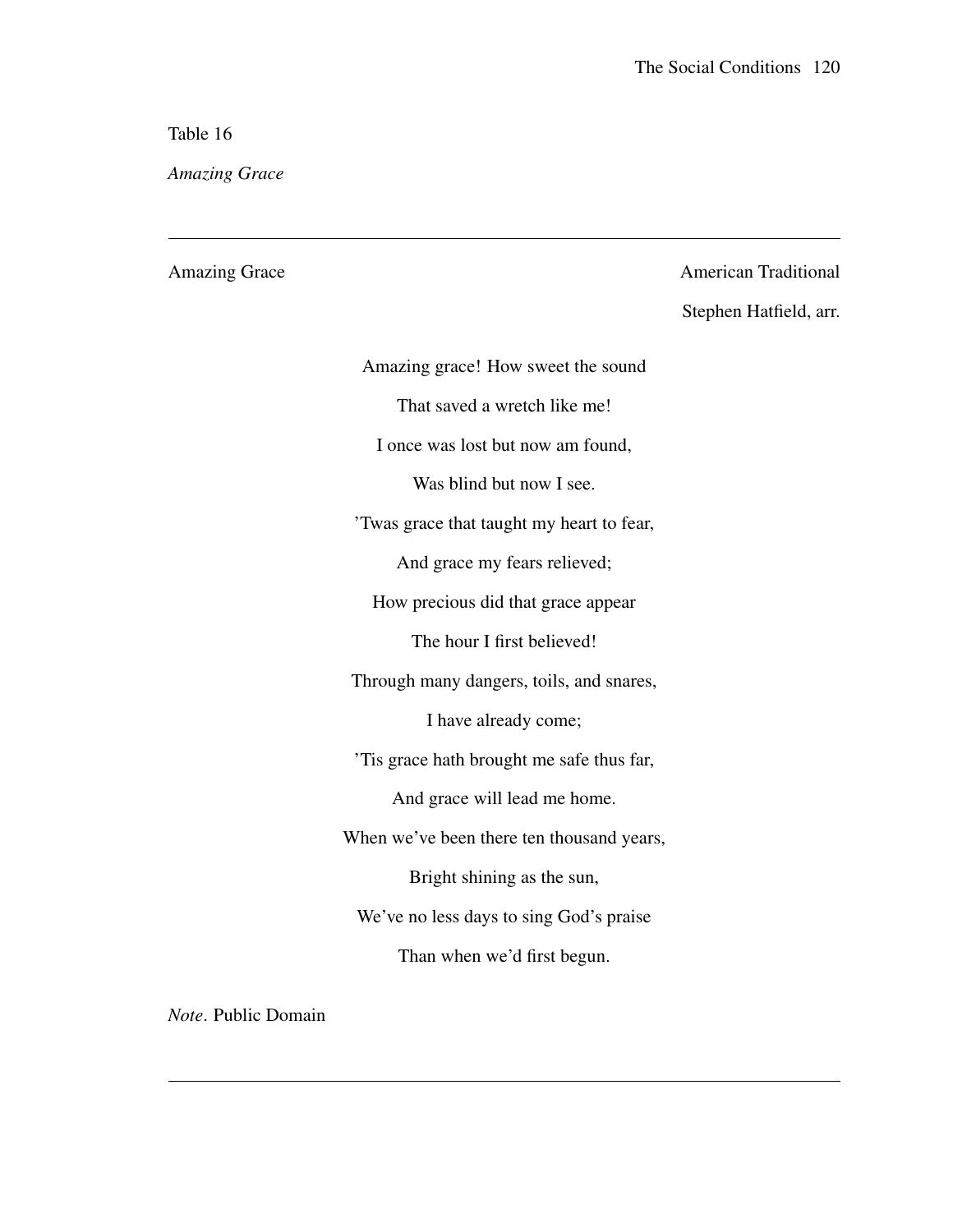Table 16

*Amazing Grace*

| | |
|---|---|
| Amazing Grace | American Traditional |
| | Stephen Hatfield, arr. |

Amazing grace! How sweet the sound

That saved a wretch like me!

I once was lost but now am found,

Was blind but now I see.

’Twas grace that taught my heart to fear,

And grace my fears relieved;

How precious did that grace appear

The hour I first believed!

Through many dangers, toils, and snares,

I have already come;

’Tis grace hath brought me safe thus far,

And grace will lead me home.

When we’ve been there ten thousand years,

Bright shining as the sun,

We’ve no less days to sing God’s praise

Than when we’d first begun.

*Note*. Public Domain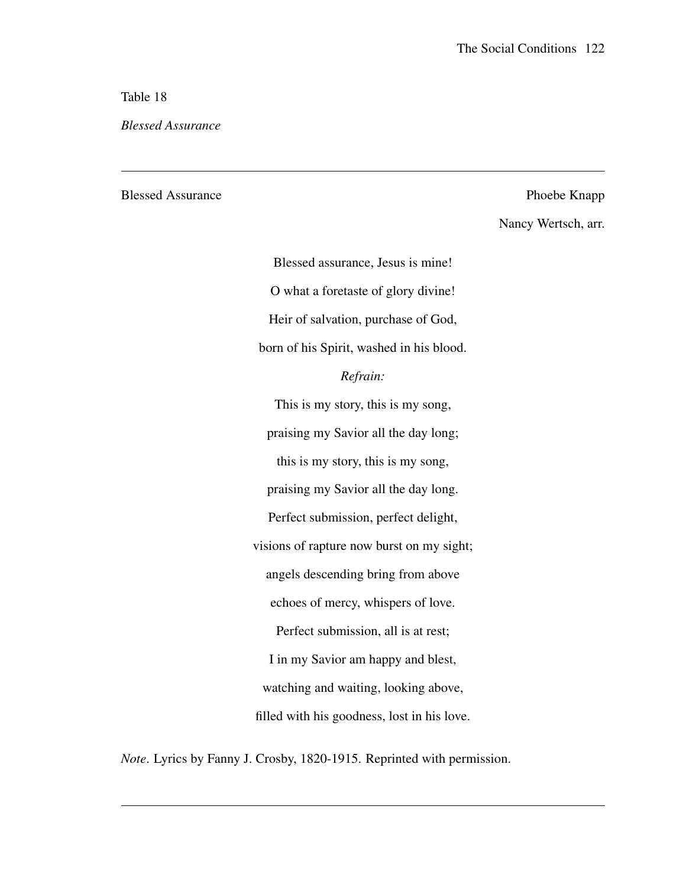Table 18

*Blessed Assurance*

---

Blessed Assurance — Phoebe Knapp

Nancy Wertsch, arr.

Blessed assurance, Jesus is mine!

O what a foretaste of glory divine!

Heir of salvation, purchase of God,

born of his Spirit, washed in his blood.

*Refrain:*

This is my story, this is my song,

praising my Savior all the day long;

this is my story, this is my song,

praising my Savior all the day long.

Perfect submission, perfect delight,

visions of rapture now burst on my sight;

angels descending bring from above

echoes of mercy, whispers of love.

Perfect submission, all is at rest;

I in my Savior am happy and blest,

watching and waiting, looking above,

filled with his goodness, lost in his love.

*Note*. Lyrics by Fanny J. Crosby, 1820-1915. Reprinted with permission.

---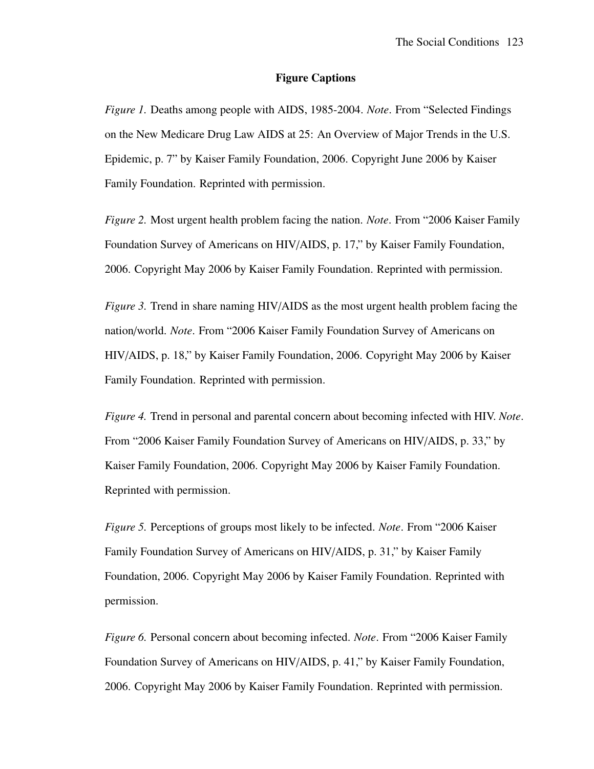## Figure Captions

*Figure 1.* Deaths among people with AIDS, 1985-2004. *Note*. From "Selected Findings on the New Medicare Drug Law AIDS at 25: An Overview of Major Trends in the U.S. Epidemic, p. 7" by Kaiser Family Foundation, 2006. Copyright June 2006 by Kaiser Family Foundation. Reprinted with permission.

*Figure 2.* Most urgent health problem facing the nation. *Note*. From "2006 Kaiser Family Foundation Survey of Americans on HIV/AIDS, p. 17," by Kaiser Family Foundation, 2006. Copyright May 2006 by Kaiser Family Foundation. Reprinted with permission.

*Figure 3.* Trend in share naming HIV/AIDS as the most urgent health problem facing the nation/world. *Note*. From "2006 Kaiser Family Foundation Survey of Americans on HIV/AIDS, p. 18," by Kaiser Family Foundation, 2006. Copyright May 2006 by Kaiser Family Foundation. Reprinted with permission.

*Figure 4.* Trend in personal and parental concern about becoming infected with HIV. *Note*. From "2006 Kaiser Family Foundation Survey of Americans on HIV/AIDS, p. 33," by Kaiser Family Foundation, 2006. Copyright May 2006 by Kaiser Family Foundation. Reprinted with permission.

*Figure 5.* Perceptions of groups most likely to be infected. *Note*. From "2006 Kaiser Family Foundation Survey of Americans on HIV/AIDS, p. 31," by Kaiser Family Foundation, 2006. Copyright May 2006 by Kaiser Family Foundation. Reprinted with permission.

*Figure 6.* Personal concern about becoming infected. *Note*. From "2006 Kaiser Family Foundation Survey of Americans on HIV/AIDS, p. 41," by Kaiser Family Foundation, 2006. Copyright May 2006 by Kaiser Family Foundation. Reprinted with permission.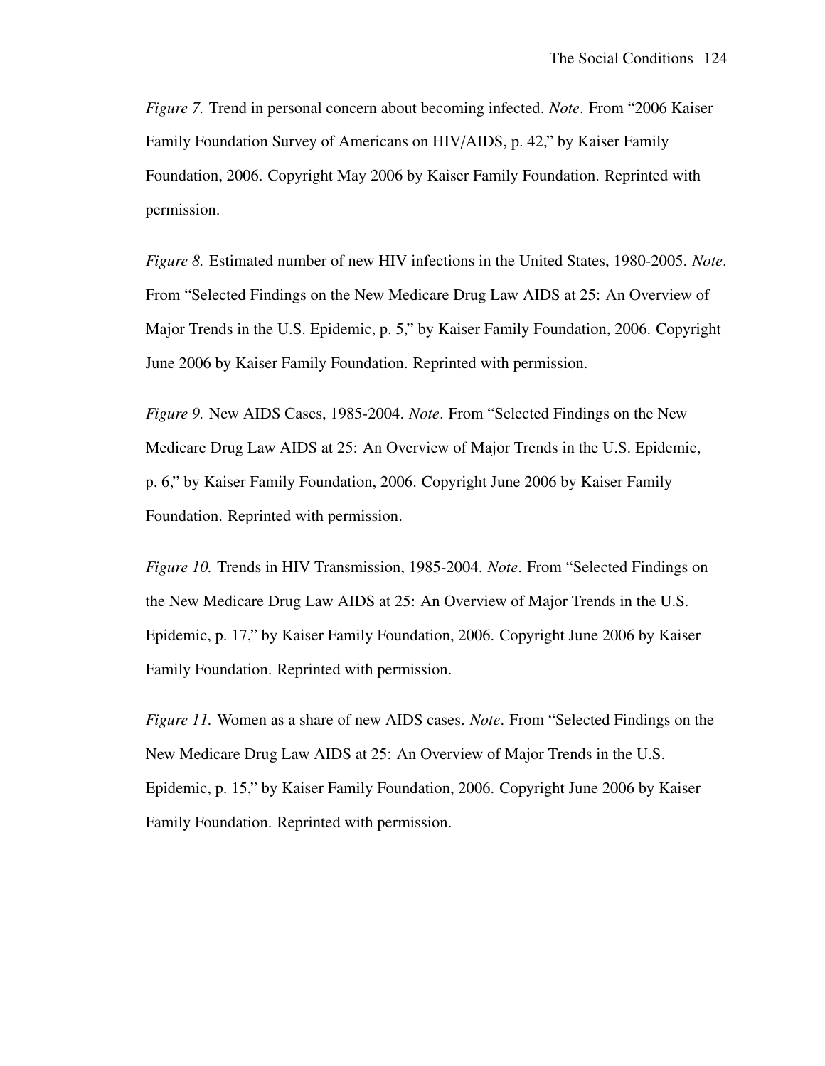*Figure 7.* Trend in personal concern about becoming infected. *Note*. From "2006 Kaiser Family Foundation Survey of Americans on HIV/AIDS, p. 42," by Kaiser Family Foundation, 2006. Copyright May 2006 by Kaiser Family Foundation. Reprinted with permission.

*Figure 8.* Estimated number of new HIV infections in the United States, 1980-2005. *Note*. From "Selected Findings on the New Medicare Drug Law AIDS at 25: An Overview of Major Trends in the U.S. Epidemic, p. 5," by Kaiser Family Foundation, 2006. Copyright June 2006 by Kaiser Family Foundation. Reprinted with permission.

*Figure 9.* New AIDS Cases, 1985-2004. *Note*. From "Selected Findings on the New Medicare Drug Law AIDS at 25: An Overview of Major Trends in the U.S. Epidemic, p. 6," by Kaiser Family Foundation, 2006. Copyright June 2006 by Kaiser Family Foundation. Reprinted with permission.

*Figure 10.* Trends in HIV Transmission, 1985-2004. *Note*. From "Selected Findings on the New Medicare Drug Law AIDS at 25: An Overview of Major Trends in the U.S. Epidemic, p. 17," by Kaiser Family Foundation, 2006. Copyright June 2006 by Kaiser Family Foundation. Reprinted with permission.

*Figure 11.* Women as a share of new AIDS cases. *Note*. From "Selected Findings on the New Medicare Drug Law AIDS at 25: An Overview of Major Trends in the U.S. Epidemic, p. 15," by Kaiser Family Foundation, 2006. Copyright June 2006 by Kaiser Family Foundation. Reprinted with permission.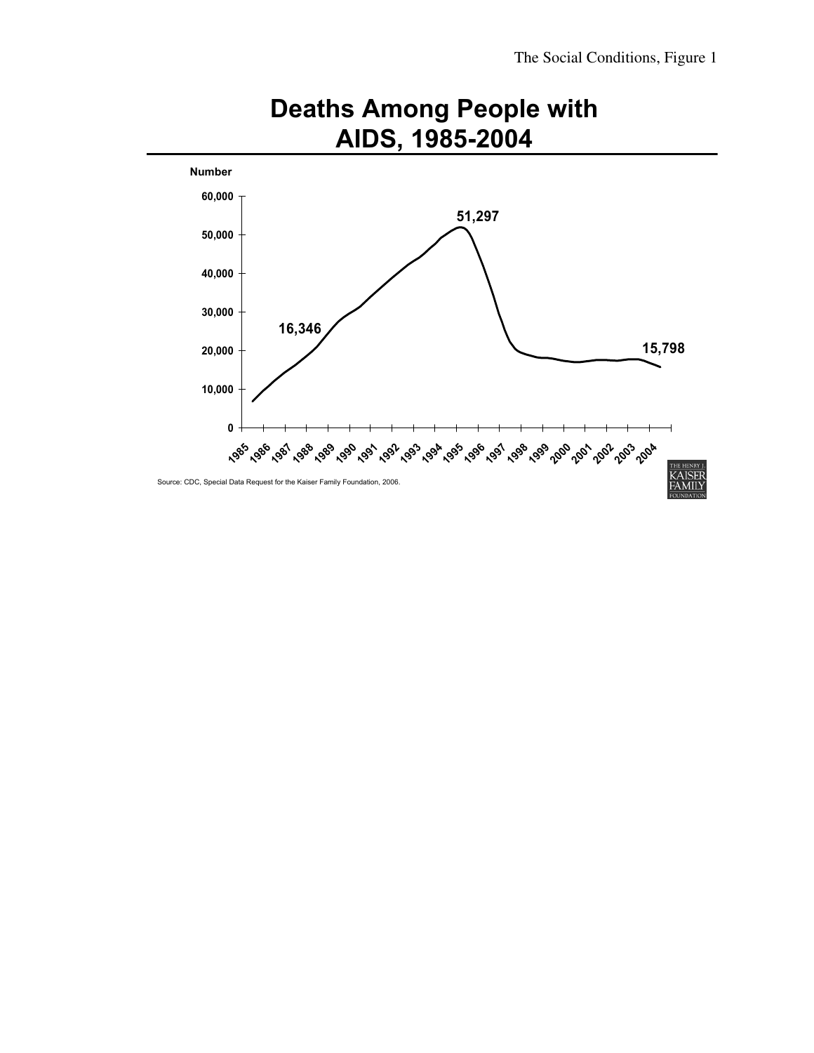The Social Conditions, Figure 1

# Deaths Among People with AIDS, 1985-2004

Number

60,000
50,000
40,000
30,000
20,000
10,000
0

16,346

51,297

15,798

1985 1986 1987 1988 1989 1990 1991 1992 1993 1994 1995 1996 1997 1998 1999 2000 2001 2002 2003 2004

Source: CDC, Special Data Request for the Kaiser Family Foundation, 2006.

THE HENRY J. KAISER FAMILY FOUNDATION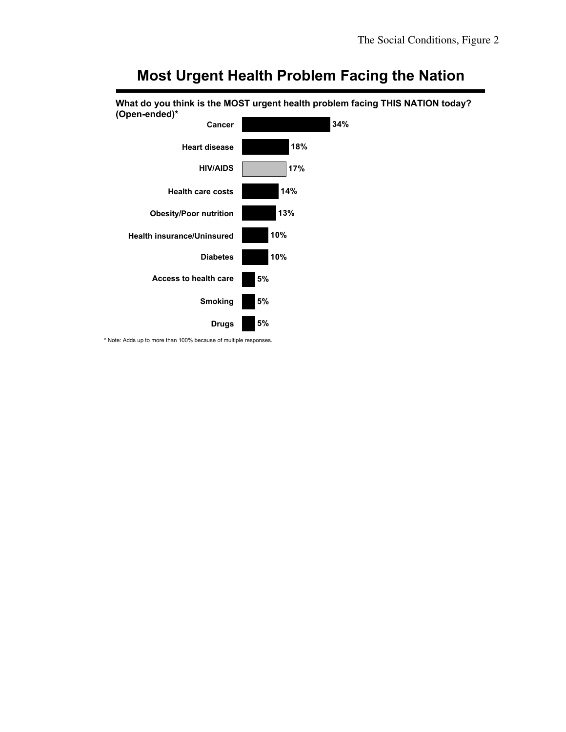# Most Urgent Health Problem Facing the Nation

**What do you think is the MOST urgent health problem facing THIS NATION today? (Open-ended)***

| Health problem | Percent |
|---|---|
| Cancer | 34% |
| Heart disease | 18% |
| HIV/AIDS | 17% |
| Health care costs | 14% |
| Obesity/Poor nutrition | 13% |
| Health insurance/Uninsured | 10% |
| Diabetes | 10% |
| Access to health care | 5% |
| Smoking | 5% |
| Drugs | 5% |

\* Note: Adds up to more than 100% because of multiple responses.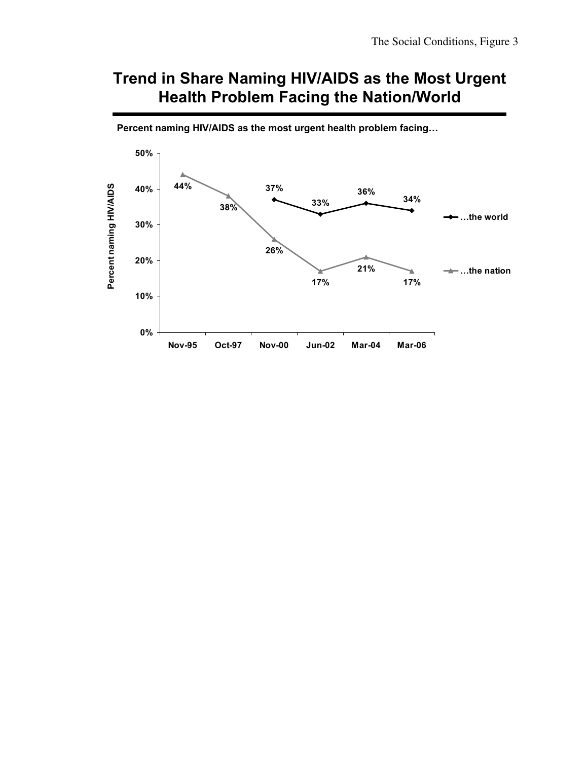The Social Conditions, Figure 3

# Trend in Share Naming HIV/AIDS as the Most Urgent Health Problem Facing the Nation/World

**Percent naming HIV/AIDS as the most urgent health problem facing…**

| | Nov-95 | Oct-97 | Nov-00 | Jun-02 | Mar-04 | Mar-06 |
|---|---|---|---|---|---|---|
| …the world | | | 37% | 33% | 36% | 34% |
| …the nation | 44% | 38% | 26% | 17% | 21% | 17% |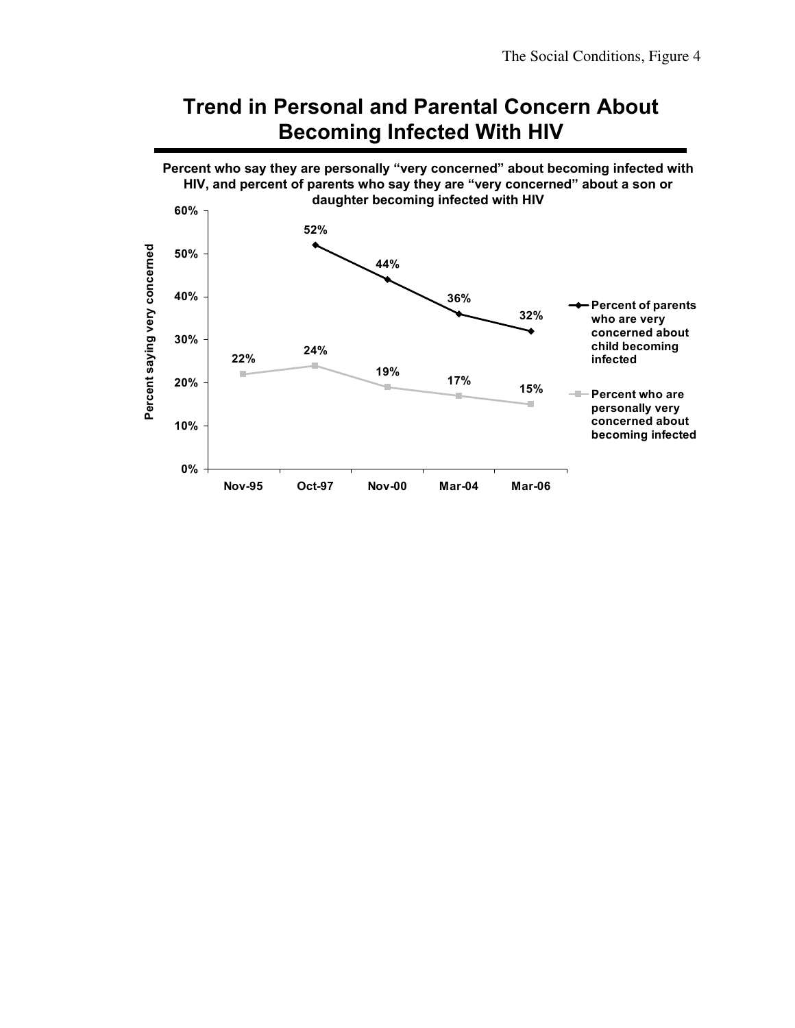# Trend in Personal and Parental Concern About Becoming Infected With HIV

**Percent who say they are personally "very concerned" about becoming infected with HIV, and percent of parents who say they are "very concerned" about a son or daughter becoming infected with HIV**

| | Nov-95 | Oct-97 | Nov-00 | Mar-04 | Mar-06 |
|---|---|---|---|---|---|
| Percent of parents who are very concerned about child becoming infected | | 52% | 44% | 36% | 32% |
| Percent who are personally very concerned about becoming infected | 22% | 24% | 19% | 17% | 15% |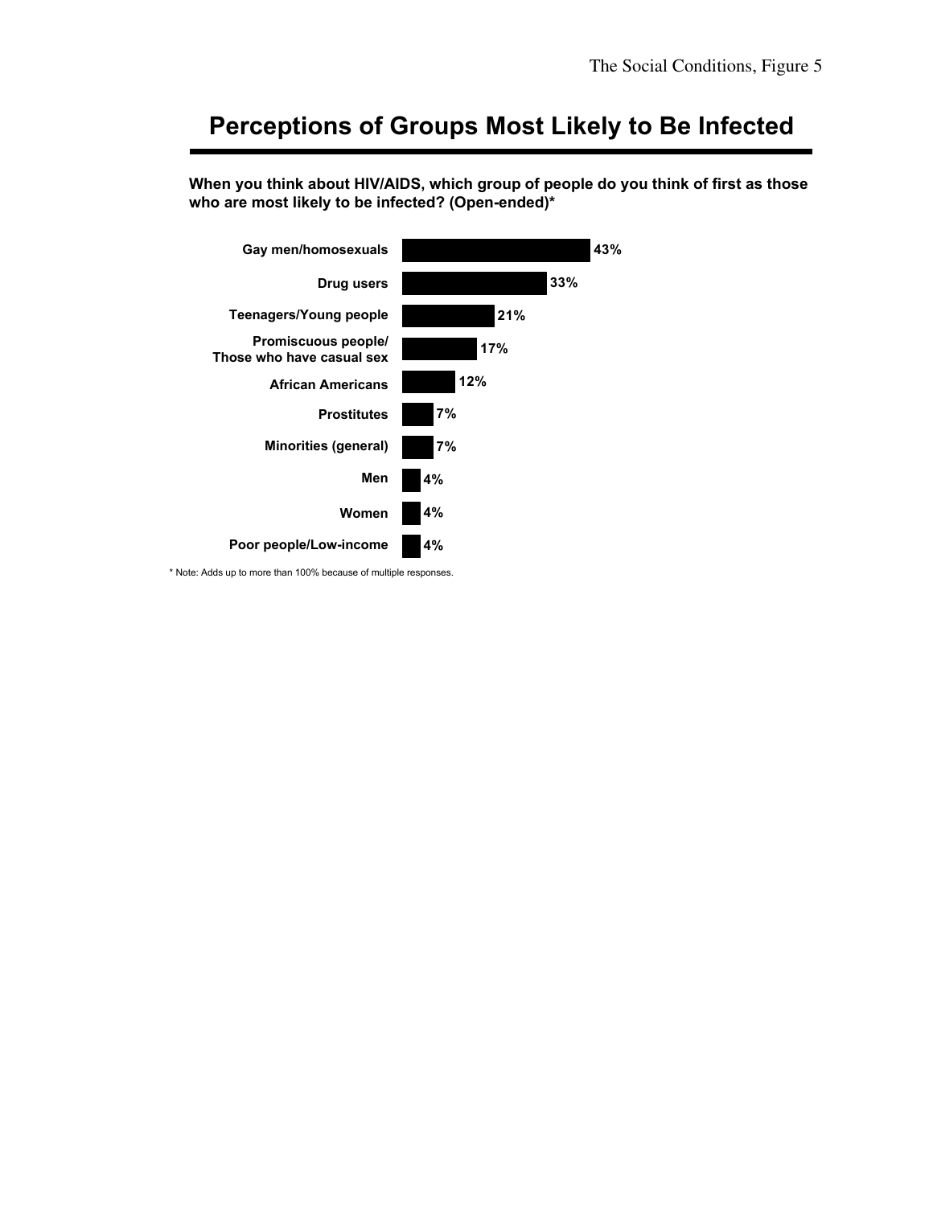The Social Conditions, Figure 5

# Perceptions of Groups Most Likely to Be Infected

**When you think about HIV/AIDS, which group of people do you think of first as those who are most likely to be infected? (Open-ended)***

| Group | Percent |
|---|---|
| Gay men/homosexuals | 43% |
| Drug users | 33% |
| Teenagers/Young people | 21% |
| Promiscuous people/ Those who have casual sex | 17% |
| African Americans | 12% |
| Prostitutes | 7% |
| Minorities (general) | 7% |
| Men | 4% |
| Women | 4% |
| Poor people/Low-income | 4% |

* Note: Adds up to more than 100% because of multiple responses.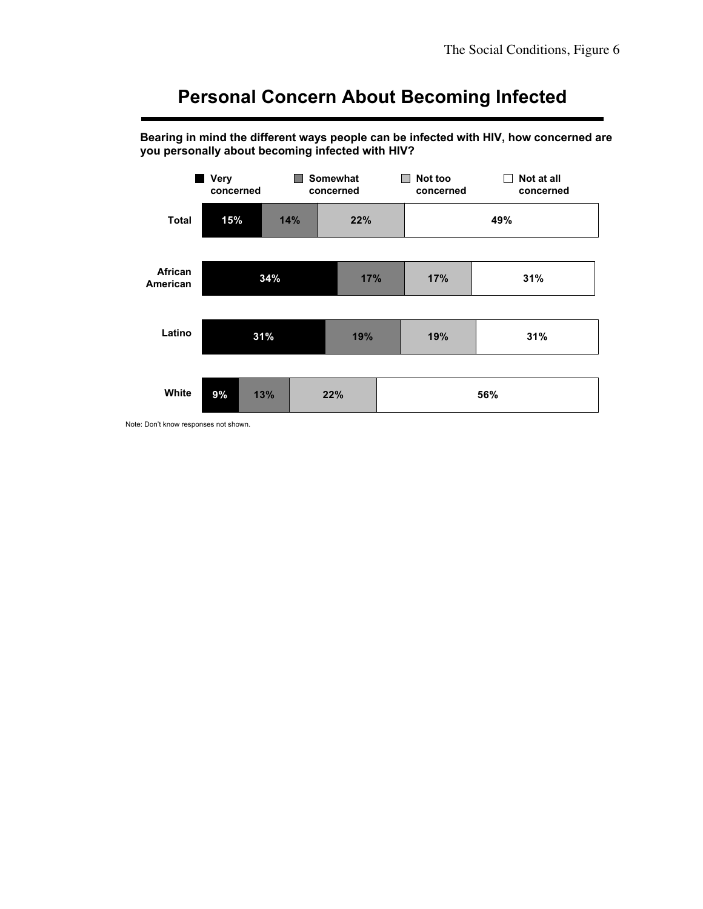# Personal Concern About Becoming Infected

**Bearing in mind the different ways people can be infected with HIV, how concerned are you personally about becoming infected with HIV?**

| | Very concerned | Somewhat concerned | Not too concerned | Not at all concerned |
|---|---|---|---|---|
| Total | 15% | 14% | 22% | 49% |
| African American | 34% | 17% | 17% | 31% |
| Latino | 31% | 19% | 19% | 31% |
| White | 9% | 13% | 22% | 56% |

Note: Don't know responses not shown.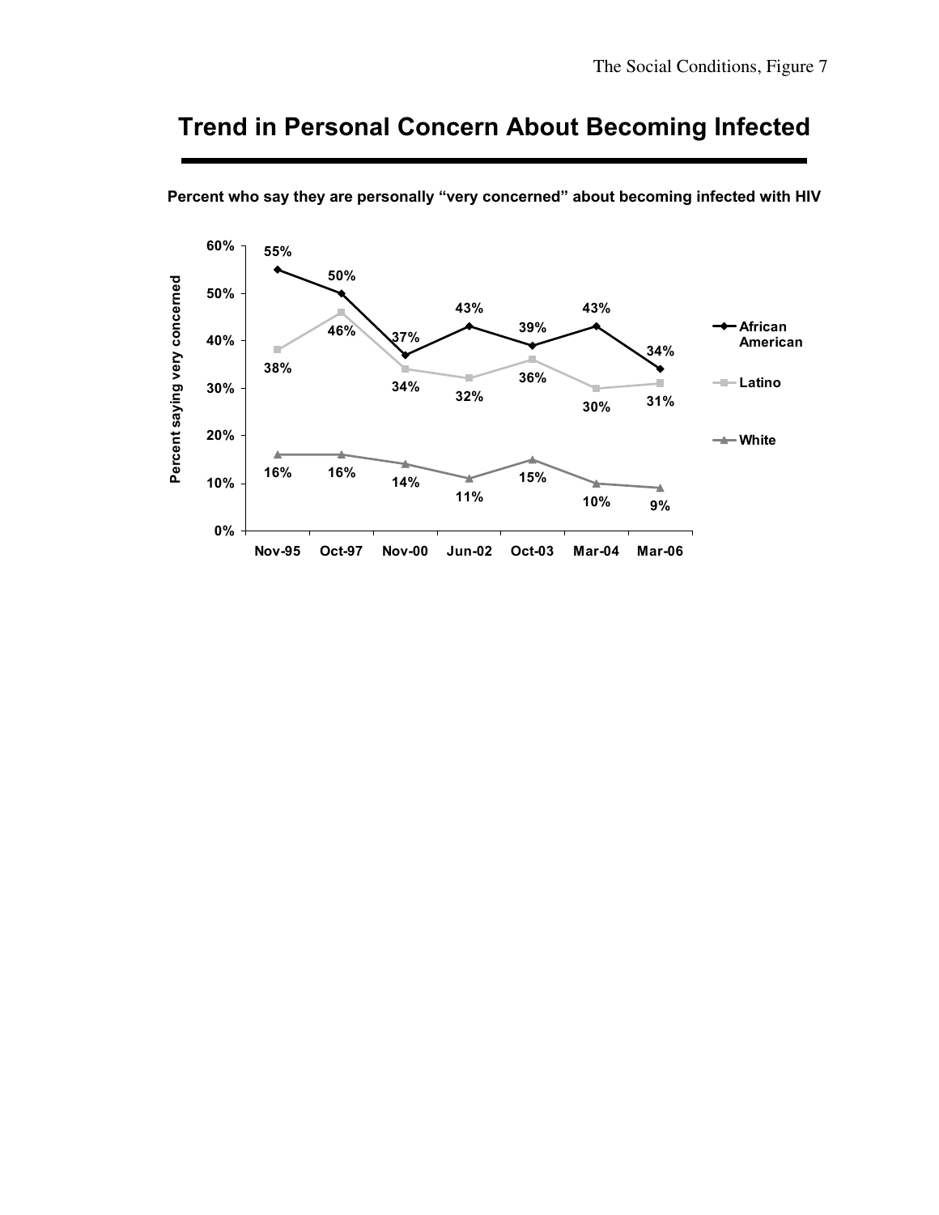# Trend in Personal Concern About Becoming Infected

**Percent who say they are personally "very concerned" about becoming infected with HIV**

| Percent saying very concerned | Nov-95 | Oct-97 | Nov-00 | Jun-02 | Oct-03 | Mar-04 | Mar-06 |
|---|---|---|---|---|---|---|---|
| African American | 55% | 50% | 37% | 43% | 39% | 43% | 34% |
| Latino | 38% | 46% | 34% | 32% | 36% | 30% | 31% |
| White | 16% | 16% | 14% | 11% | 15% | 10% | 9% |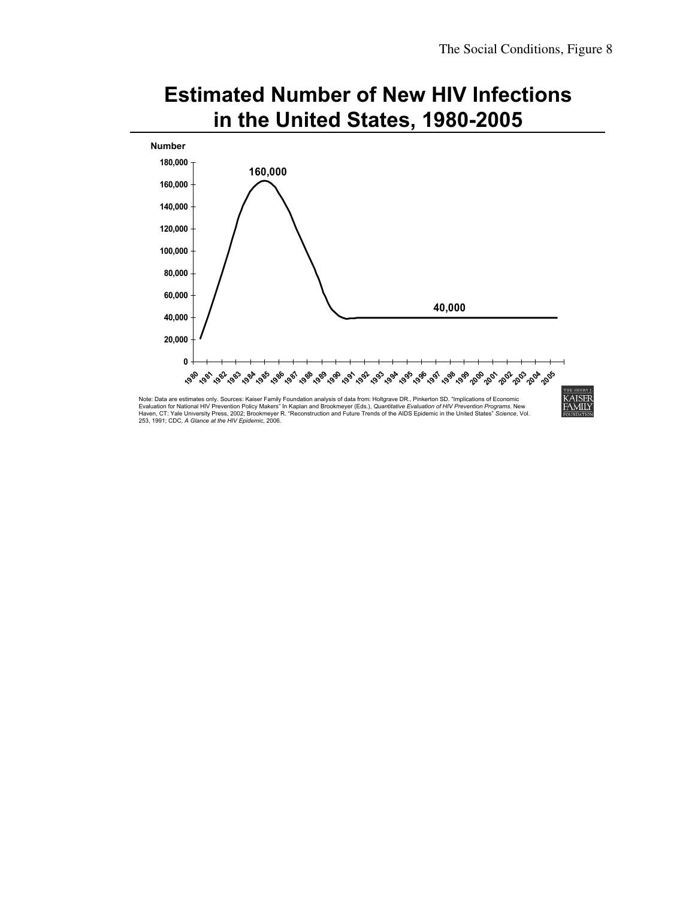The Social Conditions, Figure 8

# Estimated Number of New HIV Infections in the United States, 1980-2005

Number

180,000
160,000
140,000
120,000
100,000
80,000
60,000
40,000
20,000
0

160,000

40,000

1980 1981 1982 1983 1984 1985 1986 1987 1988 1989 1990 1991 1992 1993 1994 1995 1996 1997 1998 1999 2000 2001 2002 2003 2004 2005

Note: Data are estimates only. Sources: Kaiser Family Foundation analysis of data from: Holtgrave DR., Pinkerton SD. "Implications of Economic Evaluation for National HIV Prevention Policy Makers" In Kaplan and Brookmeyer (Eds.), *Quantitative Evaluation of HIV Prevention Programs*. New Haven, CT: Yale University Press, 2002; Brookmeyer R. "Reconstruction and Future Trends of the AIDS Epidemic in the United States" *Science*, Vol. 253, 1991; CDC, *A Glance at the HIV Epidemic*, 2006.

THE HENRY J. KAISER FAMILY FOUNDATION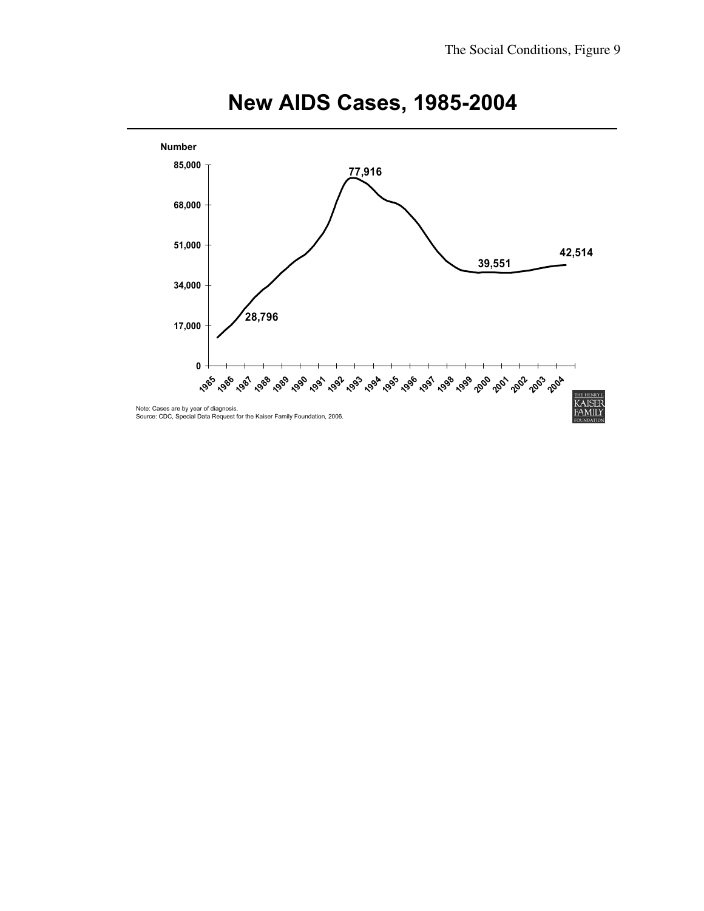The Social Conditions, Figure 9

# New AIDS Cases, 1985-2004

Number

85,000
68,000
51,000
34,000
17,000
0

77,916

28,796

39,551

42,514

1985 1986 1987 1988 1989 1990 1991 1992 1993 1994 1995 1996 1997 1998 1999 2000 2001 2002 2003 2004

Note: Cases are by year of diagnosis.
Source: CDC, Special Data Request for the Kaiser Family Foundation, 2006.

THE HENRY J. KAISER FAMILY FOUNDATION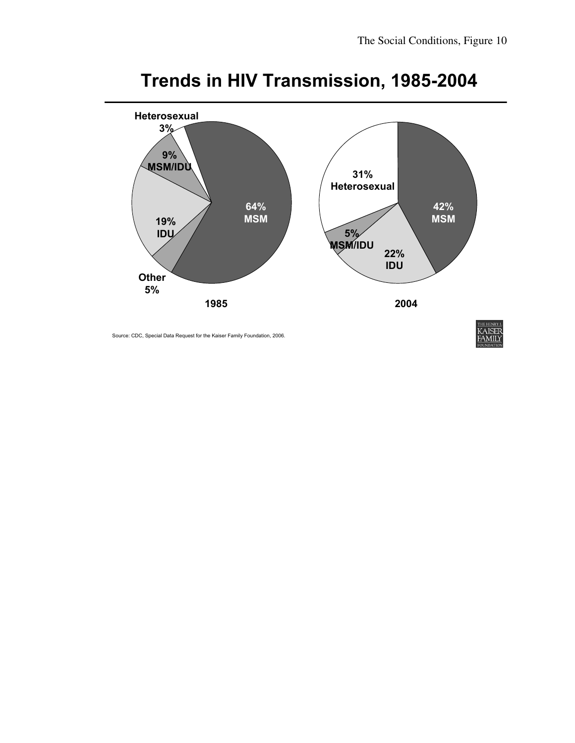# Trends in HIV Transmission, 1985-2004

**1985**

- 64% MSM
- 19% IDU
- 9% MSM/IDU
- Heterosexual 3%
- Other 5%

**2004**

- 42% MSM
- 31% Heterosexual
- 22% IDU
- 5% MSM/IDU

Source: CDC, Special Data Request for the Kaiser Family Foundation, 2006.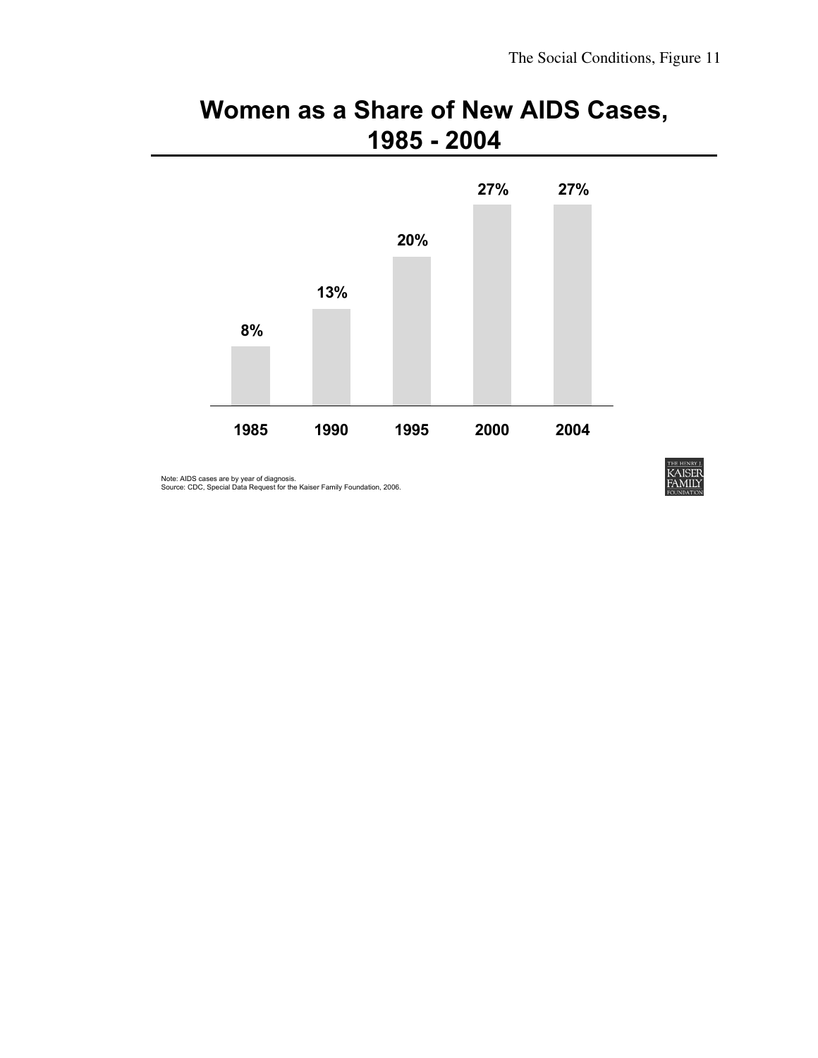The Social Conditions, Figure 11

# Women as a Share of New AIDS Cases, 1985 - 2004

8%

13%

20%

27%

27%

1985

1990

1995

2000

2004

Note: AIDS cases are by year of diagnosis.
Source: CDC, Special Data Request for the Kaiser Family Foundation, 2006.

THE HENRY J. KAISER FAMILY FOUNDATION